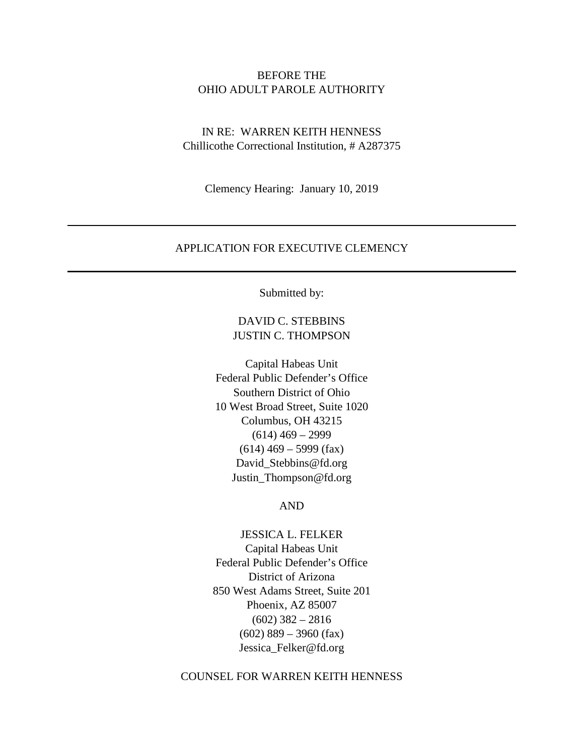BEFORE THE
OHIO ADULT PAROLE AUTHORITY

IN RE: WARREN KEITH HENNESS
Chillicothe Correctional Institution, # A287375

Clemency Hearing: January 10, 2019

---

# APPLICATION FOR EXECUTIVE CLEMENCY

---

Submitted by:

DAVID C. STEBBINS
JUSTIN C. THOMPSON

Capital Habeas Unit
Federal Public Defender's Office
Southern District of Ohio
10 West Broad Street, Suite 1020
Columbus, OH 43215
(614) 469 – 2999
(614) 469 – 5999 (fax)
David_Stebbins@fd.org
Justin_Thompson@fd.org

AND

JESSICA L. FELKER
Capital Habeas Unit
Federal Public Defender's Office
District of Arizona
850 West Adams Street, Suite 201
Phoenix, AZ 85007
(602) 382 – 2816
(602) 889 – 3960 (fax)
Jessica_Felker@fd.org

COUNSEL FOR WARREN KEITH HENNESS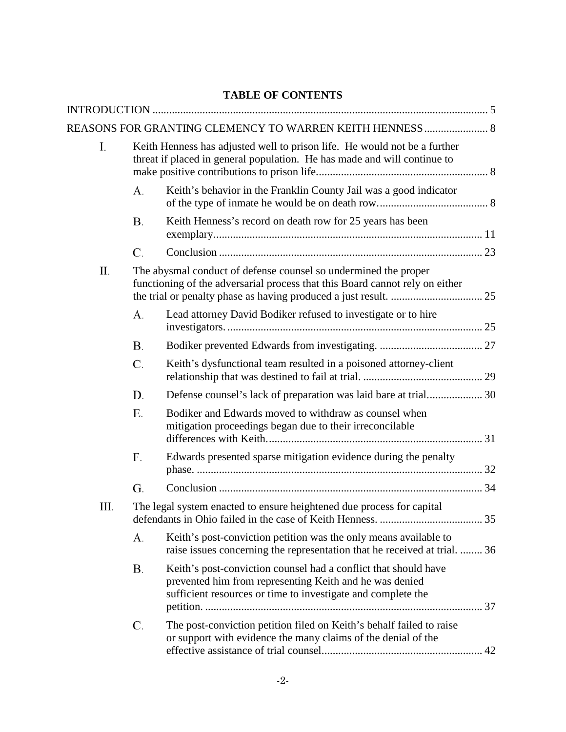# TABLE OF CONTENTS

INTRODUCTION ........................................................................................................................ 5

REASONS FOR GRANTING CLEMENCY TO WARREN KEITH HENNESS....................... 8

I. Keith Henness has adjusted well to prison life. He would not be a further threat if placed in general population. He has made and will continue to make positive contributions to prison life............................................................. 8

  A. Keith's behavior in the Franklin County Jail was a good indicator of the type of inmate he would be on death row....................................... 8

  B. Keith Henness's record on death row for 25 years has been exemplary................................................................................................ 11

  C. Conclusion .............................................................................................. 23

II. The abysmal conduct of defense counsel so undermined the proper functioning of the adversarial process that this Board cannot rely on either the trial or penalty phase as having produced a just result. ................................. 25

  A. Lead attorney David Bodiker refused to investigate or to hire investigators. ............................................................................................ 25

  B. Bodiker prevented Edwards from investigating. ..................................... 27

  C. Keith's dysfunctional team resulted in a poisoned attorney-client relationship that was destined to fail at trial. ........................................... 29

  D. Defense counsel's lack of preparation was laid bare at trial.................... 30

  E. Bodiker and Edwards moved to withdraw as counsel when mitigation proceedings began due to their irreconcilable differences with Keith............................................................................. 31

  F. Edwards presented sparse mitigation evidence during the penalty phase. ...................................................................................................... 32

  G. Conclusion .............................................................................................. 34

III. The legal system enacted to ensure heightened due process for capital defendants in Ohio failed in the case of Keith Henness. ..................................... 35

  A. Keith's post-conviction petition was the only means available to raise issues concerning the representation that he received at trial. ........ 36

  B. Keith's post-conviction counsel had a conflict that should have prevented him from representing Keith and he was denied sufficient resources or time to investigate and complete the petition. .................................................................................................. 37

  C. The post-conviction petition filed on Keith's behalf failed to raise or support with evidence the many claims of the denial of the effective assistance of trial counsel......................................................... 42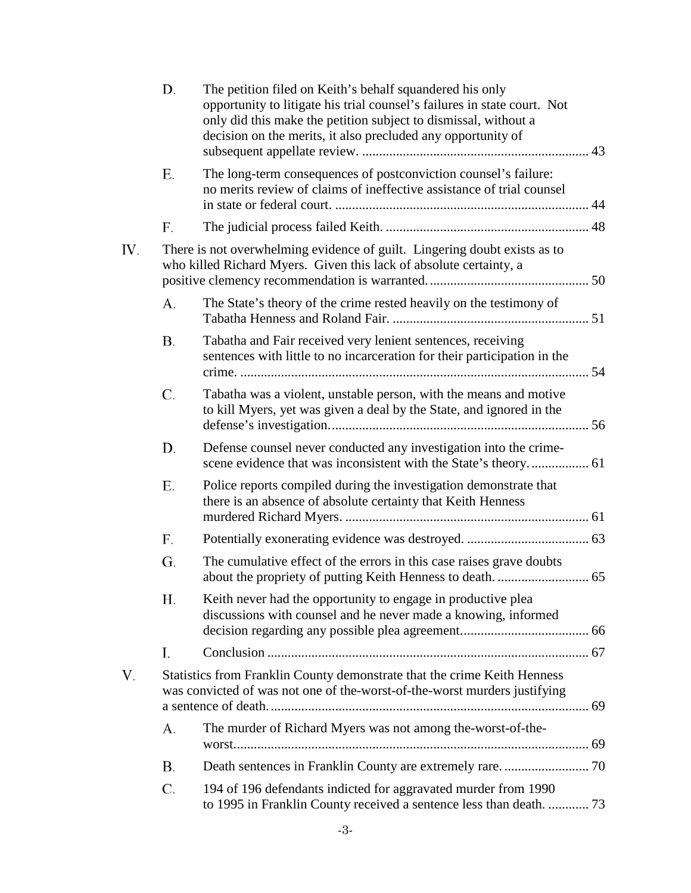- D. The petition filed on Keith's behalf squandered his only opportunity to litigate his trial counsel's failures in state court. Not only did this make the petition subject to dismissal, without a decision on the merits, it also precluded any opportunity of subsequent appellate review. .................................................................. 43
- E. The long-term consequences of postconviction counsel's failure: no merits review of claims of ineffective assistance of trial counsel in state or federal court. ........................................................................... 44
- F. The judicial process failed Keith. ............................................................ 48

IV. There is not overwhelming evidence of guilt. Lingering doubt exists as to who killed Richard Myers. Given this lack of absolute certainty, a positive clemency recommendation is warranted. ............................................... 50

- A. The State's theory of the crime rested heavily on the testimony of Tabatha Henness and Roland Fair. .......................................................... 51
- B. Tabatha and Fair received very lenient sentences, receiving sentences with little to no incarceration for their participation in the crime. ....................................................................................................... 54
- C. Tabatha was a violent, unstable person, with the means and motive to kill Myers, yet was given a deal by the State, and ignored in the defense's investigation. ........................................................................... 56
- D. Defense counsel never conducted any investigation into the crime-scene evidence that was inconsistent with the State's theory. ................. 61
- E. Police reports compiled during the investigation demonstrate that there is an absence of absolute certainty that Keith Henness murdered Richard Myers. ........................................................................ 61
- F. Potentially exonerating evidence was destroyed. .................................... 63
- G. The cumulative effect of the errors in this case raises grave doubts about the propriety of putting Keith Henness to death. ........................... 65
- H. Keith never had the opportunity to engage in productive plea discussions with counsel and he never made a knowing, informed decision regarding any possible plea agreement. ..................................... 66
- I. Conclusion ............................................................................................... 67

V. Statistics from Franklin County demonstrate that the crime Keith Henness was convicted of was not one of the-worst-of-the-worst murders justifying a sentence of death. ............................................................................................. 69

- A. The murder of Richard Myers was not among the-worst-of-the-worst. ........................................................................................................ 69
- B. Death sentences in Franklin County are extremely rare. ......................... 70
- C. 194 of 196 defendants indicted for aggravated murder from 1990 to 1995 in Franklin County received a sentence less than death. ............ 73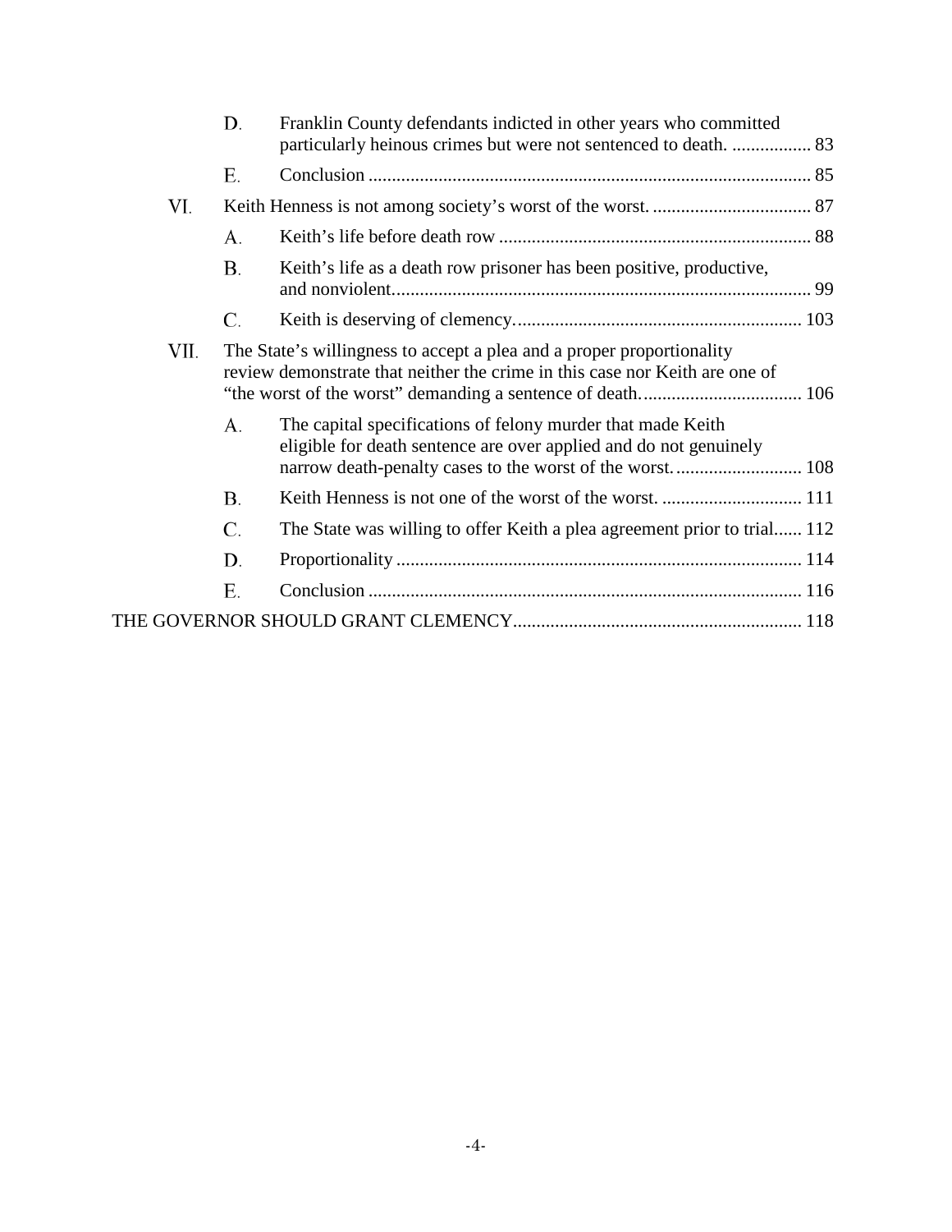- D. Franklin County defendants indicted in other years who committed particularly heinous crimes but were not sentenced to death. ................. 83
- E. Conclusion ............................................................................................... 85

VI. Keith Henness is not among society's worst of the worst. .................................. 87

- A. Keith's life before death row ................................................................... 88
- B. Keith's life as a death row prisoner has been positive, productive, and nonviolent......................................................................................... 99
- C. Keith is deserving of clemency............................................................. 103

VII. The State's willingness to accept a plea and a proper proportionality review demonstrate that neither the crime in this case nor Keith are one of "the worst of the worst" demanding a sentence of death.................................. 106

- A. The capital specifications of felony murder that made Keith eligible for death sentence are over applied and do not genuinely narrow death-penalty cases to the worst of the worst........................... 108
- B. Keith Henness is not one of the worst of the worst. .............................. 111
- C. The State was willing to offer Keith a plea agreement prior to trial...... 112
- D. Proportionality ....................................................................................... 114
- E. Conclusion ............................................................................................ 116

THE GOVERNOR SHOULD GRANT CLEMENCY............................................................. 118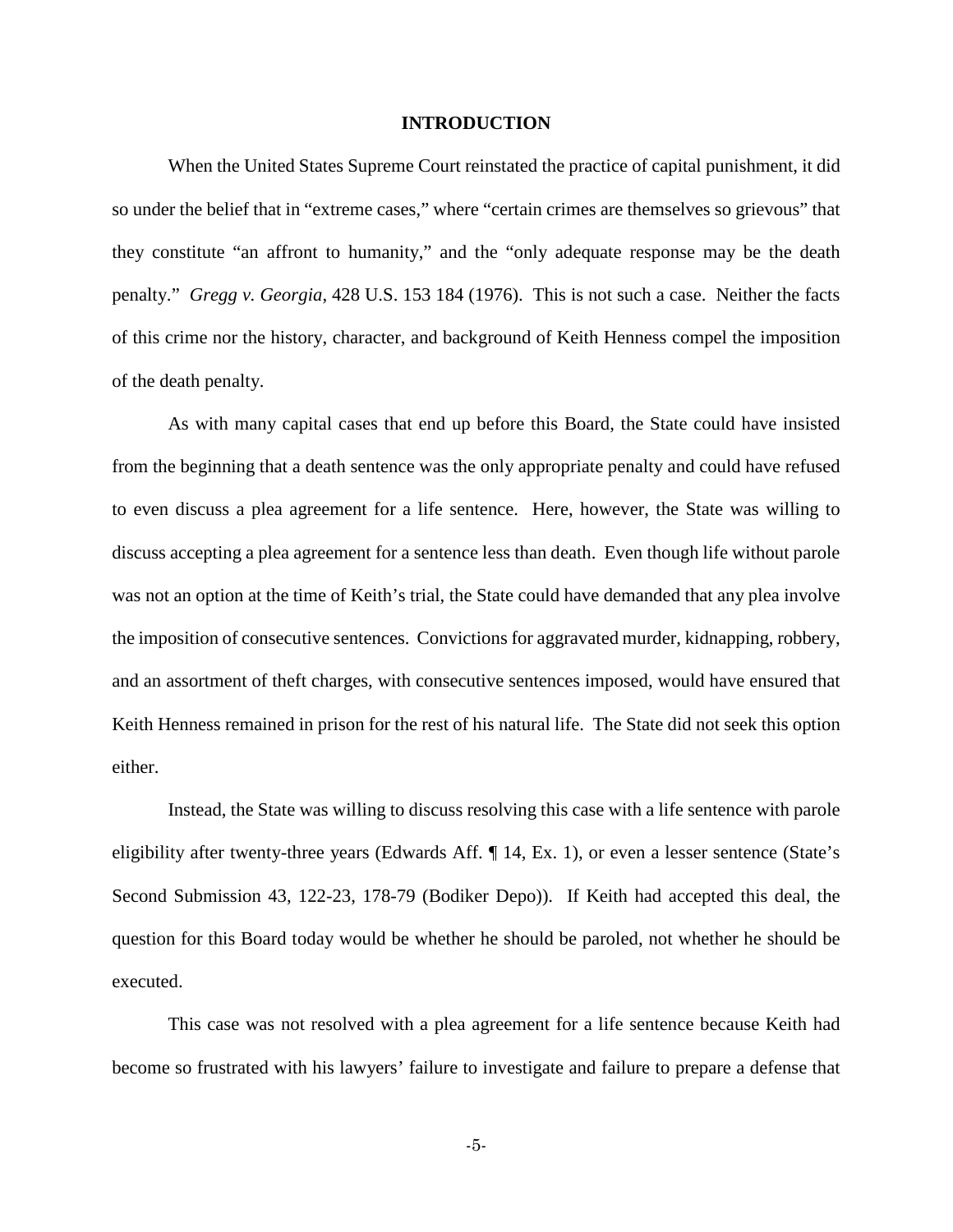# INTRODUCTION

When the United States Supreme Court reinstated the practice of capital punishment, it did so under the belief that in "extreme cases," where "certain crimes are themselves so grievous" that they constitute "an affront to humanity," and the "only adequate response may be the death penalty." *Gregg v. Georgia*, 428 U.S. 153 184 (1976). This is not such a case. Neither the facts of this crime nor the history, character, and background of Keith Henness compel the imposition of the death penalty.

As with many capital cases that end up before this Board, the State could have insisted from the beginning that a death sentence was the only appropriate penalty and could have refused to even discuss a plea agreement for a life sentence. Here, however, the State was willing to discuss accepting a plea agreement for a sentence less than death. Even though life without parole was not an option at the time of Keith's trial, the State could have demanded that any plea involve the imposition of consecutive sentences. Convictions for aggravated murder, kidnapping, robbery, and an assortment of theft charges, with consecutive sentences imposed, would have ensured that Keith Henness remained in prison for the rest of his natural life. The State did not seek this option either.

Instead, the State was willing to discuss resolving this case with a life sentence with parole eligibility after twenty-three years (Edwards Aff. ¶ 14, Ex. 1), or even a lesser sentence (State's Second Submission 43, 122-23, 178-79 (Bodiker Depo)). If Keith had accepted this deal, the question for this Board today would be whether he should be paroled, not whether he should be executed.

This case was not resolved with a plea agreement for a life sentence because Keith had become so frustrated with his lawyers' failure to investigate and failure to prepare a defense that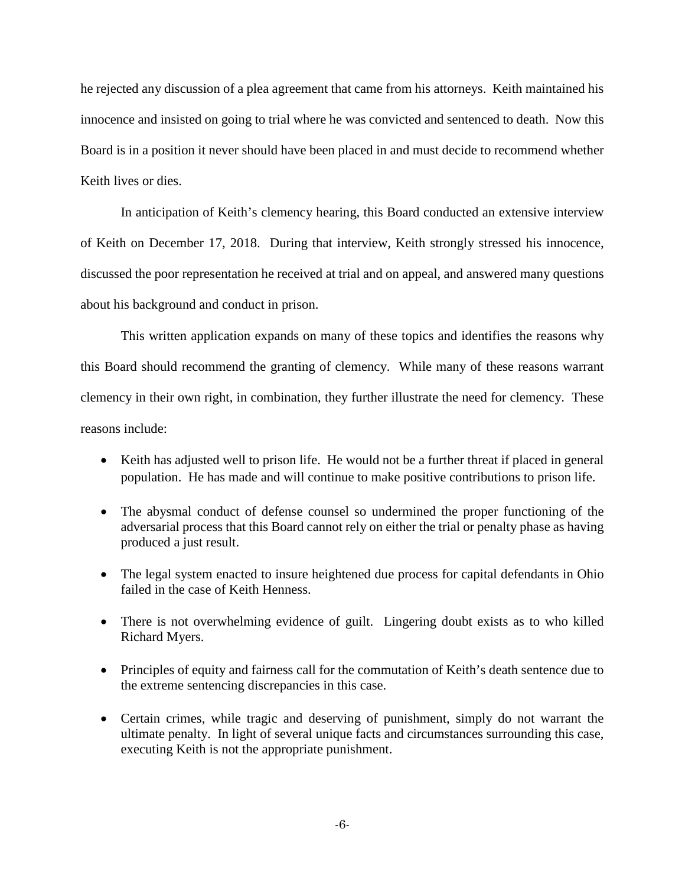he rejected any discussion of a plea agreement that came from his attorneys. Keith maintained his innocence and insisted on going to trial where he was convicted and sentenced to death. Now this Board is in a position it never should have been placed in and must decide to recommend whether Keith lives or dies.

In anticipation of Keith's clemency hearing, this Board conducted an extensive interview of Keith on December 17, 2018. During that interview, Keith strongly stressed his innocence, discussed the poor representation he received at trial and on appeal, and answered many questions about his background and conduct in prison.

This written application expands on many of these topics and identifies the reasons why this Board should recommend the granting of clemency. While many of these reasons warrant clemency in their own right, in combination, they further illustrate the need for clemency. These reasons include:

- Keith has adjusted well to prison life. He would not be a further threat if placed in general population. He has made and will continue to make positive contributions to prison life.

- The abysmal conduct of defense counsel so undermined the proper functioning of the adversarial process that this Board cannot rely on either the trial or penalty phase as having produced a just result.

- The legal system enacted to insure heightened due process for capital defendants in Ohio failed in the case of Keith Henness.

- There is not overwhelming evidence of guilt. Lingering doubt exists as to who killed Richard Myers.

- Principles of equity and fairness call for the commutation of Keith's death sentence due to the extreme sentencing discrepancies in this case.

- Certain crimes, while tragic and deserving of punishment, simply do not warrant the ultimate penalty. In light of several unique facts and circumstances surrounding this case, executing Keith is not the appropriate punishment.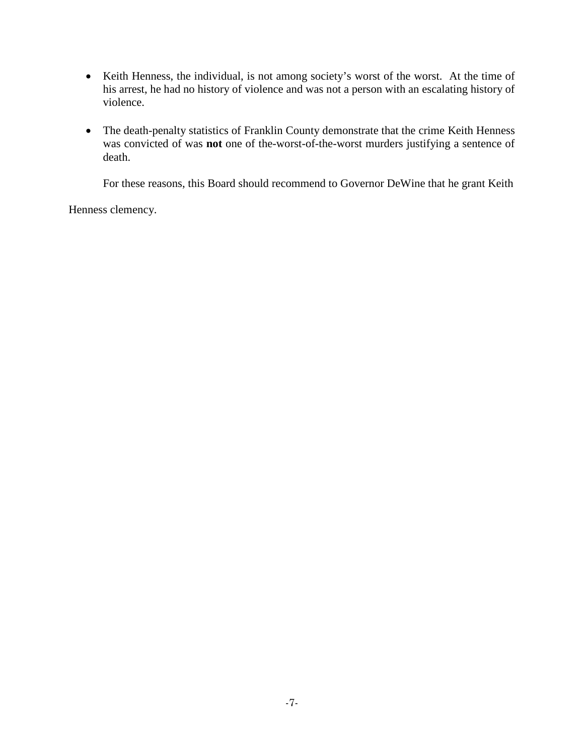- Keith Henness, the individual, is not among society's worst of the worst. At the time of his arrest, he had no history of violence and was not a person with an escalating history of violence.

- The death-penalty statistics of Franklin County demonstrate that the crime Keith Henness was convicted of was **not** one of the-worst-of-the-worst murders justifying a sentence of death.

For these reasons, this Board should recommend to Governor DeWine that he grant Keith Henness clemency.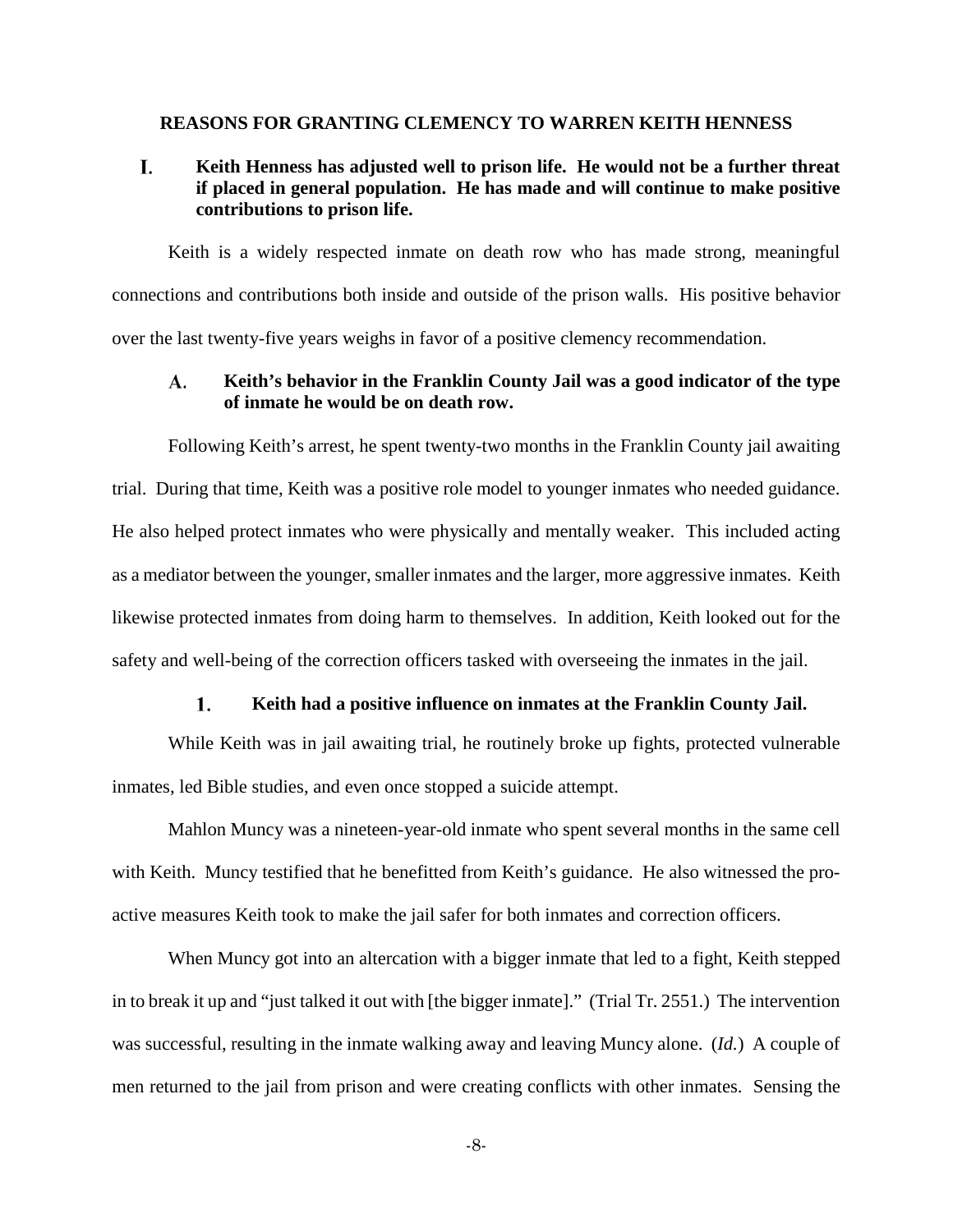## REASONS FOR GRANTING CLEMENCY TO WARREN KEITH HENNESS

### I. Keith Henness has adjusted well to prison life. He would not be a further threat if placed in general population. He has made and will continue to make positive contributions to prison life.

Keith is a widely respected inmate on death row who has made strong, meaningful connections and contributions both inside and outside of the prison walls. His positive behavior over the last twenty-five years weighs in favor of a positive clemency recommendation.

#### A. Keith's behavior in the Franklin County Jail was a good indicator of the type of inmate he would be on death row.

Following Keith's arrest, he spent twenty-two months in the Franklin County jail awaiting trial. During that time, Keith was a positive role model to younger inmates who needed guidance. He also helped protect inmates who were physically and mentally weaker. This included acting as a mediator between the younger, smaller inmates and the larger, more aggressive inmates. Keith likewise protected inmates from doing harm to themselves. In addition, Keith looked out for the safety and well-being of the correction officers tasked with overseeing the inmates in the jail.

##### 1. Keith had a positive influence on inmates at the Franklin County Jail.

While Keith was in jail awaiting trial, he routinely broke up fights, protected vulnerable inmates, led Bible studies, and even once stopped a suicide attempt.

Mahlon Muncy was a nineteen-year-old inmate who spent several months in the same cell with Keith. Muncy testified that he benefitted from Keith's guidance. He also witnessed the pro-active measures Keith took to make the jail safer for both inmates and correction officers.

When Muncy got into an altercation with a bigger inmate that led to a fight, Keith stepped in to break it up and "just talked it out with [the bigger inmate]." (Trial Tr. 2551.) The intervention was successful, resulting in the inmate walking away and leaving Muncy alone. (*Id.*) A couple of men returned to the jail from prison and were creating conflicts with other inmates. Sensing the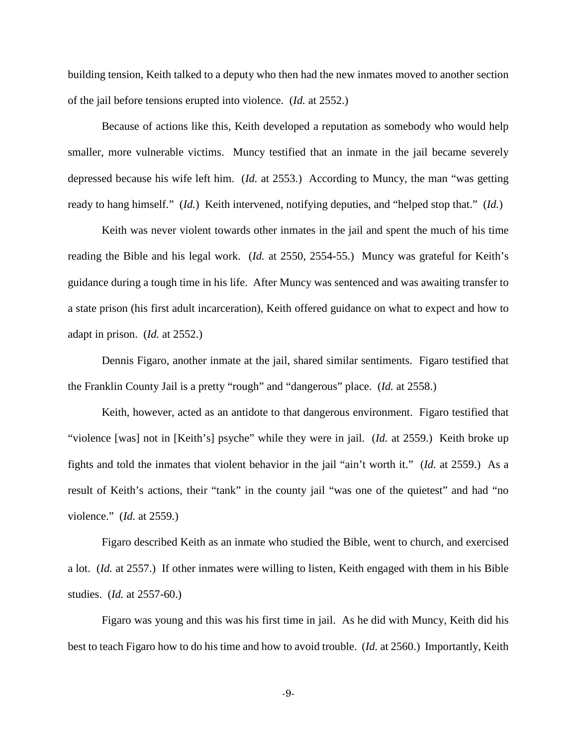building tension, Keith talked to a deputy who then had the new inmates moved to another section of the jail before tensions erupted into violence. (*Id.* at 2552.)

Because of actions like this, Keith developed a reputation as somebody who would help smaller, more vulnerable victims. Muncy testified that an inmate in the jail became severely depressed because his wife left him. (*Id.* at 2553.) According to Muncy, the man "was getting ready to hang himself." (*Id.*) Keith intervened, notifying deputies, and "helped stop that." (*Id.*)

Keith was never violent towards other inmates in the jail and spent the much of his time reading the Bible and his legal work. (*Id.* at 2550, 2554-55.) Muncy was grateful for Keith's guidance during a tough time in his life. After Muncy was sentenced and was awaiting transfer to a state prison (his first adult incarceration), Keith offered guidance on what to expect and how to adapt in prison. (*Id.* at 2552.)

Dennis Figaro, another inmate at the jail, shared similar sentiments. Figaro testified that the Franklin County Jail is a pretty "rough" and "dangerous" place. (*Id.* at 2558.)

Keith, however, acted as an antidote to that dangerous environment. Figaro testified that "violence [was] not in [Keith's] psyche" while they were in jail. (*Id.* at 2559.) Keith broke up fights and told the inmates that violent behavior in the jail "ain't worth it." (*Id.* at 2559.) As a result of Keith's actions, their "tank" in the county jail "was one of the quietest" and had "no violence." (*Id.* at 2559.)

Figaro described Keith as an inmate who studied the Bible, went to church, and exercised a lot. (*Id.* at 2557.) If other inmates were willing to listen, Keith engaged with them in his Bible studies. (*Id.* at 2557-60.)

Figaro was young and this was his first time in jail. As he did with Muncy, Keith did his best to teach Figaro how to do his time and how to avoid trouble. (*Id.* at 2560.) Importantly, Keith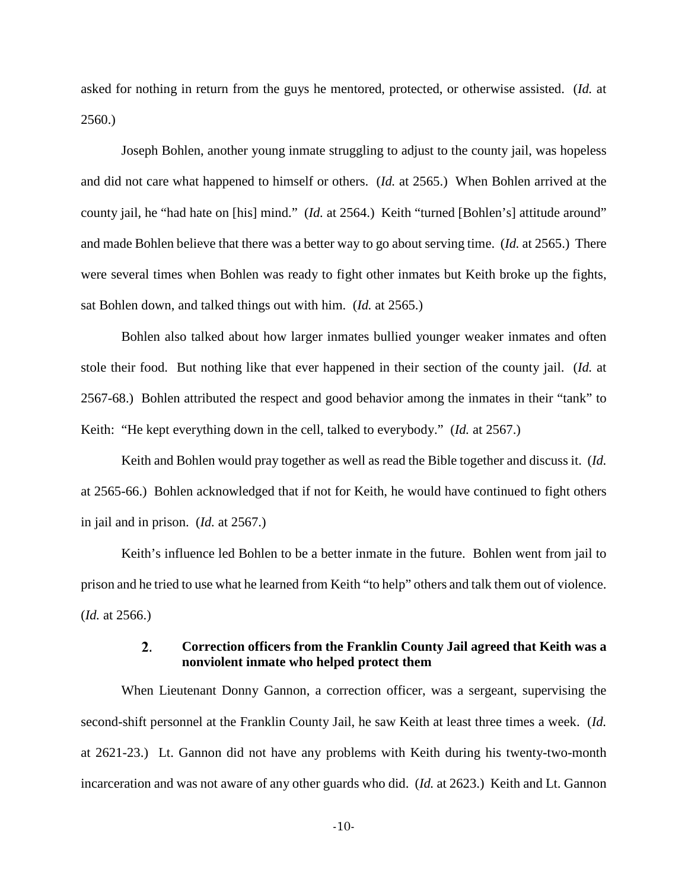asked for nothing in return from the guys he mentored, protected, or otherwise assisted. (*Id.* at 2560.)

Joseph Bohlen, another young inmate struggling to adjust to the county jail, was hopeless and did not care what happened to himself or others. (*Id.* at 2565.) When Bohlen arrived at the county jail, he "had hate on [his] mind." (*Id.* at 2564.) Keith "turned [Bohlen's] attitude around" and made Bohlen believe that there was a better way to go about serving time. (*Id.* at 2565.) There were several times when Bohlen was ready to fight other inmates but Keith broke up the fights, sat Bohlen down, and talked things out with him. (*Id.* at 2565.)

Bohlen also talked about how larger inmates bullied younger weaker inmates and often stole their food. But nothing like that ever happened in their section of the county jail. (*Id.* at 2567-68.) Bohlen attributed the respect and good behavior among the inmates in their "tank" to Keith: "He kept everything down in the cell, talked to everybody." (*Id.* at 2567.)

Keith and Bohlen would pray together as well as read the Bible together and discuss it. (*Id.* at 2565-66.) Bohlen acknowledged that if not for Keith, he would have continued to fight others in jail and in prison. (*Id.* at 2567.)

Keith's influence led Bohlen to be a better inmate in the future. Bohlen went from jail to prison and he tried to use what he learned from Keith "to help" others and talk them out of violence. (*Id.* at 2566.)

#### 2. Correction officers from the Franklin County Jail agreed that Keith was a nonviolent inmate who helped protect them

When Lieutenant Donny Gannon, a correction officer, was a sergeant, supervising the second-shift personnel at the Franklin County Jail, he saw Keith at least three times a week. (*Id.* at 2621-23.) Lt. Gannon did not have any problems with Keith during his twenty-two-month incarceration and was not aware of any other guards who did. (*Id.* at 2623.) Keith and Lt. Gannon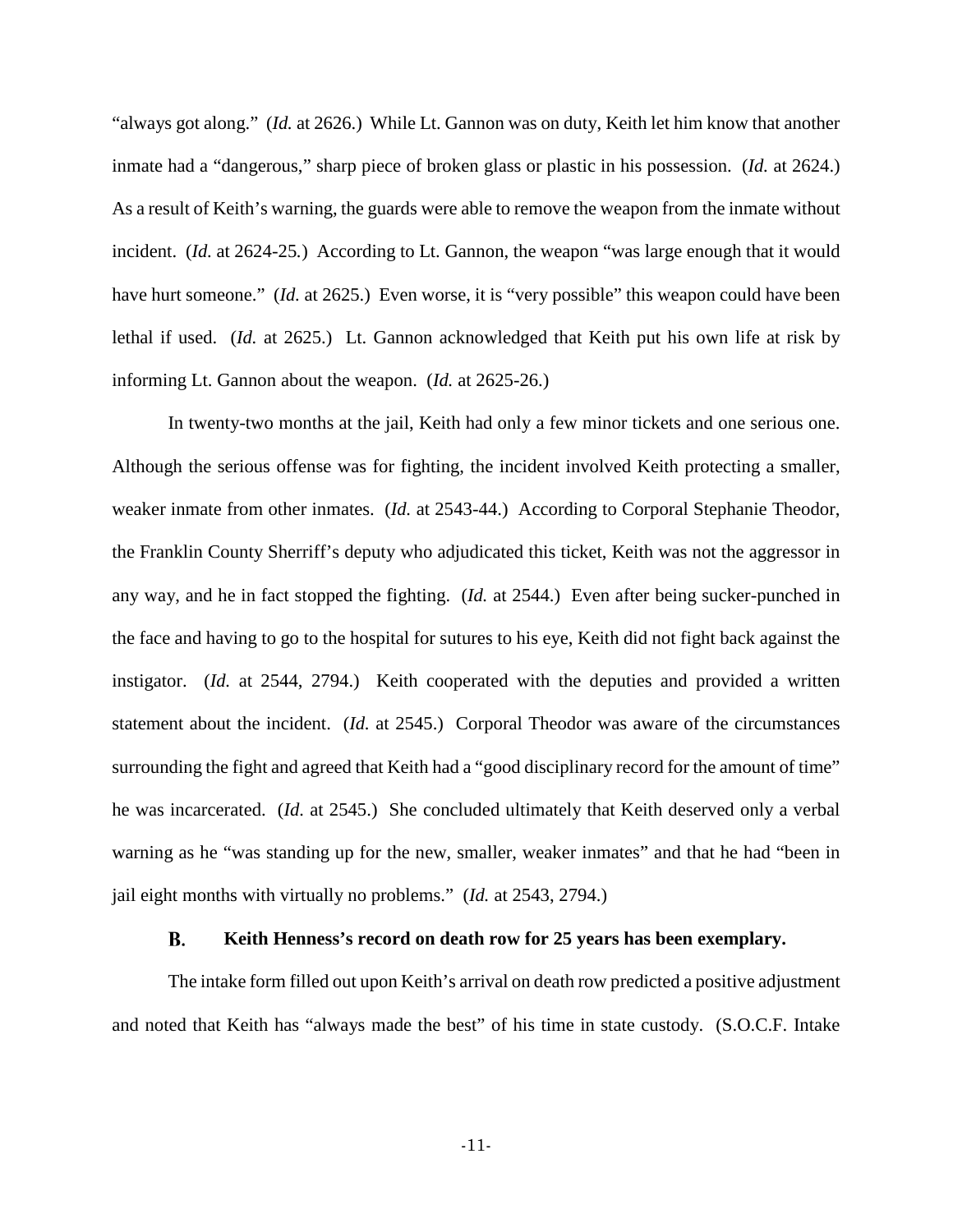"always got along." (*Id.* at 2626.) While Lt. Gannon was on duty, Keith let him know that another inmate had a "dangerous," sharp piece of broken glass or plastic in his possession. (*Id.* at 2624.) As a result of Keith's warning, the guards were able to remove the weapon from the inmate without incident. (*Id.* at 2624-25.) According to Lt. Gannon, the weapon "was large enough that it would have hurt someone." (*Id.* at 2625.) Even worse, it is "very possible" this weapon could have been lethal if used. (*Id.* at 2625.) Lt. Gannon acknowledged that Keith put his own life at risk by informing Lt. Gannon about the weapon. (*Id.* at 2625-26.)

In twenty-two months at the jail, Keith had only a few minor tickets and one serious one. Although the serious offense was for fighting, the incident involved Keith protecting a smaller, weaker inmate from other inmates. (*Id.* at 2543-44.) According to Corporal Stephanie Theodor, the Franklin County Sherriff's deputy who adjudicated this ticket, Keith was not the aggressor in any way, and he in fact stopped the fighting. (*Id.* at 2544.) Even after being sucker-punched in the face and having to go to the hospital for sutures to his eye, Keith did not fight back against the instigator. (*Id.* at 2544, 2794.) Keith cooperated with the deputies and provided a written statement about the incident. (*Id.* at 2545.) Corporal Theodor was aware of the circumstances surrounding the fight and agreed that Keith had a "good disciplinary record for the amount of time" he was incarcerated. (*Id.* at 2545.) She concluded ultimately that Keith deserved only a verbal warning as he "was standing up for the new, smaller, weaker inmates" and that he had "been in jail eight months with virtually no problems." (*Id.* at 2543, 2794.)

### B. Keith Henness's record on death row for 25 years has been exemplary.

The intake form filled out upon Keith's arrival on death row predicted a positive adjustment and noted that Keith has "always made the best" of his time in state custody. (S.O.C.F. Intake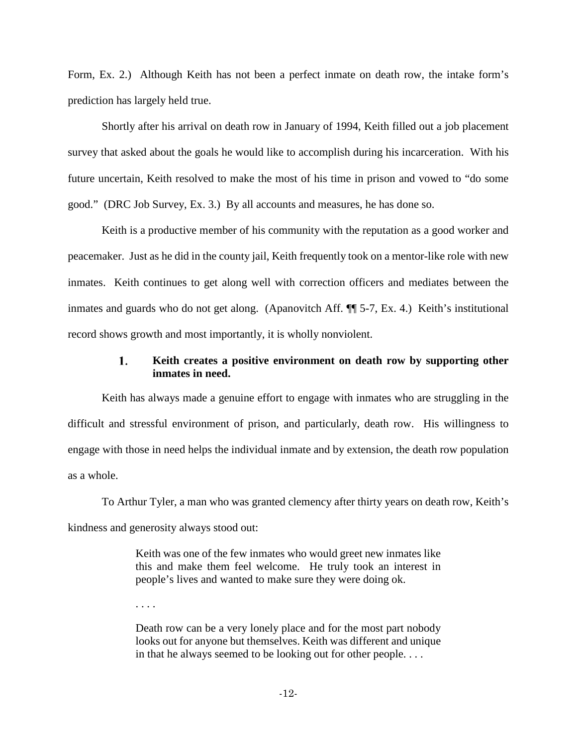Form, Ex. 2.) Although Keith has not been a perfect inmate on death row, the intake form's prediction has largely held true.

Shortly after his arrival on death row in January of 1994, Keith filled out a job placement survey that asked about the goals he would like to accomplish during his incarceration. With his future uncertain, Keith resolved to make the most of his time in prison and vowed to "do some good." (DRC Job Survey, Ex. 3.) By all accounts and measures, he has done so.

Keith is a productive member of his community with the reputation as a good worker and peacemaker. Just as he did in the county jail, Keith frequently took on a mentor-like role with new inmates. Keith continues to get along well with correction officers and mediates between the inmates and guards who do not get along. (Apanovitch Aff. ¶¶ 5-7, Ex. 4.) Keith's institutional record shows growth and most importantly, it is wholly nonviolent.

### 1. Keith creates a positive environment on death row by supporting other inmates in need.

Keith has always made a genuine effort to engage with inmates who are struggling in the difficult and stressful environment of prison, and particularly, death row. His willingness to engage with those in need helps the individual inmate and by extension, the death row population as a whole.

To Arthur Tyler, a man who was granted clemency after thirty years on death row, Keith's kindness and generosity always stood out:

> Keith was one of the few inmates who would greet new inmates like this and make them feel welcome. He truly took an interest in people's lives and wanted to make sure they were doing ok.
>
> . . . .
>
> Death row can be a very lonely place and for the most part nobody looks out for anyone but themselves. Keith was different and unique in that he always seemed to be looking out for other people. . . .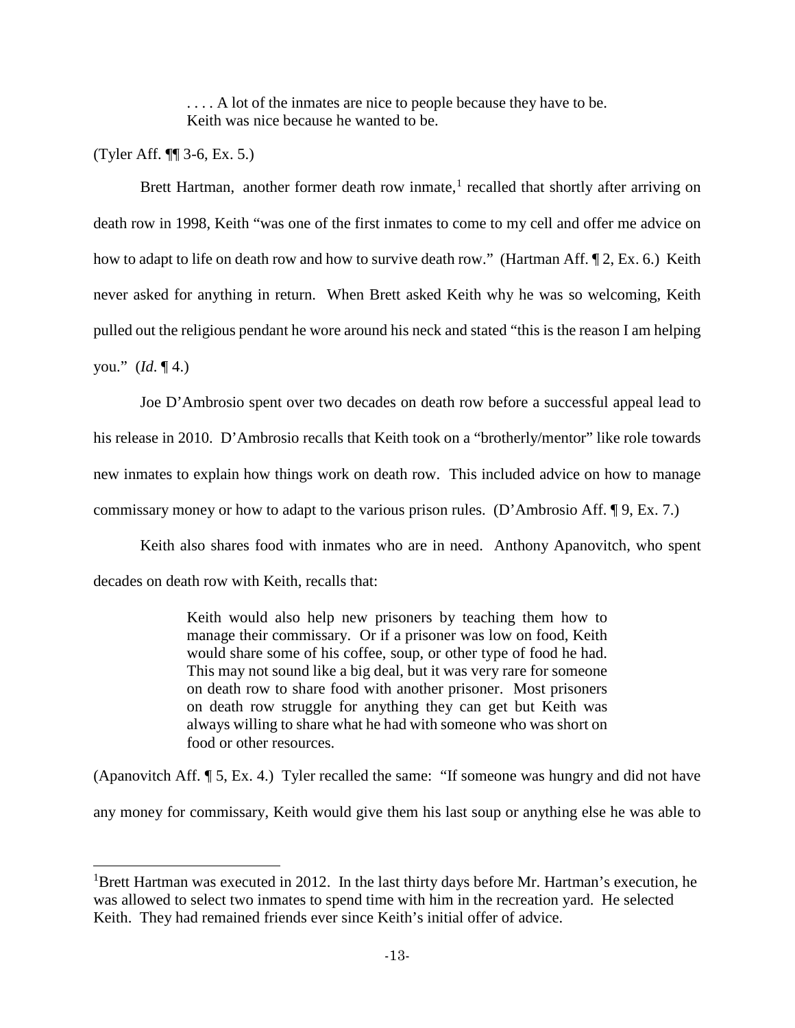> . . . . A lot of the inmates are nice to people because they have to be. Keith was nice because he wanted to be.

(Tyler Aff. ¶¶ 3-6, Ex. 5.)

Brett Hartman, another former death row inmate,[1] recalled that shortly after arriving on death row in 1998, Keith "was one of the first inmates to come to my cell and offer me advice on how to adapt to life on death row and how to survive death row." (Hartman Aff. ¶ 2, Ex. 6.) Keith never asked for anything in return. When Brett asked Keith why he was so welcoming, Keith pulled out the religious pendant he wore around his neck and stated "this is the reason I am helping you." (*Id*. ¶ 4.)

Joe D'Ambrosio spent over two decades on death row before a successful appeal lead to his release in 2010. D'Ambrosio recalls that Keith took on a "brotherly/mentor" like role towards new inmates to explain how things work on death row. This included advice on how to manage commissary money or how to adapt to the various prison rules. (D'Ambrosio Aff. ¶ 9, Ex. 7.)

Keith also shares food with inmates who are in need. Anthony Apanovitch, who spent decades on death row with Keith, recalls that:

> Keith would also help new prisoners by teaching them how to manage their commissary. Or if a prisoner was low on food, Keith would share some of his coffee, soup, or other type of food he had. This may not sound like a big deal, but it was very rare for someone on death row to share food with another prisoner. Most prisoners on death row struggle for anything they can get but Keith was always willing to share what he had with someone who was short on food or other resources.

(Apanovitch Aff. ¶ 5, Ex. 4.) Tyler recalled the same: "If someone was hungry and did not have any money for commissary, Keith would give them his last soup or anything else he was able to

---

[1] Brett Hartman was executed in 2012. In the last thirty days before Mr. Hartman's execution, he was allowed to select two inmates to spend time with him in the recreation yard. He selected Keith. They had remained friends ever since Keith's initial offer of advice.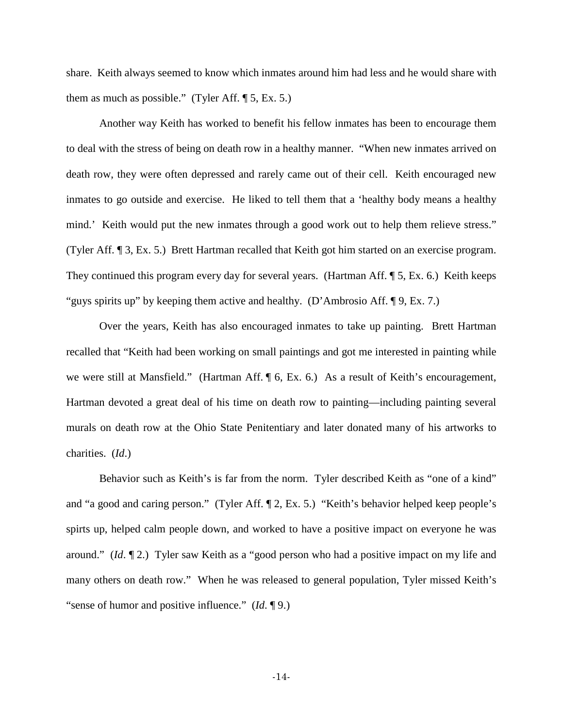share. Keith always seemed to know which inmates around him had less and he would share with them as much as possible." (Tyler Aff. ¶ 5, Ex. 5.)

Another way Keith has worked to benefit his fellow inmates has been to encourage them to deal with the stress of being on death row in a healthy manner. "When new inmates arrived on death row, they were often depressed and rarely came out of their cell. Keith encouraged new inmates to go outside and exercise. He liked to tell them that a 'healthy body means a healthy mind.' Keith would put the new inmates through a good work out to help them relieve stress." (Tyler Aff. ¶ 3, Ex. 5.) Brett Hartman recalled that Keith got him started on an exercise program. They continued this program every day for several years. (Hartman Aff. ¶ 5, Ex. 6.) Keith keeps "guys spirits up" by keeping them active and healthy. (D'Ambrosio Aff. ¶ 9, Ex. 7.)

Over the years, Keith has also encouraged inmates to take up painting. Brett Hartman recalled that "Keith had been working on small paintings and got me interested in painting while we were still at Mansfield." (Hartman Aff. ¶ 6, Ex. 6.) As a result of Keith's encouragement, Hartman devoted a great deal of his time on death row to painting—including painting several murals on death row at the Ohio State Penitentiary and later donated many of his artworks to charities. (*Id*.)

Behavior such as Keith's is far from the norm. Tyler described Keith as "one of a kind" and "a good and caring person." (Tyler Aff. ¶ 2, Ex. 5.) "Keith's behavior helped keep people's spirts up, helped calm people down, and worked to have a positive impact on everyone he was around." (*Id*. ¶ 2.) Tyler saw Keith as a "good person who had a positive impact on my life and many others on death row." When he was released to general population, Tyler missed Keith's "sense of humor and positive influence." (*Id*. ¶ 9.)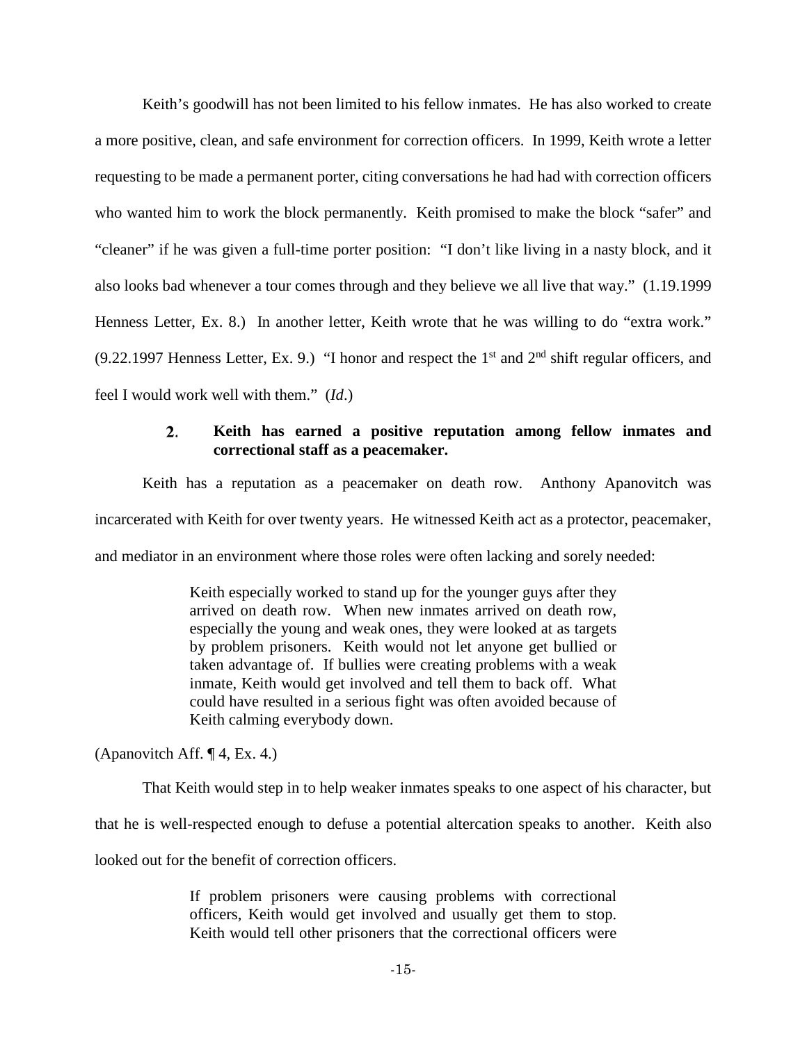Keith's goodwill has not been limited to his fellow inmates. He has also worked to create a more positive, clean, and safe environment for correction officers. In 1999, Keith wrote a letter requesting to be made a permanent porter, citing conversations he had had with correction officers who wanted him to work the block permanently. Keith promised to make the block "safer" and "cleaner" if he was given a full-time porter position: "I don't like living in a nasty block, and it also looks bad whenever a tour comes through and they believe we all live that way." (1.19.1999 Henness Letter, Ex. 8.) In another letter, Keith wrote that he was willing to do "extra work." (9.22.1997 Henness Letter, Ex. 9.) "I honor and respect the 1st and 2nd shift regular officers, and feel I would work well with them." (*Id*.)

### 2. Keith has earned a positive reputation among fellow inmates and correctional staff as a peacemaker.

Keith has a reputation as a peacemaker on death row. Anthony Apanovitch was incarcerated with Keith for over twenty years. He witnessed Keith act as a protector, peacemaker, and mediator in an environment where those roles were often lacking and sorely needed:

> Keith especially worked to stand up for the younger guys after they arrived on death row. When new inmates arrived on death row, especially the young and weak ones, they were looked at as targets by problem prisoners. Keith would not let anyone get bullied or taken advantage of. If bullies were creating problems with a weak inmate, Keith would get involved and tell them to back off. What could have resulted in a serious fight was often avoided because of Keith calming everybody down.

(Apanovitch Aff. ¶ 4, Ex. 4.)

That Keith would step in to help weaker inmates speaks to one aspect of his character, but that he is well-respected enough to defuse a potential altercation speaks to another. Keith also looked out for the benefit of correction officers.

> If problem prisoners were causing problems with correctional officers, Keith would get involved and usually get them to stop. Keith would tell other prisoners that the correctional officers were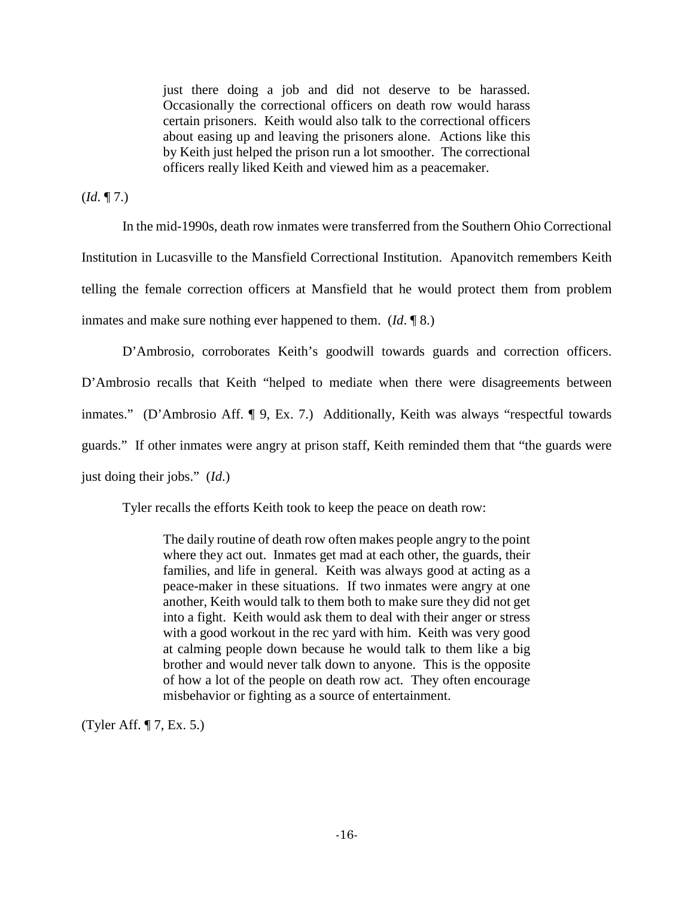> just there doing a job and did not deserve to be harassed. Occasionally the correctional officers on death row would harass certain prisoners. Keith would also talk to the correctional officers about easing up and leaving the prisoners alone. Actions like this by Keith just helped the prison run a lot smoother. The correctional officers really liked Keith and viewed him as a peacemaker.

(*Id*. ¶ 7.)

In the mid-1990s, death row inmates were transferred from the Southern Ohio Correctional Institution in Lucasville to the Mansfield Correctional Institution. Apanovitch remembers Keith telling the female correction officers at Mansfield that he would protect them from problem inmates and make sure nothing ever happened to them. (*Id*. ¶ 8.)

D'Ambrosio, corroborates Keith's goodwill towards guards and correction officers. D'Ambrosio recalls that Keith "helped to mediate when there were disagreements between inmates." (D'Ambrosio Aff. ¶ 9, Ex. 7.) Additionally, Keith was always "respectful towards guards." If other inmates were angry at prison staff, Keith reminded them that "the guards were just doing their jobs." (*Id*.)

Tyler recalls the efforts Keith took to keep the peace on death row:

> The daily routine of death row often makes people angry to the point where they act out. Inmates get mad at each other, the guards, their families, and life in general. Keith was always good at acting as a peace-maker in these situations. If two inmates were angry at one another, Keith would talk to them both to make sure they did not get into a fight. Keith would ask them to deal with their anger or stress with a good workout in the rec yard with him. Keith was very good at calming people down because he would talk to them like a big brother and would never talk down to anyone. This is the opposite of how a lot of the people on death row act. They often encourage misbehavior or fighting as a source of entertainment.

(Tyler Aff. ¶ 7, Ex. 5.)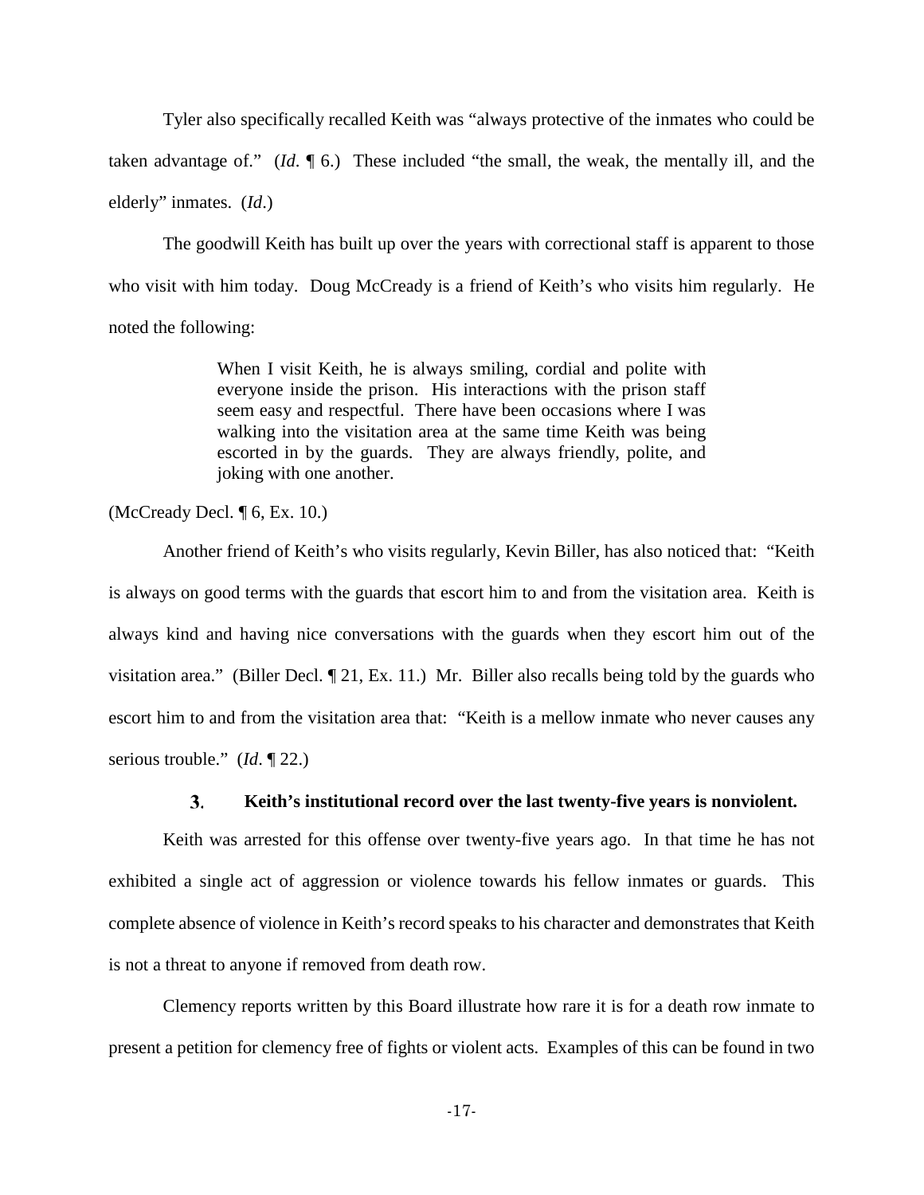Tyler also specifically recalled Keith was "always protective of the inmates who could be taken advantage of." (*Id*. ¶ 6.) These included "the small, the weak, the mentally ill, and the elderly" inmates. (*Id*.)

The goodwill Keith has built up over the years with correctional staff is apparent to those who visit with him today. Doug McCready is a friend of Keith's who visits him regularly. He noted the following:

> When I visit Keith, he is always smiling, cordial and polite with everyone inside the prison. His interactions with the prison staff seem easy and respectful. There have been occasions where I was walking into the visitation area at the same time Keith was being escorted in by the guards. They are always friendly, polite, and joking with one another.

(McCready Decl. ¶ 6, Ex. 10.)

Another friend of Keith's who visits regularly, Kevin Biller, has also noticed that: "Keith is always on good terms with the guards that escort him to and from the visitation area. Keith is always kind and having nice conversations with the guards when they escort him out of the visitation area." (Biller Decl. ¶ 21, Ex. 11.) Mr. Biller also recalls being told by the guards who escort him to and from the visitation area that: "Keith is a mellow inmate who never causes any serious trouble." (*Id*. ¶ 22.)

### 3. Keith's institutional record over the last twenty-five years is nonviolent.

Keith was arrested for this offense over twenty-five years ago. In that time he has not exhibited a single act of aggression or violence towards his fellow inmates or guards. This complete absence of violence in Keith's record speaks to his character and demonstrates that Keith is not a threat to anyone if removed from death row.

Clemency reports written by this Board illustrate how rare it is for a death row inmate to present a petition for clemency free of fights or violent acts. Examples of this can be found in two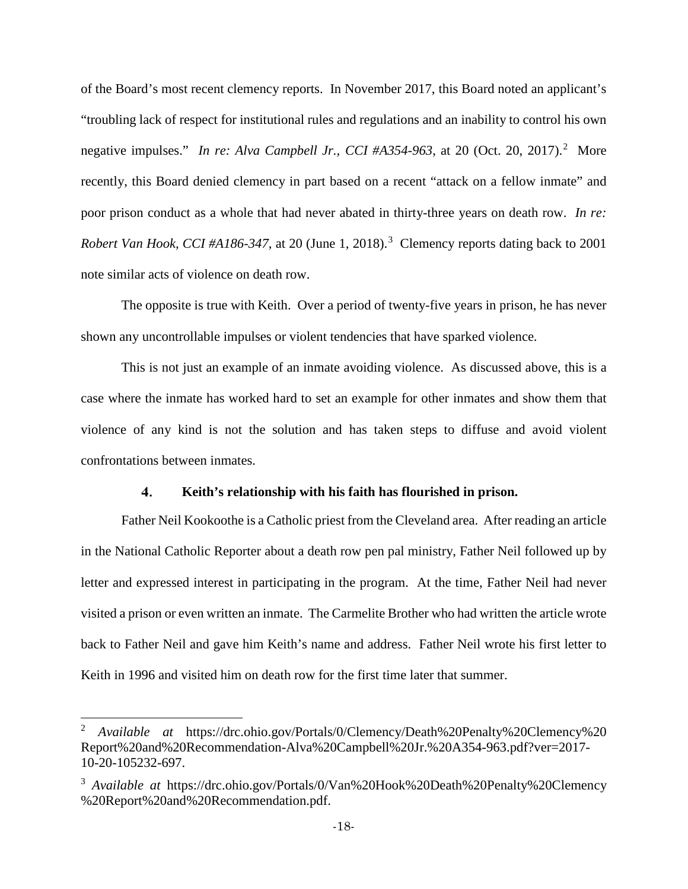of the Board's most recent clemency reports. In November 2017, this Board noted an applicant's "troubling lack of respect for institutional rules and regulations and an inability to control his own negative impulses." *In re: Alva Campbell Jr., CCI #A354-963*, at 20 (Oct. 20, 2017).[2] More recently, this Board denied clemency in part based on a recent "attack on a fellow inmate" and poor prison conduct as a whole that had never abated in thirty-three years on death row. *In re: Robert Van Hook, CCI #A186-347*, at 20 (June 1, 2018).[3] Clemency reports dating back to 2001 note similar acts of violence on death row.

The opposite is true with Keith. Over a period of twenty-five years in prison, he has never shown any uncontrollable impulses or violent tendencies that have sparked violence.

This is not just an example of an inmate avoiding violence. As discussed above, this is a case where the inmate has worked hard to set an example for other inmates and show them that violence of any kind is not the solution and has taken steps to diffuse and avoid violent confrontations between inmates.

#### 4. Keith's relationship with his faith has flourished in prison.

Father Neil Kookoothe is a Catholic priest from the Cleveland area. After reading an article in the National Catholic Reporter about a death row pen pal ministry, Father Neil followed up by letter and expressed interest in participating in the program. At the time, Father Neil had never visited a prison or even written an inmate. The Carmelite Brother who had written the article wrote back to Father Neil and gave him Keith's name and address. Father Neil wrote his first letter to Keith in 1996 and visited him on death row for the first time later that summer.

---

[2] *Available at* https://drc.ohio.gov/Portals/0/Clemency/Death%20Penalty%20Clemency%20Report%20and%20Recommendation-Alva%20Campbell%20Jr.%20A354-963.pdf?ver=2017-10-20-105232-697.

[3] *Available at* https://drc.ohio.gov/Portals/0/Van%20Hook%20Death%20Penalty%20Clemency%20Report%20and%20Recommendation.pdf.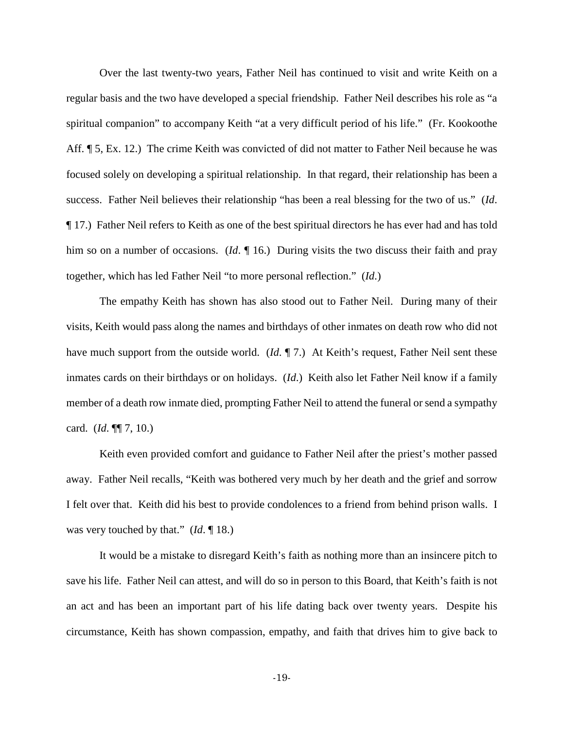Over the last twenty-two years, Father Neil has continued to visit and write Keith on a regular basis and the two have developed a special friendship. Father Neil describes his role as "a spiritual companion" to accompany Keith "at a very difficult period of his life." (Fr. Kookoothe Aff. ¶ 5, Ex. 12.) The crime Keith was convicted of did not matter to Father Neil because he was focused solely on developing a spiritual relationship. In that regard, their relationship has been a success. Father Neil believes their relationship "has been a real blessing for the two of us." (*Id*. ¶ 17.) Father Neil refers to Keith as one of the best spiritual directors he has ever had and has told him so on a number of occasions. (*Id*. ¶ 16.) During visits the two discuss their faith and pray together, which has led Father Neil "to more personal reflection." (*Id*.)

The empathy Keith has shown has also stood out to Father Neil. During many of their visits, Keith would pass along the names and birthdays of other inmates on death row who did not have much support from the outside world. (*Id*. ¶ 7.) At Keith's request, Father Neil sent these inmates cards on their birthdays or on holidays. (*Id*.) Keith also let Father Neil know if a family member of a death row inmate died, prompting Father Neil to attend the funeral or send a sympathy card. (*Id*. ¶¶ 7, 10.)

Keith even provided comfort and guidance to Father Neil after the priest's mother passed away. Father Neil recalls, "Keith was bothered very much by her death and the grief and sorrow I felt over that. Keith did his best to provide condolences to a friend from behind prison walls. I was very touched by that." (*Id*. ¶ 18.)

It would be a mistake to disregard Keith's faith as nothing more than an insincere pitch to save his life. Father Neil can attest, and will do so in person to this Board, that Keith's faith is not an act and has been an important part of his life dating back over twenty years. Despite his circumstance, Keith has shown compassion, empathy, and faith that drives him to give back to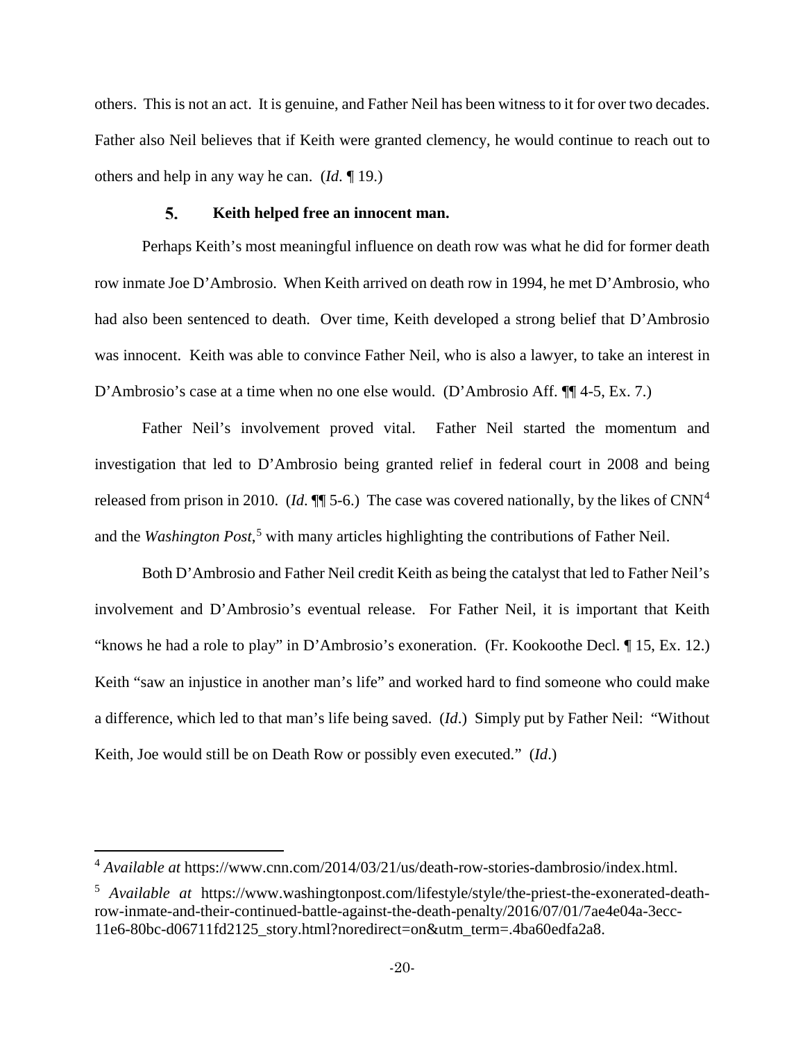others. This is not an act. It is genuine, and Father Neil has been witness to it for over two decades. Father also Neil believes that if Keith were granted clemency, he would continue to reach out to others and help in any way he can. (*Id*. ¶ 19.)

### 5. Keith helped free an innocent man.

Perhaps Keith's most meaningful influence on death row was what he did for former death row inmate Joe D'Ambrosio. When Keith arrived on death row in 1994, he met D'Ambrosio, who had also been sentenced to death. Over time, Keith developed a strong belief that D'Ambrosio was innocent. Keith was able to convince Father Neil, who is also a lawyer, to take an interest in D'Ambrosio's case at a time when no one else would. (D'Ambrosio Aff. ¶¶ 4-5, Ex. 7.)

Father Neil's involvement proved vital. Father Neil started the momentum and investigation that led to D'Ambrosio being granted relief in federal court in 2008 and being released from prison in 2010. (*Id*. ¶¶ 5-6.) The case was covered nationally, by the likes of CNN[4] and the *Washington Post*,[5] with many articles highlighting the contributions of Father Neil.

Both D'Ambrosio and Father Neil credit Keith as being the catalyst that led to Father Neil's involvement and D'Ambrosio's eventual release. For Father Neil, it is important that Keith "knows he had a role to play" in D'Ambrosio's exoneration. (Fr. Kookoothe Decl. ¶ 15, Ex. 12.) Keith "saw an injustice in another man's life" and worked hard to find someone who could make a difference, which led to that man's life being saved. (*Id*.) Simply put by Father Neil: "Without Keith, Joe would still be on Death Row or possibly even executed." (*Id*.)

---

[4] *Available at* https://www.cnn.com/2014/03/21/us/death-row-stories-dambrosio/index.html.

[5] *Available at* https://www.washingtonpost.com/lifestyle/style/the-priest-the-exonerated-death-row-inmate-and-their-continued-battle-against-the-death-penalty/2016/07/01/7ae4e04a-3ecc-11e6-80bc-d06711fd2125_story.html?noredirect=on&utm_term=.4ba60edfa2a8.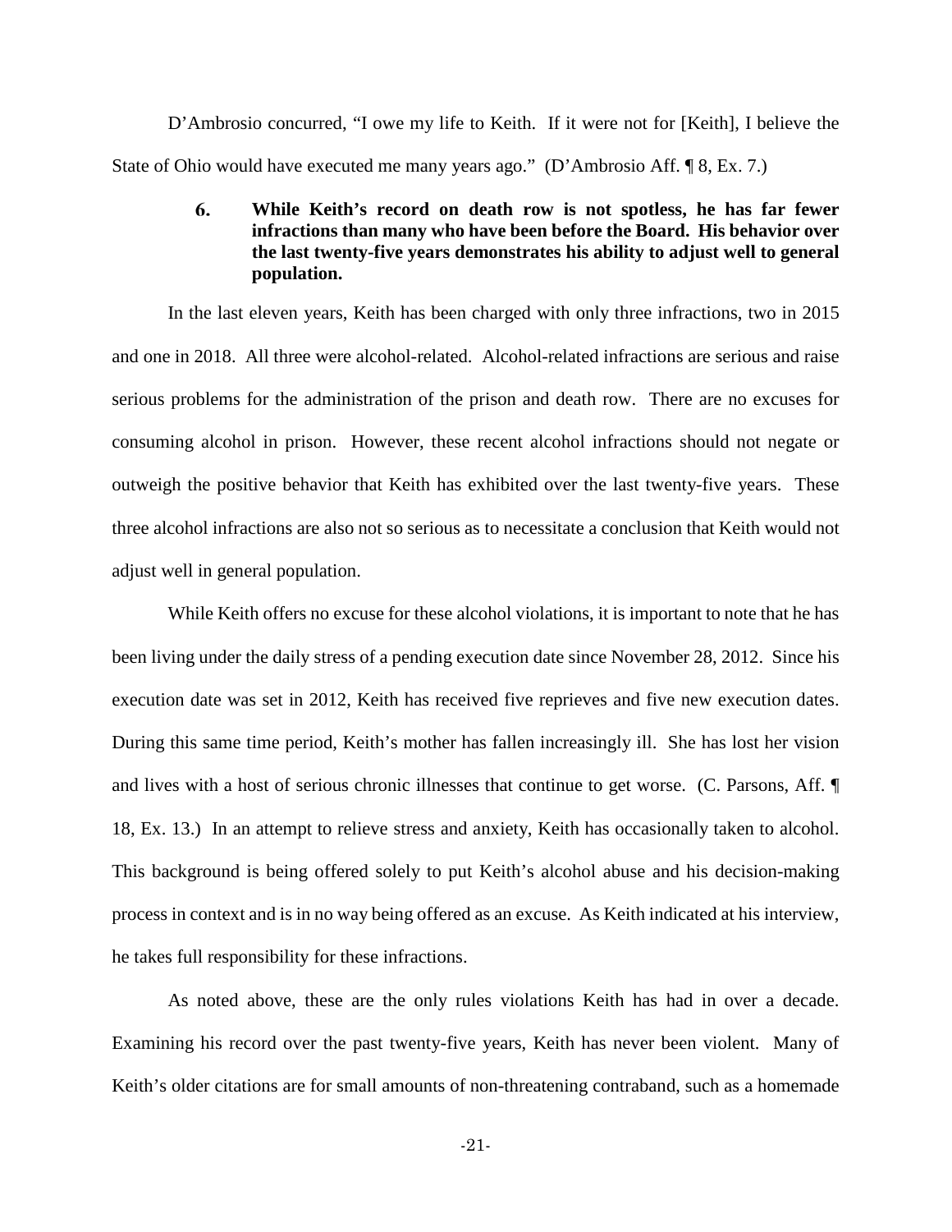D'Ambrosio concurred, "I owe my life to Keith. If it were not for [Keith], I believe the State of Ohio would have executed me many years ago." (D'Ambrosio Aff. ¶ 8, Ex. 7.)

### 6. While Keith's record on death row is not spotless, he has far fewer infractions than many who have been before the Board. His behavior over the last twenty-five years demonstrates his ability to adjust well to general population.

In the last eleven years, Keith has been charged with only three infractions, two in 2015 and one in 2018. All three were alcohol-related. Alcohol-related infractions are serious and raise serious problems for the administration of the prison and death row. There are no excuses for consuming alcohol in prison. However, these recent alcohol infractions should not negate or outweigh the positive behavior that Keith has exhibited over the last twenty-five years. These three alcohol infractions are also not so serious as to necessitate a conclusion that Keith would not adjust well in general population.

While Keith offers no excuse for these alcohol violations, it is important to note that he has been living under the daily stress of a pending execution date since November 28, 2012. Since his execution date was set in 2012, Keith has received five reprieves and five new execution dates. During this same time period, Keith's mother has fallen increasingly ill. She has lost her vision and lives with a host of serious chronic illnesses that continue to get worse. (C. Parsons, Aff. ¶ 18, Ex. 13.) In an attempt to relieve stress and anxiety, Keith has occasionally taken to alcohol. This background is being offered solely to put Keith's alcohol abuse and his decision-making process in context and is in no way being offered as an excuse. As Keith indicated at his interview, he takes full responsibility for these infractions.

As noted above, these are the only rules violations Keith has had in over a decade. Examining his record over the past twenty-five years, Keith has never been violent. Many of Keith's older citations are for small amounts of non-threatening contraband, such as a homemade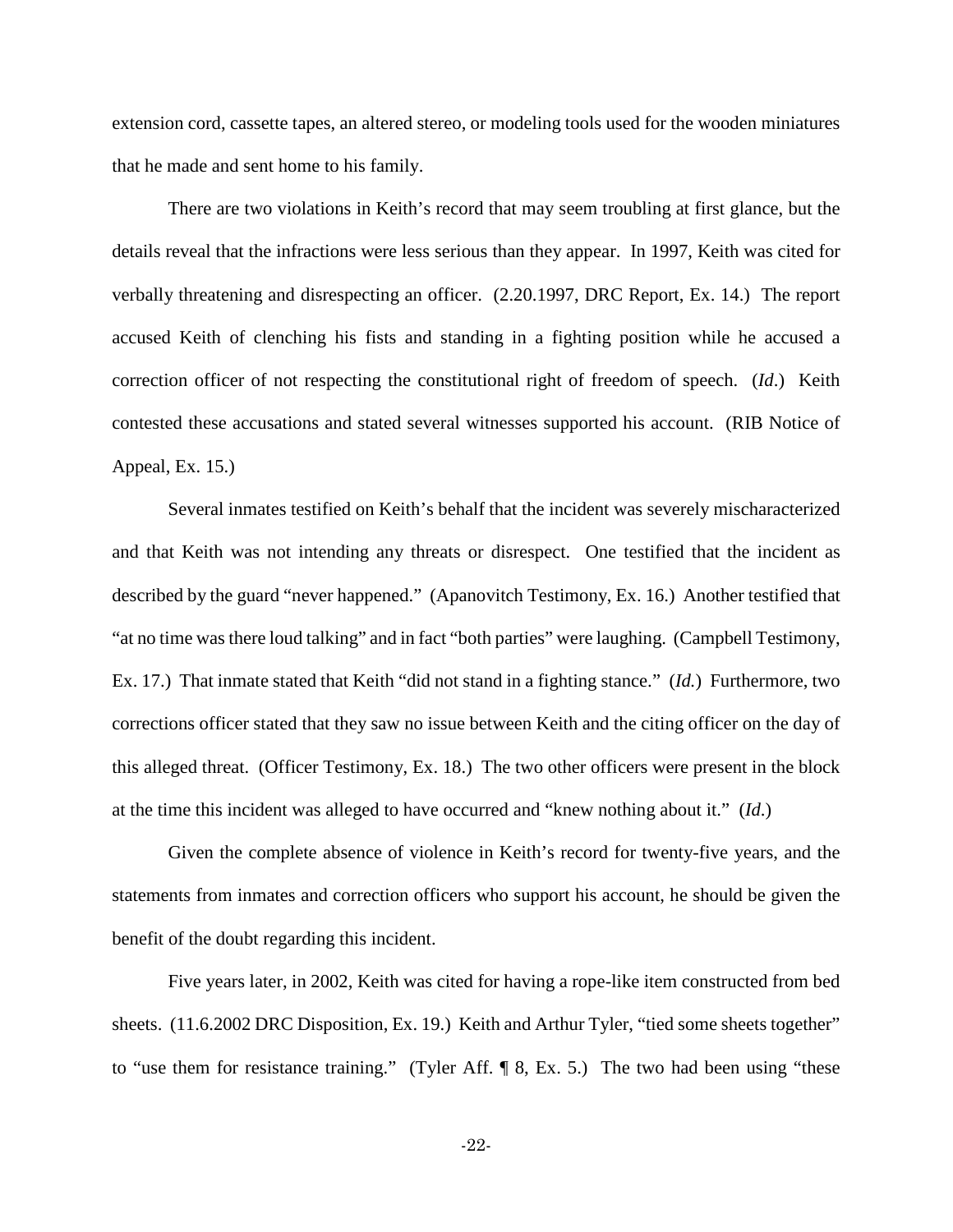extension cord, cassette tapes, an altered stereo, or modeling tools used for the wooden miniatures that he made and sent home to his family.

There are two violations in Keith's record that may seem troubling at first glance, but the details reveal that the infractions were less serious than they appear. In 1997, Keith was cited for verbally threatening and disrespecting an officer. (2.20.1997, DRC Report, Ex. 14.) The report accused Keith of clenching his fists and standing in a fighting position while he accused a correction officer of not respecting the constitutional right of freedom of speech. (*Id*.) Keith contested these accusations and stated several witnesses supported his account. (RIB Notice of Appeal, Ex. 15.)

Several inmates testified on Keith's behalf that the incident was severely mischaracterized and that Keith was not intending any threats or disrespect. One testified that the incident as described by the guard "never happened." (Apanovitch Testimony, Ex. 16.) Another testified that "at no time was there loud talking" and in fact "both parties" were laughing. (Campbell Testimony, Ex. 17.) That inmate stated that Keith "did not stand in a fighting stance." (*Id.*) Furthermore, two corrections officer stated that they saw no issue between Keith and the citing officer on the day of this alleged threat. (Officer Testimony, Ex. 18.) The two other officers were present in the block at the time this incident was alleged to have occurred and "knew nothing about it." (*Id.*)

Given the complete absence of violence in Keith's record for twenty-five years, and the statements from inmates and correction officers who support his account, he should be given the benefit of the doubt regarding this incident.

Five years later, in 2002, Keith was cited for having a rope-like item constructed from bed sheets. (11.6.2002 DRC Disposition, Ex. 19.) Keith and Arthur Tyler, "tied some sheets together" to "use them for resistance training." (Tyler Aff. ¶ 8, Ex. 5.) The two had been using "these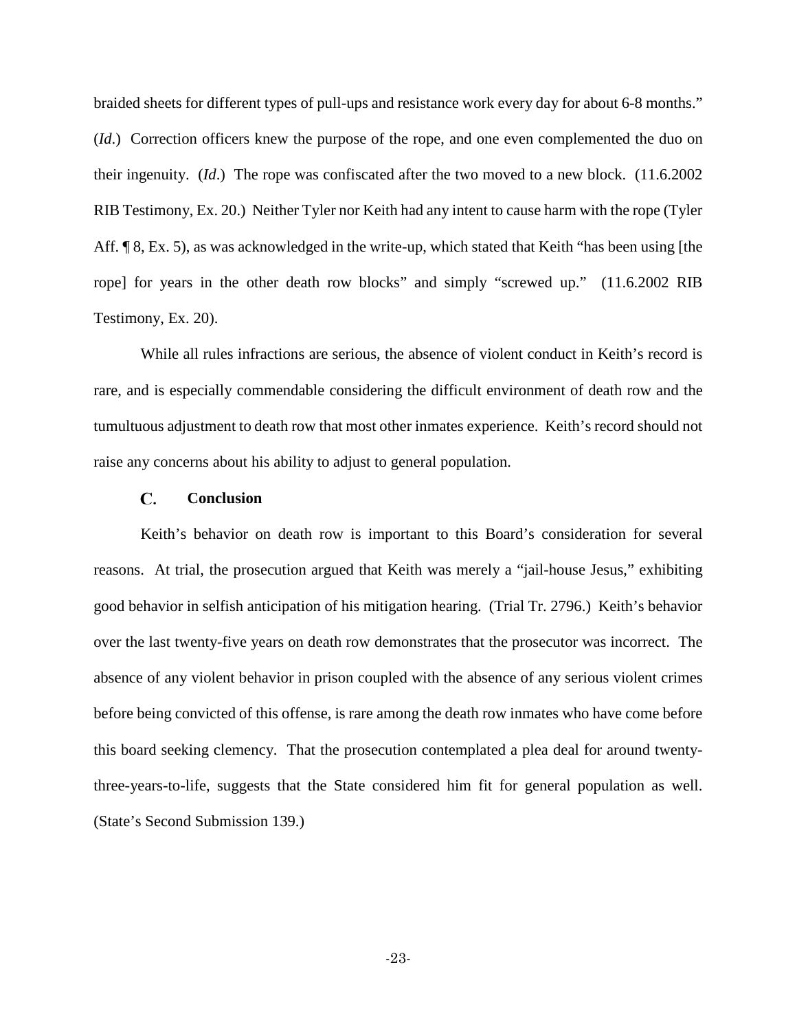braided sheets for different types of pull-ups and resistance work every day for about 6-8 months." (*Id*.) Correction officers knew the purpose of the rope, and one even complemented the duo on their ingenuity. (*Id*.) The rope was confiscated after the two moved to a new block. (11.6.2002 RIB Testimony, Ex. 20.) Neither Tyler nor Keith had any intent to cause harm with the rope (Tyler Aff. ¶ 8, Ex. 5), as was acknowledged in the write-up, which stated that Keith "has been using [the rope] for years in the other death row blocks" and simply "screwed up." (11.6.2002 RIB Testimony, Ex. 20).

While all rules infractions are serious, the absence of violent conduct in Keith's record is rare, and is especially commendable considering the difficult environment of death row and the tumultuous adjustment to death row that most other inmates experience. Keith's record should not raise any concerns about his ability to adjust to general population.

### C. Conclusion

Keith's behavior on death row is important to this Board's consideration for several reasons. At trial, the prosecution argued that Keith was merely a "jail-house Jesus," exhibiting good behavior in selfish anticipation of his mitigation hearing. (Trial Tr. 2796.) Keith's behavior over the last twenty-five years on death row demonstrates that the prosecutor was incorrect. The absence of any violent behavior in prison coupled with the absence of any serious violent crimes before being convicted of this offense, is rare among the death row inmates who have come before this board seeking clemency. That the prosecution contemplated a plea deal for around twenty-three-years-to-life, suggests that the State considered him fit for general population as well. (State's Second Submission 139.)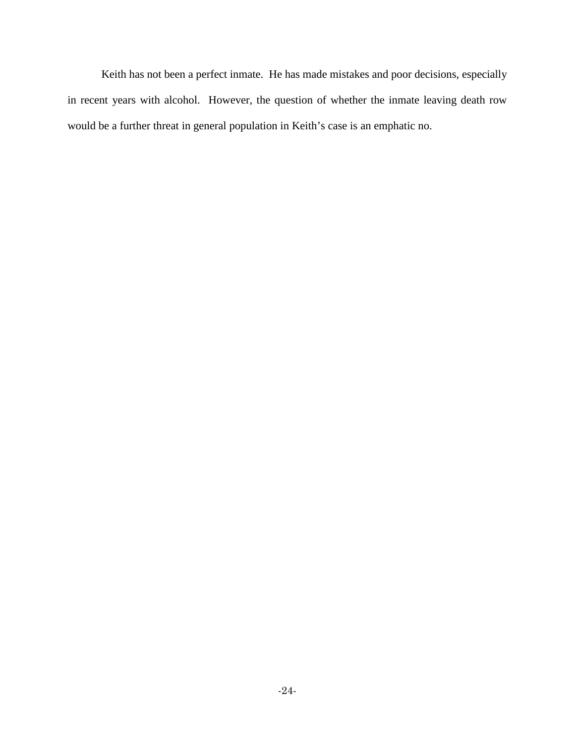Keith has not been a perfect inmate. He has made mistakes and poor decisions, especially in recent years with alcohol. However, the question of whether the inmate leaving death row would be a further threat in general population in Keith's case is an emphatic no.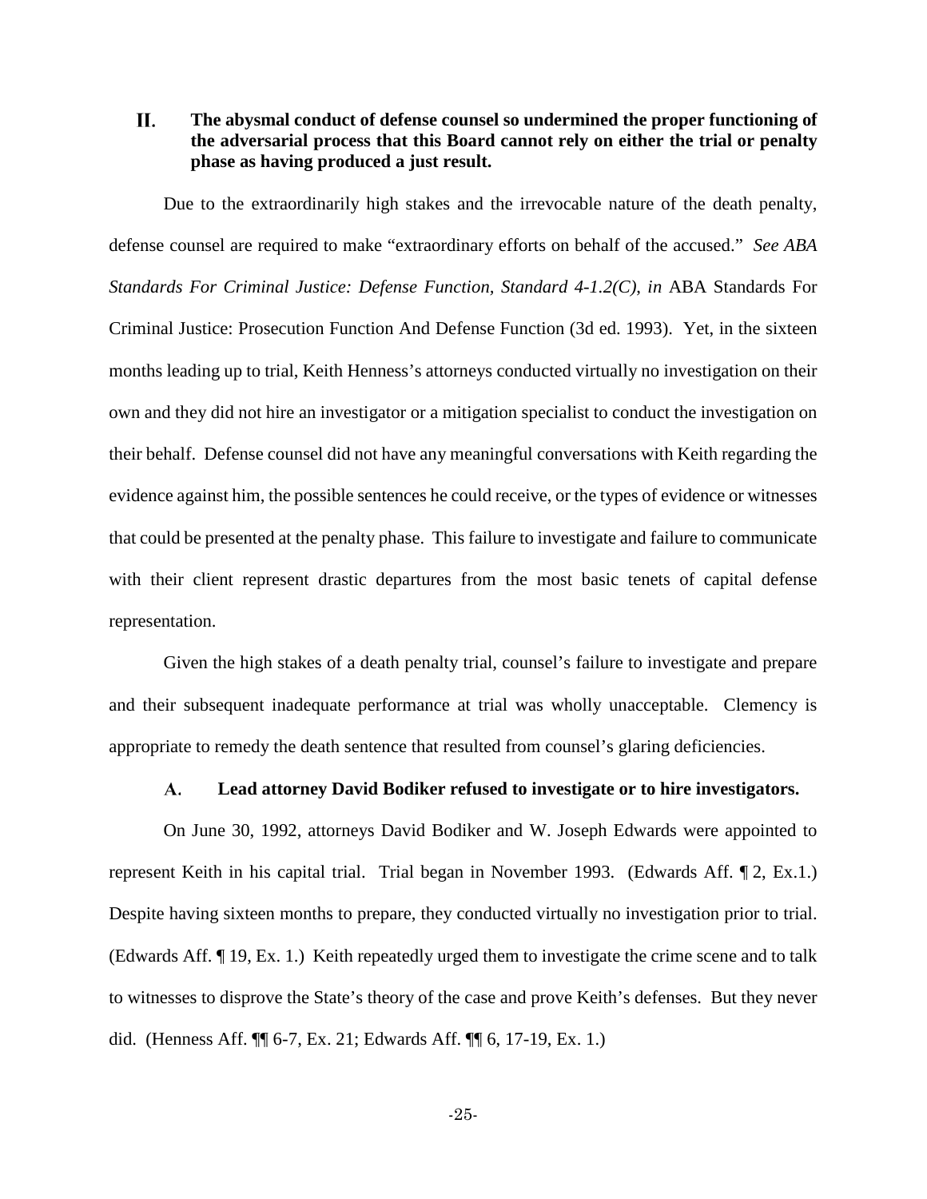## II. The abysmal conduct of defense counsel so undermined the proper functioning of the adversarial process that this Board cannot rely on either the trial or penalty phase as having produced a just result.

Due to the extraordinarily high stakes and the irrevocable nature of the death penalty, defense counsel are required to make "extraordinary efforts on behalf of the accused." *See ABA Standards For Criminal Justice: Defense Function, Standard 4-1.2(C)*, *in* ABA Standards For Criminal Justice: Prosecution Function And Defense Function (3d ed. 1993). Yet, in the sixteen months leading up to trial, Keith Henness's attorneys conducted virtually no investigation on their own and they did not hire an investigator or a mitigation specialist to conduct the investigation on their behalf. Defense counsel did not have any meaningful conversations with Keith regarding the evidence against him, the possible sentences he could receive, or the types of evidence or witnesses that could be presented at the penalty phase. This failure to investigate and failure to communicate with their client represent drastic departures from the most basic tenets of capital defense representation.

Given the high stakes of a death penalty trial, counsel's failure to investigate and prepare and their subsequent inadequate performance at trial was wholly unacceptable. Clemency is appropriate to remedy the death sentence that resulted from counsel's glaring deficiencies.

### A. Lead attorney David Bodiker refused to investigate or to hire investigators.

On June 30, 1992, attorneys David Bodiker and W. Joseph Edwards were appointed to represent Keith in his capital trial. Trial began in November 1993. (Edwards Aff. ¶ 2, Ex.1.) Despite having sixteen months to prepare, they conducted virtually no investigation prior to trial. (Edwards Aff. ¶ 19, Ex. 1.) Keith repeatedly urged them to investigate the crime scene and to talk to witnesses to disprove the State's theory of the case and prove Keith's defenses. But they never did. (Henness Aff. ¶¶ 6-7, Ex. 21; Edwards Aff. ¶¶ 6, 17-19, Ex. 1.)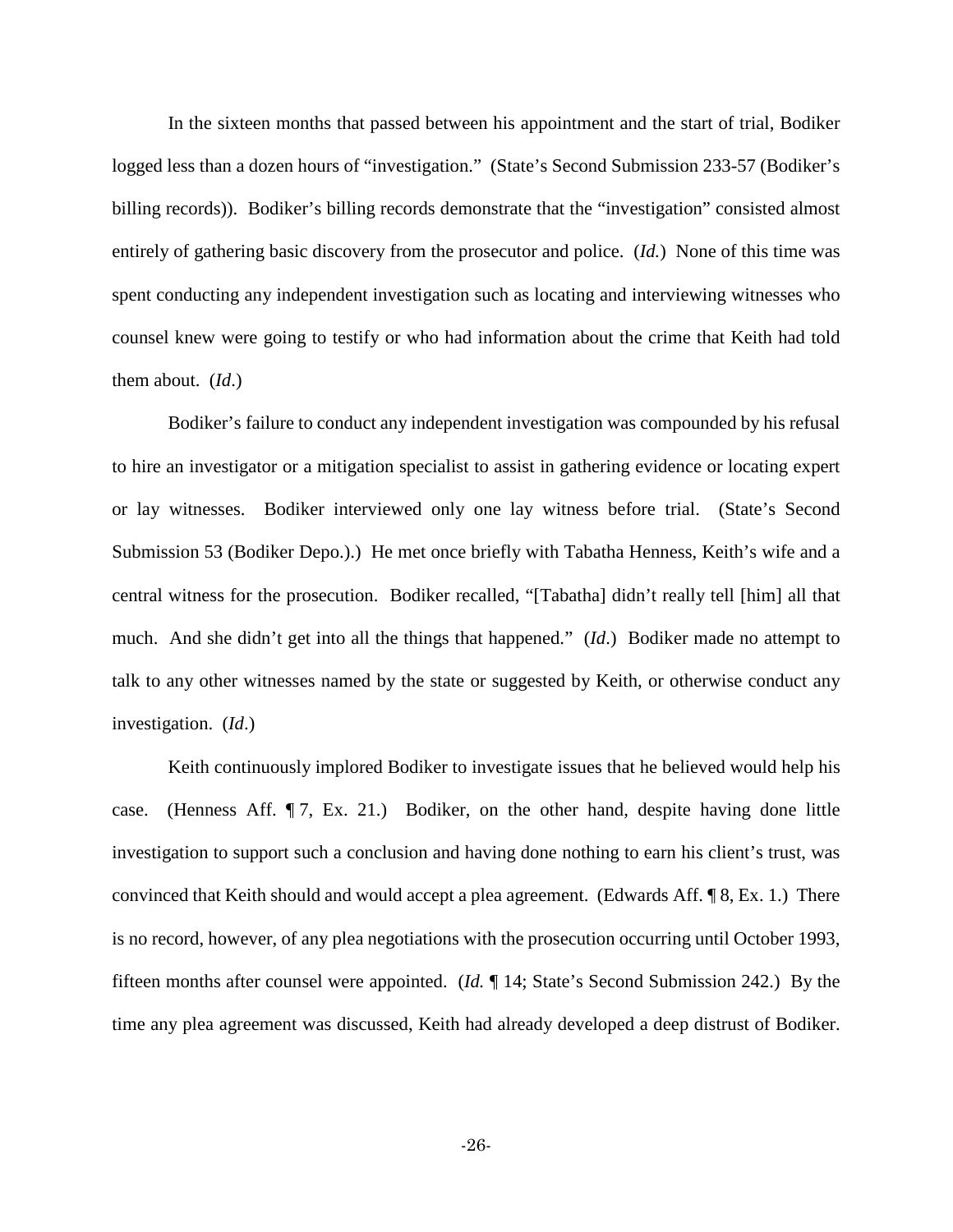In the sixteen months that passed between his appointment and the start of trial, Bodiker logged less than a dozen hours of "investigation." (State's Second Submission 233-57 (Bodiker's billing records)). Bodiker's billing records demonstrate that the "investigation" consisted almost entirely of gathering basic discovery from the prosecutor and police. (*Id.*) None of this time was spent conducting any independent investigation such as locating and interviewing witnesses who counsel knew were going to testify or who had information about the crime that Keith had told them about. (*Id*.)

Bodiker's failure to conduct any independent investigation was compounded by his refusal to hire an investigator or a mitigation specialist to assist in gathering evidence or locating expert or lay witnesses. Bodiker interviewed only one lay witness before trial. (State's Second Submission 53 (Bodiker Depo.).) He met once briefly with Tabatha Henness, Keith's wife and a central witness for the prosecution. Bodiker recalled, "[Tabatha] didn't really tell [him] all that much. And she didn't get into all the things that happened." (*Id*.) Bodiker made no attempt to talk to any other witnesses named by the state or suggested by Keith, or otherwise conduct any investigation. (*Id*.)

Keith continuously implored Bodiker to investigate issues that he believed would help his case. (Henness Aff. ¶ 7, Ex. 21.) Bodiker, on the other hand, despite having done little investigation to support such a conclusion and having done nothing to earn his client's trust, was convinced that Keith should and would accept a plea agreement. (Edwards Aff. ¶ 8, Ex. 1.) There is no record, however, of any plea negotiations with the prosecution occurring until October 1993, fifteen months after counsel were appointed. (*Id.* ¶ 14; State's Second Submission 242.) By the time any plea agreement was discussed, Keith had already developed a deep distrust of Bodiker.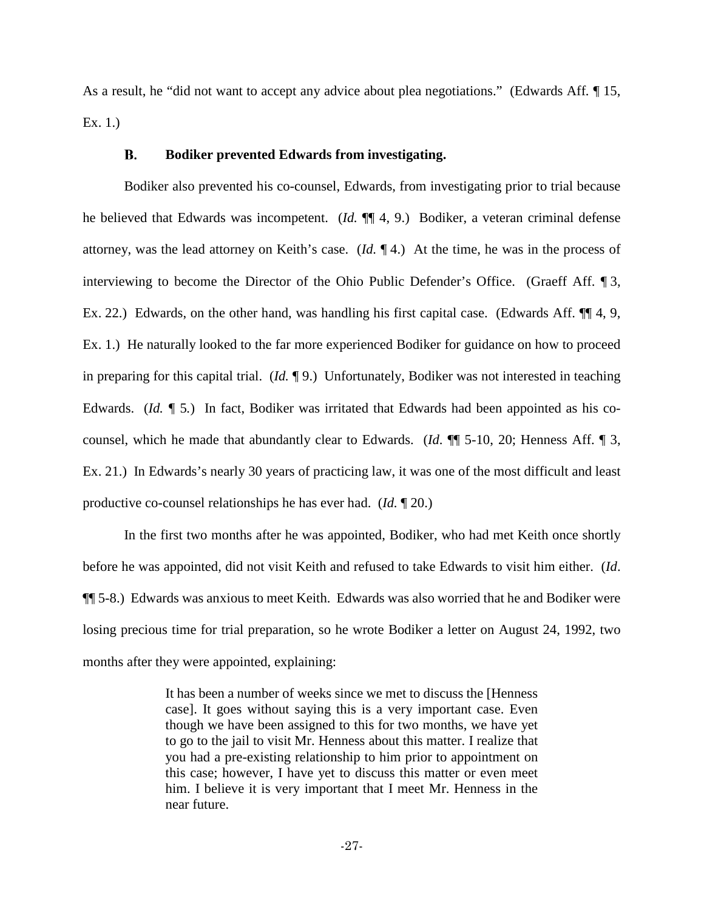As a result, he "did not want to accept any advice about plea negotiations." (Edwards Aff. ¶ 15, Ex. 1.)

### B. Bodiker prevented Edwards from investigating.

Bodiker also prevented his co-counsel, Edwards, from investigating prior to trial because he believed that Edwards was incompetent. (*Id.* ¶¶ 4, 9.) Bodiker, a veteran criminal defense attorney, was the lead attorney on Keith's case. (*Id.* ¶ 4.) At the time, he was in the process of interviewing to become the Director of the Ohio Public Defender's Office. (Graeff Aff. ¶ 3, Ex. 22.) Edwards, on the other hand, was handling his first capital case. (Edwards Aff. ¶¶ 4, 9, Ex. 1.) He naturally looked to the far more experienced Bodiker for guidance on how to proceed in preparing for this capital trial. (*Id.* ¶ 9.) Unfortunately, Bodiker was not interested in teaching Edwards. (*Id.* ¶ 5.) In fact, Bodiker was irritated that Edwards had been appointed as his co-counsel, which he made that abundantly clear to Edwards. (*Id*. ¶¶ 5-10, 20; Henness Aff. ¶ 3, Ex. 21.) In Edwards's nearly 30 years of practicing law, it was one of the most difficult and least productive co-counsel relationships he has ever had. (*Id.* ¶ 20.)

In the first two months after he was appointed, Bodiker, who had met Keith once shortly before he was appointed, did not visit Keith and refused to take Edwards to visit him either. (*Id*. ¶¶ 5-8.) Edwards was anxious to meet Keith. Edwards was also worried that he and Bodiker were losing precious time for trial preparation, so he wrote Bodiker a letter on August 24, 1992, two months after they were appointed, explaining:

> It has been a number of weeks since we met to discuss the [Henness case]. It goes without saying this is a very important case. Even though we have been assigned to this for two months, we have yet to go to the jail to visit Mr. Henness about this matter. I realize that you had a pre-existing relationship to him prior to appointment on this case; however, I have yet to discuss this matter or even meet him. I believe it is very important that I meet Mr. Henness in the near future.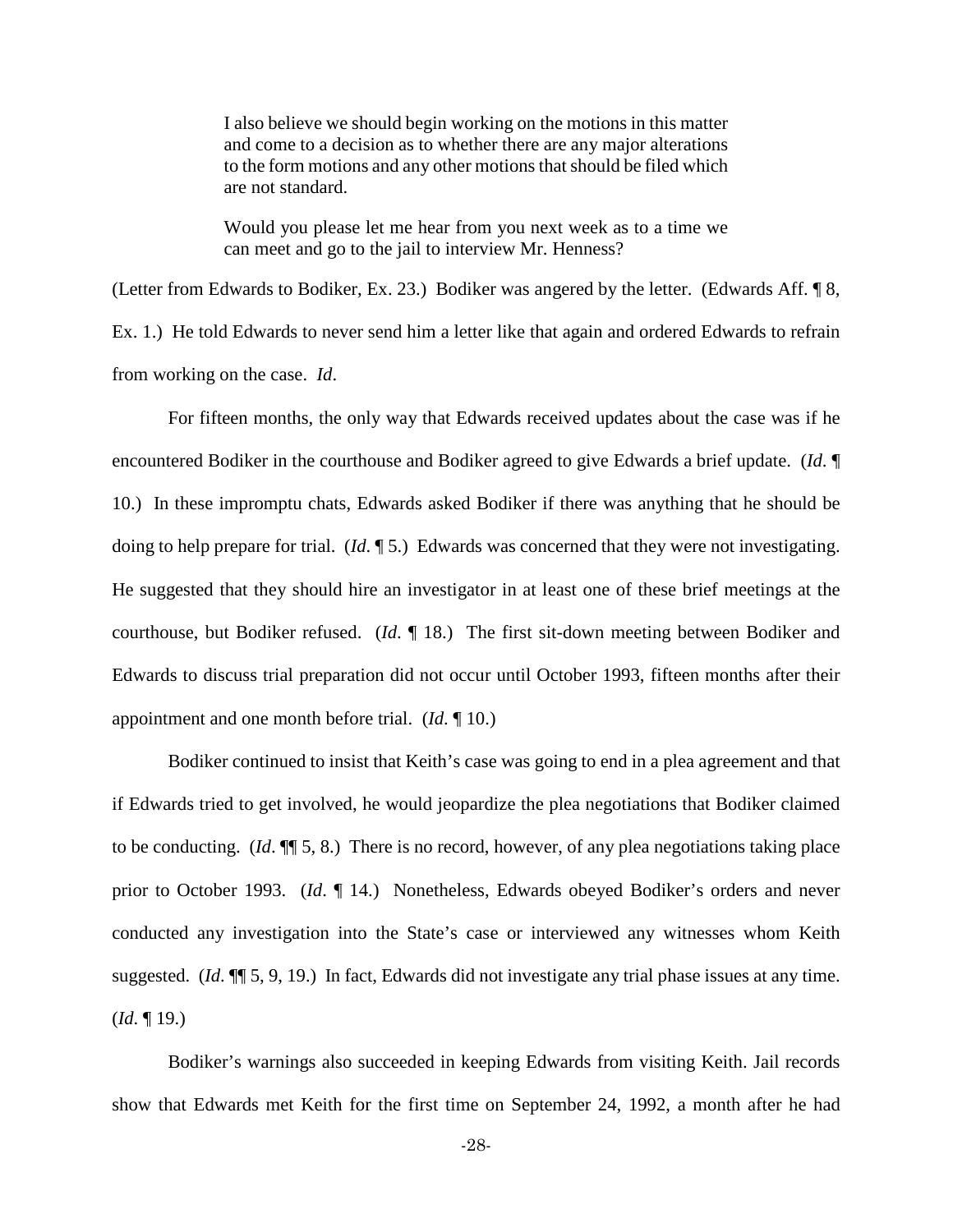> I also believe we should begin working on the motions in this matter and come to a decision as to whether there are any major alterations to the form motions and any other motions that should be filed which are not standard.
>
> Would you please let me hear from you next week as to a time we can meet and go to the jail to interview Mr. Henness?

(Letter from Edwards to Bodiker, Ex. 23.) Bodiker was angered by the letter. (Edwards Aff. ¶ 8, Ex. 1.) He told Edwards to never send him a letter like that again and ordered Edwards to refrain from working on the case. *Id*.

For fifteen months, the only way that Edwards received updates about the case was if he encountered Bodiker in the courthouse and Bodiker agreed to give Edwards a brief update. (*Id*. ¶ 10.) In these impromptu chats, Edwards asked Bodiker if there was anything that he should be doing to help prepare for trial. (*Id*. ¶ 5.) Edwards was concerned that they were not investigating. He suggested that they should hire an investigator in at least one of these brief meetings at the courthouse, but Bodiker refused. (*Id*. ¶ 18.) The first sit-down meeting between Bodiker and Edwards to discuss trial preparation did not occur until October 1993, fifteen months after their appointment and one month before trial. (*Id*. ¶ 10.)

Bodiker continued to insist that Keith's case was going to end in a plea agreement and that if Edwards tried to get involved, he would jeopardize the plea negotiations that Bodiker claimed to be conducting. (*Id*. ¶¶ 5, 8.) There is no record, however, of any plea negotiations taking place prior to October 1993. (*Id*. ¶ 14.) Nonetheless, Edwards obeyed Bodiker's orders and never conducted any investigation into the State's case or interviewed any witnesses whom Keith suggested. (*Id*. ¶¶ 5, 9, 19.) In fact, Edwards did not investigate any trial phase issues at any time. (*Id*. ¶ 19.)

Bodiker's warnings also succeeded in keeping Edwards from visiting Keith. Jail records show that Edwards met Keith for the first time on September 24, 1992, a month after he had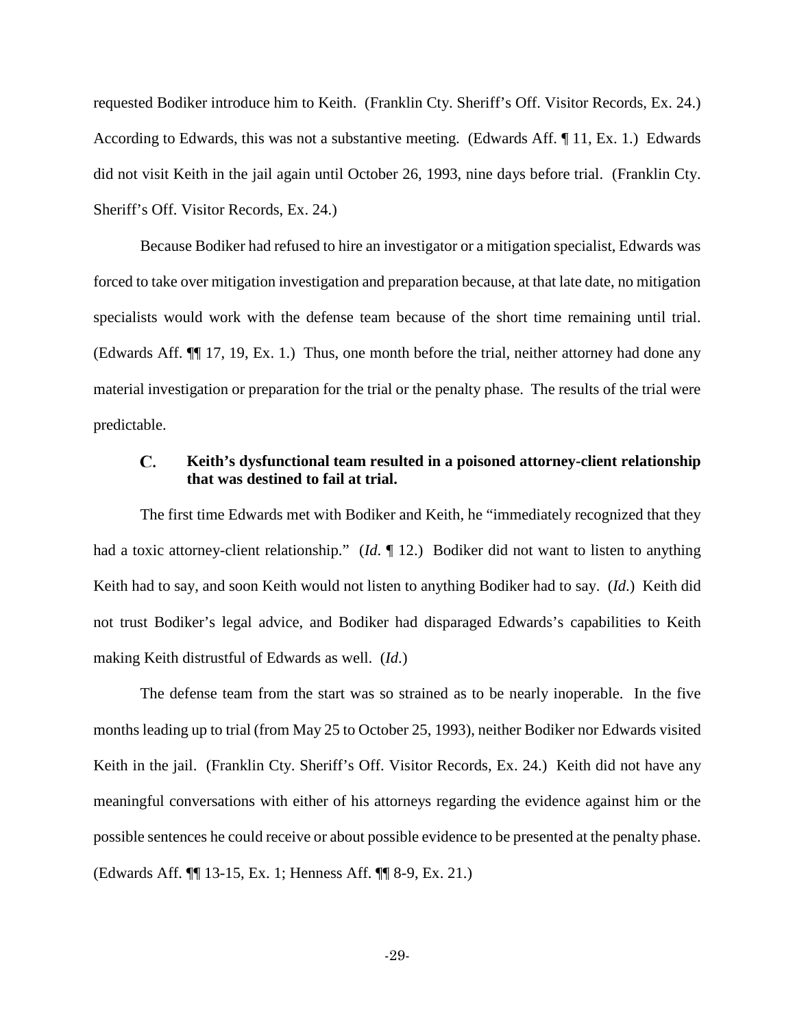requested Bodiker introduce him to Keith. (Franklin Cty. Sheriff's Off. Visitor Records, Ex. 24.) According to Edwards, this was not a substantive meeting. (Edwards Aff. ¶ 11, Ex. 1.) Edwards did not visit Keith in the jail again until October 26, 1993, nine days before trial. (Franklin Cty. Sheriff's Off. Visitor Records, Ex. 24.)

Because Bodiker had refused to hire an investigator or a mitigation specialist, Edwards was forced to take over mitigation investigation and preparation because, at that late date, no mitigation specialists would work with the defense team because of the short time remaining until trial. (Edwards Aff. ¶¶ 17, 19, Ex. 1.) Thus, one month before the trial, neither attorney had done any material investigation or preparation for the trial or the penalty phase. The results of the trial were predictable.

### C. Keith's dysfunctional team resulted in a poisoned attorney-client relationship that was destined to fail at trial.

The first time Edwards met with Bodiker and Keith, he "immediately recognized that they had a toxic attorney-client relationship." (*Id.* ¶ 12.) Bodiker did not want to listen to anything Keith had to say, and soon Keith would not listen to anything Bodiker had to say. (*Id.*) Keith did not trust Bodiker's legal advice, and Bodiker had disparaged Edwards's capabilities to Keith making Keith distrustful of Edwards as well. (*Id.*)

The defense team from the start was so strained as to be nearly inoperable. In the five months leading up to trial (from May 25 to October 25, 1993), neither Bodiker nor Edwards visited Keith in the jail. (Franklin Cty. Sheriff's Off. Visitor Records, Ex. 24.) Keith did not have any meaningful conversations with either of his attorneys regarding the evidence against him or the possible sentences he could receive or about possible evidence to be presented at the penalty phase. (Edwards Aff. ¶¶ 13-15, Ex. 1; Henness Aff. ¶¶ 8-9, Ex. 21.)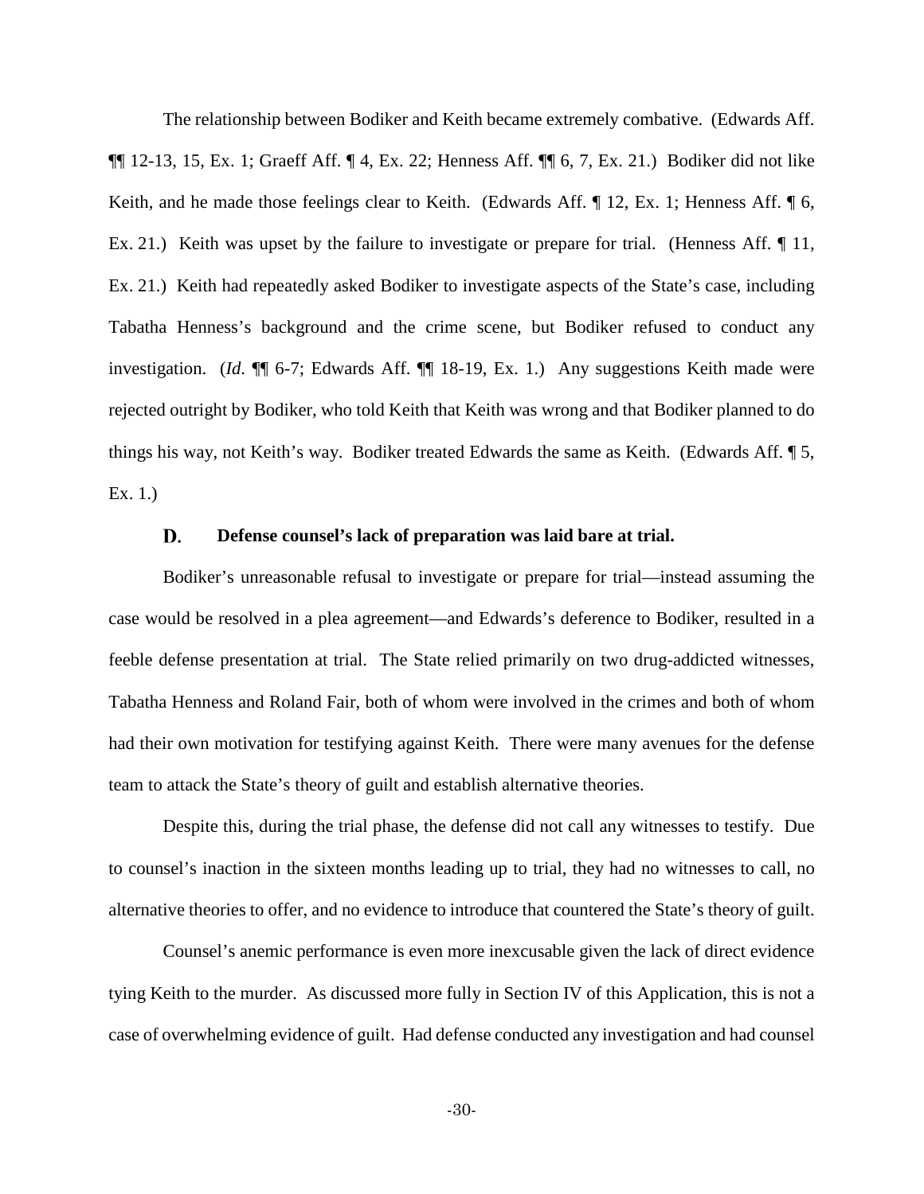The relationship between Bodiker and Keith became extremely combative. (Edwards Aff. ¶¶ 12-13, 15, Ex. 1; Graeff Aff. ¶ 4, Ex. 22; Henness Aff. ¶¶ 6, 7, Ex. 21.) Bodiker did not like Keith, and he made those feelings clear to Keith. (Edwards Aff. ¶ 12, Ex. 1; Henness Aff. ¶ 6, Ex. 21.) Keith was upset by the failure to investigate or prepare for trial. (Henness Aff. ¶ 11, Ex. 21.) Keith had repeatedly asked Bodiker to investigate aspects of the State's case, including Tabatha Henness's background and the crime scene, but Bodiker refused to conduct any investigation. (*Id*. ¶¶ 6-7; Edwards Aff. ¶¶ 18-19, Ex. 1.) Any suggestions Keith made were rejected outright by Bodiker, who told Keith that Keith was wrong and that Bodiker planned to do things his way, not Keith's way. Bodiker treated Edwards the same as Keith. (Edwards Aff. ¶ 5, Ex. 1.)

### D. Defense counsel's lack of preparation was laid bare at trial.

Bodiker's unreasonable refusal to investigate or prepare for trial—instead assuming the case would be resolved in a plea agreement—and Edwards's deference to Bodiker, resulted in a feeble defense presentation at trial. The State relied primarily on two drug-addicted witnesses, Tabatha Henness and Roland Fair, both of whom were involved in the crimes and both of whom had their own motivation for testifying against Keith. There were many avenues for the defense team to attack the State's theory of guilt and establish alternative theories.

Despite this, during the trial phase, the defense did not call any witnesses to testify. Due to counsel's inaction in the sixteen months leading up to trial, they had no witnesses to call, no alternative theories to offer, and no evidence to introduce that countered the State's theory of guilt.

Counsel's anemic performance is even more inexcusable given the lack of direct evidence tying Keith to the murder. As discussed more fully in Section IV of this Application, this is not a case of overwhelming evidence of guilt. Had defense conducted any investigation and had counsel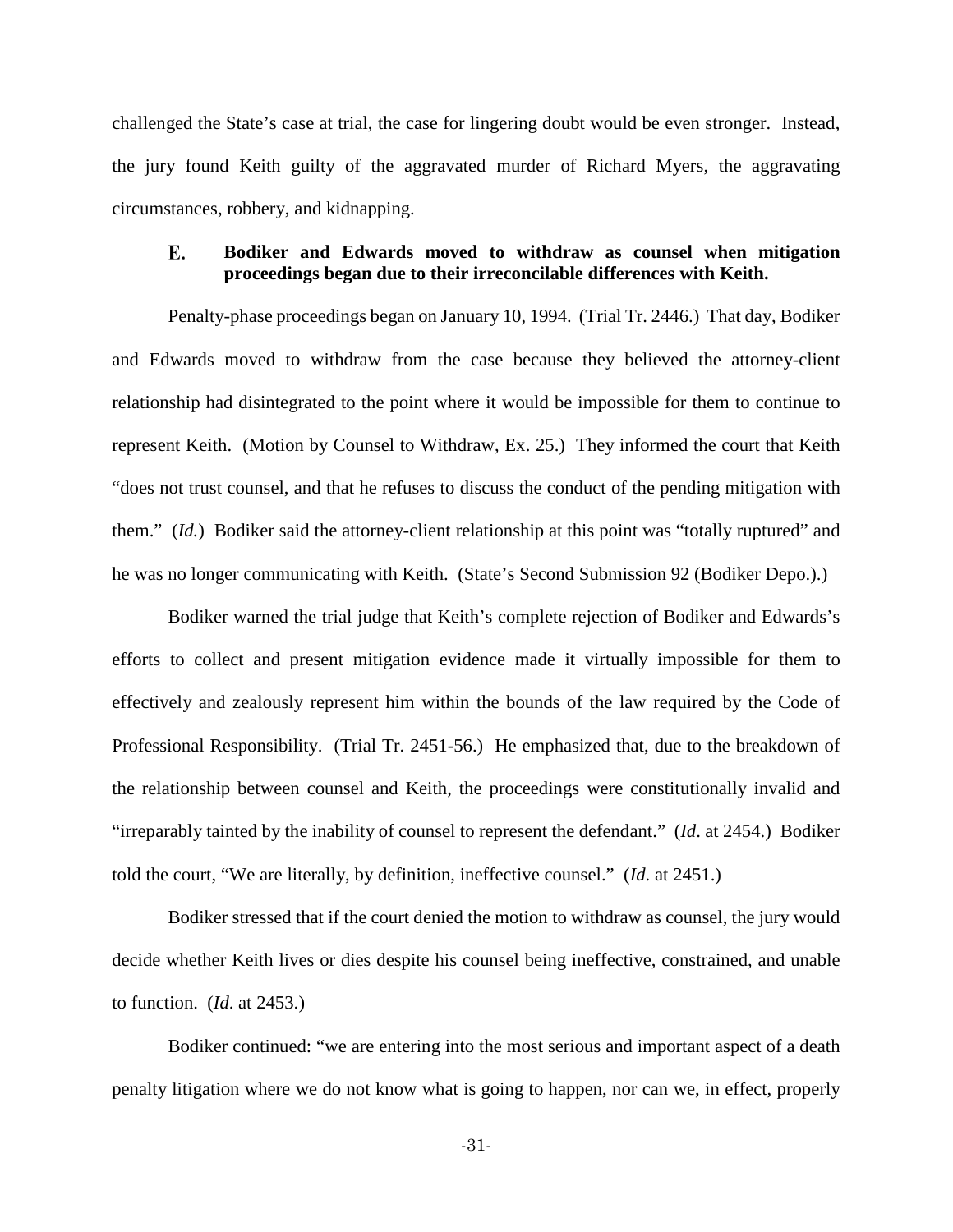challenged the State's case at trial, the case for lingering doubt would be even stronger. Instead, the jury found Keith guilty of the aggravated murder of Richard Myers, the aggravating circumstances, robbery, and kidnapping.

### E. Bodiker and Edwards moved to withdraw as counsel when mitigation proceedings began due to their irreconcilable differences with Keith.

Penalty-phase proceedings began on January 10, 1994. (Trial Tr. 2446.) That day, Bodiker and Edwards moved to withdraw from the case because they believed the attorney-client relationship had disintegrated to the point where it would be impossible for them to continue to represent Keith. (Motion by Counsel to Withdraw, Ex. 25.) They informed the court that Keith "does not trust counsel, and that he refuses to discuss the conduct of the pending mitigation with them." (*Id.*) Bodiker said the attorney-client relationship at this point was "totally ruptured" and he was no longer communicating with Keith. (State's Second Submission 92 (Bodiker Depo.).)

Bodiker warned the trial judge that Keith's complete rejection of Bodiker and Edwards's efforts to collect and present mitigation evidence made it virtually impossible for them to effectively and zealously represent him within the bounds of the law required by the Code of Professional Responsibility. (Trial Tr. 2451-56.) He emphasized that, due to the breakdown of the relationship between counsel and Keith, the proceedings were constitutionally invalid and "irreparably tainted by the inability of counsel to represent the defendant." (*Id*. at 2454.) Bodiker told the court, "We are literally, by definition, ineffective counsel." (*Id.* at 2451.)

Bodiker stressed that if the court denied the motion to withdraw as counsel, the jury would decide whether Keith lives or dies despite his counsel being ineffective, constrained, and unable to function. (*Id*. at 2453.)

Bodiker continued: "we are entering into the most serious and important aspect of a death penalty litigation where we do not know what is going to happen, nor can we, in effect, properly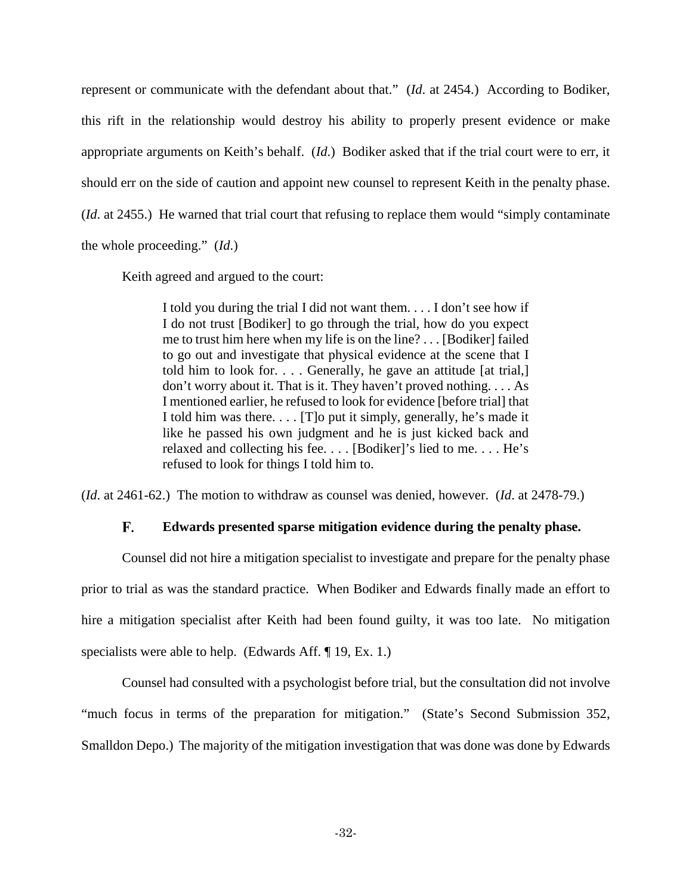represent or communicate with the defendant about that." (*Id*. at 2454.) According to Bodiker, this rift in the relationship would destroy his ability to properly present evidence or make appropriate arguments on Keith's behalf. (*Id*.) Bodiker asked that if the trial court were to err, it should err on the side of caution and appoint new counsel to represent Keith in the penalty phase. (*Id*. at 2455.) He warned that trial court that refusing to replace them would "simply contaminate the whole proceeding." (*Id*.)

Keith agreed and argued to the court:

> I told you during the trial I did not want them. . . . I don't see how if I do not trust [Bodiker] to go through the trial, how do you expect me to trust him here when my life is on the line? . . . [Bodiker] failed to go out and investigate that physical evidence at the scene that I told him to look for. . . . Generally, he gave an attitude [at trial,] don't worry about it. That is it. They haven't proved nothing. . . . As I mentioned earlier, he refused to look for evidence [before trial] that I told him was there. . . . [T]o put it simply, generally, he's made it like he passed his own judgment and he is just kicked back and relaxed and collecting his fee. . . . [Bodiker]'s lied to me. . . . He's refused to look for things I told him to.

(*Id*. at 2461-62.) The motion to withdraw as counsel was denied, however. (*Id*. at 2478-79.)

### F. Edwards presented sparse mitigation evidence during the penalty phase.

Counsel did not hire a mitigation specialist to investigate and prepare for the penalty phase prior to trial as was the standard practice. When Bodiker and Edwards finally made an effort to hire a mitigation specialist after Keith had been found guilty, it was too late. No mitigation specialists were able to help. (Edwards Aff. ¶ 19, Ex. 1.)

Counsel had consulted with a psychologist before trial, but the consultation did not involve "much focus in terms of the preparation for mitigation." (State's Second Submission 352, Smalldon Depo.) The majority of the mitigation investigation that was done was done by Edwards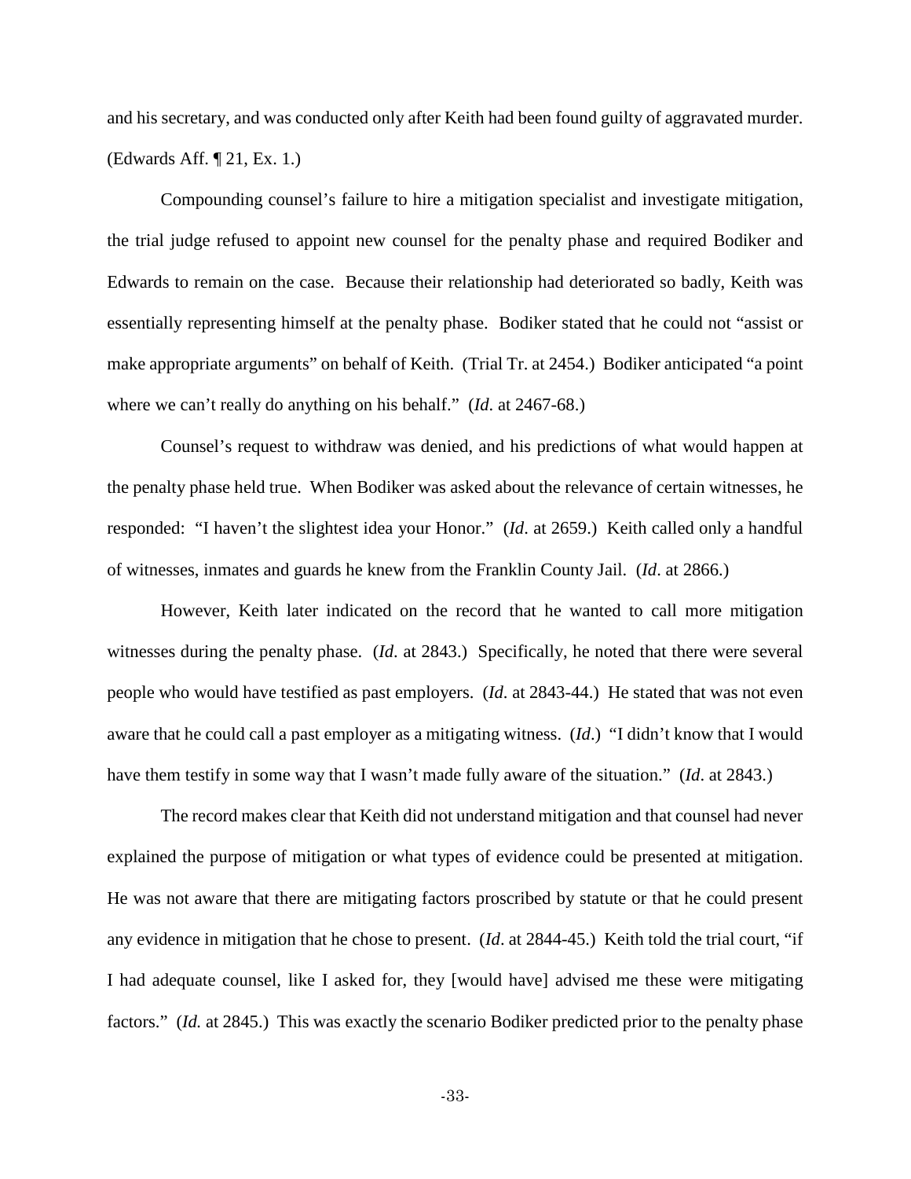and his secretary, and was conducted only after Keith had been found guilty of aggravated murder. (Edwards Aff. ¶ 21, Ex. 1.)

Compounding counsel's failure to hire a mitigation specialist and investigate mitigation, the trial judge refused to appoint new counsel for the penalty phase and required Bodiker and Edwards to remain on the case. Because their relationship had deteriorated so badly, Keith was essentially representing himself at the penalty phase. Bodiker stated that he could not "assist or make appropriate arguments" on behalf of Keith. (Trial Tr. at 2454.) Bodiker anticipated "a point where we can't really do anything on his behalf." (*Id*. at 2467-68.)

Counsel's request to withdraw was denied, and his predictions of what would happen at the penalty phase held true. When Bodiker was asked about the relevance of certain witnesses, he responded: "I haven't the slightest idea your Honor." (*Id*. at 2659.) Keith called only a handful of witnesses, inmates and guards he knew from the Franklin County Jail. (*Id*. at 2866.)

However, Keith later indicated on the record that he wanted to call more mitigation witnesses during the penalty phase. (*Id*. at 2843.) Specifically, he noted that there were several people who would have testified as past employers. (*Id*. at 2843-44.) He stated that was not even aware that he could call a past employer as a mitigating witness. (*Id*.) "I didn't know that I would have them testify in some way that I wasn't made fully aware of the situation." (*Id*. at 2843.)

The record makes clear that Keith did not understand mitigation and that counsel had never explained the purpose of mitigation or what types of evidence could be presented at mitigation. He was not aware that there are mitigating factors proscribed by statute or that he could present any evidence in mitigation that he chose to present. (*Id*. at 2844-45.) Keith told the trial court, "if I had adequate counsel, like I asked for, they [would have] advised me these were mitigating factors." (*Id.* at 2845.) This was exactly the scenario Bodiker predicted prior to the penalty phase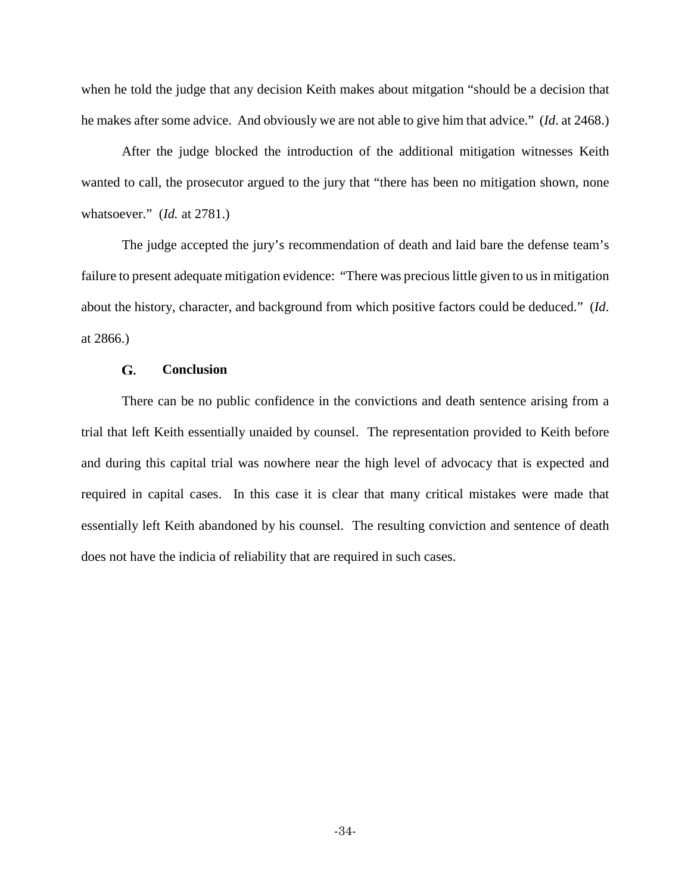when he told the judge that any decision Keith makes about mitgation "should be a decision that he makes after some advice. And obviously we are not able to give him that advice." (*Id*. at 2468.)

After the judge blocked the introduction of the additional mitigation witnesses Keith wanted to call, the prosecutor argued to the jury that "there has been no mitigation shown, none whatsoever." (*Id.* at 2781.)

The judge accepted the jury's recommendation of death and laid bare the defense team's failure to present adequate mitigation evidence: "There was precious little given to us in mitigation about the history, character, and background from which positive factors could be deduced." (*Id*. at 2866.)

### G. Conclusion

There can be no public confidence in the convictions and death sentence arising from a trial that left Keith essentially unaided by counsel. The representation provided to Keith before and during this capital trial was nowhere near the high level of advocacy that is expected and required in capital cases. In this case it is clear that many critical mistakes were made that essentially left Keith abandoned by his counsel. The resulting conviction and sentence of death does not have the indicia of reliability that are required in such cases.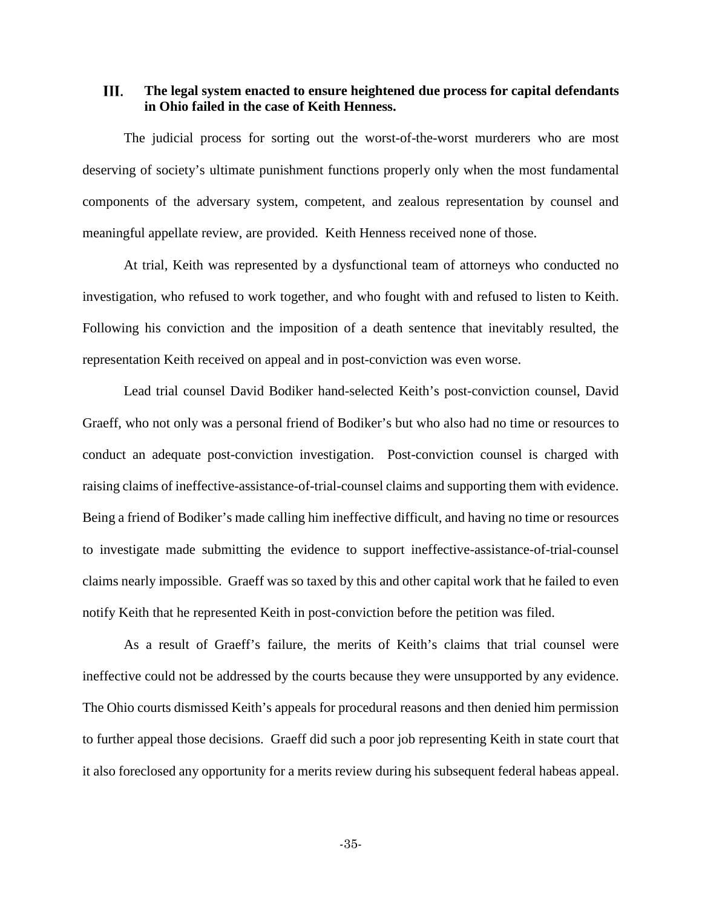## III. The legal system enacted to ensure heightened due process for capital defendants in Ohio failed in the case of Keith Henness.

The judicial process for sorting out the worst-of-the-worst murderers who are most deserving of society's ultimate punishment functions properly only when the most fundamental components of the adversary system, competent, and zealous representation by counsel and meaningful appellate review, are provided. Keith Henness received none of those.

At trial, Keith was represented by a dysfunctional team of attorneys who conducted no investigation, who refused to work together, and who fought with and refused to listen to Keith. Following his conviction and the imposition of a death sentence that inevitably resulted, the representation Keith received on appeal and in post-conviction was even worse.

Lead trial counsel David Bodiker hand-selected Keith's post-conviction counsel, David Graeff, who not only was a personal friend of Bodiker's but who also had no time or resources to conduct an adequate post-conviction investigation. Post-conviction counsel is charged with raising claims of ineffective-assistance-of-trial-counsel claims and supporting them with evidence. Being a friend of Bodiker's made calling him ineffective difficult, and having no time or resources to investigate made submitting the evidence to support ineffective-assistance-of-trial-counsel claims nearly impossible. Graeff was so taxed by this and other capital work that he failed to even notify Keith that he represented Keith in post-conviction before the petition was filed.

As a result of Graeff's failure, the merits of Keith's claims that trial counsel were ineffective could not be addressed by the courts because they were unsupported by any evidence. The Ohio courts dismissed Keith's appeals for procedural reasons and then denied him permission to further appeal those decisions. Graeff did such a poor job representing Keith in state court that it also foreclosed any opportunity for a merits review during his subsequent federal habeas appeal.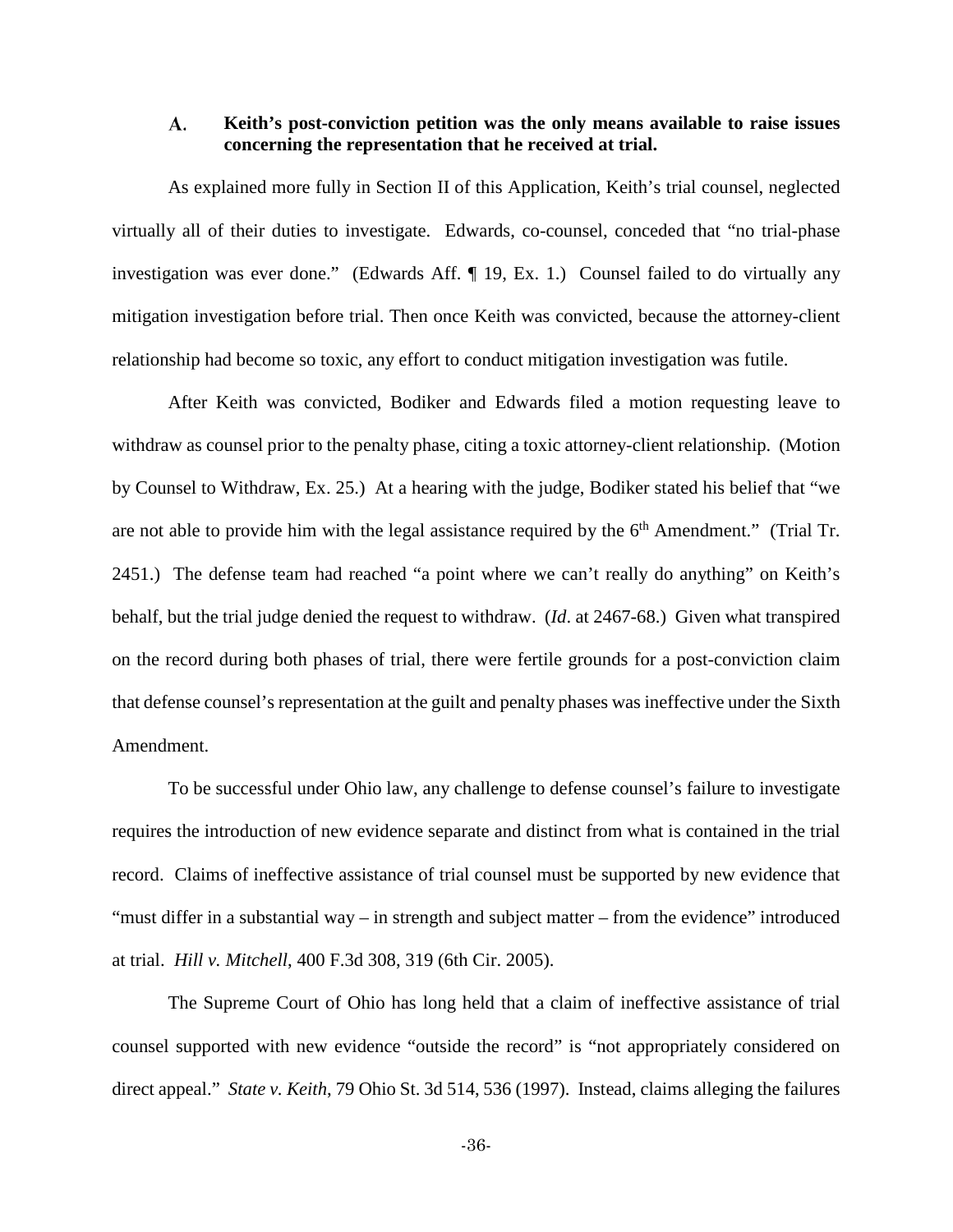### A. Keith's post-conviction petition was the only means available to raise issues concerning the representation that he received at trial.

As explained more fully in Section II of this Application, Keith's trial counsel, neglected virtually all of their duties to investigate. Edwards, co-counsel, conceded that "no trial-phase investigation was ever done." (Edwards Aff. ¶ 19, Ex. 1.) Counsel failed to do virtually any mitigation investigation before trial. Then once Keith was convicted, because the attorney-client relationship had become so toxic, any effort to conduct mitigation investigation was futile.

After Keith was convicted, Bodiker and Edwards filed a motion requesting leave to withdraw as counsel prior to the penalty phase, citing a toxic attorney-client relationship. (Motion by Counsel to Withdraw, Ex. 25.) At a hearing with the judge, Bodiker stated his belief that "we are not able to provide him with the legal assistance required by the 6th Amendment." (Trial Tr. 2451.) The defense team had reached "a point where we can't really do anything" on Keith's behalf, but the trial judge denied the request to withdraw. (*Id*. at 2467-68.) Given what transpired on the record during both phases of trial, there were fertile grounds for a post-conviction claim that defense counsel's representation at the guilt and penalty phases was ineffective under the Sixth Amendment.

To be successful under Ohio law, any challenge to defense counsel's failure to investigate requires the introduction of new evidence separate and distinct from what is contained in the trial record. Claims of ineffective assistance of trial counsel must be supported by new evidence that "must differ in a substantial way – in strength and subject matter – from the evidence" introduced at trial. *Hill v. Mitchell*, 400 F.3d 308, 319 (6th Cir. 2005).

The Supreme Court of Ohio has long held that a claim of ineffective assistance of trial counsel supported with new evidence "outside the record" is "not appropriately considered on direct appeal." *State v. Keith*, 79 Ohio St. 3d 514, 536 (1997). Instead, claims alleging the failures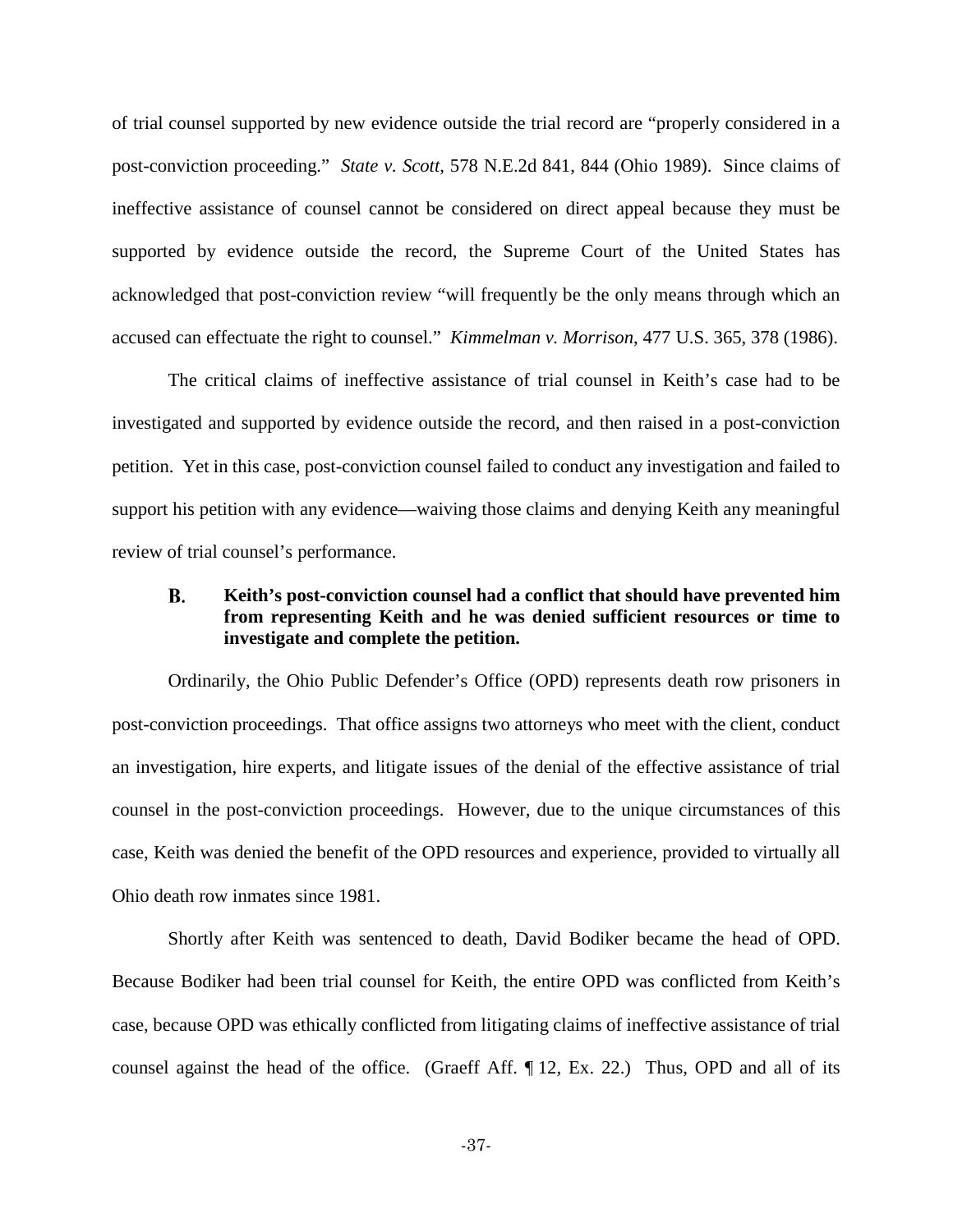of trial counsel supported by new evidence outside the trial record are "properly considered in a post-conviction proceeding." *State v. Scott*, 578 N.E.2d 841, 844 (Ohio 1989). Since claims of ineffective assistance of counsel cannot be considered on direct appeal because they must be supported by evidence outside the record, the Supreme Court of the United States has acknowledged that post-conviction review "will frequently be the only means through which an accused can effectuate the right to counsel." *Kimmelman v. Morrison*, 477 U.S. 365, 378 (1986).

The critical claims of ineffective assistance of trial counsel in Keith's case had to be investigated and supported by evidence outside the record, and then raised in a post-conviction petition. Yet in this case, post-conviction counsel failed to conduct any investigation and failed to support his petition with any evidence—waiving those claims and denying Keith any meaningful review of trial counsel's performance.

### B. Keith's post-conviction counsel had a conflict that should have prevented him from representing Keith and he was denied sufficient resources or time to investigate and complete the petition.

Ordinarily, the Ohio Public Defender's Office (OPD) represents death row prisoners in post-conviction proceedings. That office assigns two attorneys who meet with the client, conduct an investigation, hire experts, and litigate issues of the denial of the effective assistance of trial counsel in the post-conviction proceedings. However, due to the unique circumstances of this case, Keith was denied the benefit of the OPD resources and experience, provided to virtually all Ohio death row inmates since 1981.

Shortly after Keith was sentenced to death, David Bodiker became the head of OPD. Because Bodiker had been trial counsel for Keith, the entire OPD was conflicted from Keith's case, because OPD was ethically conflicted from litigating claims of ineffective assistance of trial counsel against the head of the office. (Graeff Aff. ¶ 12, Ex. 22.) Thus, OPD and all of its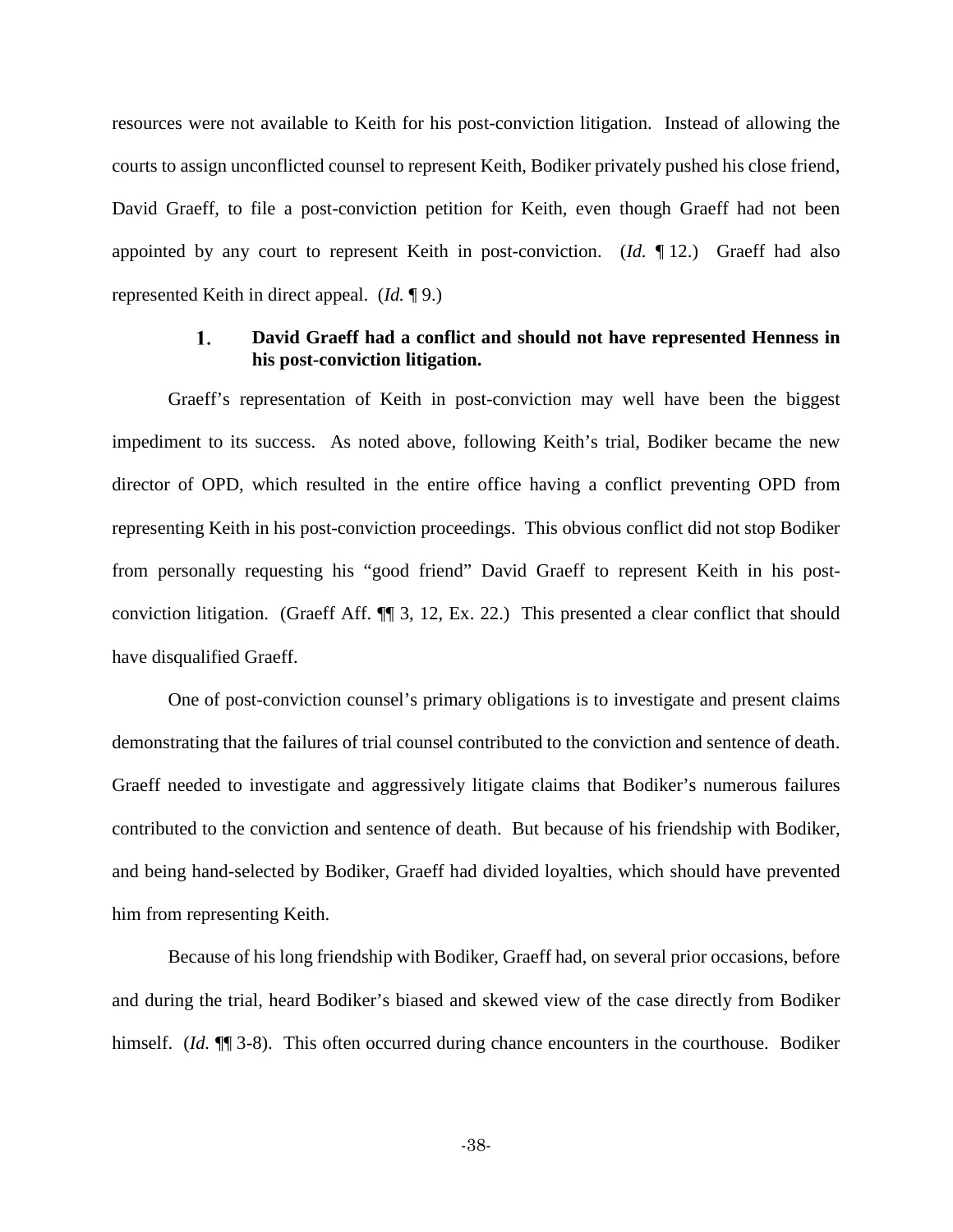resources were not available to Keith for his post-conviction litigation. Instead of allowing the courts to assign unconflicted counsel to represent Keith, Bodiker privately pushed his close friend, David Graeff, to file a post-conviction petition for Keith, even though Graeff had not been appointed by any court to represent Keith in post-conviction. (*Id.* ¶ 12.) Graeff had also represented Keith in direct appeal. (*Id.* ¶ 9.)

### 1. David Graeff had a conflict and should not have represented Henness in his post-conviction litigation.

Graeff's representation of Keith in post-conviction may well have been the biggest impediment to its success. As noted above, following Keith's trial, Bodiker became the new director of OPD, which resulted in the entire office having a conflict preventing OPD from representing Keith in his post-conviction proceedings. This obvious conflict did not stop Bodiker from personally requesting his "good friend" David Graeff to represent Keith in his post-conviction litigation. (Graeff Aff. ¶¶ 3, 12, Ex. 22.) This presented a clear conflict that should have disqualified Graeff.

One of post-conviction counsel's primary obligations is to investigate and present claims demonstrating that the failures of trial counsel contributed to the conviction and sentence of death. Graeff needed to investigate and aggressively litigate claims that Bodiker's numerous failures contributed to the conviction and sentence of death. But because of his friendship with Bodiker, and being hand-selected by Bodiker, Graeff had divided loyalties, which should have prevented him from representing Keith.

Because of his long friendship with Bodiker, Graeff had, on several prior occasions, before and during the trial, heard Bodiker's biased and skewed view of the case directly from Bodiker himself. (*Id.* ¶¶ 3-8). This often occurred during chance encounters in the courthouse. Bodiker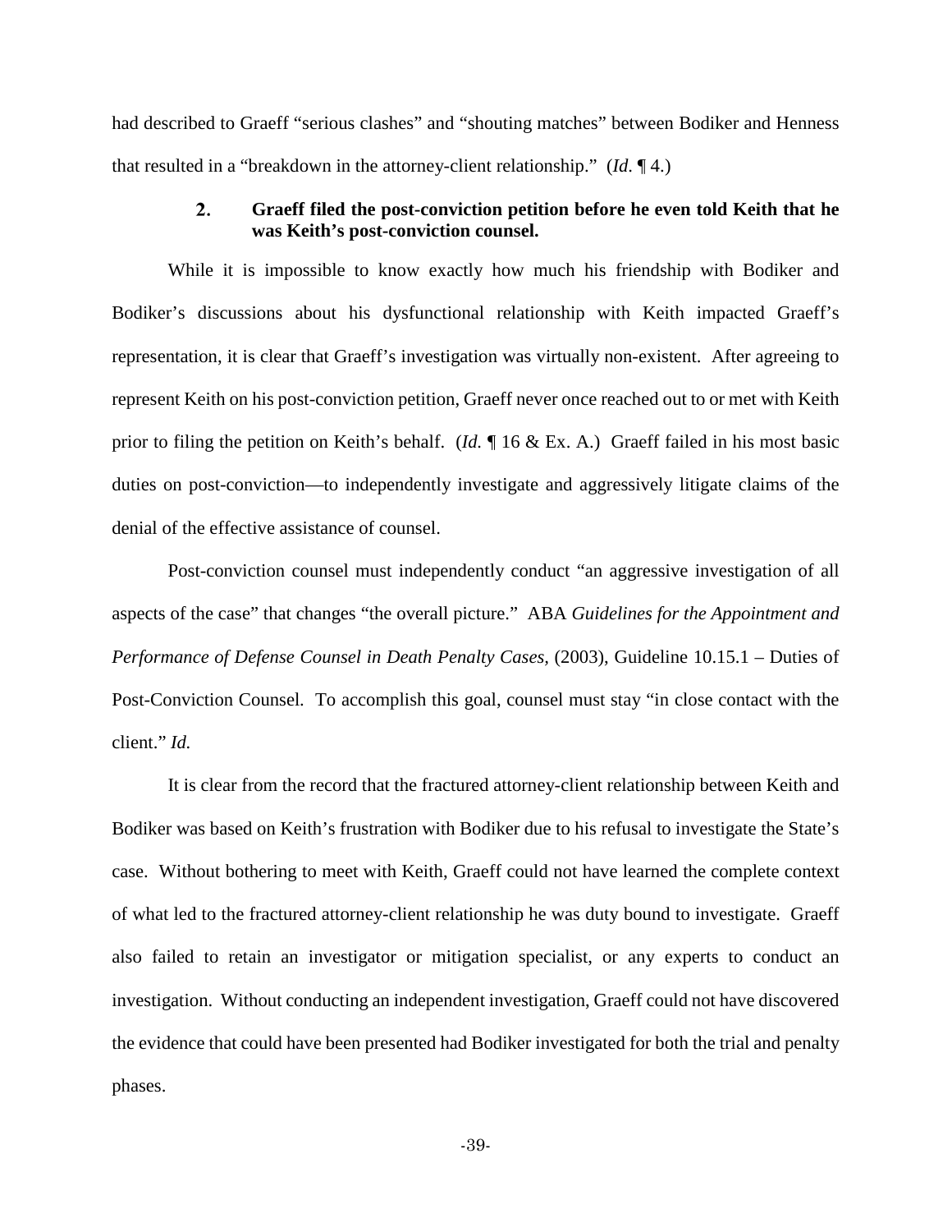had described to Graeff "serious clashes" and "shouting matches" between Bodiker and Henness that resulted in a "breakdown in the attorney-client relationship." (*Id*. ¶ 4.)

### 2. Graeff filed the post-conviction petition before he even told Keith that he was Keith's post-conviction counsel.

While it is impossible to know exactly how much his friendship with Bodiker and Bodiker's discussions about his dysfunctional relationship with Keith impacted Graeff's representation, it is clear that Graeff's investigation was virtually non-existent. After agreeing to represent Keith on his post-conviction petition, Graeff never once reached out to or met with Keith prior to filing the petition on Keith's behalf. (*Id.* ¶ 16 & Ex. A.) Graeff failed in his most basic duties on post-conviction—to independently investigate and aggressively litigate claims of the denial of the effective assistance of counsel.

Post-conviction counsel must independently conduct "an aggressive investigation of all aspects of the case" that changes "the overall picture." ABA *Guidelines for the Appointment and Performance of Defense Counsel in Death Penalty Cases,* (2003), Guideline 10.15.1 – Duties of Post-Conviction Counsel. To accomplish this goal, counsel must stay "in close contact with the client." *Id.*

It is clear from the record that the fractured attorney-client relationship between Keith and Bodiker was based on Keith's frustration with Bodiker due to his refusal to investigate the State's case. Without bothering to meet with Keith, Graeff could not have learned the complete context of what led to the fractured attorney-client relationship he was duty bound to investigate. Graeff also failed to retain an investigator or mitigation specialist, or any experts to conduct an investigation. Without conducting an independent investigation, Graeff could not have discovered the evidence that could have been presented had Bodiker investigated for both the trial and penalty phases.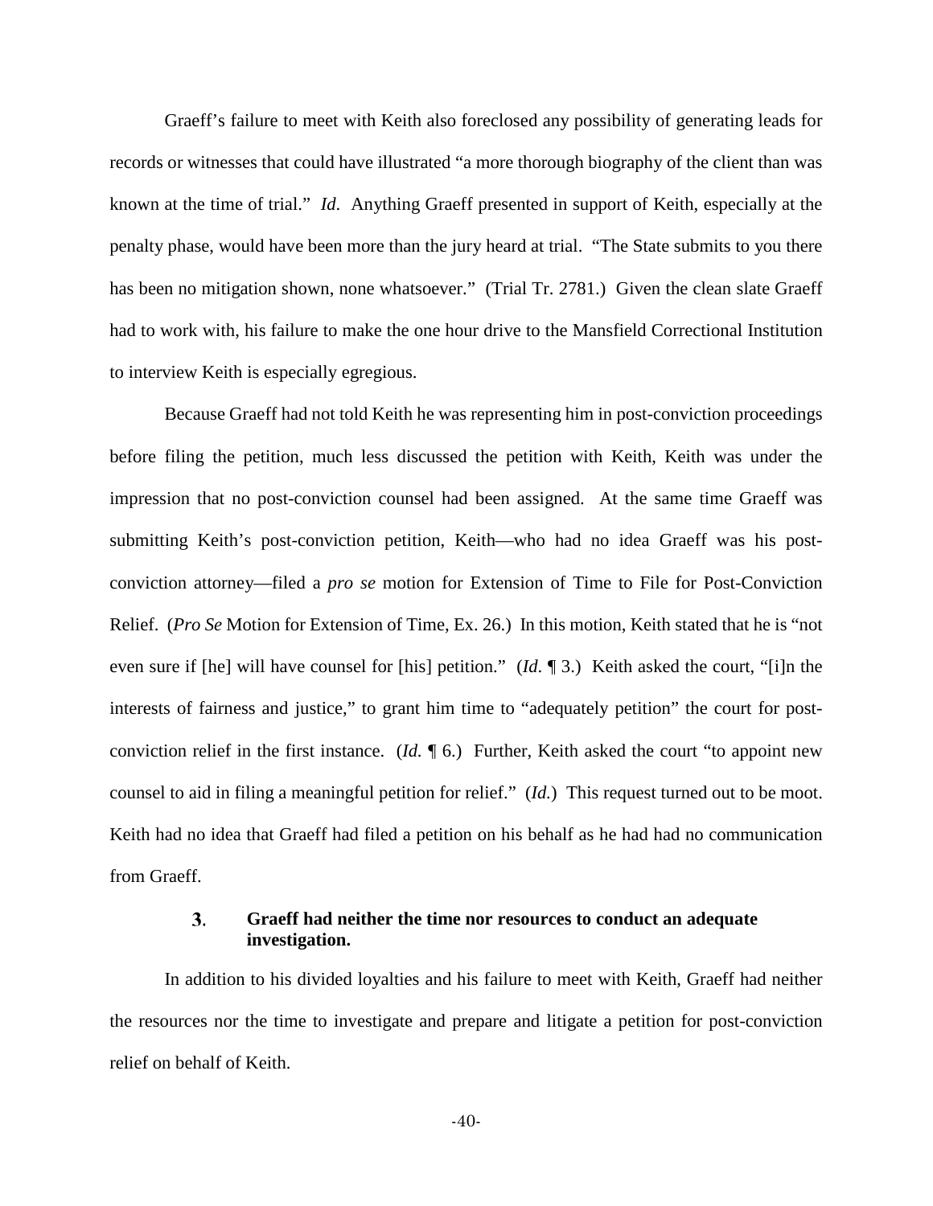Graeff's failure to meet with Keith also foreclosed any possibility of generating leads for records or witnesses that could have illustrated "a more thorough biography of the client than was known at the time of trial." *Id*. Anything Graeff presented in support of Keith, especially at the penalty phase, would have been more than the jury heard at trial. "The State submits to you there has been no mitigation shown, none whatsoever." (Trial Tr. 2781.) Given the clean slate Graeff had to work with, his failure to make the one hour drive to the Mansfield Correctional Institution to interview Keith is especially egregious.

Because Graeff had not told Keith he was representing him in post-conviction proceedings before filing the petition, much less discussed the petition with Keith, Keith was under the impression that no post-conviction counsel had been assigned. At the same time Graeff was submitting Keith's post-conviction petition, Keith—who had no idea Graeff was his post-conviction attorney—filed a *pro se* motion for Extension of Time to File for Post-Conviction Relief. (*Pro Se* Motion for Extension of Time, Ex. 26.) In this motion, Keith stated that he is "not even sure if [he] will have counsel for [his] petition." (*Id*. ¶ 3.) Keith asked the court, "[i]n the interests of fairness and justice," to grant him time to "adequately petition" the court for post-conviction relief in the first instance. (*Id.* ¶ 6.) Further, Keith asked the court "to appoint new counsel to aid in filing a meaningful petition for relief." (*Id.*) This request turned out to be moot. Keith had no idea that Graeff had filed a petition on his behalf as he had had no communication from Graeff.

### 3. Graeff had neither the time nor resources to conduct an adequate investigation.

In addition to his divided loyalties and his failure to meet with Keith, Graeff had neither the resources nor the time to investigate and prepare and litigate a petition for post-conviction relief on behalf of Keith.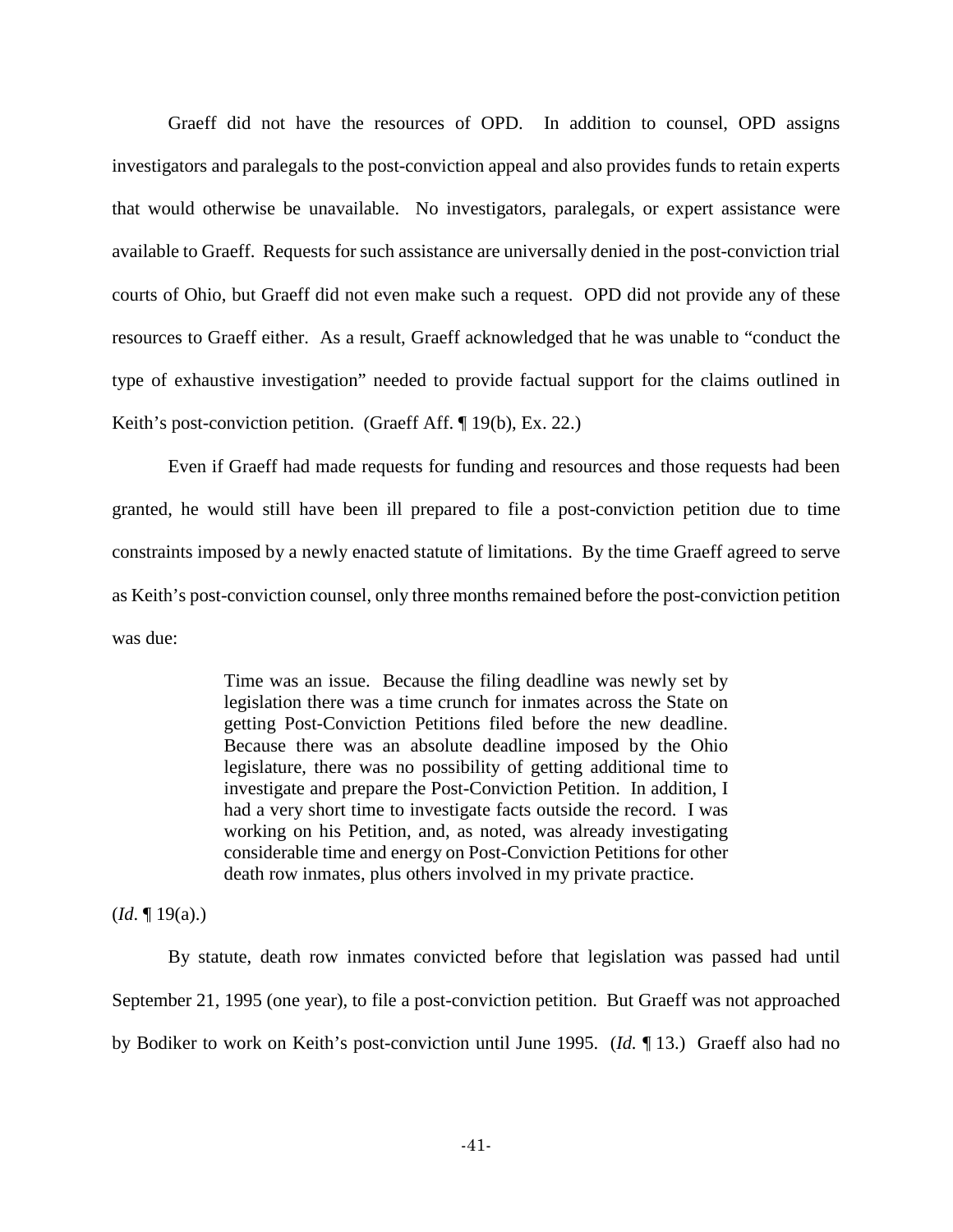Graeff did not have the resources of OPD. In addition to counsel, OPD assigns investigators and paralegals to the post-conviction appeal and also provides funds to retain experts that would otherwise be unavailable. No investigators, paralegals, or expert assistance were available to Graeff. Requests for such assistance are universally denied in the post-conviction trial courts of Ohio, but Graeff did not even make such a request. OPD did not provide any of these resources to Graeff either. As a result, Graeff acknowledged that he was unable to "conduct the type of exhaustive investigation" needed to provide factual support for the claims outlined in Keith's post-conviction petition. (Graeff Aff. ¶ 19(b), Ex. 22.)

Even if Graeff had made requests for funding and resources and those requests had been granted, he would still have been ill prepared to file a post-conviction petition due to time constraints imposed by a newly enacted statute of limitations. By the time Graeff agreed to serve as Keith's post-conviction counsel, only three months remained before the post-conviction petition was due:

> Time was an issue. Because the filing deadline was newly set by legislation there was a time crunch for inmates across the State on getting Post-Conviction Petitions filed before the new deadline. Because there was an absolute deadline imposed by the Ohio legislature, there was no possibility of getting additional time to investigate and prepare the Post-Conviction Petition. In addition, I had a very short time to investigate facts outside the record. I was working on his Petition, and, as noted, was already investigating considerable time and energy on Post-Conviction Petitions for other death row inmates, plus others involved in my private practice.

(*Id*. ¶ 19(a).)

By statute, death row inmates convicted before that legislation was passed had until September 21, 1995 (one year), to file a post-conviction petition. But Graeff was not approached by Bodiker to work on Keith's post-conviction until June 1995. (*Id.* ¶ 13.) Graeff also had no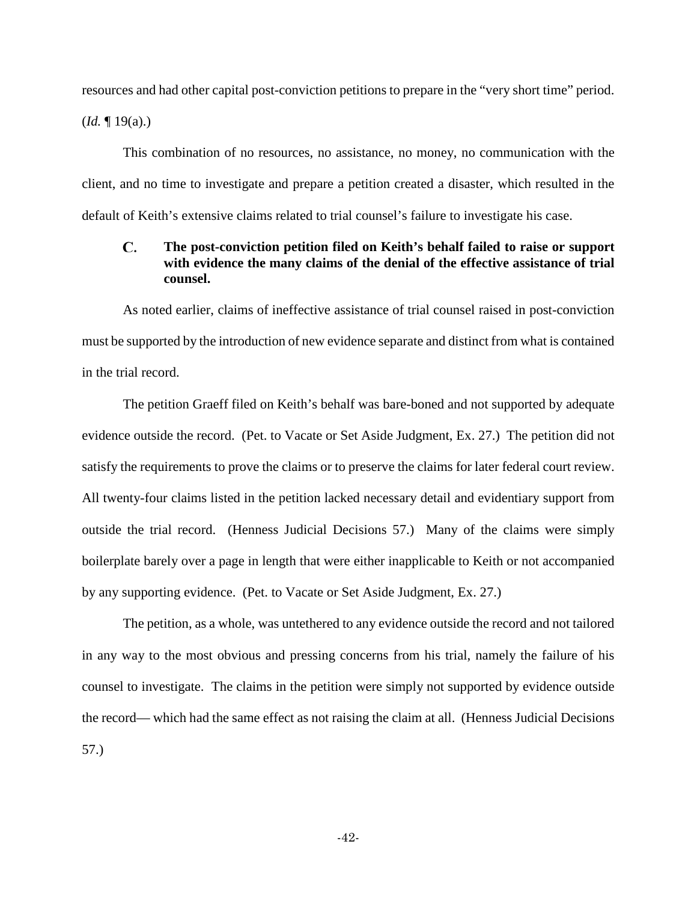resources and had other capital post-conviction petitions to prepare in the "very short time" period. (*Id.* ¶ 19(a).)

This combination of no resources, no assistance, no money, no communication with the client, and no time to investigate and prepare a petition created a disaster, which resulted in the default of Keith's extensive claims related to trial counsel's failure to investigate his case.

### C. The post-conviction petition filed on Keith's behalf failed to raise or support with evidence the many claims of the denial of the effective assistance of trial counsel.

As noted earlier, claims of ineffective assistance of trial counsel raised in post-conviction must be supported by the introduction of new evidence separate and distinct from what is contained in the trial record.

The petition Graeff filed on Keith's behalf was bare-boned and not supported by adequate evidence outside the record. (Pet. to Vacate or Set Aside Judgment, Ex. 27.) The petition did not satisfy the requirements to prove the claims or to preserve the claims for later federal court review. All twenty-four claims listed in the petition lacked necessary detail and evidentiary support from outside the trial record. (Henness Judicial Decisions 57.) Many of the claims were simply boilerplate barely over a page in length that were either inapplicable to Keith or not accompanied by any supporting evidence. (Pet. to Vacate or Set Aside Judgment, Ex. 27.)

The petition, as a whole, was untethered to any evidence outside the record and not tailored in any way to the most obvious and pressing concerns from his trial, namely the failure of his counsel to investigate. The claims in the petition were simply not supported by evidence outside the record— which had the same effect as not raising the claim at all. (Henness Judicial Decisions 57.)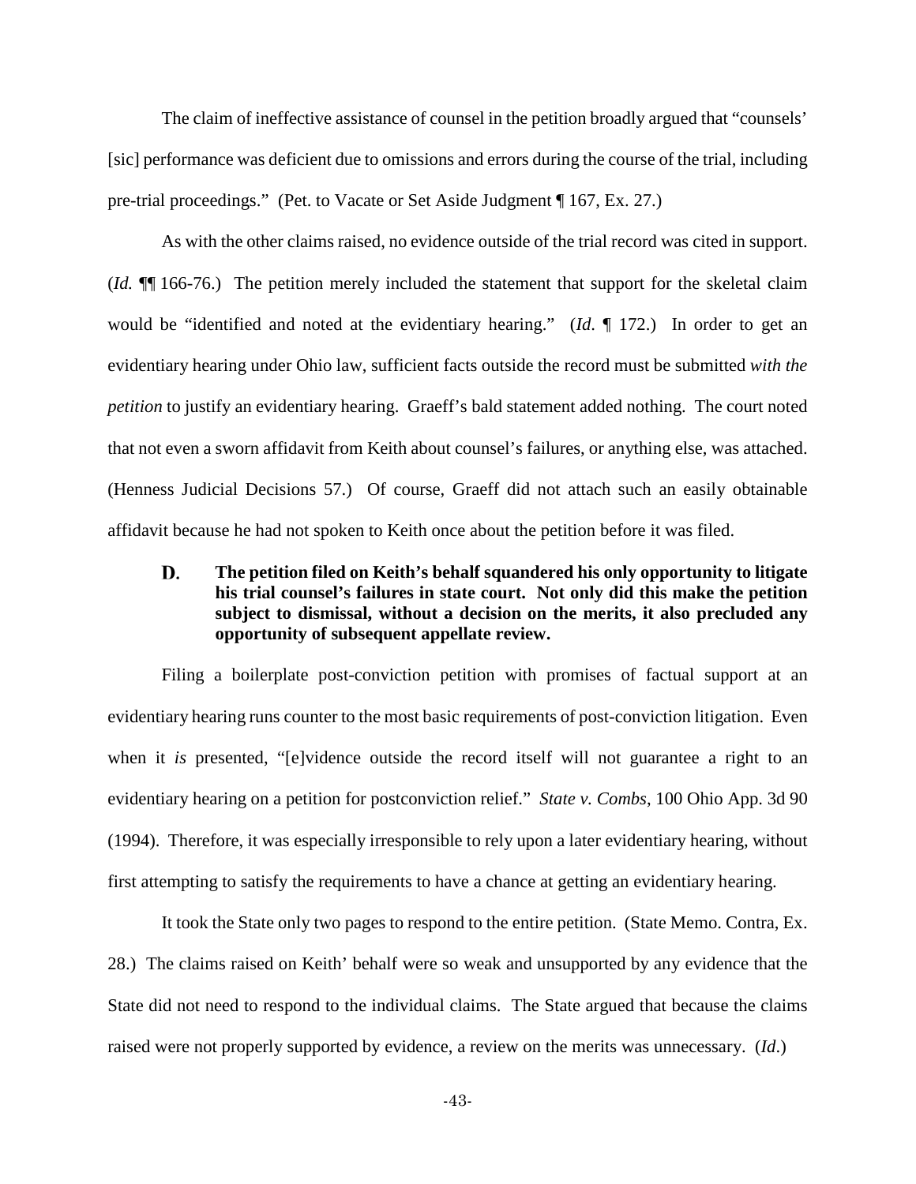The claim of ineffective assistance of counsel in the petition broadly argued that "counsels' [sic] performance was deficient due to omissions and errors during the course of the trial, including pre-trial proceedings." (Pet. to Vacate or Set Aside Judgment ¶ 167, Ex. 27.)

As with the other claims raised, no evidence outside of the trial record was cited in support. (*Id.* ¶¶ 166-76.) The petition merely included the statement that support for the skeletal claim would be "identified and noted at the evidentiary hearing." (*Id*. ¶ 172.) In order to get an evidentiary hearing under Ohio law, sufficient facts outside the record must be submitted *with the petition* to justify an evidentiary hearing. Graeff's bald statement added nothing. The court noted that not even a sworn affidavit from Keith about counsel's failures, or anything else, was attached. (Henness Judicial Decisions 57.) Of course, Graeff did not attach such an easily obtainable affidavit because he had not spoken to Keith once about the petition before it was filed.

### D. The petition filed on Keith's behalf squandered his only opportunity to litigate his trial counsel's failures in state court. Not only did this make the petition subject to dismissal, without a decision on the merits, it also precluded any opportunity of subsequent appellate review.

Filing a boilerplate post-conviction petition with promises of factual support at an evidentiary hearing runs counter to the most basic requirements of post-conviction litigation. Even when it *is* presented, "[e]vidence outside the record itself will not guarantee a right to an evidentiary hearing on a petition for postconviction relief." *State v. Combs*, 100 Ohio App. 3d 90 (1994). Therefore, it was especially irresponsible to rely upon a later evidentiary hearing, without first attempting to satisfy the requirements to have a chance at getting an evidentiary hearing.

It took the State only two pages to respond to the entire petition. (State Memo. Contra, Ex. 28.) The claims raised on Keith' behalf were so weak and unsupported by any evidence that the State did not need to respond to the individual claims. The State argued that because the claims raised were not properly supported by evidence, a review on the merits was unnecessary. (*Id*.)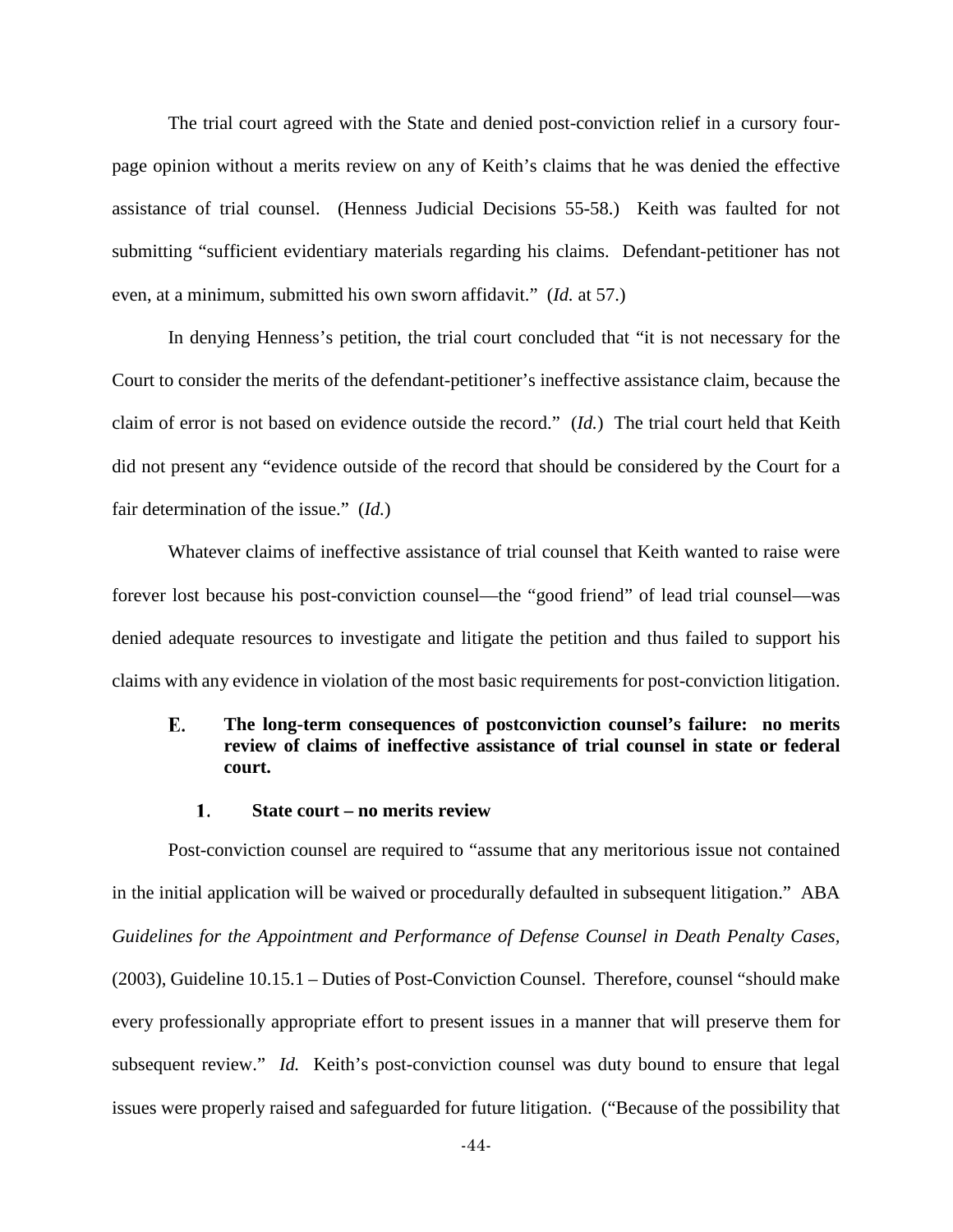The trial court agreed with the State and denied post-conviction relief in a cursory four-page opinion without a merits review on any of Keith's claims that he was denied the effective assistance of trial counsel. (Henness Judicial Decisions 55-58.) Keith was faulted for not submitting "sufficient evidentiary materials regarding his claims. Defendant-petitioner has not even, at a minimum, submitted his own sworn affidavit." (*Id.* at 57.)

In denying Henness's petition, the trial court concluded that "it is not necessary for the Court to consider the merits of the defendant-petitioner's ineffective assistance claim, because the claim of error is not based on evidence outside the record." (*Id.*) The trial court held that Keith did not present any "evidence outside of the record that should be considered by the Court for a fair determination of the issue." (*Id.*)

Whatever claims of ineffective assistance of trial counsel that Keith wanted to raise were forever lost because his post-conviction counsel—the "good friend" of lead trial counsel—was denied adequate resources to investigate and litigate the petition and thus failed to support his claims with any evidence in violation of the most basic requirements for post-conviction litigation.

### E. The long-term consequences of postconviction counsel's failure: no merits review of claims of ineffective assistance of trial counsel in state or federal court.

#### 1. State court – no merits review

Post-conviction counsel are required to "assume that any meritorious issue not contained in the initial application will be waived or procedurally defaulted in subsequent litigation." ABA *Guidelines for the Appointment and Performance of Defense Counsel in Death Penalty Cases,* (2003), Guideline 10.15.1 – Duties of Post-Conviction Counsel. Therefore, counsel "should make every professionally appropriate effort to present issues in a manner that will preserve them for subsequent review." *Id.* Keith's post-conviction counsel was duty bound to ensure that legal issues were properly raised and safeguarded for future litigation. ("Because of the possibility that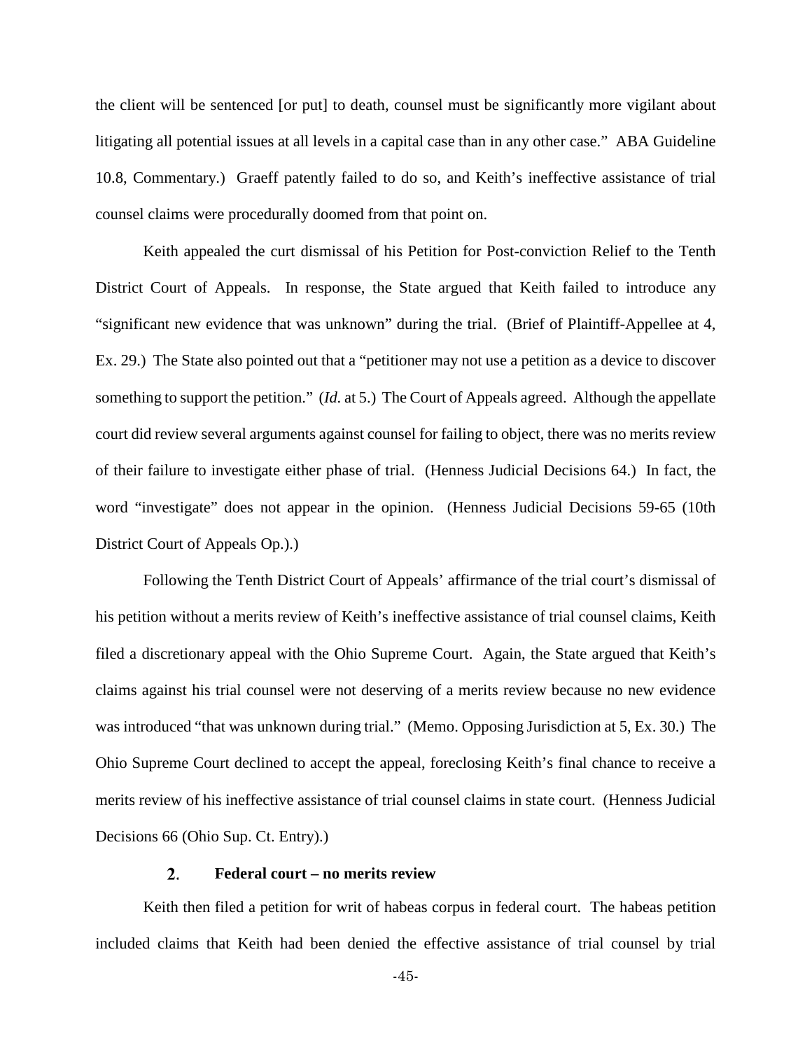the client will be sentenced [or put] to death, counsel must be significantly more vigilant about litigating all potential issues at all levels in a capital case than in any other case." ABA Guideline 10.8, Commentary.) Graeff patently failed to do so, and Keith's ineffective assistance of trial counsel claims were procedurally doomed from that point on.

Keith appealed the curt dismissal of his Petition for Post-conviction Relief to the Tenth District Court of Appeals. In response, the State argued that Keith failed to introduce any "significant new evidence that was unknown" during the trial. (Brief of Plaintiff-Appellee at 4, Ex. 29.) The State also pointed out that a "petitioner may not use a petition as a device to discover something to support the petition." (*Id.* at 5.) The Court of Appeals agreed. Although the appellate court did review several arguments against counsel for failing to object, there was no merits review of their failure to investigate either phase of trial. (Henness Judicial Decisions 64.) In fact, the word "investigate" does not appear in the opinion. (Henness Judicial Decisions 59-65 (10th District Court of Appeals Op.).)

Following the Tenth District Court of Appeals' affirmance of the trial court's dismissal of his petition without a merits review of Keith's ineffective assistance of trial counsel claims, Keith filed a discretionary appeal with the Ohio Supreme Court. Again, the State argued that Keith's claims against his trial counsel were not deserving of a merits review because no new evidence was introduced "that was unknown during trial." (Memo. Opposing Jurisdiction at 5, Ex. 30.) The Ohio Supreme Court declined to accept the appeal, foreclosing Keith's final chance to receive a merits review of his ineffective assistance of trial counsel claims in state court. (Henness Judicial Decisions 66 (Ohio Sup. Ct. Entry).)

### 2. Federal court – no merits review

Keith then filed a petition for writ of habeas corpus in federal court. The habeas petition included claims that Keith had been denied the effective assistance of trial counsel by trial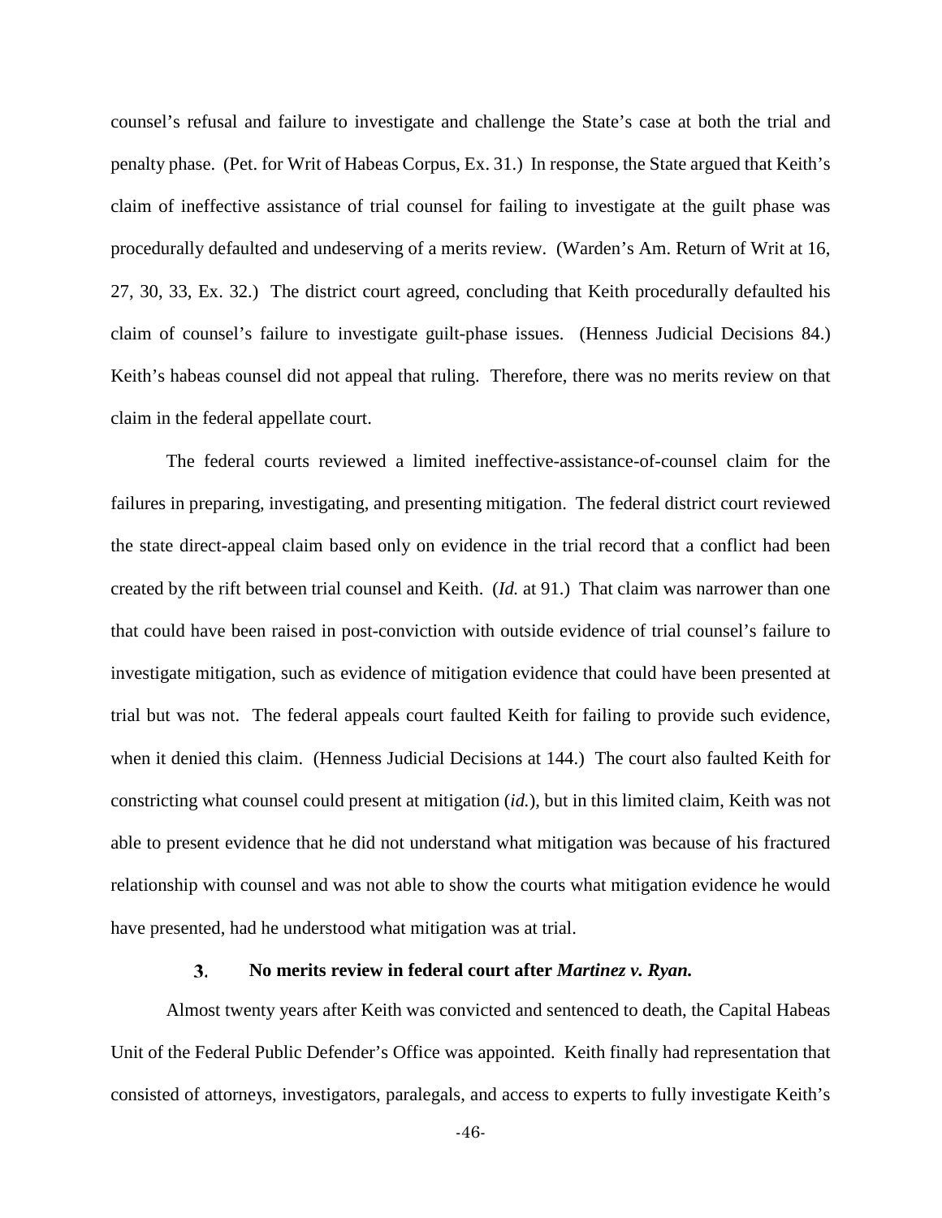counsel's refusal and failure to investigate and challenge the State's case at both the trial and penalty phase. (Pet. for Writ of Habeas Corpus, Ex. 31.) In response, the State argued that Keith's claim of ineffective assistance of trial counsel for failing to investigate at the guilt phase was procedurally defaulted and undeserving of a merits review. (Warden's Am. Return of Writ at 16, 27, 30, 33, Ex. 32.) The district court agreed, concluding that Keith procedurally defaulted his claim of counsel's failure to investigate guilt-phase issues. (Henness Judicial Decisions 84.) Keith's habeas counsel did not appeal that ruling. Therefore, there was no merits review on that claim in the federal appellate court.

The federal courts reviewed a limited ineffective-assistance-of-counsel claim for the failures in preparing, investigating, and presenting mitigation. The federal district court reviewed the state direct-appeal claim based only on evidence in the trial record that a conflict had been created by the rift between trial counsel and Keith. (*Id.* at 91.) That claim was narrower than one that could have been raised in post-conviction with outside evidence of trial counsel's failure to investigate mitigation, such as evidence of mitigation evidence that could have been presented at trial but was not. The federal appeals court faulted Keith for failing to provide such evidence, when it denied this claim. (Henness Judicial Decisions at 144.) The court also faulted Keith for constricting what counsel could present at mitigation (*id.*), but in this limited claim, Keith was not able to present evidence that he did not understand what mitigation was because of his fractured relationship with counsel and was not able to show the courts what mitigation evidence he would have presented, had he understood what mitigation was at trial.

### 3. No merits review in federal court after *Martinez v. Ryan.*

Almost twenty years after Keith was convicted and sentenced to death, the Capital Habeas Unit of the Federal Public Defender's Office was appointed. Keith finally had representation that consisted of attorneys, investigators, paralegals, and access to experts to fully investigate Keith's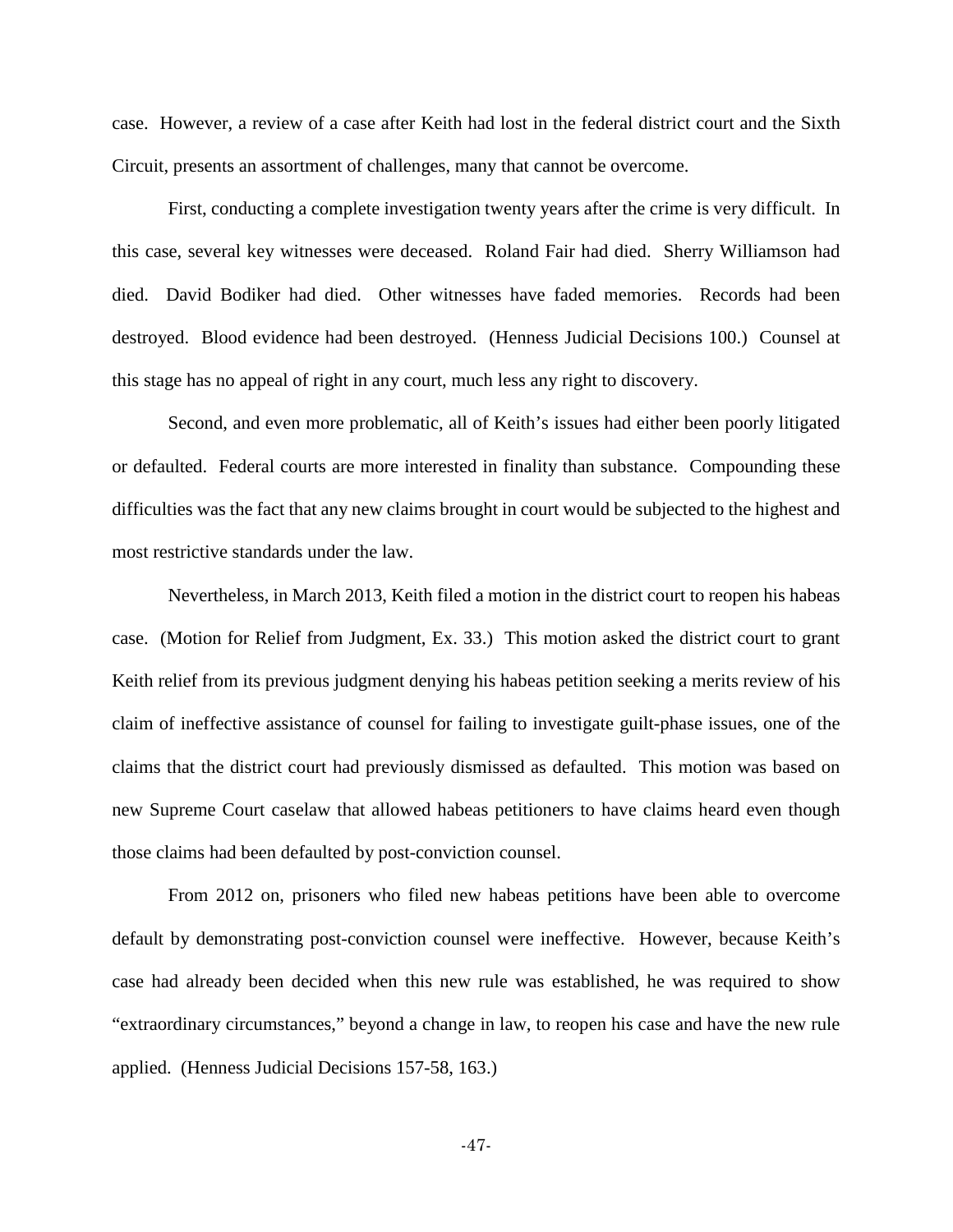case. However, a review of a case after Keith had lost in the federal district court and the Sixth Circuit, presents an assortment of challenges, many that cannot be overcome.

First, conducting a complete investigation twenty years after the crime is very difficult. In this case, several key witnesses were deceased. Roland Fair had died. Sherry Williamson had died. David Bodiker had died. Other witnesses have faded memories. Records had been destroyed. Blood evidence had been destroyed. (Henness Judicial Decisions 100.) Counsel at this stage has no appeal of right in any court, much less any right to discovery.

Second, and even more problematic, all of Keith's issues had either been poorly litigated or defaulted. Federal courts are more interested in finality than substance. Compounding these difficulties was the fact that any new claims brought in court would be subjected to the highest and most restrictive standards under the law.

Nevertheless, in March 2013, Keith filed a motion in the district court to reopen his habeas case. (Motion for Relief from Judgment, Ex. 33.) This motion asked the district court to grant Keith relief from its previous judgment denying his habeas petition seeking a merits review of his claim of ineffective assistance of counsel for failing to investigate guilt-phase issues, one of the claims that the district court had previously dismissed as defaulted. This motion was based on new Supreme Court caselaw that allowed habeas petitioners to have claims heard even though those claims had been defaulted by post-conviction counsel.

From 2012 on, prisoners who filed new habeas petitions have been able to overcome default by demonstrating post-conviction counsel were ineffective. However, because Keith's case had already been decided when this new rule was established, he was required to show "extraordinary circumstances," beyond a change in law, to reopen his case and have the new rule applied. (Henness Judicial Decisions 157-58, 163.)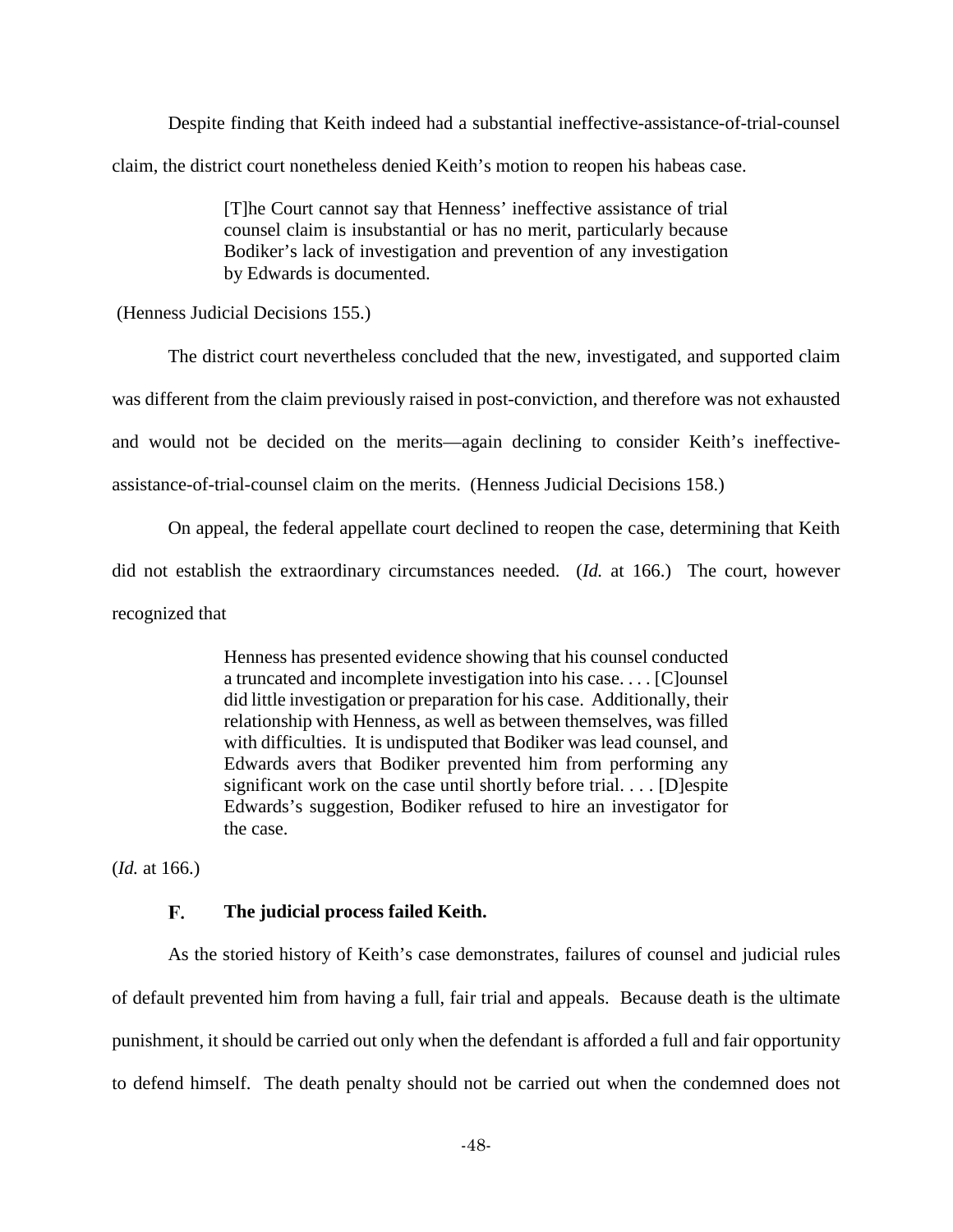Despite finding that Keith indeed had a substantial ineffective-assistance-of-trial-counsel claim, the district court nonetheless denied Keith's motion to reopen his habeas case.

> [T]he Court cannot say that Henness' ineffective assistance of trial counsel claim is insubstantial or has no merit, particularly because Bodiker's lack of investigation and prevention of any investigation by Edwards is documented.

(Henness Judicial Decisions 155.)

The district court nevertheless concluded that the new, investigated, and supported claim was different from the claim previously raised in post-conviction, and therefore was not exhausted and would not be decided on the merits—again declining to consider Keith's ineffective-assistance-of-trial-counsel claim on the merits. (Henness Judicial Decisions 158.)

On appeal, the federal appellate court declined to reopen the case, determining that Keith did not establish the extraordinary circumstances needed. (*Id.* at 166.) The court, however recognized that

> Henness has presented evidence showing that his counsel conducted a truncated and incomplete investigation into his case. . . . [C]ounsel did little investigation or preparation for his case. Additionally, their relationship with Henness, as well as between themselves, was filled with difficulties. It is undisputed that Bodiker was lead counsel, and Edwards avers that Bodiker prevented him from performing any significant work on the case until shortly before trial. . . . [D]espite Edwards's suggestion, Bodiker refused to hire an investigator for the case.

(*Id.* at 166.)

### F. The judicial process failed Keith.

As the storied history of Keith's case demonstrates, failures of counsel and judicial rules of default prevented him from having a full, fair trial and appeals. Because death is the ultimate punishment, it should be carried out only when the defendant is afforded a full and fair opportunity to defend himself. The death penalty should not be carried out when the condemned does not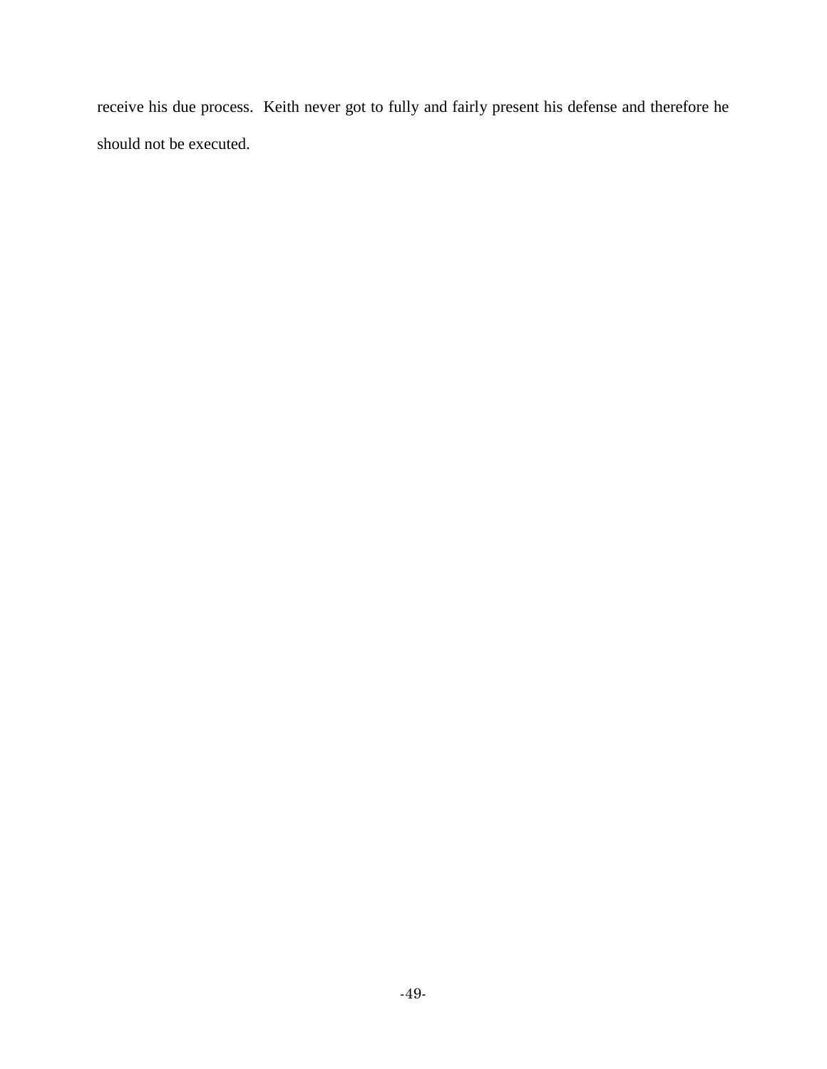receive his due process. Keith never got to fully and fairly present his defense and therefore he should not be executed.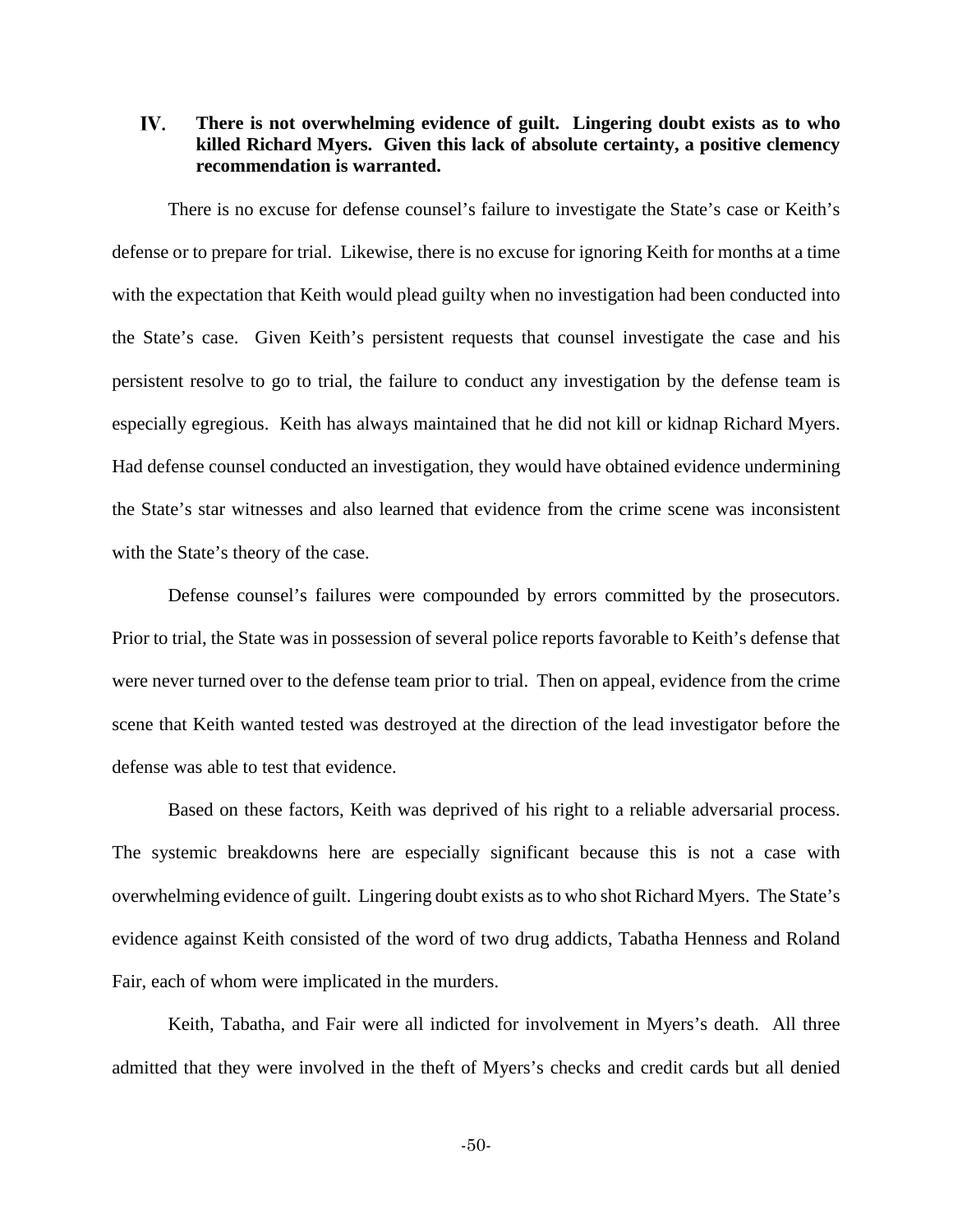## IV. There is not overwhelming evidence of guilt. Lingering doubt exists as to who killed Richard Myers. Given this lack of absolute certainty, a positive clemency recommendation is warranted.

There is no excuse for defense counsel's failure to investigate the State's case or Keith's defense or to prepare for trial. Likewise, there is no excuse for ignoring Keith for months at a time with the expectation that Keith would plead guilty when no investigation had been conducted into the State's case. Given Keith's persistent requests that counsel investigate the case and his persistent resolve to go to trial, the failure to conduct any investigation by the defense team is especially egregious. Keith has always maintained that he did not kill or kidnap Richard Myers. Had defense counsel conducted an investigation, they would have obtained evidence undermining the State's star witnesses and also learned that evidence from the crime scene was inconsistent with the State's theory of the case.

Defense counsel's failures were compounded by errors committed by the prosecutors. Prior to trial, the State was in possession of several police reports favorable to Keith's defense that were never turned over to the defense team prior to trial. Then on appeal, evidence from the crime scene that Keith wanted tested was destroyed at the direction of the lead investigator before the defense was able to test that evidence.

Based on these factors, Keith was deprived of his right to a reliable adversarial process. The systemic breakdowns here are especially significant because this is not a case with overwhelming evidence of guilt. Lingering doubt exists as to who shot Richard Myers. The State's evidence against Keith consisted of the word of two drug addicts, Tabatha Henness and Roland Fair, each of whom were implicated in the murders.

Keith, Tabatha, and Fair were all indicted for involvement in Myers's death. All three admitted that they were involved in the theft of Myers's checks and credit cards but all denied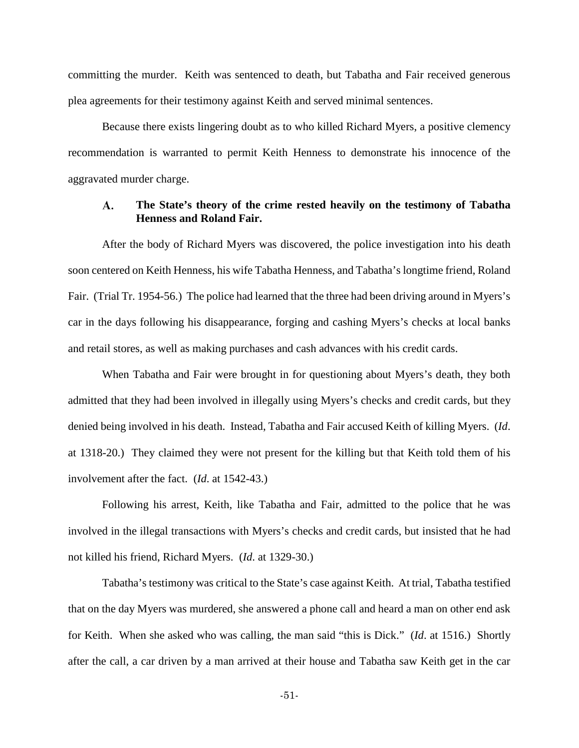committing the murder. Keith was sentenced to death, but Tabatha and Fair received generous plea agreements for their testimony against Keith and served minimal sentences.

Because there exists lingering doubt as to who killed Richard Myers, a positive clemency recommendation is warranted to permit Keith Henness to demonstrate his innocence of the aggravated murder charge.

### A. The State's theory of the crime rested heavily on the testimony of Tabatha Henness and Roland Fair.

After the body of Richard Myers was discovered, the police investigation into his death soon centered on Keith Henness, his wife Tabatha Henness, and Tabatha's longtime friend, Roland Fair. (Trial Tr. 1954-56.) The police had learned that the three had been driving around in Myers's car in the days following his disappearance, forging and cashing Myers's checks at local banks and retail stores, as well as making purchases and cash advances with his credit cards.

When Tabatha and Fair were brought in for questioning about Myers's death, they both admitted that they had been involved in illegally using Myers's checks and credit cards, but they denied being involved in his death. Instead, Tabatha and Fair accused Keith of killing Myers. (*Id*. at 1318-20.) They claimed they were not present for the killing but that Keith told them of his involvement after the fact. (*Id*. at 1542-43.)

Following his arrest, Keith, like Tabatha and Fair, admitted to the police that he was involved in the illegal transactions with Myers's checks and credit cards, but insisted that he had not killed his friend, Richard Myers. (*Id*. at 1329-30.)

Tabatha's testimony was critical to the State's case against Keith. At trial, Tabatha testified that on the day Myers was murdered, she answered a phone call and heard a man on other end ask for Keith. When she asked who was calling, the man said "this is Dick." (*Id*. at 1516.) Shortly after the call, a car driven by a man arrived at their house and Tabatha saw Keith get in the car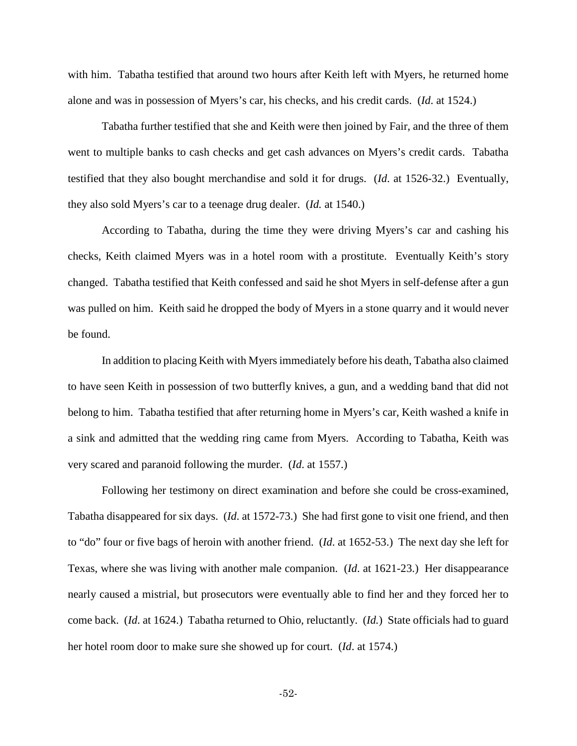with him. Tabatha testified that around two hours after Keith left with Myers, he returned home alone and was in possession of Myers's car, his checks, and his credit cards. (*Id*. at 1524.)

Tabatha further testified that she and Keith were then joined by Fair, and the three of them went to multiple banks to cash checks and get cash advances on Myers's credit cards. Tabatha testified that they also bought merchandise and sold it for drugs. (*Id*. at 1526-32.) Eventually, they also sold Myers's car to a teenage drug dealer. (*Id.* at 1540.)

According to Tabatha, during the time they were driving Myers's car and cashing his checks, Keith claimed Myers was in a hotel room with a prostitute. Eventually Keith's story changed. Tabatha testified that Keith confessed and said he shot Myers in self-defense after a gun was pulled on him. Keith said he dropped the body of Myers in a stone quarry and it would never be found.

In addition to placing Keith with Myers immediately before his death, Tabatha also claimed to have seen Keith in possession of two butterfly knives, a gun, and a wedding band that did not belong to him. Tabatha testified that after returning home in Myers's car, Keith washed a knife in a sink and admitted that the wedding ring came from Myers. According to Tabatha, Keith was very scared and paranoid following the murder. (*Id*. at 1557.)

Following her testimony on direct examination and before she could be cross-examined, Tabatha disappeared for six days. (*Id*. at 1572-73.) She had first gone to visit one friend, and then to "do" four or five bags of heroin with another friend. (*Id*. at 1652-53.) The next day she left for Texas, where she was living with another male companion. (*Id*. at 1621-23.) Her disappearance nearly caused a mistrial, but prosecutors were eventually able to find her and they forced her to come back. (*Id*. at 1624.) Tabatha returned to Ohio, reluctantly. (*Id.*) State officials had to guard her hotel room door to make sure she showed up for court. (*Id*. at 1574.)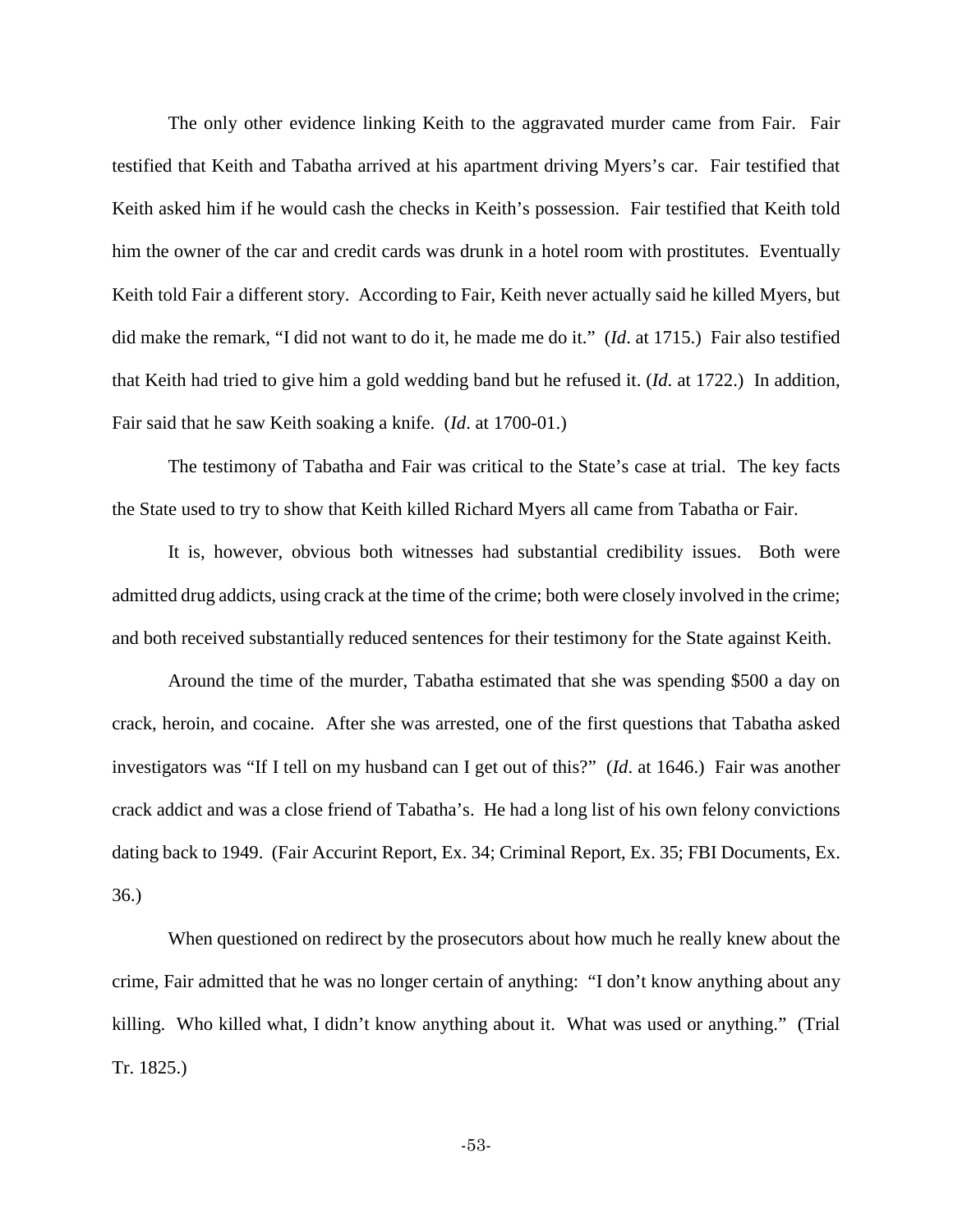The only other evidence linking Keith to the aggravated murder came from Fair. Fair testified that Keith and Tabatha arrived at his apartment driving Myers's car. Fair testified that Keith asked him if he would cash the checks in Keith's possession. Fair testified that Keith told him the owner of the car and credit cards was drunk in a hotel room with prostitutes. Eventually Keith told Fair a different story. According to Fair, Keith never actually said he killed Myers, but did make the remark, "I did not want to do it, he made me do it." (*Id*. at 1715.) Fair also testified that Keith had tried to give him a gold wedding band but he refused it. (*Id*. at 1722.) In addition, Fair said that he saw Keith soaking a knife. (*Id*. at 1700-01.)

The testimony of Tabatha and Fair was critical to the State's case at trial. The key facts the State used to try to show that Keith killed Richard Myers all came from Tabatha or Fair.

It is, however, obvious both witnesses had substantial credibility issues. Both were admitted drug addicts, using crack at the time of the crime; both were closely involved in the crime; and both received substantially reduced sentences for their testimony for the State against Keith.

Around the time of the murder, Tabatha estimated that she was spending $500 a day on crack, heroin, and cocaine. After she was arrested, one of the first questions that Tabatha asked investigators was "If I tell on my husband can I get out of this?" (*Id*. at 1646.) Fair was another crack addict and was a close friend of Tabatha's. He had a long list of his own felony convictions dating back to 1949. (Fair Accurint Report, Ex. 34; Criminal Report, Ex. 35; FBI Documents, Ex. 36.)

When questioned on redirect by the prosecutors about how much he really knew about the crime, Fair admitted that he was no longer certain of anything: "I don't know anything about any killing. Who killed what, I didn't know anything about it. What was used or anything." (Trial Tr. 1825.)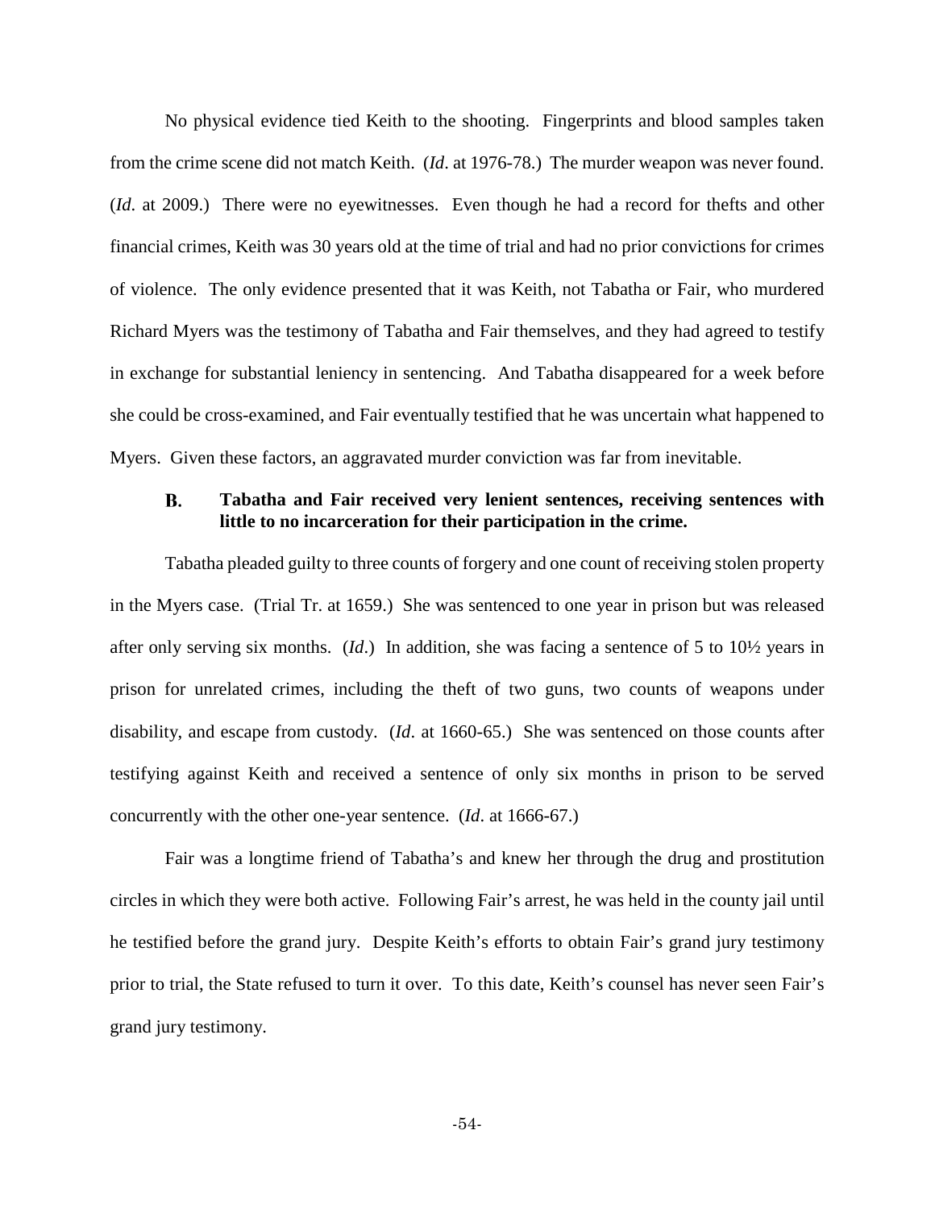No physical evidence tied Keith to the shooting. Fingerprints and blood samples taken from the crime scene did not match Keith. (*Id*. at 1976-78.) The murder weapon was never found. (*Id*. at 2009.) There were no eyewitnesses. Even though he had a record for thefts and other financial crimes, Keith was 30 years old at the time of trial and had no prior convictions for crimes of violence. The only evidence presented that it was Keith, not Tabatha or Fair, who murdered Richard Myers was the testimony of Tabatha and Fair themselves, and they had agreed to testify in exchange for substantial leniency in sentencing. And Tabatha disappeared for a week before she could be cross-examined, and Fair eventually testified that he was uncertain what happened to Myers. Given these factors, an aggravated murder conviction was far from inevitable.

### B. Tabatha and Fair received very lenient sentences, receiving sentences with little to no incarceration for their participation in the crime.

Tabatha pleaded guilty to three counts of forgery and one count of receiving stolen property in the Myers case. (Trial Tr. at 1659.) She was sentenced to one year in prison but was released after only serving six months. (*Id*.) In addition, she was facing a sentence of 5 to 10½ years in prison for unrelated crimes, including the theft of two guns, two counts of weapons under disability, and escape from custody. (*Id*. at 1660-65.) She was sentenced on those counts after testifying against Keith and received a sentence of only six months in prison to be served concurrently with the other one-year sentence. (*Id*. at 1666-67.)

Fair was a longtime friend of Tabatha's and knew her through the drug and prostitution circles in which they were both active. Following Fair's arrest, he was held in the county jail until he testified before the grand jury. Despite Keith's efforts to obtain Fair's grand jury testimony prior to trial, the State refused to turn it over. To this date, Keith's counsel has never seen Fair's grand jury testimony.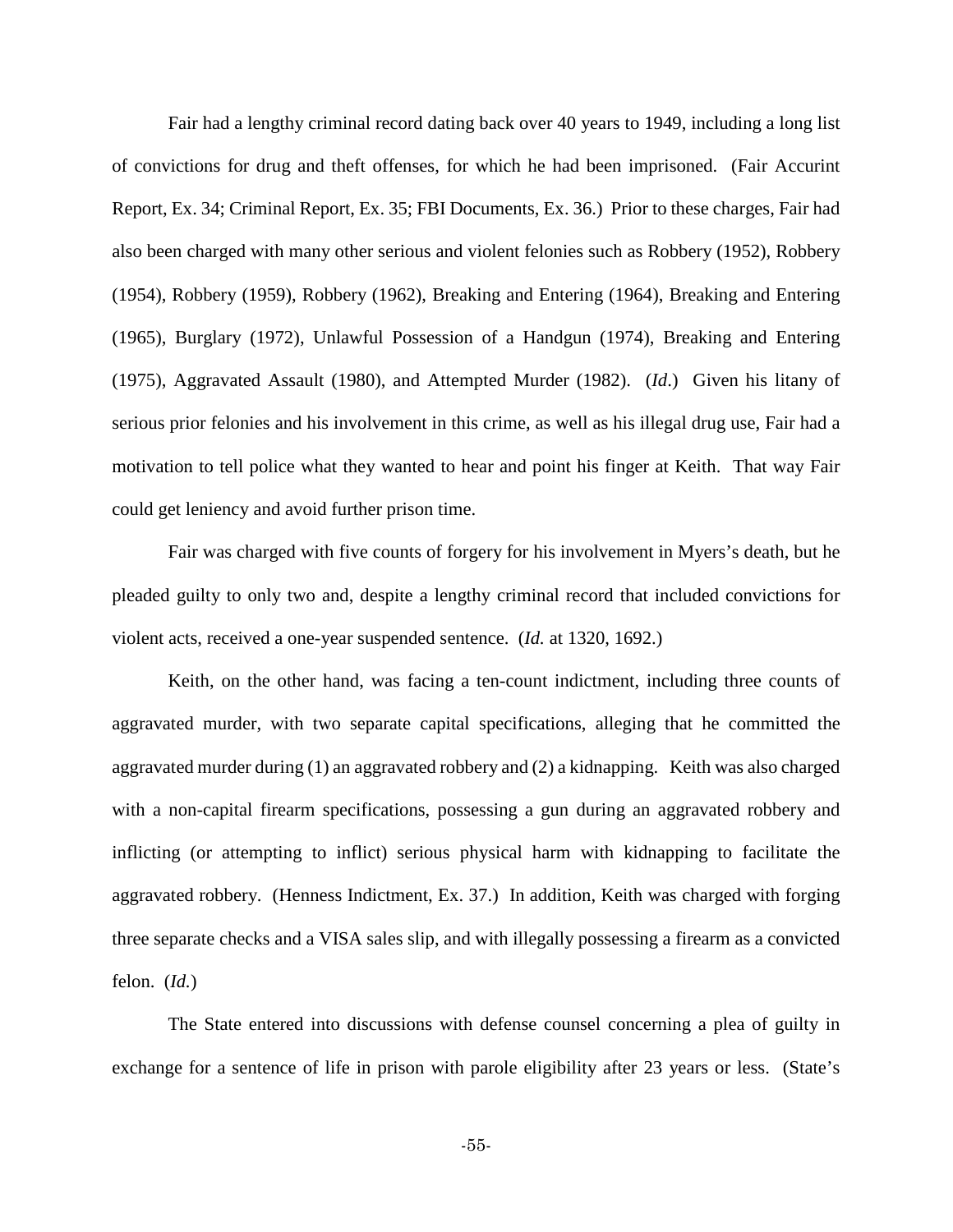Fair had a lengthy criminal record dating back over 40 years to 1949, including a long list of convictions for drug and theft offenses, for which he had been imprisoned. (Fair Accurint Report, Ex. 34; Criminal Report, Ex. 35; FBI Documents, Ex. 36.) Prior to these charges, Fair had also been charged with many other serious and violent felonies such as Robbery (1952), Robbery (1954), Robbery (1959), Robbery (1962), Breaking and Entering (1964), Breaking and Entering (1965), Burglary (1972), Unlawful Possession of a Handgun (1974), Breaking and Entering (1975), Aggravated Assault (1980), and Attempted Murder (1982). (*Id*.) Given his litany of serious prior felonies and his involvement in this crime, as well as his illegal drug use, Fair had a motivation to tell police what they wanted to hear and point his finger at Keith. That way Fair could get leniency and avoid further prison time.

Fair was charged with five counts of forgery for his involvement in Myers's death, but he pleaded guilty to only two and, despite a lengthy criminal record that included convictions for violent acts, received a one-year suspended sentence. (*Id.* at 1320, 1692.)

Keith, on the other hand, was facing a ten-count indictment, including three counts of aggravated murder, with two separate capital specifications, alleging that he committed the aggravated murder during (1) an aggravated robbery and (2) a kidnapping. Keith was also charged with a non-capital firearm specifications, possessing a gun during an aggravated robbery and inflicting (or attempting to inflict) serious physical harm with kidnapping to facilitate the aggravated robbery. (Henness Indictment, Ex. 37.) In addition, Keith was charged with forging three separate checks and a VISA sales slip, and with illegally possessing a firearm as a convicted felon. (*Id.*)

The State entered into discussions with defense counsel concerning a plea of guilty in exchange for a sentence of life in prison with parole eligibility after 23 years or less. (State's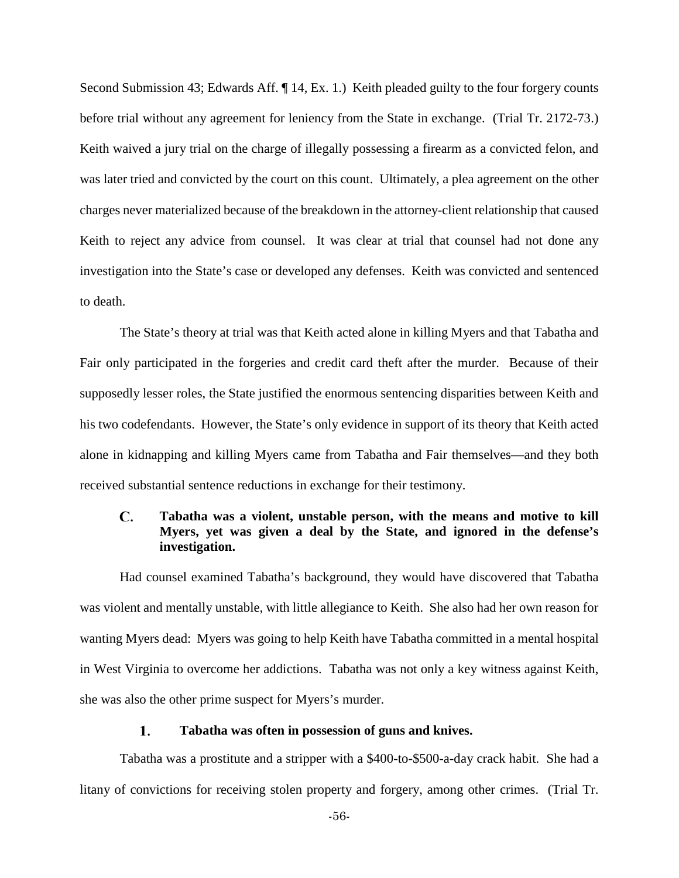Second Submission 43; Edwards Aff. ¶ 14, Ex. 1.) Keith pleaded guilty to the four forgery counts before trial without any agreement for leniency from the State in exchange. (Trial Tr. 2172-73.) Keith waived a jury trial on the charge of illegally possessing a firearm as a convicted felon, and was later tried and convicted by the court on this count. Ultimately, a plea agreement on the other charges never materialized because of the breakdown in the attorney-client relationship that caused Keith to reject any advice from counsel. It was clear at trial that counsel had not done any investigation into the State's case or developed any defenses. Keith was convicted and sentenced to death.

The State's theory at trial was that Keith acted alone in killing Myers and that Tabatha and Fair only participated in the forgeries and credit card theft after the murder. Because of their supposedly lesser roles, the State justified the enormous sentencing disparities between Keith and his two codefendants. However, the State's only evidence in support of its theory that Keith acted alone in kidnapping and killing Myers came from Tabatha and Fair themselves—and they both received substantial sentence reductions in exchange for their testimony.

### C. Tabatha was a violent, unstable person, with the means and motive to kill Myers, yet was given a deal by the State, and ignored in the defense's investigation.

Had counsel examined Tabatha's background, they would have discovered that Tabatha was violent and mentally unstable, with little allegiance to Keith. She also had her own reason for wanting Myers dead: Myers was going to help Keith have Tabatha committed in a mental hospital in West Virginia to overcome her addictions. Tabatha was not only a key witness against Keith, she was also the other prime suspect for Myers's murder.

#### 1. Tabatha was often in possession of guns and knives.

Tabatha was a prostitute and a stripper with a \$400-to-\$500-a-day crack habit. She had a litany of convictions for receiving stolen property and forgery, among other crimes. (Trial Tr.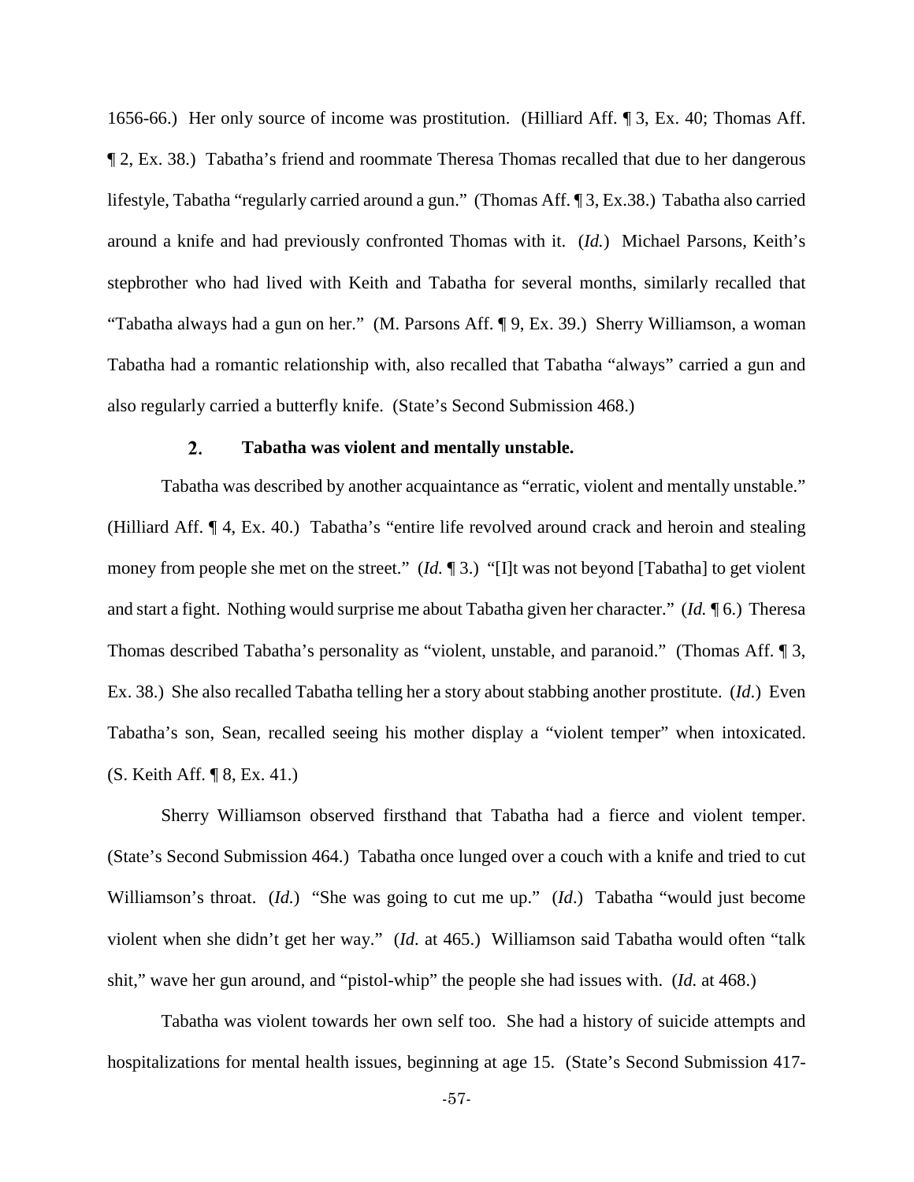1656-66.) Her only source of income was prostitution. (Hilliard Aff. ¶ 3, Ex. 40; Thomas Aff. ¶ 2, Ex. 38.) Tabatha's friend and roommate Theresa Thomas recalled that due to her dangerous lifestyle, Tabatha "regularly carried around a gun." (Thomas Aff. ¶ 3, Ex.38.) Tabatha also carried around a knife and had previously confronted Thomas with it. (*Id.*) Michael Parsons, Keith's stepbrother who had lived with Keith and Tabatha for several months, similarly recalled that "Tabatha always had a gun on her." (M. Parsons Aff. ¶ 9, Ex. 39.) Sherry Williamson, a woman Tabatha had a romantic relationship with, also recalled that Tabatha "always" carried a gun and also regularly carried a butterfly knife. (State's Second Submission 468.)

### 2. Tabatha was violent and mentally unstable.

Tabatha was described by another acquaintance as "erratic, violent and mentally unstable." (Hilliard Aff. ¶ 4, Ex. 40.) Tabatha's "entire life revolved around crack and heroin and stealing money from people she met on the street." (*Id.* ¶ 3.) "[I]t was not beyond [Tabatha] to get violent and start a fight. Nothing would surprise me about Tabatha given her character." (*Id.* ¶ 6.) Theresa Thomas described Tabatha's personality as "violent, unstable, and paranoid." (Thomas Aff. ¶ 3, Ex. 38.) She also recalled Tabatha telling her a story about stabbing another prostitute. (*Id.*) Even Tabatha's son, Sean, recalled seeing his mother display a "violent temper" when intoxicated. (S. Keith Aff. ¶ 8, Ex. 41.)

Sherry Williamson observed firsthand that Tabatha had a fierce and violent temper. (State's Second Submission 464.) Tabatha once lunged over a couch with a knife and tried to cut Williamson's throat. (*Id.*) "She was going to cut me up." (*Id*.) Tabatha "would just become violent when she didn't get her way." (*Id.* at 465.) Williamson said Tabatha would often "talk shit," wave her gun around, and "pistol-whip" the people she had issues with. (*Id.* at 468.)

Tabatha was violent towards her own self too. She had a history of suicide attempts and hospitalizations for mental health issues, beginning at age 15. (State's Second Submission 417-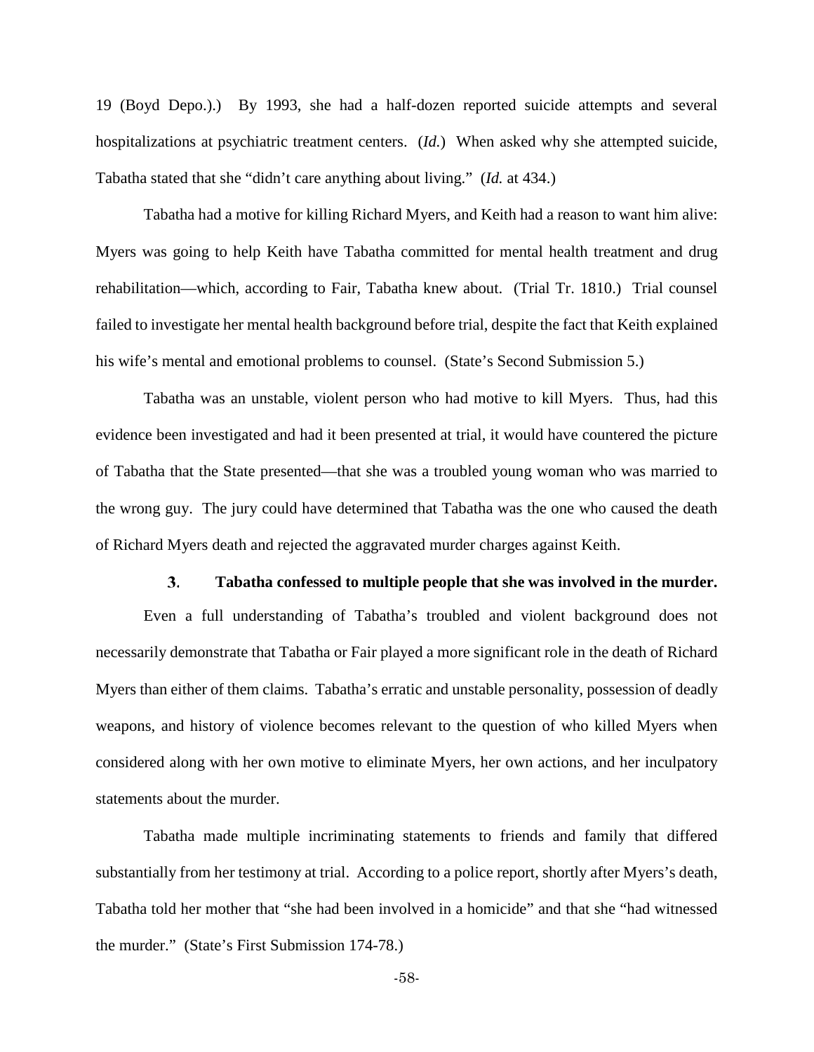19 (Boyd Depo.).) By 1993, she had a half-dozen reported suicide attempts and several hospitalizations at psychiatric treatment centers. (*Id.*) When asked why she attempted suicide, Tabatha stated that she "didn't care anything about living." (*Id.* at 434.)

Tabatha had a motive for killing Richard Myers, and Keith had a reason to want him alive: Myers was going to help Keith have Tabatha committed for mental health treatment and drug rehabilitation—which, according to Fair, Tabatha knew about. (Trial Tr. 1810.) Trial counsel failed to investigate her mental health background before trial, despite the fact that Keith explained his wife's mental and emotional problems to counsel. (State's Second Submission 5.)

Tabatha was an unstable, violent person who had motive to kill Myers. Thus, had this evidence been investigated and had it been presented at trial, it would have countered the picture of Tabatha that the State presented—that she was a troubled young woman who was married to the wrong guy. The jury could have determined that Tabatha was the one who caused the death of Richard Myers death and rejected the aggravated murder charges against Keith.

### 3. Tabatha confessed to multiple people that she was involved in the murder.

Even a full understanding of Tabatha's troubled and violent background does not necessarily demonstrate that Tabatha or Fair played a more significant role in the death of Richard Myers than either of them claims. Tabatha's erratic and unstable personality, possession of deadly weapons, and history of violence becomes relevant to the question of who killed Myers when considered along with her own motive to eliminate Myers, her own actions, and her inculpatory statements about the murder.

Tabatha made multiple incriminating statements to friends and family that differed substantially from her testimony at trial. According to a police report, shortly after Myers's death, Tabatha told her mother that "she had been involved in a homicide" and that she "had witnessed the murder." (State's First Submission 174-78.)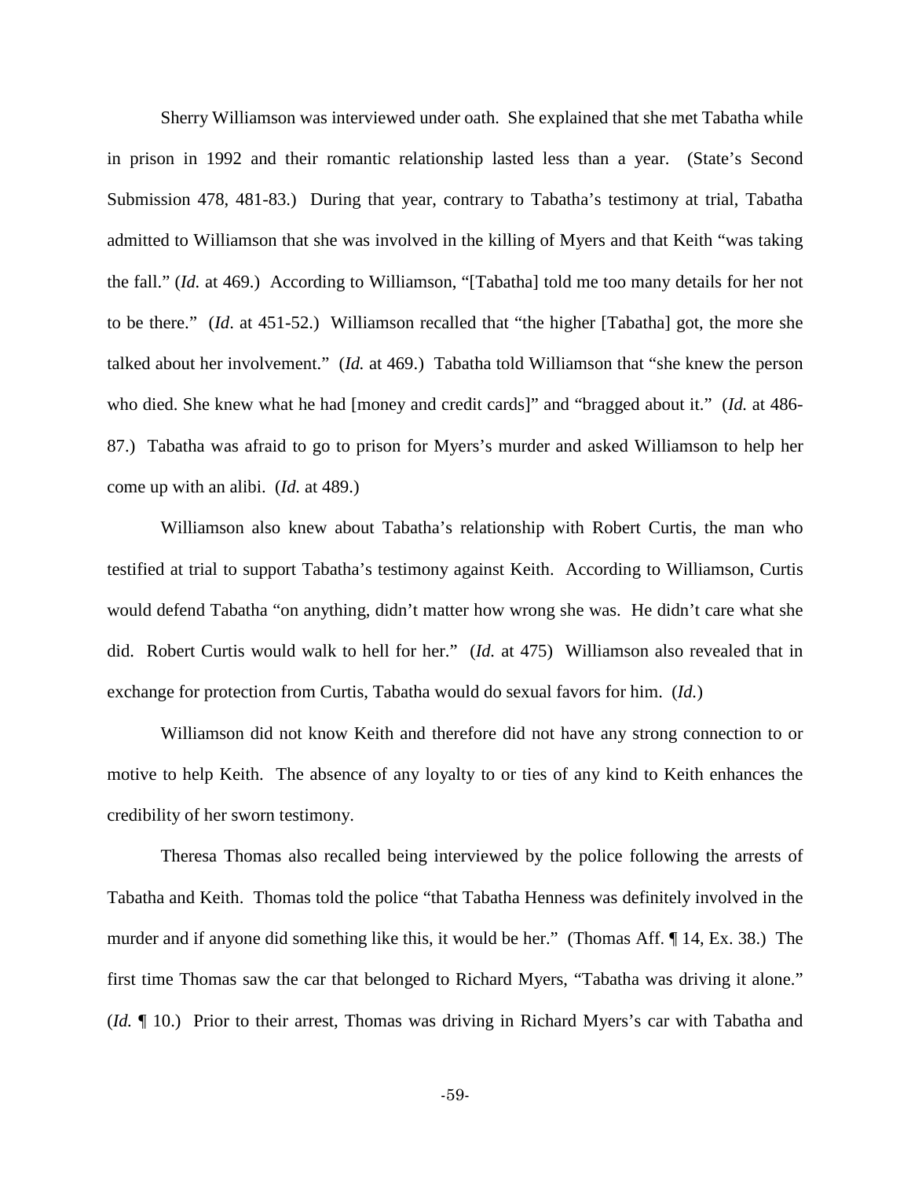Sherry Williamson was interviewed under oath. She explained that she met Tabatha while in prison in 1992 and their romantic relationship lasted less than a year. (State's Second Submission 478, 481-83.) During that year, contrary to Tabatha's testimony at trial, Tabatha admitted to Williamson that she was involved in the killing of Myers and that Keith "was taking the fall." (*Id.* at 469.) According to Williamson, "[Tabatha] told me too many details for her not to be there." (*Id*. at 451-52.) Williamson recalled that "the higher [Tabatha] got, the more she talked about her involvement." (*Id.* at 469.) Tabatha told Williamson that "she knew the person who died. She knew what he had [money and credit cards]" and "bragged about it." (*Id.* at 486-87.) Tabatha was afraid to go to prison for Myers's murder and asked Williamson to help her come up with an alibi. (*Id.* at 489.)

Williamson also knew about Tabatha's relationship with Robert Curtis, the man who testified at trial to support Tabatha's testimony against Keith. According to Williamson, Curtis would defend Tabatha "on anything, didn't matter how wrong she was. He didn't care what she did. Robert Curtis would walk to hell for her." (*Id.* at 475) Williamson also revealed that in exchange for protection from Curtis, Tabatha would do sexual favors for him. (*Id.*)

Williamson did not know Keith and therefore did not have any strong connection to or motive to help Keith. The absence of any loyalty to or ties of any kind to Keith enhances the credibility of her sworn testimony.

Theresa Thomas also recalled being interviewed by the police following the arrests of Tabatha and Keith. Thomas told the police "that Tabatha Henness was definitely involved in the murder and if anyone did something like this, it would be her." (Thomas Aff. ¶ 14, Ex. 38.) The first time Thomas saw the car that belonged to Richard Myers, "Tabatha was driving it alone." (*Id.* ¶ 10.) Prior to their arrest, Thomas was driving in Richard Myers's car with Tabatha and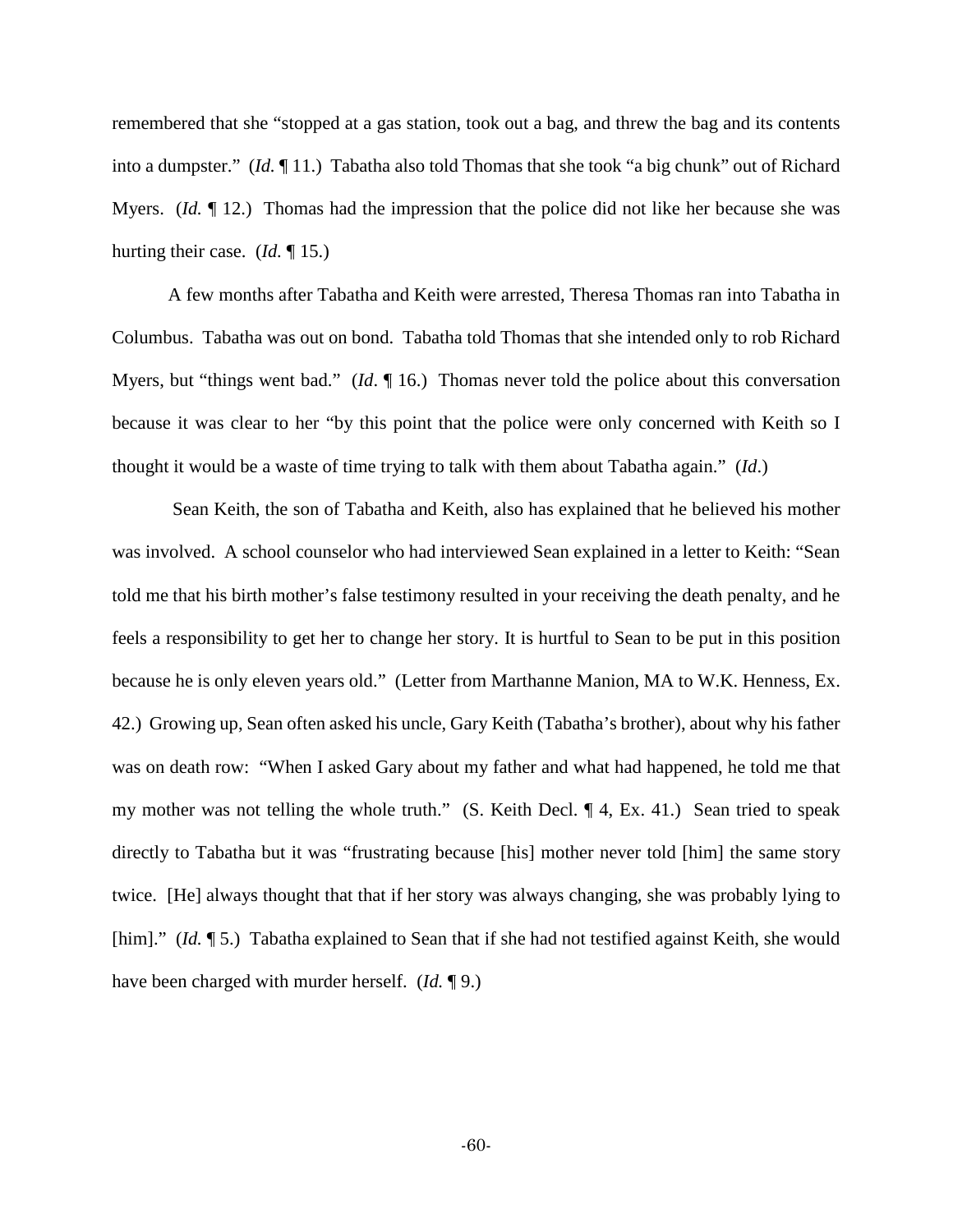remembered that she "stopped at a gas station, took out a bag, and threw the bag and its contents into a dumpster." (*Id.* ¶ 11.) Tabatha also told Thomas that she took "a big chunk" out of Richard Myers. (*Id.* ¶ 12.) Thomas had the impression that the police did not like her because she was hurting their case. (*Id.* ¶ 15.)

A few months after Tabatha and Keith were arrested, Theresa Thomas ran into Tabatha in Columbus. Tabatha was out on bond. Tabatha told Thomas that she intended only to rob Richard Myers, but "things went bad." (*Id*. ¶ 16.) Thomas never told the police about this conversation because it was clear to her "by this point that the police were only concerned with Keith so I thought it would be a waste of time trying to talk with them about Tabatha again." (*Id*.)

Sean Keith, the son of Tabatha and Keith, also has explained that he believed his mother was involved. A school counselor who had interviewed Sean explained in a letter to Keith: "Sean told me that his birth mother's false testimony resulted in your receiving the death penalty, and he feels a responsibility to get her to change her story. It is hurtful to Sean to be put in this position because he is only eleven years old." (Letter from Marthanne Manion, MA to W.K. Henness, Ex. 42.) Growing up, Sean often asked his uncle, Gary Keith (Tabatha's brother), about why his father was on death row: "When I asked Gary about my father and what had happened, he told me that my mother was not telling the whole truth." (S. Keith Decl. ¶ 4, Ex. 41.) Sean tried to speak directly to Tabatha but it was "frustrating because [his] mother never told [him] the same story twice. [He] always thought that that if her story was always changing, she was probably lying to [him]." (*Id.* ¶ 5.) Tabatha explained to Sean that if she had not testified against Keith, she would have been charged with murder herself. (*Id.* ¶ 9.)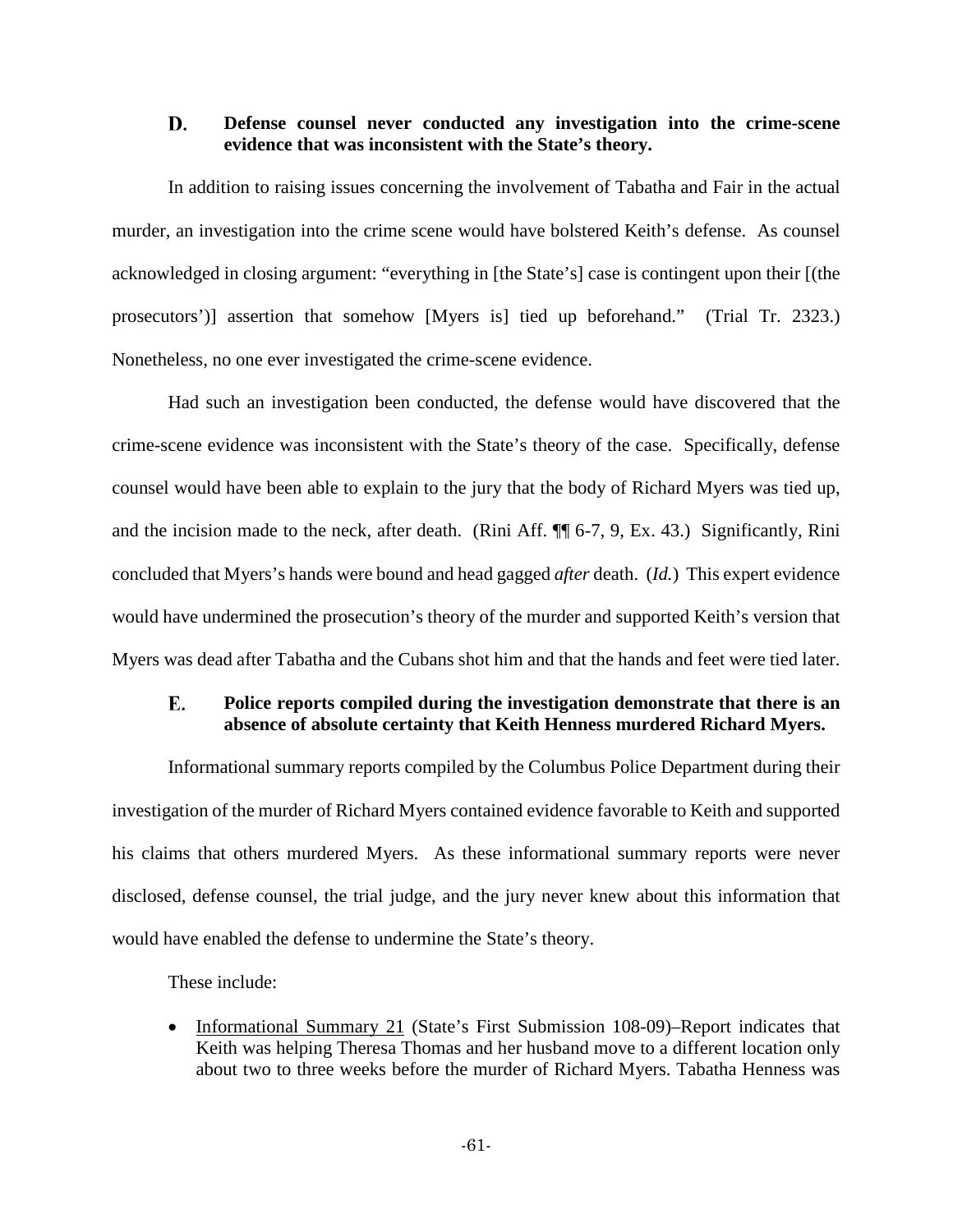### D. Defense counsel never conducted any investigation into the crime-scene evidence that was inconsistent with the State's theory.

In addition to raising issues concerning the involvement of Tabatha and Fair in the actual murder, an investigation into the crime scene would have bolstered Keith's defense. As counsel acknowledged in closing argument: "everything in [the State's] case is contingent upon their [(the prosecutors')] assertion that somehow [Myers is] tied up beforehand." (Trial Tr. 2323.) Nonetheless, no one ever investigated the crime-scene evidence.

Had such an investigation been conducted, the defense would have discovered that the crime-scene evidence was inconsistent with the State's theory of the case. Specifically, defense counsel would have been able to explain to the jury that the body of Richard Myers was tied up, and the incision made to the neck, after death. (Rini Aff. ¶¶ 6-7, 9, Ex. 43.) Significantly, Rini concluded that Myers's hands were bound and head gagged *after* death. (*Id.*) This expert evidence would have undermined the prosecution's theory of the murder and supported Keith's version that Myers was dead after Tabatha and the Cubans shot him and that the hands and feet were tied later.

### E. Police reports compiled during the investigation demonstrate that there is an absence of absolute certainty that Keith Henness murdered Richard Myers.

Informational summary reports compiled by the Columbus Police Department during their investigation of the murder of Richard Myers contained evidence favorable to Keith and supported his claims that others murdered Myers. As these informational summary reports were never disclosed, defense counsel, the trial judge, and the jury never knew about this information that would have enabled the defense to undermine the State's theory.

These include:

- Informational Summary 21 (State's First Submission 108-09)–Report indicates that Keith was helping Theresa Thomas and her husband move to a different location only about two to three weeks before the murder of Richard Myers. Tabatha Henness was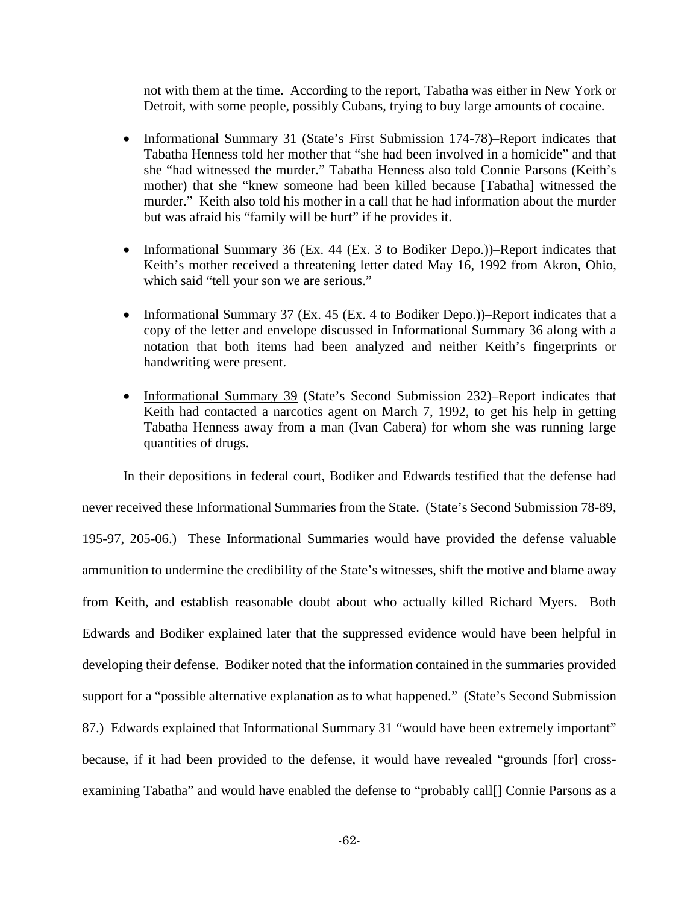not with them at the time. According to the report, Tabatha was either in New York or Detroit, with some people, possibly Cubans, trying to buy large amounts of cocaine.

- Informational Summary 31 (State's First Submission 174-78)–Report indicates that Tabatha Henness told her mother that "she had been involved in a homicide" and that she "had witnessed the murder." Tabatha Henness also told Connie Parsons (Keith's mother) that she "knew someone had been killed because [Tabatha] witnessed the murder." Keith also told his mother in a call that he had information about the murder but was afraid his "family will be hurt" if he provides it.

- Informational Summary 36 (Ex. 44 (Ex. 3 to Bodiker Depo.))–Report indicates that Keith's mother received a threatening letter dated May 16, 1992 from Akron, Ohio, which said "tell your son we are serious."

- Informational Summary 37 (Ex. 45 (Ex. 4 to Bodiker Depo.))–Report indicates that a copy of the letter and envelope discussed in Informational Summary 36 along with a notation that both items had been analyzed and neither Keith's fingerprints or handwriting were present.

- Informational Summary 39 (State's Second Submission 232)–Report indicates that Keith had contacted a narcotics agent on March 7, 1992, to get his help in getting Tabatha Henness away from a man (Ivan Cabera) for whom she was running large quantities of drugs.

In their depositions in federal court, Bodiker and Edwards testified that the defense had never received these Informational Summaries from the State. (State's Second Submission 78-89, 195-97, 205-06.) These Informational Summaries would have provided the defense valuable ammunition to undermine the credibility of the State's witnesses, shift the motive and blame away from Keith, and establish reasonable doubt about who actually killed Richard Myers. Both Edwards and Bodiker explained later that the suppressed evidence would have been helpful in developing their defense. Bodiker noted that the information contained in the summaries provided support for a "possible alternative explanation as to what happened." (State's Second Submission 87.) Edwards explained that Informational Summary 31 "would have been extremely important" because, if it had been provided to the defense, it would have revealed "grounds [for] cross-examining Tabatha" and would have enabled the defense to "probably call[] Connie Parsons as a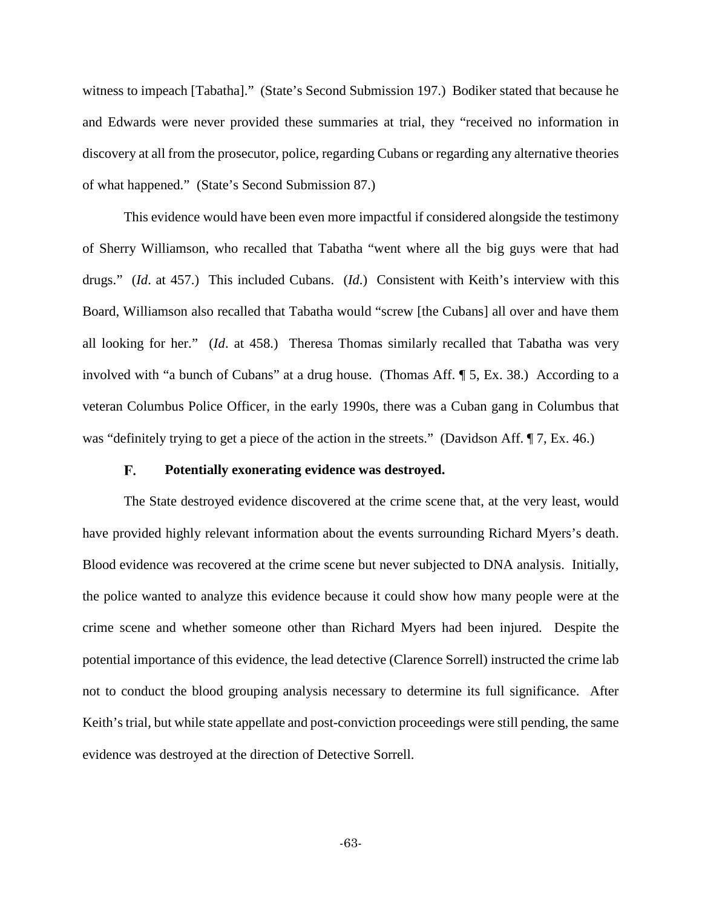witness to impeach [Tabatha]." (State's Second Submission 197.) Bodiker stated that because he and Edwards were never provided these summaries at trial, they "received no information in discovery at all from the prosecutor, police, regarding Cubans or regarding any alternative theories of what happened." (State's Second Submission 87.)

This evidence would have been even more impactful if considered alongside the testimony of Sherry Williamson, who recalled that Tabatha "went where all the big guys were that had drugs." (*Id*. at 457.) This included Cubans. (*Id*.) Consistent with Keith's interview with this Board, Williamson also recalled that Tabatha would "screw [the Cubans] all over and have them all looking for her." (*Id*. at 458.) Theresa Thomas similarly recalled that Tabatha was very involved with "a bunch of Cubans" at a drug house. (Thomas Aff. ¶ 5, Ex. 38.) According to a veteran Columbus Police Officer, in the early 1990s, there was a Cuban gang in Columbus that was "definitely trying to get a piece of the action in the streets." (Davidson Aff. ¶ 7, Ex. 46.)

### F. Potentially exonerating evidence was destroyed.

The State destroyed evidence discovered at the crime scene that, at the very least, would have provided highly relevant information about the events surrounding Richard Myers's death. Blood evidence was recovered at the crime scene but never subjected to DNA analysis. Initially, the police wanted to analyze this evidence because it could show how many people were at the crime scene and whether someone other than Richard Myers had been injured. Despite the potential importance of this evidence, the lead detective (Clarence Sorrell) instructed the crime lab not to conduct the blood grouping analysis necessary to determine its full significance. After Keith's trial, but while state appellate and post-conviction proceedings were still pending, the same evidence was destroyed at the direction of Detective Sorrell.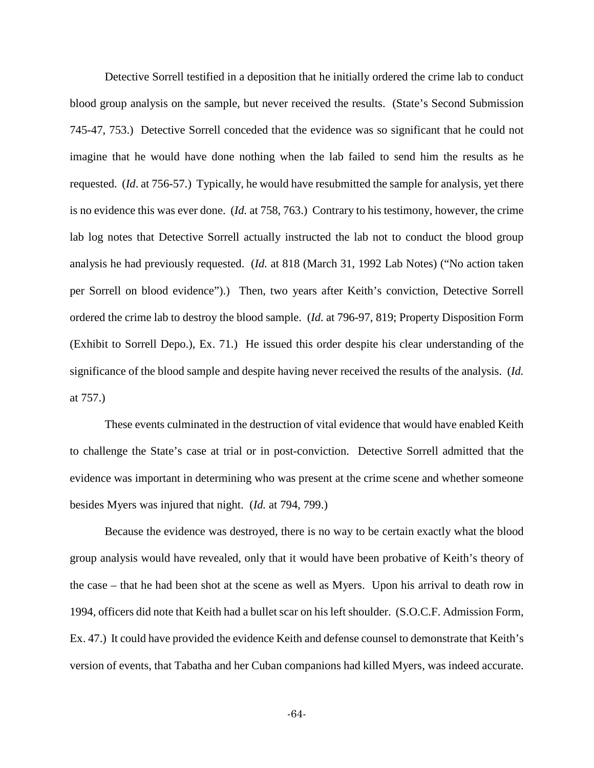Detective Sorrell testified in a deposition that he initially ordered the crime lab to conduct blood group analysis on the sample, but never received the results. (State's Second Submission 745-47, 753.) Detective Sorrell conceded that the evidence was so significant that he could not imagine that he would have done nothing when the lab failed to send him the results as he requested. (*Id*. at 756-57.) Typically, he would have resubmitted the sample for analysis, yet there is no evidence this was ever done. (*Id.* at 758, 763.) Contrary to his testimony, however, the crime lab log notes that Detective Sorrell actually instructed the lab not to conduct the blood group analysis he had previously requested. (*Id.* at 818 (March 31, 1992 Lab Notes) ("No action taken per Sorrell on blood evidence").) Then, two years after Keith's conviction, Detective Sorrell ordered the crime lab to destroy the blood sample. (*Id*. at 796-97, 819; Property Disposition Form (Exhibit to Sorrell Depo.), Ex. 71.) He issued this order despite his clear understanding of the significance of the blood sample and despite having never received the results of the analysis. (*Id.* at 757.)

These events culminated in the destruction of vital evidence that would have enabled Keith to challenge the State's case at trial or in post-conviction. Detective Sorrell admitted that the evidence was important in determining who was present at the crime scene and whether someone besides Myers was injured that night. (*Id.* at 794, 799.)

Because the evidence was destroyed, there is no way to be certain exactly what the blood group analysis would have revealed, only that it would have been probative of Keith's theory of the case – that he had been shot at the scene as well as Myers. Upon his arrival to death row in 1994, officers did note that Keith had a bullet scar on his left shoulder. (S.O.C.F. Admission Form, Ex. 47.) It could have provided the evidence Keith and defense counsel to demonstrate that Keith's version of events, that Tabatha and her Cuban companions had killed Myers, was indeed accurate.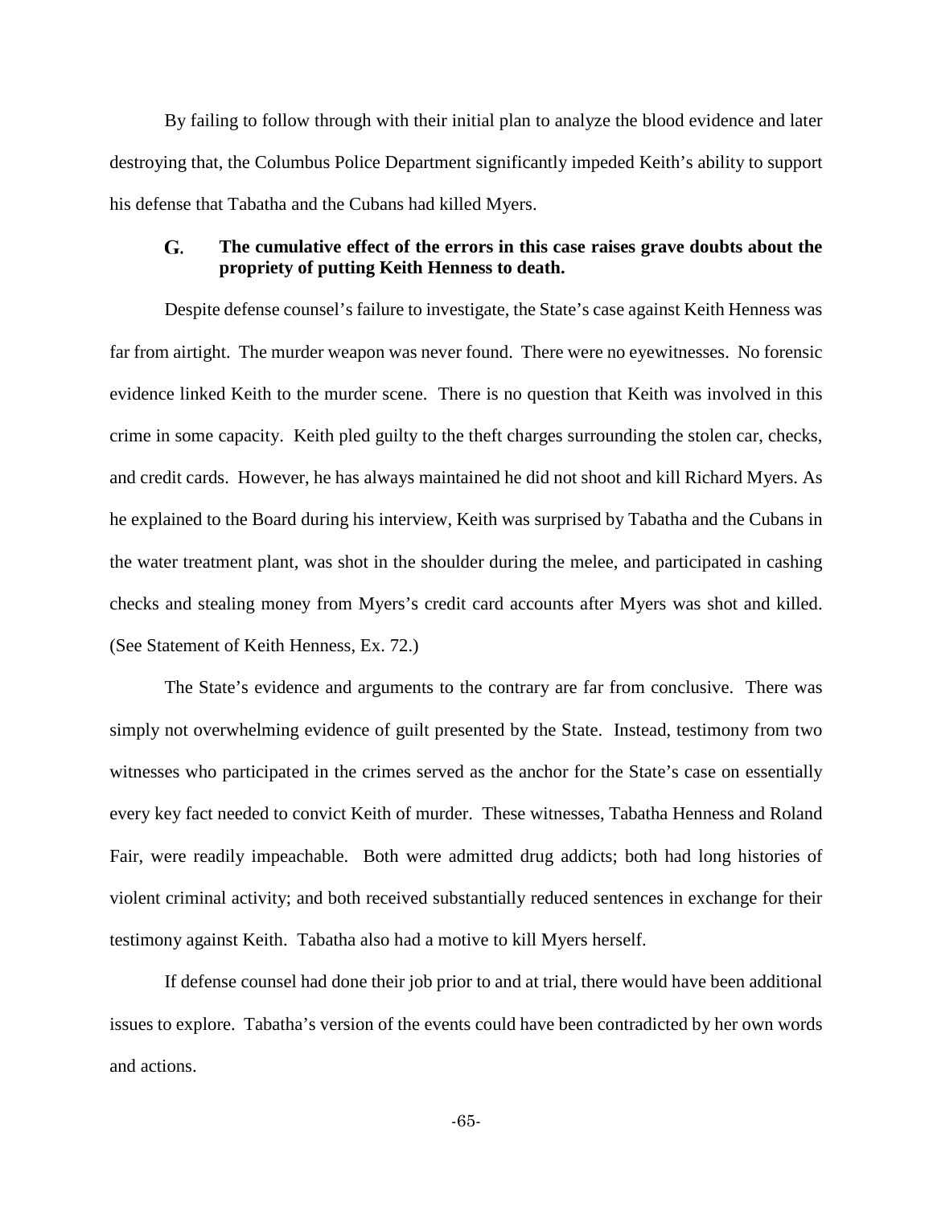By failing to follow through with their initial plan to analyze the blood evidence and later destroying that, the Columbus Police Department significantly impeded Keith's ability to support his defense that Tabatha and the Cubans had killed Myers.

### G. The cumulative effect of the errors in this case raises grave doubts about the propriety of putting Keith Henness to death.

Despite defense counsel's failure to investigate, the State's case against Keith Henness was far from airtight. The murder weapon was never found. There were no eyewitnesses. No forensic evidence linked Keith to the murder scene. There is no question that Keith was involved in this crime in some capacity. Keith pled guilty to the theft charges surrounding the stolen car, checks, and credit cards. However, he has always maintained he did not shoot and kill Richard Myers. As he explained to the Board during his interview, Keith was surprised by Tabatha and the Cubans in the water treatment plant, was shot in the shoulder during the melee, and participated in cashing checks and stealing money from Myers's credit card accounts after Myers was shot and killed. (See Statement of Keith Henness, Ex. 72.)

The State's evidence and arguments to the contrary are far from conclusive. There was simply not overwhelming evidence of guilt presented by the State. Instead, testimony from two witnesses who participated in the crimes served as the anchor for the State's case on essentially every key fact needed to convict Keith of murder. These witnesses, Tabatha Henness and Roland Fair, were readily impeachable. Both were admitted drug addicts; both had long histories of violent criminal activity; and both received substantially reduced sentences in exchange for their testimony against Keith. Tabatha also had a motive to kill Myers herself.

If defense counsel had done their job prior to and at trial, there would have been additional issues to explore. Tabatha's version of the events could have been contradicted by her own words and actions.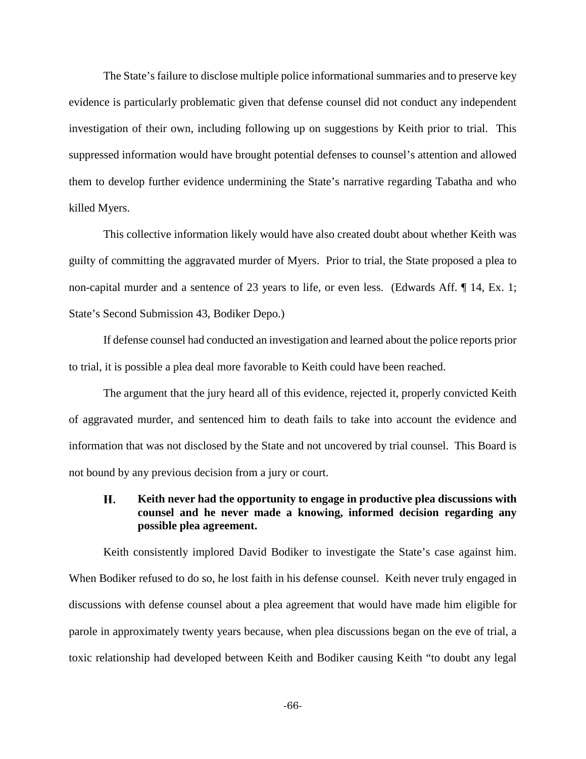The State's failure to disclose multiple police informational summaries and to preserve key evidence is particularly problematic given that defense counsel did not conduct any independent investigation of their own, including following up on suggestions by Keith prior to trial. This suppressed information would have brought potential defenses to counsel's attention and allowed them to develop further evidence undermining the State's narrative regarding Tabatha and who killed Myers.

This collective information likely would have also created doubt about whether Keith was guilty of committing the aggravated murder of Myers. Prior to trial, the State proposed a plea to non-capital murder and a sentence of 23 years to life, or even less. (Edwards Aff. ¶ 14, Ex. 1; State's Second Submission 43, Bodiker Depo.)

If defense counsel had conducted an investigation and learned about the police reports prior to trial, it is possible a plea deal more favorable to Keith could have been reached.

The argument that the jury heard all of this evidence, rejected it, properly convicted Keith of aggravated murder, and sentenced him to death fails to take into account the evidence and information that was not disclosed by the State and not uncovered by trial counsel. This Board is not bound by any previous decision from a jury or court.

### H. Keith never had the opportunity to engage in productive plea discussions with counsel and he never made a knowing, informed decision regarding any possible plea agreement.

Keith consistently implored David Bodiker to investigate the State's case against him. When Bodiker refused to do so, he lost faith in his defense counsel. Keith never truly engaged in discussions with defense counsel about a plea agreement that would have made him eligible for parole in approximately twenty years because, when plea discussions began on the eve of trial, a toxic relationship had developed between Keith and Bodiker causing Keith "to doubt any legal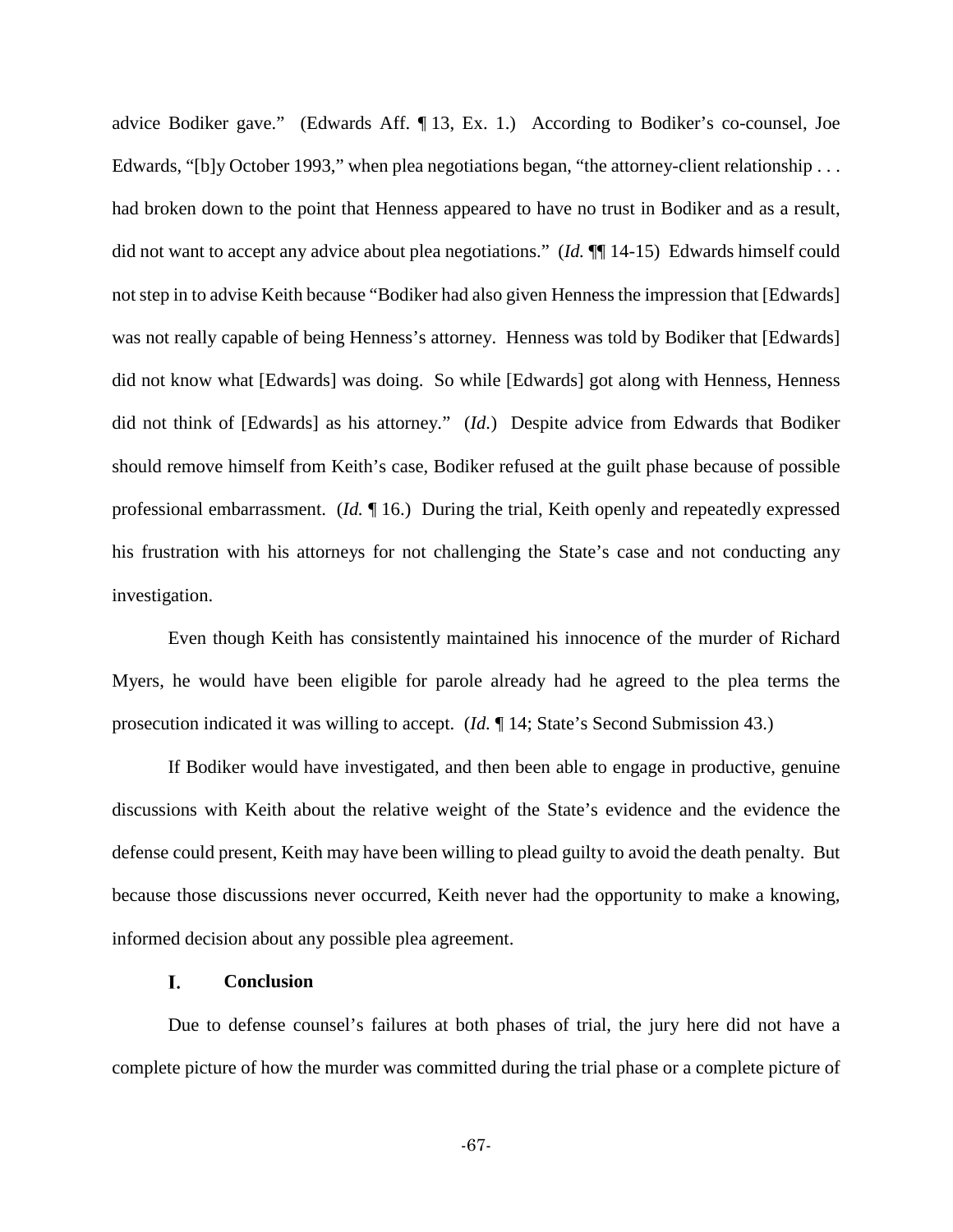advice Bodiker gave." (Edwards Aff. ¶ 13, Ex. 1.) According to Bodiker's co-counsel, Joe Edwards, "[b]y October 1993," when plea negotiations began, "the attorney-client relationship . . . had broken down to the point that Henness appeared to have no trust in Bodiker and as a result, did not want to accept any advice about plea negotiations." (*Id.* ¶¶ 14-15) Edwards himself could not step in to advise Keith because "Bodiker had also given Henness the impression that [Edwards] was not really capable of being Henness's attorney. Henness was told by Bodiker that [Edwards] did not know what [Edwards] was doing. So while [Edwards] got along with Henness, Henness did not think of [Edwards] as his attorney." (*Id.*) Despite advice from Edwards that Bodiker should remove himself from Keith's case, Bodiker refused at the guilt phase because of possible professional embarrassment. (*Id.* ¶ 16.) During the trial, Keith openly and repeatedly expressed his frustration with his attorneys for not challenging the State's case and not conducting any investigation.

Even though Keith has consistently maintained his innocence of the murder of Richard Myers, he would have been eligible for parole already had he agreed to the plea terms the prosecution indicated it was willing to accept. (*Id.* ¶ 14; State's Second Submission 43.)

If Bodiker would have investigated, and then been able to engage in productive, genuine discussions with Keith about the relative weight of the State's evidence and the evidence the defense could present, Keith may have been willing to plead guilty to avoid the death penalty. But because those discussions never occurred, Keith never had the opportunity to make a knowing, informed decision about any possible plea agreement.

### I. Conclusion

Due to defense counsel's failures at both phases of trial, the jury here did not have a complete picture of how the murder was committed during the trial phase or a complete picture of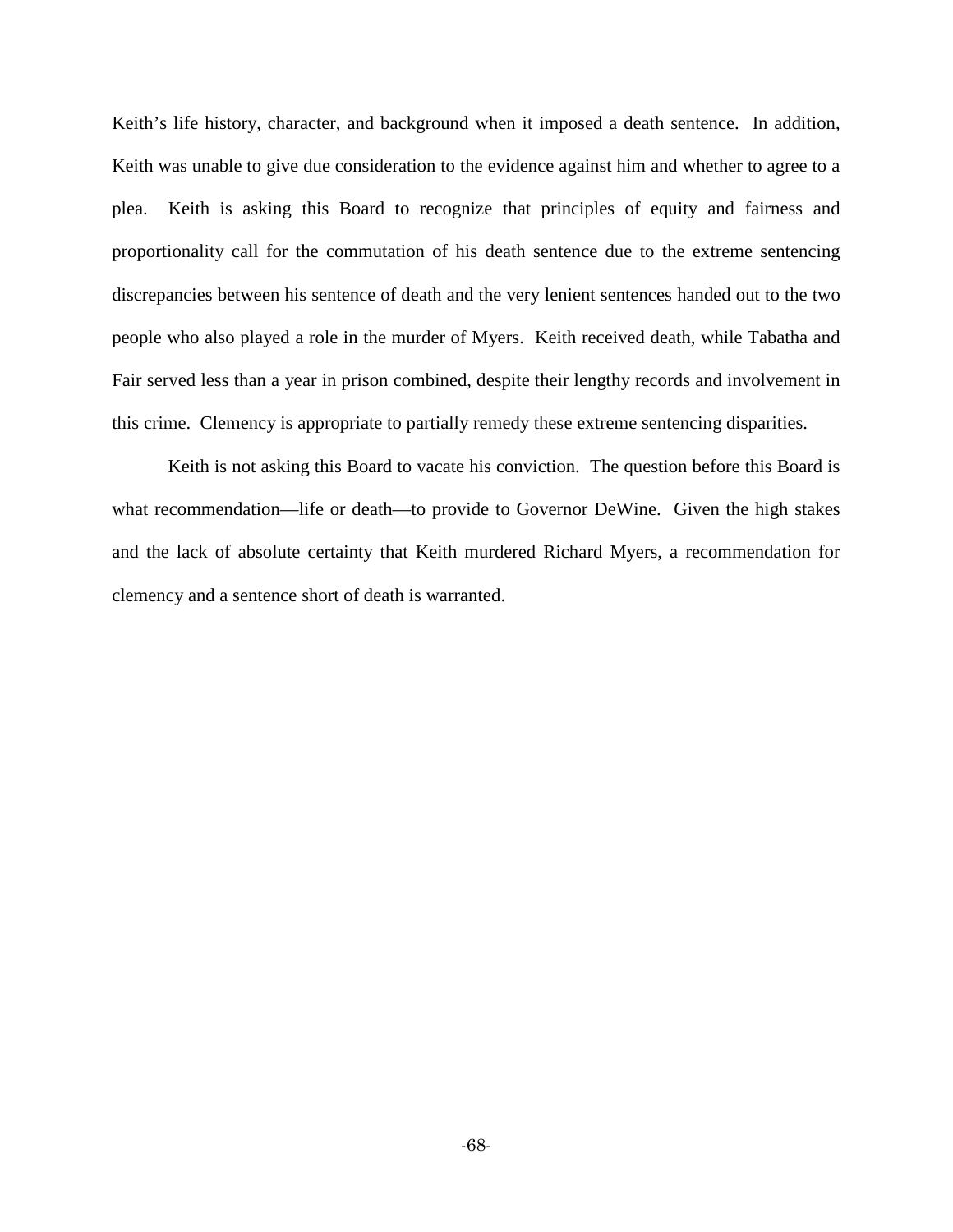Keith's life history, character, and background when it imposed a death sentence. In addition, Keith was unable to give due consideration to the evidence against him and whether to agree to a plea. Keith is asking this Board to recognize that principles of equity and fairness and proportionality call for the commutation of his death sentence due to the extreme sentencing discrepancies between his sentence of death and the very lenient sentences handed out to the two people who also played a role in the murder of Myers. Keith received death, while Tabatha and Fair served less than a year in prison combined, despite their lengthy records and involvement in this crime. Clemency is appropriate to partially remedy these extreme sentencing disparities.

Keith is not asking this Board to vacate his conviction. The question before this Board is what recommendation—life or death—to provide to Governor DeWine. Given the high stakes and the lack of absolute certainty that Keith murdered Richard Myers, a recommendation for clemency and a sentence short of death is warranted.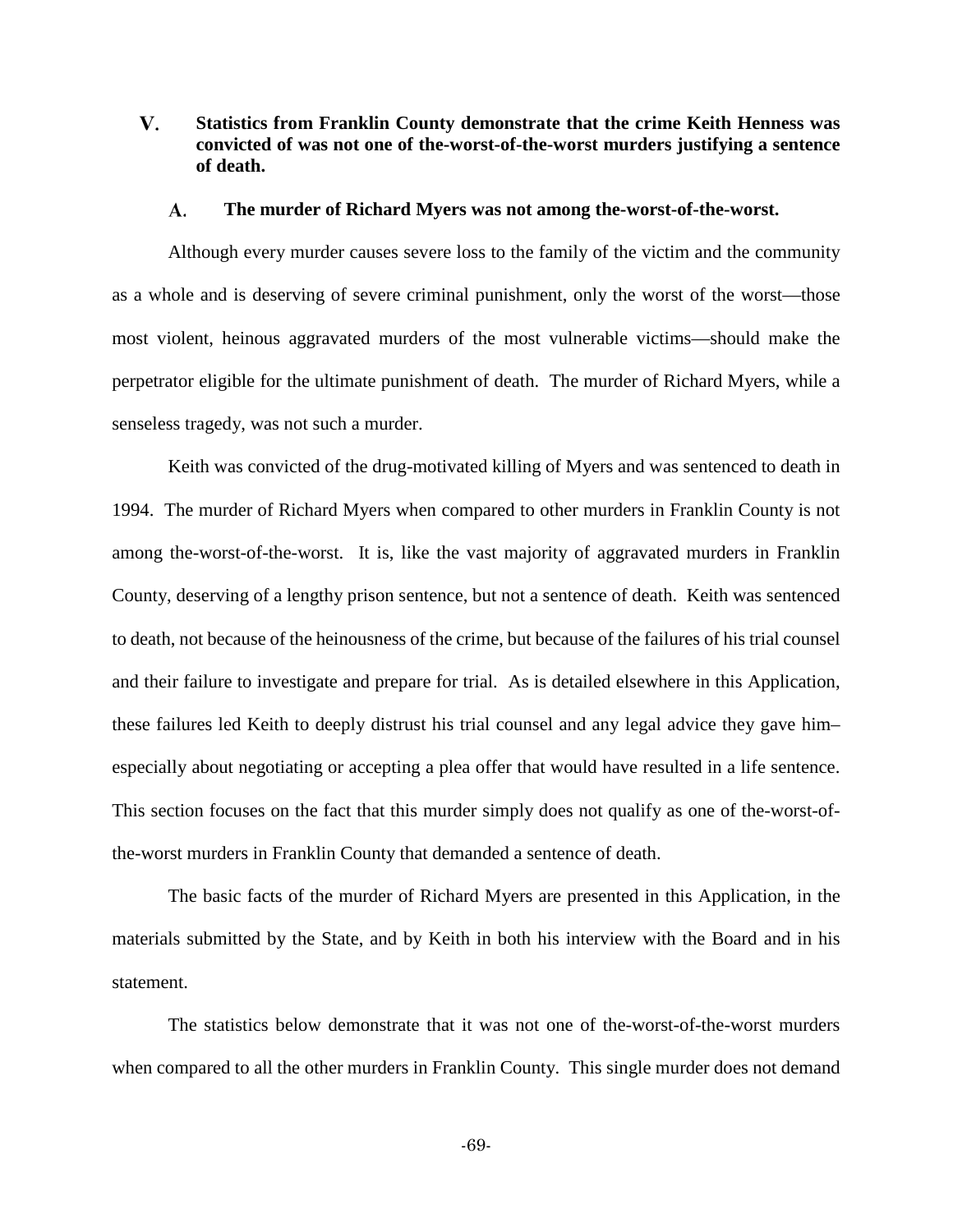## V. Statistics from Franklin County demonstrate that the crime Keith Henness was convicted of was not one of the-worst-of-the-worst murders justifying a sentence of death.

### A. The murder of Richard Myers was not among the-worst-of-the-worst.

Although every murder causes severe loss to the family of the victim and the community as a whole and is deserving of severe criminal punishment, only the worst of the worst—those most violent, heinous aggravated murders of the most vulnerable victims—should make the perpetrator eligible for the ultimate punishment of death. The murder of Richard Myers, while a senseless tragedy, was not such a murder.

Keith was convicted of the drug-motivated killing of Myers and was sentenced to death in 1994. The murder of Richard Myers when compared to other murders in Franklin County is not among the-worst-of-the-worst. It is, like the vast majority of aggravated murders in Franklin County, deserving of a lengthy prison sentence, but not a sentence of death. Keith was sentenced to death, not because of the heinousness of the crime, but because of the failures of his trial counsel and their failure to investigate and prepare for trial. As is detailed elsewhere in this Application, these failures led Keith to deeply distrust his trial counsel and any legal advice they gave him–especially about negotiating or accepting a plea offer that would have resulted in a life sentence. This section focuses on the fact that this murder simply does not qualify as one of the-worst-of-the-worst murders in Franklin County that demanded a sentence of death.

The basic facts of the murder of Richard Myers are presented in this Application, in the materials submitted by the State, and by Keith in both his interview with the Board and in his statement.

The statistics below demonstrate that it was not one of the-worst-of-the-worst murders when compared to all the other murders in Franklin County. This single murder does not demand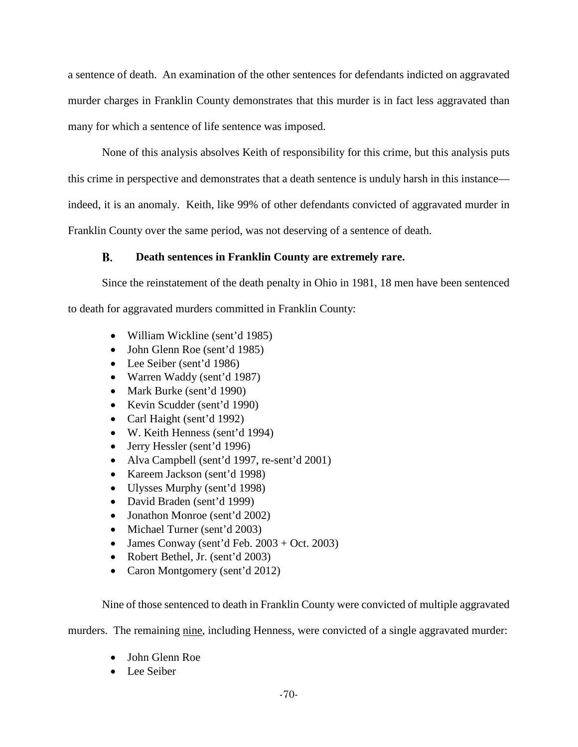a sentence of death. An examination of the other sentences for defendants indicted on aggravated murder charges in Franklin County demonstrates that this murder is in fact less aggravated than many for which a sentence of life sentence was imposed.

None of this analysis absolves Keith of responsibility for this crime, but this analysis puts this crime in perspective and demonstrates that a death sentence is unduly harsh in this instance—indeed, it is an anomaly. Keith, like 99% of other defendants convicted of aggravated murder in Franklin County over the same period, was not deserving of a sentence of death.

### B. Death sentences in Franklin County are extremely rare.

Since the reinstatement of the death penalty in Ohio in 1981, 18 men have been sentenced to death for aggravated murders committed in Franklin County:

- William Wickline (sent'd 1985)
- John Glenn Roe (sent'd 1985)
- Lee Seiber (sent'd 1986)
- Warren Waddy (sent'd 1987)
- Mark Burke (sent'd 1990)
- Kevin Scudder (sent'd 1990)
- Carl Haight (sent'd 1992)
- W. Keith Henness (sent'd 1994)
- Jerry Hessler (sent'd 1996)
- Alva Campbell (sent'd 1997, re-sent'd 2001)
- Kareem Jackson (sent'd 1998)
- Ulysses Murphy (sent'd 1998)
- David Braden (sent'd 1999)
- Jonathon Monroe (sent'd 2002)
- Michael Turner (sent'd 2003)
- James Conway (sent'd Feb. 2003 + Oct. 2003)
- Robert Bethel, Jr. (sent'd 2003)
- Caron Montgomery (sent'd 2012)

Nine of those sentenced to death in Franklin County were convicted of multiple aggravated murders. The remaining <u>nine</u>, including Henness, were convicted of a single aggravated murder:

- John Glenn Roe
- Lee Seiber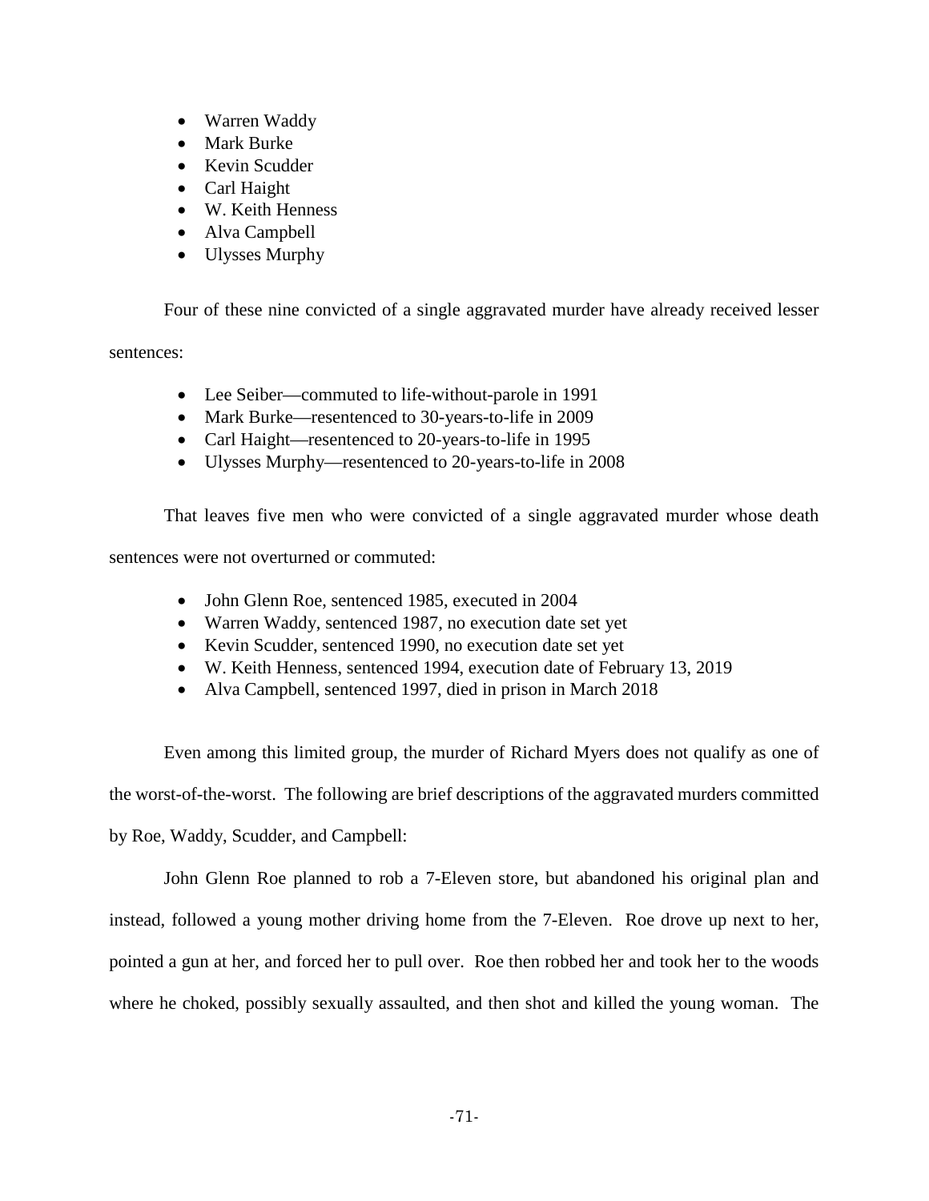- Warren Waddy
- Mark Burke
- Kevin Scudder
- Carl Haight
- W. Keith Henness
- Alva Campbell
- Ulysses Murphy

Four of these nine convicted of a single aggravated murder have already received lesser sentences:

- Lee Seiber—commuted to life-without-parole in 1991
- Mark Burke—resentenced to 30-years-to-life in 2009
- Carl Haight—resentenced to 20-years-to-life in 1995
- Ulysses Murphy—resentenced to 20-years-to-life in 2008

That leaves five men who were convicted of a single aggravated murder whose death sentences were not overturned or commuted:

- John Glenn Roe, sentenced 1985, executed in 2004
- Warren Waddy, sentenced 1987, no execution date set yet
- Kevin Scudder, sentenced 1990, no execution date set yet
- W. Keith Henness, sentenced 1994, execution date of February 13, 2019
- Alva Campbell, sentenced 1997, died in prison in March 2018

Even among this limited group, the murder of Richard Myers does not qualify as one of the worst-of-the-worst. The following are brief descriptions of the aggravated murders committed by Roe, Waddy, Scudder, and Campbell:

John Glenn Roe planned to rob a 7-Eleven store, but abandoned his original plan and instead, followed a young mother driving home from the 7-Eleven. Roe drove up next to her, pointed a gun at her, and forced her to pull over. Roe then robbed her and took her to the woods where he choked, possibly sexually assaulted, and then shot and killed the young woman. The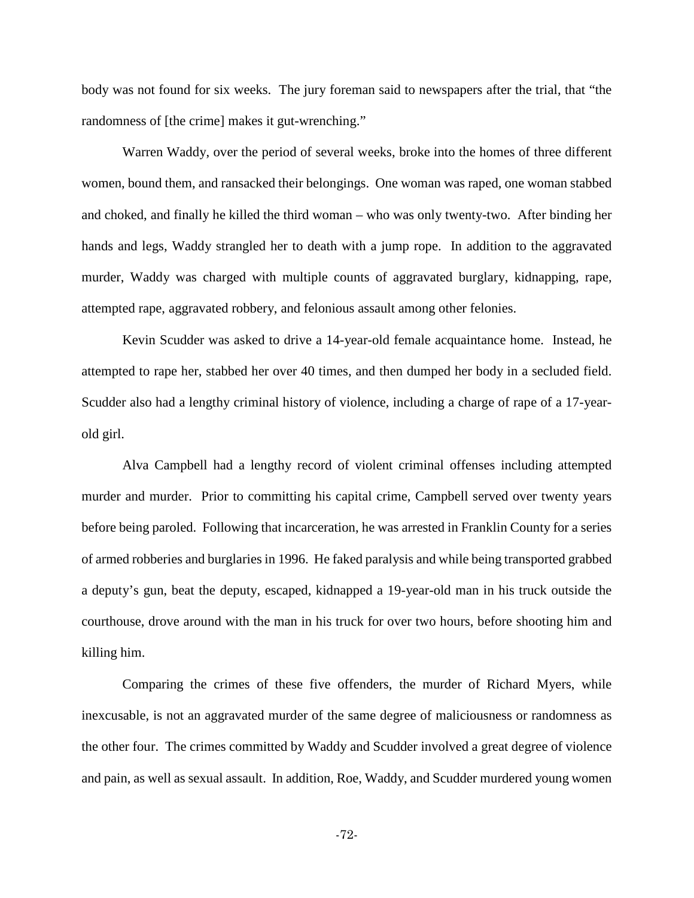body was not found for six weeks. The jury foreman said to newspapers after the trial, that "the randomness of [the crime] makes it gut-wrenching."

Warren Waddy, over the period of several weeks, broke into the homes of three different women, bound them, and ransacked their belongings. One woman was raped, one woman stabbed and choked, and finally he killed the third woman – who was only twenty-two. After binding her hands and legs, Waddy strangled her to death with a jump rope. In addition to the aggravated murder, Waddy was charged with multiple counts of aggravated burglary, kidnapping, rape, attempted rape, aggravated robbery, and felonious assault among other felonies.

Kevin Scudder was asked to drive a 14-year-old female acquaintance home. Instead, he attempted to rape her, stabbed her over 40 times, and then dumped her body in a secluded field. Scudder also had a lengthy criminal history of violence, including a charge of rape of a 17-year-old girl.

Alva Campbell had a lengthy record of violent criminal offenses including attempted murder and murder. Prior to committing his capital crime, Campbell served over twenty years before being paroled. Following that incarceration, he was arrested in Franklin County for a series of armed robberies and burglaries in 1996. He faked paralysis and while being transported grabbed a deputy's gun, beat the deputy, escaped, kidnapped a 19-year-old man in his truck outside the courthouse, drove around with the man in his truck for over two hours, before shooting him and killing him.

Comparing the crimes of these five offenders, the murder of Richard Myers, while inexcusable, is not an aggravated murder of the same degree of maliciousness or randomness as the other four. The crimes committed by Waddy and Scudder involved a great degree of violence and pain, as well as sexual assault. In addition, Roe, Waddy, and Scudder murdered young women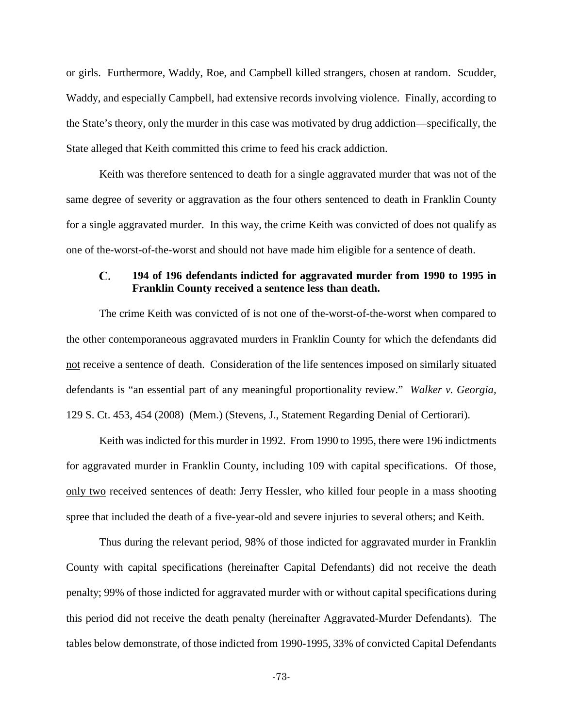or girls. Furthermore, Waddy, Roe, and Campbell killed strangers, chosen at random. Scudder, Waddy, and especially Campbell, had extensive records involving violence. Finally, according to the State's theory, only the murder in this case was motivated by drug addiction—specifically, the State alleged that Keith committed this crime to feed his crack addiction.

Keith was therefore sentenced to death for a single aggravated murder that was not of the same degree of severity or aggravation as the four others sentenced to death in Franklin County for a single aggravated murder. In this way, the crime Keith was convicted of does not qualify as one of the-worst-of-the-worst and should not have made him eligible for a sentence of death.

### C. 194 of 196 defendants indicted for aggravated murder from 1990 to 1995 in Franklin County received a sentence less than death.

The crime Keith was convicted of is not one of the-worst-of-the-worst when compared to the other contemporaneous aggravated murders in Franklin County for which the defendants did not receive a sentence of death. Consideration of the life sentences imposed on similarly situated defendants is "an essential part of any meaningful proportionality review." *Walker v. Georgia*, 129 S. Ct. 453, 454 (2008) (Mem.) (Stevens, J., Statement Regarding Denial of Certiorari).

Keith was indicted for this murder in 1992. From 1990 to 1995, there were 196 indictments for aggravated murder in Franklin County, including 109 with capital specifications. Of those, only two received sentences of death: Jerry Hessler, who killed four people in a mass shooting spree that included the death of a five-year-old and severe injuries to several others; and Keith.

Thus during the relevant period, 98% of those indicted for aggravated murder in Franklin County with capital specifications (hereinafter Capital Defendants) did not receive the death penalty; 99% of those indicted for aggravated murder with or without capital specifications during this period did not receive the death penalty (hereinafter Aggravated-Murder Defendants). The tables below demonstrate, of those indicted from 1990-1995, 33% of convicted Capital Defendants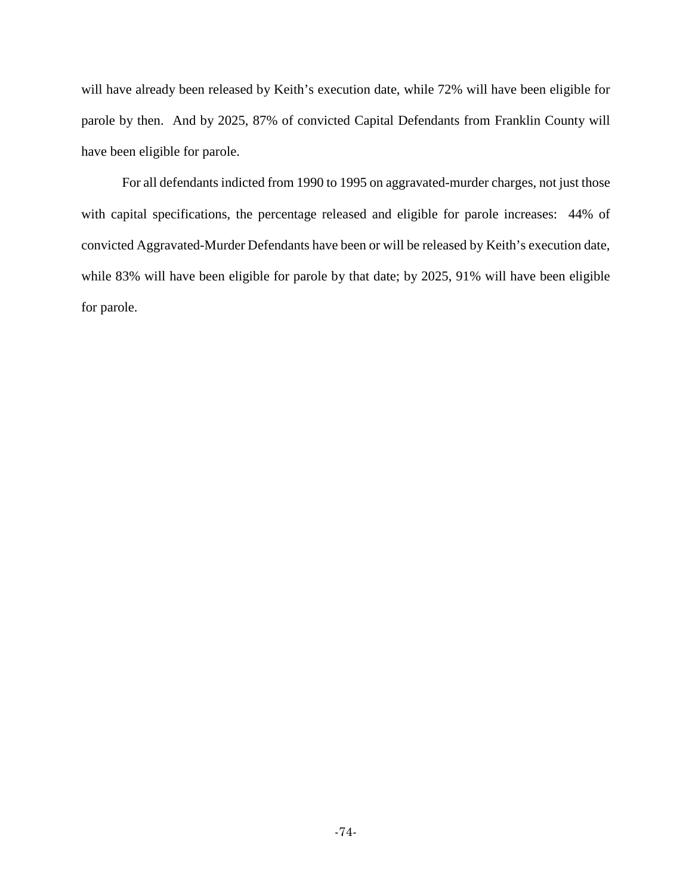will have already been released by Keith's execution date, while 72% will have been eligible for parole by then. And by 2025, 87% of convicted Capital Defendants from Franklin County will have been eligible for parole.

For all defendants indicted from 1990 to 1995 on aggravated-murder charges, not just those with capital specifications, the percentage released and eligible for parole increases: 44% of convicted Aggravated-Murder Defendants have been or will be released by Keith's execution date, while 83% will have been eligible for parole by that date; by 2025, 91% will have been eligible for parole.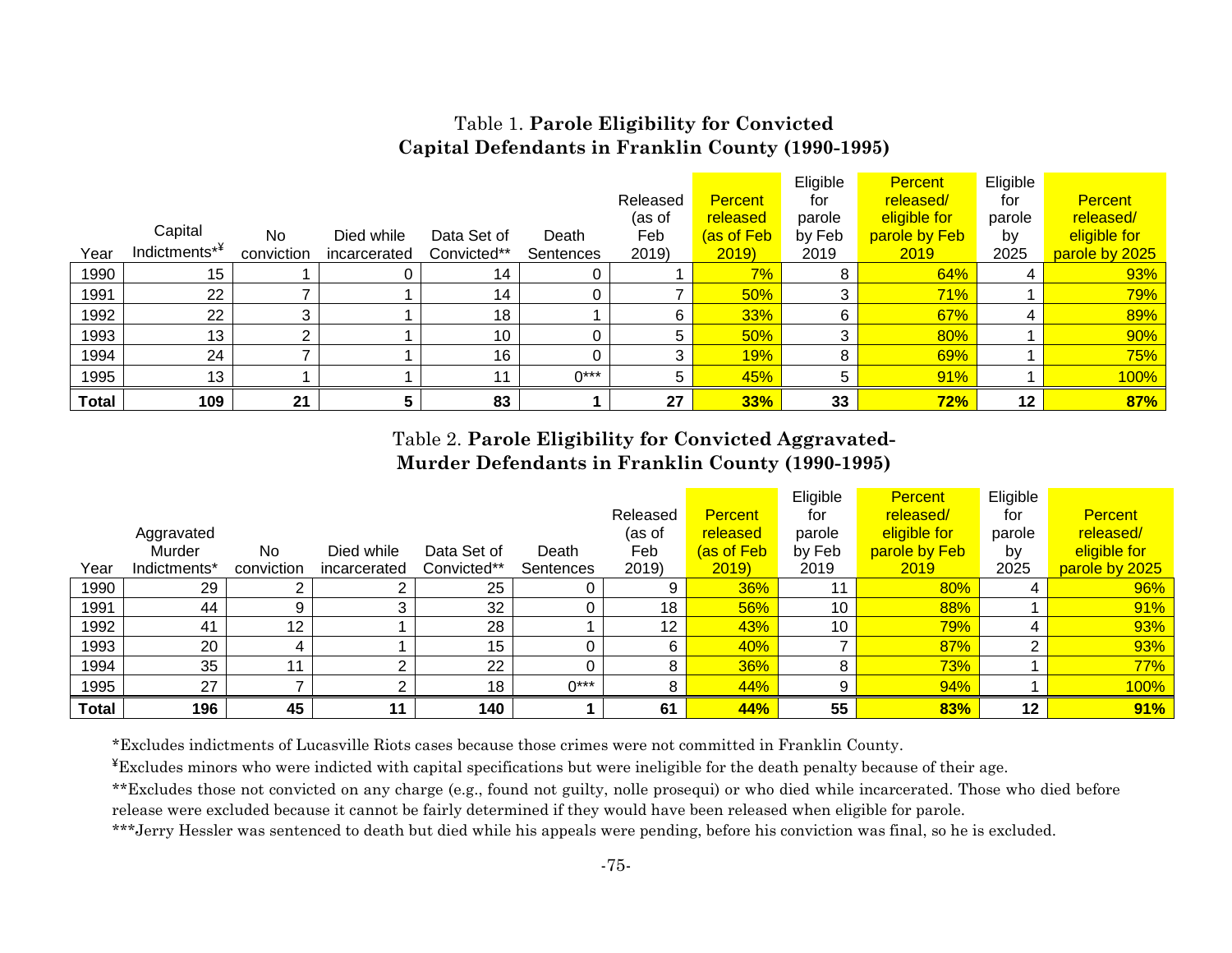Table 1. **Parole Eligibility for Convicted Capital Defendants in Franklin County (1990-1995)**

| Year | Capital Indictments*¥ | No conviction | Died while incarcerated | Data Set of Convicted** | Death Sentences | Released (as of Feb 2019) | Percent released (as of Feb 2019) | Eligible for parole by Feb 2019 | Percent released/ eligible for parole by Feb 2019 | Eligible for parole by 2025 | Percent released/ eligible for parole by 2025 |
|---|---|---|---|---|---|---|---|---|---|---|---|
| 1990 | 15 | 1 | 0 | 14 | 0 | 1 | 7% | 8 | 64% | 4 | 93% |
| 1991 | 22 | 7 | 1 | 14 | 0 | 7 | 50% | 3 | 71% | 1 | 79% |
| 1992 | 22 | 3 | 1 | 18 | 1 | 6 | 33% | 6 | 67% | 4 | 89% |
| 1993 | 13 | 2 | 1 | 10 | 0 | 5 | 50% | 3 | 80% | 1 | 90% |
| 1994 | 24 | 7 | 1 | 16 | 0 | 3 | 19% | 8 | 69% | 1 | 75% |
| 1995 | 13 | 1 | 1 | 11 | 0*** | 5 | 45% | 5 | 91% | 1 | 100% |
| **Total** | **109** | **21** | **5** | **83** | **1** | **27** | **33%** | **33** | **72%** | **12** | **87%** |

Table 2. **Parole Eligibility for Convicted Aggravated-Murder Defendants in Franklin County (1990-1995)**

| Year | Aggravated Murder Indictments* | No conviction | Died while incarcerated | Data Set of Convicted** | Death Sentences | Released (as of Feb 2019) | Percent released (as of Feb 2019) | Eligible for parole by Feb 2019 | Percent released/ eligible for parole by Feb 2019 | Eligible for parole by 2025 | Percent released/ eligible for parole by 2025 |
|---|---|---|---|---|---|---|---|---|---|---|---|
| 1990 | 29 | 2 | 2 | 25 | 0 | 9 | 36% | 11 | 80% | 4 | 96% |
| 1991 | 44 | 9 | 3 | 32 | 0 | 18 | 56% | 10 | 88% | 1 | 91% |
| 1992 | 41 | 12 | 1 | 28 | 1 | 12 | 43% | 10 | 79% | 4 | 93% |
| 1993 | 20 | 4 | 1 | 15 | 0 | 6 | 40% | 7 | 87% | 2 | 93% |
| 1994 | 35 | 11 | 2 | 22 | 0 | 8 | 36% | 8 | 73% | 1 | 77% |
| 1995 | 27 | 7 | 2 | 18 | 0*** | 8 | 44% | 9 | 94% | 1 | 100% |
| **Total** | **196** | **45** | **11** | **140** | **1** | **61** | **44%** | **55** | **83%** | **12** | **91%** |

*Excludes indictments of Lucasville Riots cases because those crimes were not committed in Franklin County.

¥Excludes minors who were indicted with capital specifications but were ineligible for the death penalty because of their age.

**Excludes those not convicted on any charge (e.g., found not guilty, nolle prosequi) or who died while incarcerated. Those who died before release were excluded because it cannot be fairly determined if they would have been released when eligible for parole.

***Jerry Hessler was sentenced to death but died while his appeals were pending, before his conviction was final, so he is excluded.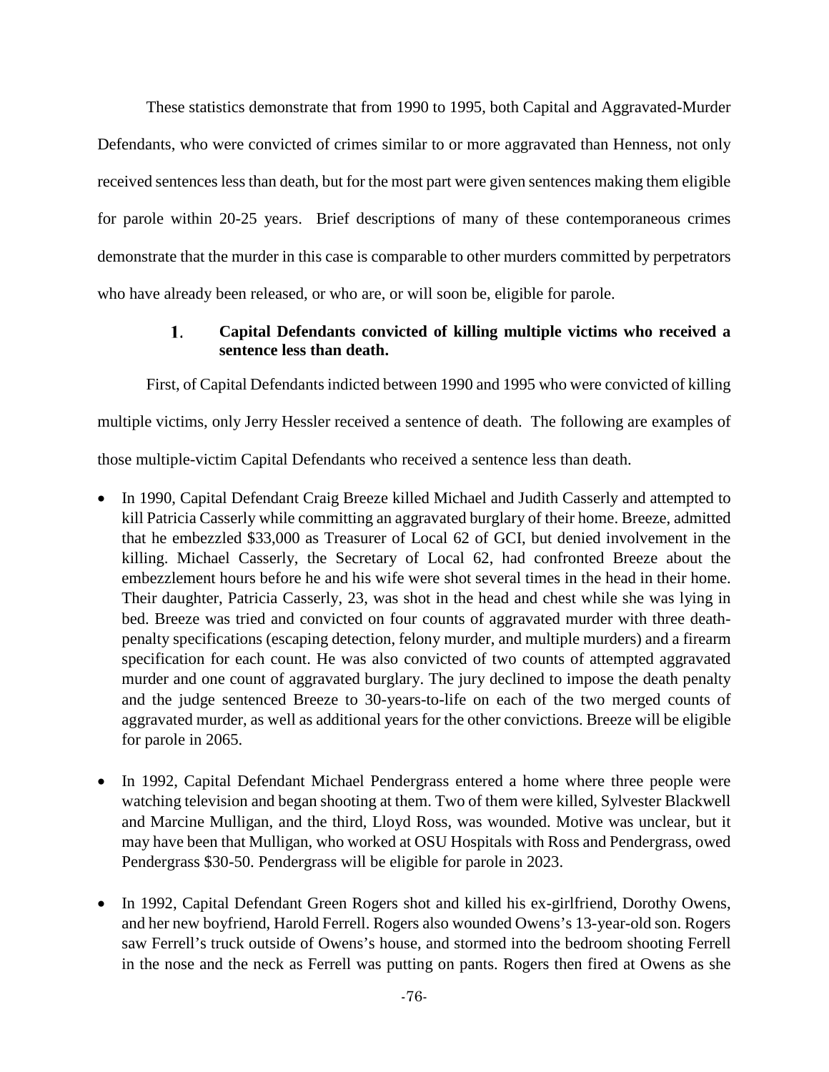These statistics demonstrate that from 1990 to 1995, both Capital and Aggravated-Murder Defendants, who were convicted of crimes similar to or more aggravated than Henness, not only received sentences less than death, but for the most part were given sentences making them eligible for parole within 20-25 years. Brief descriptions of many of these contemporaneous crimes demonstrate that the murder in this case is comparable to other murders committed by perpetrators who have already been released, or who are, or will soon be, eligible for parole.

### 1. Capital Defendants convicted of killing multiple victims who received a sentence less than death.

First, of Capital Defendants indicted between 1990 and 1995 who were convicted of killing multiple victims, only Jerry Hessler received a sentence of death. The following are examples of those multiple-victim Capital Defendants who received a sentence less than death.

- In 1990, Capital Defendant Craig Breeze killed Michael and Judith Casserly and attempted to kill Patricia Casserly while committing an aggravated burglary of their home. Breeze, admitted that he embezzled $33,000 as Treasurer of Local 62 of GCI, but denied involvement in the killing. Michael Casserly, the Secretary of Local 62, had confronted Breeze about the embezzlement hours before he and his wife were shot several times in the head in their home. Their daughter, Patricia Casserly, 23, was shot in the head and chest while she was lying in bed. Breeze was tried and convicted on four counts of aggravated murder with three death-penalty specifications (escaping detection, felony murder, and multiple murders) and a firearm specification for each count. He was also convicted of two counts of attempted aggravated murder and one count of aggravated burglary. The jury declined to impose the death penalty and the judge sentenced Breeze to 30-years-to-life on each of the two merged counts of aggravated murder, as well as additional years for the other convictions. Breeze will be eligible for parole in 2065.

- In 1992, Capital Defendant Michael Pendergrass entered a home where three people were watching television and began shooting at them. Two of them were killed, Sylvester Blackwell and Marcine Mulligan, and the third, Lloyd Ross, was wounded. Motive was unclear, but it may have been that Mulligan, who worked at OSU Hospitals with Ross and Pendergrass, owed Pendergrass $30-50. Pendergrass will be eligible for parole in 2023.

- In 1992, Capital Defendant Green Rogers shot and killed his ex-girlfriend, Dorothy Owens, and her new boyfriend, Harold Ferrell. Rogers also wounded Owens's 13-year-old son. Rogers saw Ferrell's truck outside of Owens's house, and stormed into the bedroom shooting Ferrell in the nose and the neck as Ferrell was putting on pants. Rogers then fired at Owens as she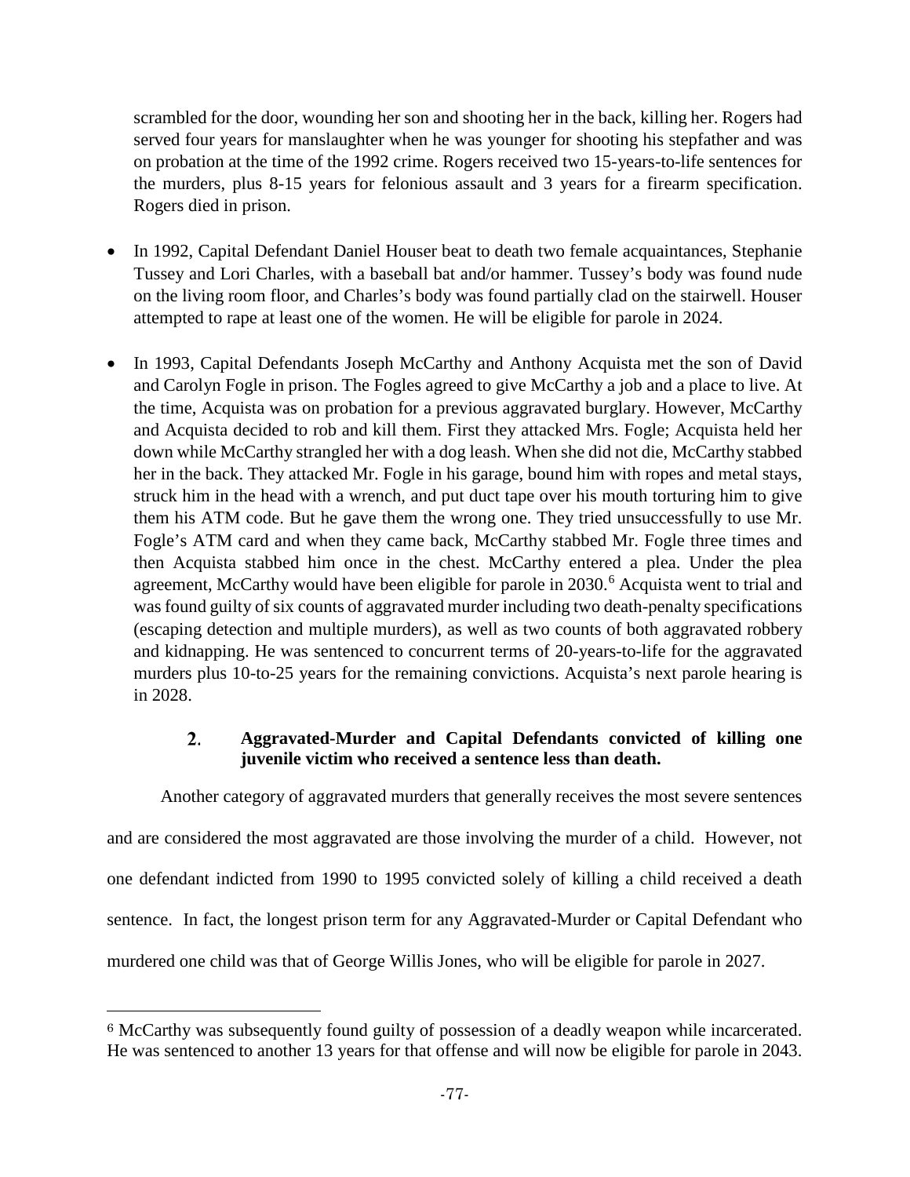scrambled for the door, wounding her son and shooting her in the back, killing her. Rogers had served four years for manslaughter when he was younger for shooting his stepfather and was on probation at the time of the 1992 crime. Rogers received two 15-years-to-life sentences for the murders, plus 8-15 years for felonious assault and 3 years for a firearm specification. Rogers died in prison.

- In 1992, Capital Defendant Daniel Houser beat to death two female acquaintances, Stephanie Tussey and Lori Charles, with a baseball bat and/or hammer. Tussey's body was found nude on the living room floor, and Charles's body was found partially clad on the stairwell. Houser attempted to rape at least one of the women. He will be eligible for parole in 2024.

- In 1993, Capital Defendants Joseph McCarthy and Anthony Acquista met the son of David and Carolyn Fogle in prison. The Fogles agreed to give McCarthy a job and a place to live. At the time, Acquista was on probation for a previous aggravated burglary. However, McCarthy and Acquista decided to rob and kill them. First they attacked Mrs. Fogle; Acquista held her down while McCarthy strangled her with a dog leash. When she did not die, McCarthy stabbed her in the back. They attacked Mr. Fogle in his garage, bound him with ropes and metal stays, struck him in the head with a wrench, and put duct tape over his mouth torturing him to give them his ATM code. But he gave them the wrong one. They tried unsuccessfully to use Mr. Fogle's ATM card and when they came back, McCarthy stabbed Mr. Fogle three times and then Acquista stabbed him once in the chest. McCarthy entered a plea. Under the plea agreement, McCarthy would have been eligible for parole in 2030.[6] Acquista went to trial and was found guilty of six counts of aggravated murder including two death-penalty specifications (escaping detection and multiple murders), as well as two counts of both aggravated robbery and kidnapping. He was sentenced to concurrent terms of 20-years-to-life for the aggravated murders plus 10-to-25 years for the remaining convictions. Acquista's next parole hearing is in 2028.

### 2. Aggravated-Murder and Capital Defendants convicted of killing one juvenile victim who received a sentence less than death.

Another category of aggravated murders that generally receives the most severe sentences and are considered the most aggravated are those involving the murder of a child. However, not one defendant indicted from 1990 to 1995 convicted solely of killing a child received a death sentence. In fact, the longest prison term for any Aggravated-Murder or Capital Defendant who murdered one child was that of George Willis Jones, who will be eligible for parole in 2027.

---

[6] McCarthy was subsequently found guilty of possession of a deadly weapon while incarcerated. He was sentenced to another 13 years for that offense and will now be eligible for parole in 2043.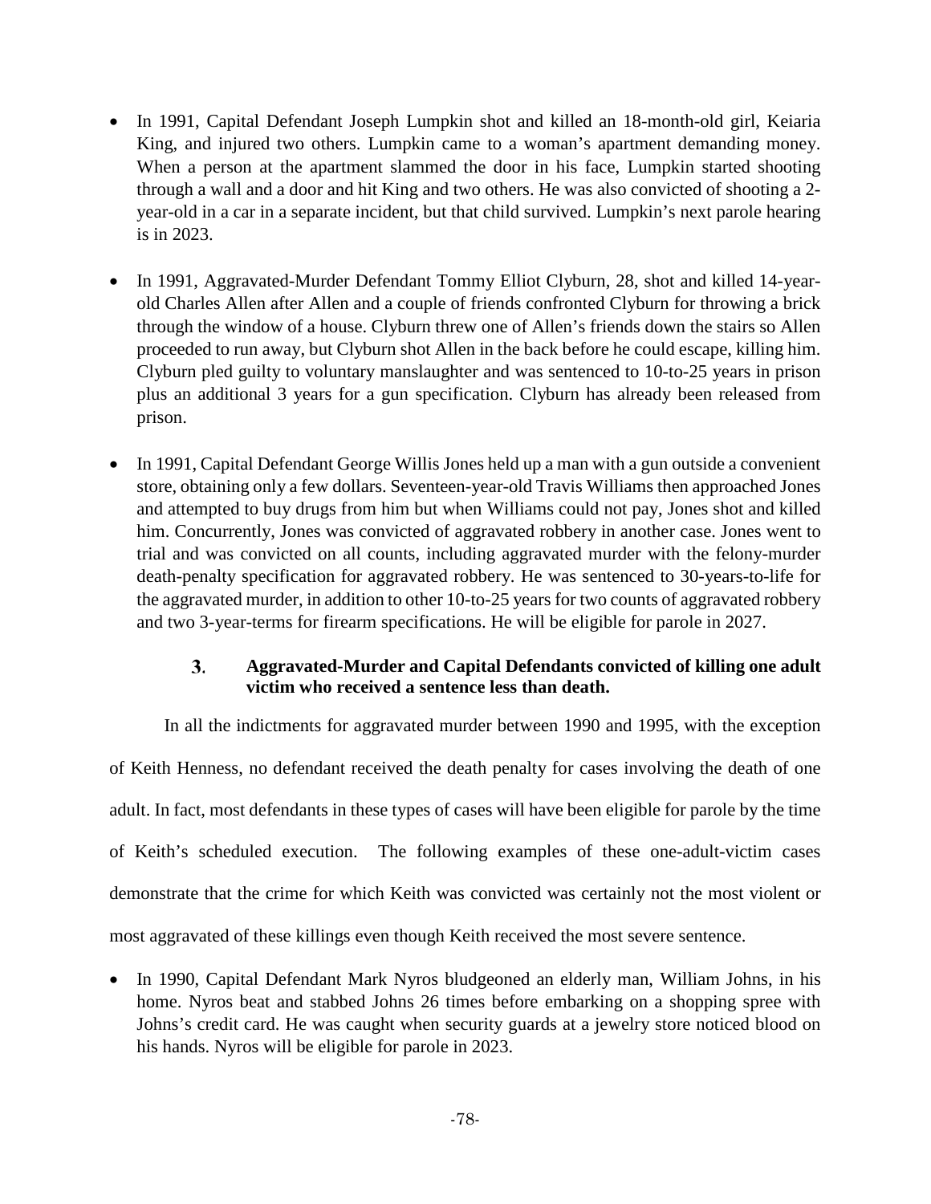- In 1991, Capital Defendant Joseph Lumpkin shot and killed an 18-month-old girl, Keiaria King, and injured two others. Lumpkin came to a woman's apartment demanding money. When a person at the apartment slammed the door in his face, Lumpkin started shooting through a wall and a door and hit King and two others. He was also convicted of shooting a 2-year-old in a car in a separate incident, but that child survived. Lumpkin's next parole hearing is in 2023.

- In 1991, Aggravated-Murder Defendant Tommy Elliot Clyburn, 28, shot and killed 14-year-old Charles Allen after Allen and a couple of friends confronted Clyburn for throwing a brick through the window of a house. Clyburn threw one of Allen's friends down the stairs so Allen proceeded to run away, but Clyburn shot Allen in the back before he could escape, killing him. Clyburn pled guilty to voluntary manslaughter and was sentenced to 10-to-25 years in prison plus an additional 3 years for a gun specification. Clyburn has already been released from prison.

- In 1991, Capital Defendant George Willis Jones held up a man with a gun outside a convenient store, obtaining only a few dollars. Seventeen-year-old Travis Williams then approached Jones and attempted to buy drugs from him but when Williams could not pay, Jones shot and killed him. Concurrently, Jones was convicted of aggravated robbery in another case. Jones went to trial and was convicted on all counts, including aggravated murder with the felony-murder death-penalty specification for aggravated robbery. He was sentenced to 30-years-to-life for the aggravated murder, in addition to other 10-to-25 years for two counts of aggravated robbery and two 3-year-terms for firearm specifications. He will be eligible for parole in 2027.

### 3. Aggravated-Murder and Capital Defendants convicted of killing one adult victim who received a sentence less than death.

In all the indictments for aggravated murder between 1990 and 1995, with the exception of Keith Henness, no defendant received the death penalty for cases involving the death of one adult. In fact, most defendants in these types of cases will have been eligible for parole by the time of Keith's scheduled execution. The following examples of these one-adult-victim cases demonstrate that the crime for which Keith was convicted was certainly not the most violent or most aggravated of these killings even though Keith received the most severe sentence.

- In 1990, Capital Defendant Mark Nyros bludgeoned an elderly man, William Johns, in his home. Nyros beat and stabbed Johns 26 times before embarking on a shopping spree with Johns's credit card. He was caught when security guards at a jewelry store noticed blood on his hands. Nyros will be eligible for parole in 2023.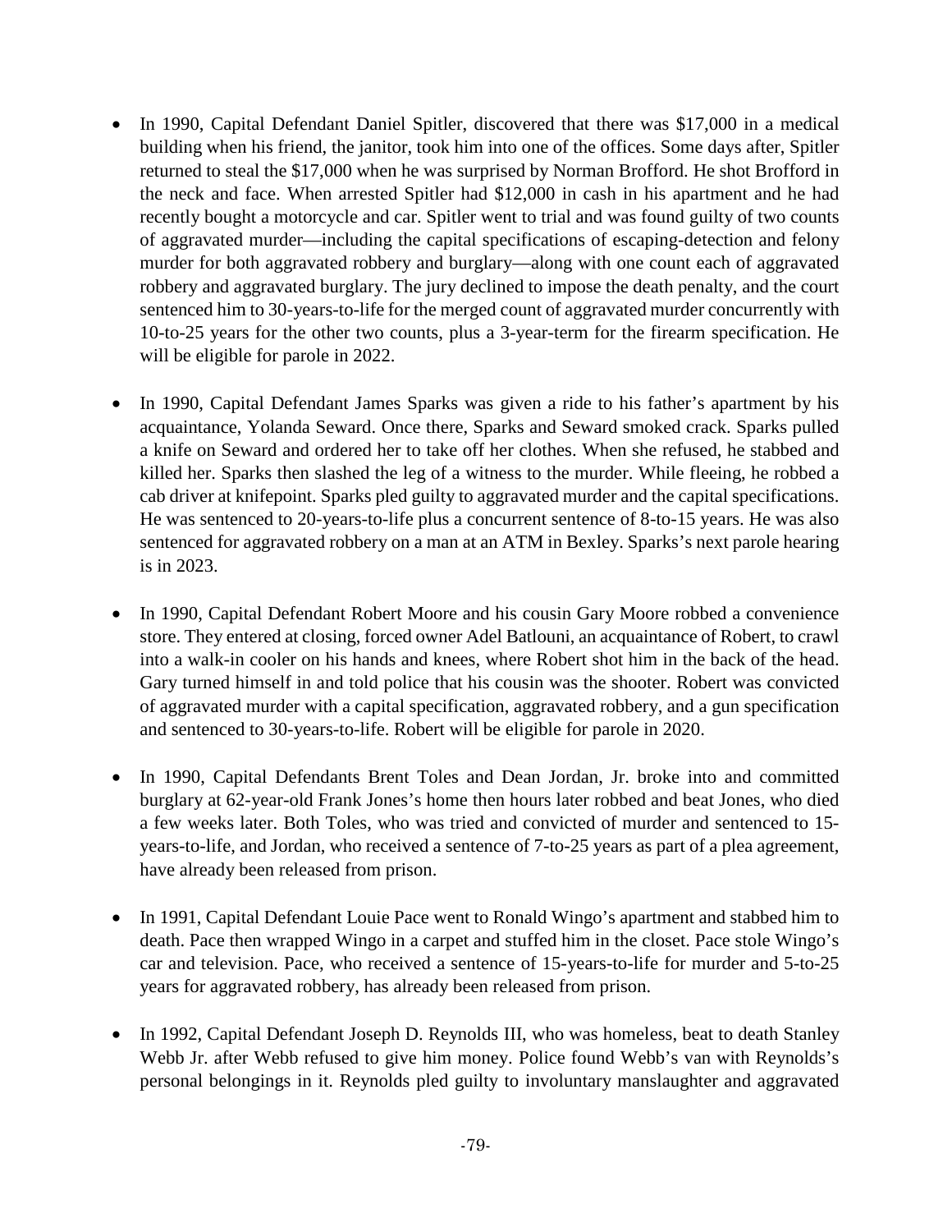- In 1990, Capital Defendant Daniel Spitler, discovered that there was $17,000 in a medical building when his friend, the janitor, took him into one of the offices. Some days after, Spitler returned to steal the $17,000 when he was surprised by Norman Brofford. He shot Brofford in the neck and face. When arrested Spitler had $12,000 in cash in his apartment and he had recently bought a motorcycle and car. Spitler went to trial and was found guilty of two counts of aggravated murder—including the capital specifications of escaping-detection and felony murder for both aggravated robbery and burglary—along with one count each of aggravated robbery and aggravated burglary. The jury declined to impose the death penalty, and the court sentenced him to 30-years-to-life for the merged count of aggravated murder concurrently with 10-to-25 years for the other two counts, plus a 3-year-term for the firearm specification. He will be eligible for parole in 2022.

- In 1990, Capital Defendant James Sparks was given a ride to his father's apartment by his acquaintance, Yolanda Seward. Once there, Sparks and Seward smoked crack. Sparks pulled a knife on Seward and ordered her to take off her clothes. When she refused, he stabbed and killed her. Sparks then slashed the leg of a witness to the murder. While fleeing, he robbed a cab driver at knifepoint. Sparks pled guilty to aggravated murder and the capital specifications. He was sentenced to 20-years-to-life plus a concurrent sentence of 8-to-15 years. He was also sentenced for aggravated robbery on a man at an ATM in Bexley. Sparks's next parole hearing is in 2023.

- In 1990, Capital Defendant Robert Moore and his cousin Gary Moore robbed a convenience store. They entered at closing, forced owner Adel Batlouni, an acquaintance of Robert, to crawl into a walk-in cooler on his hands and knees, where Robert shot him in the back of the head. Gary turned himself in and told police that his cousin was the shooter. Robert was convicted of aggravated murder with a capital specification, aggravated robbery, and a gun specification and sentenced to 30-years-to-life. Robert will be eligible for parole in 2020.

- In 1990, Capital Defendants Brent Toles and Dean Jordan, Jr. broke into and committed burglary at 62-year-old Frank Jones's home then hours later robbed and beat Jones, who died a few weeks later. Both Toles, who was tried and convicted of murder and sentenced to 15-years-to-life, and Jordan, who received a sentence of 7-to-25 years as part of a plea agreement, have already been released from prison.

- In 1991, Capital Defendant Louie Pace went to Ronald Wingo's apartment and stabbed him to death. Pace then wrapped Wingo in a carpet and stuffed him in the closet. Pace stole Wingo's car and television. Pace, who received a sentence of 15-years-to-life for murder and 5-to-25 years for aggravated robbery, has already been released from prison.

- In 1992, Capital Defendant Joseph D. Reynolds III, who was homeless, beat to death Stanley Webb Jr. after Webb refused to give him money. Police found Webb's van with Reynolds's personal belongings in it. Reynolds pled guilty to involuntary manslaughter and aggravated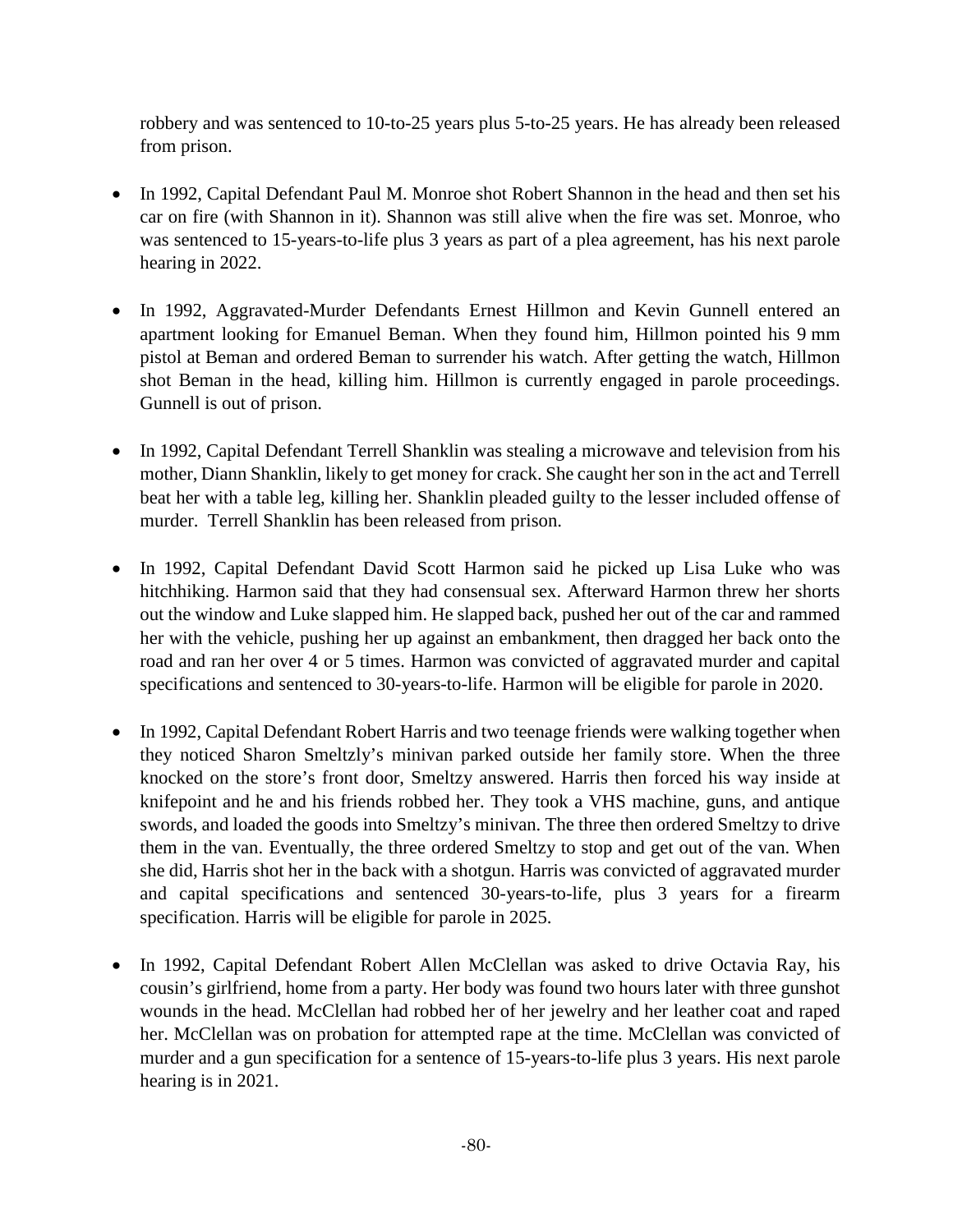robbery and was sentenced to 10-to-25 years plus 5-to-25 years. He has already been released from prison.

- In 1992, Capital Defendant Paul M. Monroe shot Robert Shannon in the head and then set his car on fire (with Shannon in it). Shannon was still alive when the fire was set. Monroe, who was sentenced to 15-years-to-life plus 3 years as part of a plea agreement, has his next parole hearing in 2022.

- In 1992, Aggravated-Murder Defendants Ernest Hillmon and Kevin Gunnell entered an apartment looking for Emanuel Beman. When they found him, Hillmon pointed his 9 mm pistol at Beman and ordered Beman to surrender his watch. After getting the watch, Hillmon shot Beman in the head, killing him. Hillmon is currently engaged in parole proceedings. Gunnell is out of prison.

- In 1992, Capital Defendant Terrell Shanklin was stealing a microwave and television from his mother, Diann Shanklin, likely to get money for crack. She caught her son in the act and Terrell beat her with a table leg, killing her. Shanklin pleaded guilty to the lesser included offense of murder. Terrell Shanklin has been released from prison.

- In 1992, Capital Defendant David Scott Harmon said he picked up Lisa Luke who was hitchhiking. Harmon said that they had consensual sex. Afterward Harmon threw her shorts out the window and Luke slapped him. He slapped back, pushed her out of the car and rammed her with the vehicle, pushing her up against an embankment, then dragged her back onto the road and ran her over 4 or 5 times. Harmon was convicted of aggravated murder and capital specifications and sentenced to 30-years-to-life. Harmon will be eligible for parole in 2020.

- In 1992, Capital Defendant Robert Harris and two teenage friends were walking together when they noticed Sharon Smeltzly's minivan parked outside her family store. When the three knocked on the store's front door, Smeltzy answered. Harris then forced his way inside at knifepoint and he and his friends robbed her. They took a VHS machine, guns, and antique swords, and loaded the goods into Smeltzy's minivan. The three then ordered Smeltzy to drive them in the van. Eventually, the three ordered Smeltzy to stop and get out of the van. When she did, Harris shot her in the back with a shotgun. Harris was convicted of aggravated murder and capital specifications and sentenced 30-years-to-life, plus 3 years for a firearm specification. Harris will be eligible for parole in 2025.

- In 1992, Capital Defendant Robert Allen McClellan was asked to drive Octavia Ray, his cousin's girlfriend, home from a party. Her body was found two hours later with three gunshot wounds in the head. McClellan had robbed her of her jewelry and her leather coat and raped her. McClellan was on probation for attempted rape at the time. McClellan was convicted of murder and a gun specification for a sentence of 15-years-to-life plus 3 years. His next parole hearing is in 2021.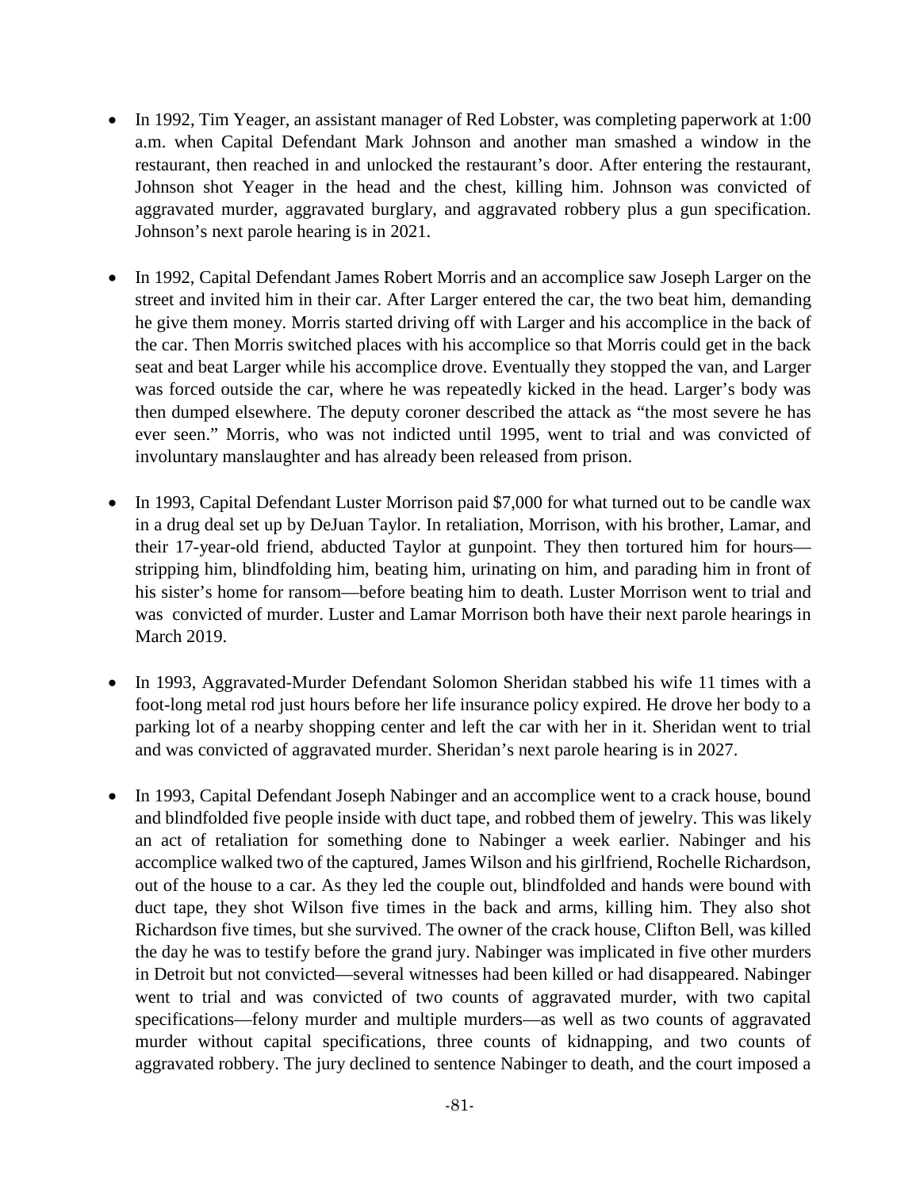- In 1992, Tim Yeager, an assistant manager of Red Lobster, was completing paperwork at 1:00 a.m. when Capital Defendant Mark Johnson and another man smashed a window in the restaurant, then reached in and unlocked the restaurant's door. After entering the restaurant, Johnson shot Yeager in the head and the chest, killing him. Johnson was convicted of aggravated murder, aggravated burglary, and aggravated robbery plus a gun specification. Johnson's next parole hearing is in 2021.

- In 1992, Capital Defendant James Robert Morris and an accomplice saw Joseph Larger on the street and invited him in their car. After Larger entered the car, the two beat him, demanding he give them money. Morris started driving off with Larger and his accomplice in the back of the car. Then Morris switched places with his accomplice so that Morris could get in the back seat and beat Larger while his accomplice drove. Eventually they stopped the van, and Larger was forced outside the car, where he was repeatedly kicked in the head. Larger's body was then dumped elsewhere. The deputy coroner described the attack as "the most severe he has ever seen." Morris, who was not indicted until 1995, went to trial and was convicted of involuntary manslaughter and has already been released from prison.

- In 1993, Capital Defendant Luster Morrison paid $7,000 for what turned out to be candle wax in a drug deal set up by DeJuan Taylor. In retaliation, Morrison, with his brother, Lamar, and their 17-year-old friend, abducted Taylor at gunpoint. They then tortured him for hours—stripping him, blindfolding him, beating him, urinating on him, and parading him in front of his sister's home for ransom—before beating him to death. Luster Morrison went to trial and was convicted of murder. Luster and Lamar Morrison both have their next parole hearings in March 2019.

- In 1993, Aggravated-Murder Defendant Solomon Sheridan stabbed his wife 11 times with a foot-long metal rod just hours before her life insurance policy expired. He drove her body to a parking lot of a nearby shopping center and left the car with her in it. Sheridan went to trial and was convicted of aggravated murder. Sheridan's next parole hearing is in 2027.

- In 1993, Capital Defendant Joseph Nabinger and an accomplice went to a crack house, bound and blindfolded five people inside with duct tape, and robbed them of jewelry. This was likely an act of retaliation for something done to Nabinger a week earlier. Nabinger and his accomplice walked two of the captured, James Wilson and his girlfriend, Rochelle Richardson, out of the house to a car. As they led the couple out, blindfolded and hands were bound with duct tape, they shot Wilson five times in the back and arms, killing him. They also shot Richardson five times, but she survived. The owner of the crack house, Clifton Bell, was killed the day he was to testify before the grand jury. Nabinger was implicated in five other murders in Detroit but not convicted—several witnesses had been killed or had disappeared. Nabinger went to trial and was convicted of two counts of aggravated murder, with two capital specifications—felony murder and multiple murders—as well as two counts of aggravated murder without capital specifications, three counts of kidnapping, and two counts of aggravated robbery. The jury declined to sentence Nabinger to death, and the court imposed a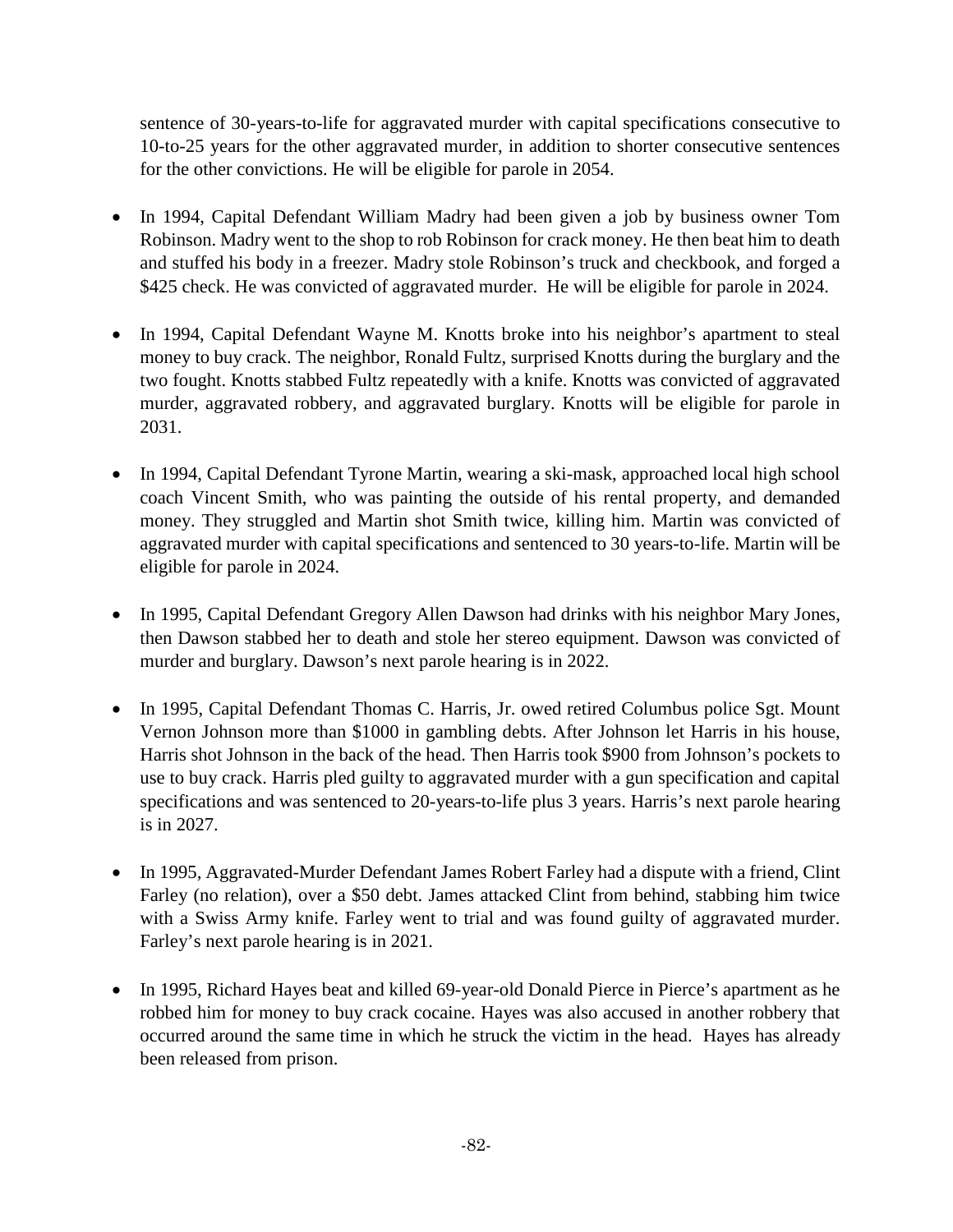sentence of 30-years-to-life for aggravated murder with capital specifications consecutive to 10-to-25 years for the other aggravated murder, in addition to shorter consecutive sentences for the other convictions. He will be eligible for parole in 2054.

- In 1994, Capital Defendant William Madry had been given a job by business owner Tom Robinson. Madry went to the shop to rob Robinson for crack money. He then beat him to death and stuffed his body in a freezer. Madry stole Robinson's truck and checkbook, and forged a $425 check. He was convicted of aggravated murder. He will be eligible for parole in 2024.

- In 1994, Capital Defendant Wayne M. Knotts broke into his neighbor's apartment to steal money to buy crack. The neighbor, Ronald Fultz, surprised Knotts during the burglary and the two fought. Knotts stabbed Fultz repeatedly with a knife. Knotts was convicted of aggravated murder, aggravated robbery, and aggravated burglary. Knotts will be eligible for parole in 2031.

- In 1994, Capital Defendant Tyrone Martin, wearing a ski-mask, approached local high school coach Vincent Smith, who was painting the outside of his rental property, and demanded money. They struggled and Martin shot Smith twice, killing him. Martin was convicted of aggravated murder with capital specifications and sentenced to 30 years-to-life. Martin will be eligible for parole in 2024.

- In 1995, Capital Defendant Gregory Allen Dawson had drinks with his neighbor Mary Jones, then Dawson stabbed her to death and stole her stereo equipment. Dawson was convicted of murder and burglary. Dawson's next parole hearing is in 2022.

- In 1995, Capital Defendant Thomas C. Harris, Jr. owed retired Columbus police Sgt. Mount Vernon Johnson more than $1000 in gambling debts. After Johnson let Harris in his house, Harris shot Johnson in the back of the head. Then Harris took $900 from Johnson's pockets to use to buy crack. Harris pled guilty to aggravated murder with a gun specification and capital specifications and was sentenced to 20-years-to-life plus 3 years. Harris's next parole hearing is in 2027.

- In 1995, Aggravated-Murder Defendant James Robert Farley had a dispute with a friend, Clint Farley (no relation), over a $50 debt. James attacked Clint from behind, stabbing him twice with a Swiss Army knife. Farley went to trial and was found guilty of aggravated murder. Farley's next parole hearing is in 2021.

- In 1995, Richard Hayes beat and killed 69-year-old Donald Pierce in Pierce's apartment as he robbed him for money to buy crack cocaine. Hayes was also accused in another robbery that occurred around the same time in which he struck the victim in the head. Hayes has already been released from prison.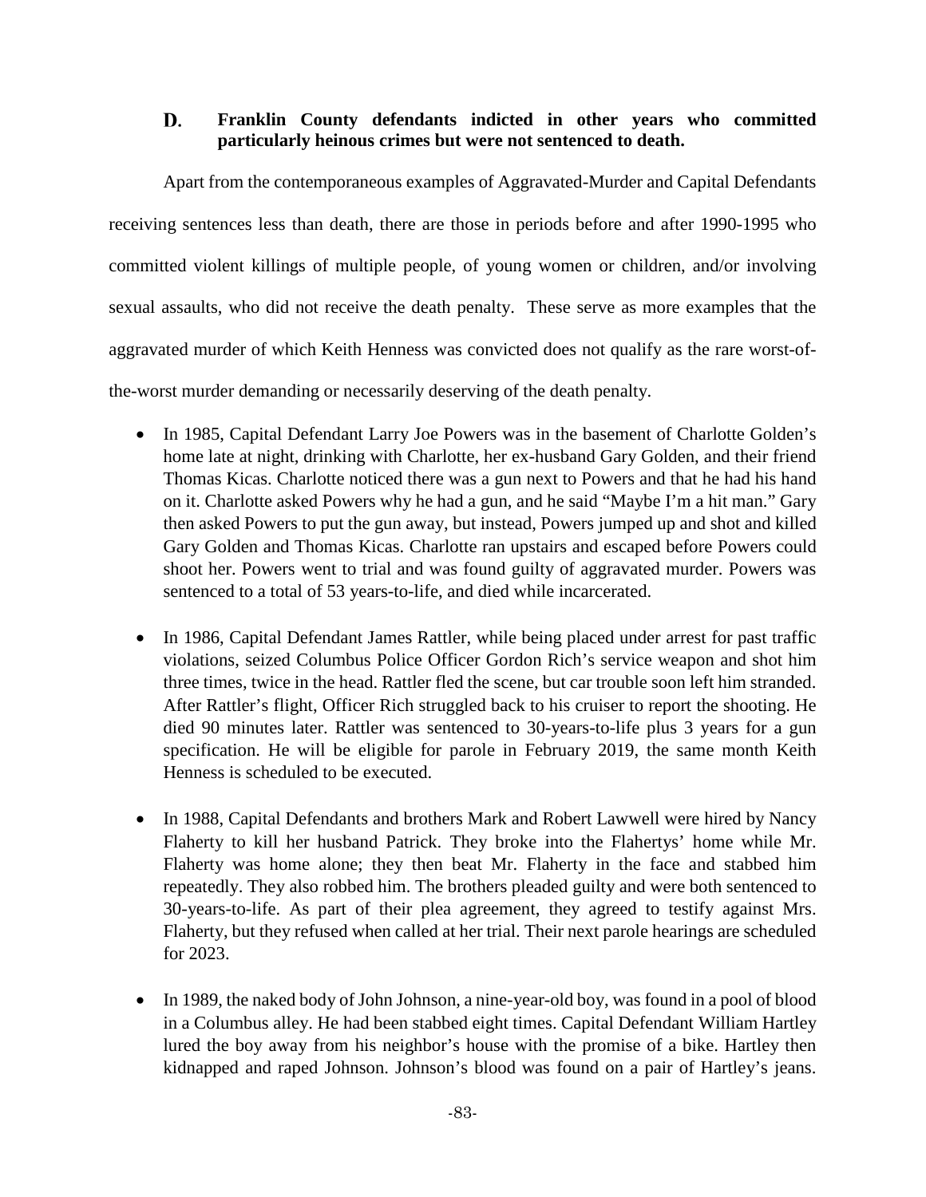### D. Franklin County defendants indicted in other years who committed particularly heinous crimes but were not sentenced to death.

Apart from the contemporaneous examples of Aggravated-Murder and Capital Defendants receiving sentences less than death, there are those in periods before and after 1990-1995 who committed violent killings of multiple people, of young women or children, and/or involving sexual assaults, who did not receive the death penalty. These serve as more examples that the aggravated murder of which Keith Henness was convicted does not qualify as the rare worst-of-the-worst murder demanding or necessarily deserving of the death penalty.

- In 1985, Capital Defendant Larry Joe Powers was in the basement of Charlotte Golden's home late at night, drinking with Charlotte, her ex-husband Gary Golden, and their friend Thomas Kicas. Charlotte noticed there was a gun next to Powers and that he had his hand on it. Charlotte asked Powers why he had a gun, and he said "Maybe I'm a hit man." Gary then asked Powers to put the gun away, but instead, Powers jumped up and shot and killed Gary Golden and Thomas Kicas. Charlotte ran upstairs and escaped before Powers could shoot her. Powers went to trial and was found guilty of aggravated murder. Powers was sentenced to a total of 53 years-to-life, and died while incarcerated.

- In 1986, Capital Defendant James Rattler, while being placed under arrest for past traffic violations, seized Columbus Police Officer Gordon Rich's service weapon and shot him three times, twice in the head. Rattler fled the scene, but car trouble soon left him stranded. After Rattler's flight, Officer Rich struggled back to his cruiser to report the shooting. He died 90 minutes later. Rattler was sentenced to 30-years-to-life plus 3 years for a gun specification. He will be eligible for parole in February 2019, the same month Keith Henness is scheduled to be executed.

- In 1988, Capital Defendants and brothers Mark and Robert Lawwell were hired by Nancy Flaherty to kill her husband Patrick. They broke into the Flahertys' home while Mr. Flaherty was home alone; they then beat Mr. Flaherty in the face and stabbed him repeatedly. They also robbed him. The brothers pleaded guilty and were both sentenced to 30-years-to-life. As part of their plea agreement, they agreed to testify against Mrs. Flaherty, but they refused when called at her trial. Their next parole hearings are scheduled for 2023.

- In 1989, the naked body of John Johnson, a nine-year-old boy, was found in a pool of blood in a Columbus alley. He had been stabbed eight times. Capital Defendant William Hartley lured the boy away from his neighbor's house with the promise of a bike. Hartley then kidnapped and raped Johnson. Johnson's blood was found on a pair of Hartley's jeans.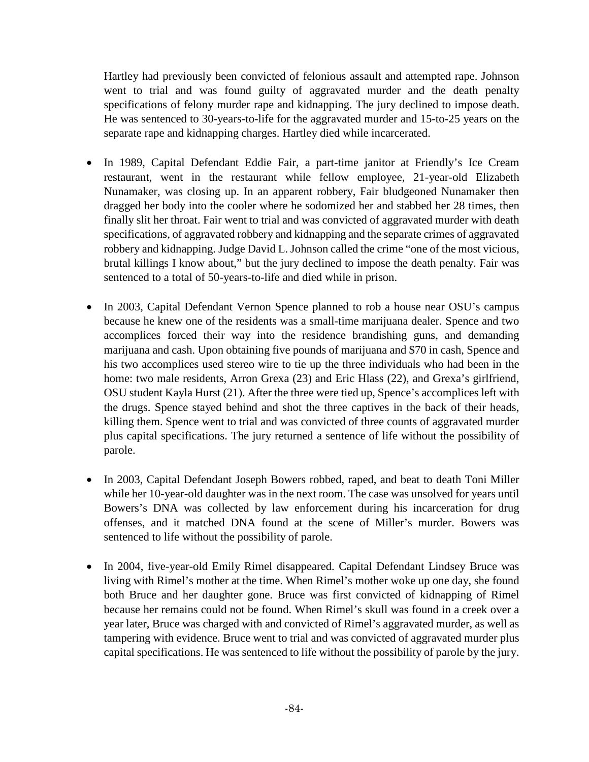Hartley had previously been convicted of felonious assault and attempted rape. Johnson went to trial and was found guilty of aggravated murder and the death penalty specifications of felony murder rape and kidnapping. The jury declined to impose death. He was sentenced to 30-years-to-life for the aggravated murder and 15-to-25 years on the separate rape and kidnapping charges. Hartley died while incarcerated.

- In 1989, Capital Defendant Eddie Fair, a part-time janitor at Friendly's Ice Cream restaurant, went in the restaurant while fellow employee, 21-year-old Elizabeth Nunamaker, was closing up. In an apparent robbery, Fair bludgeoned Nunamaker then dragged her body into the cooler where he sodomized her and stabbed her 28 times, then finally slit her throat. Fair went to trial and was convicted of aggravated murder with death specifications, of aggravated robbery and kidnapping and the separate crimes of aggravated robbery and kidnapping. Judge David L. Johnson called the crime "one of the most vicious, brutal killings I know about," but the jury declined to impose the death penalty. Fair was sentenced to a total of 50-years-to-life and died while in prison.

- In 2003, Capital Defendant Vernon Spence planned to rob a house near OSU's campus because he knew one of the residents was a small-time marijuana dealer. Spence and two accomplices forced their way into the residence brandishing guns, and demanding marijuana and cash. Upon obtaining five pounds of marijuana and $70 in cash, Spence and his two accomplices used stereo wire to tie up the three individuals who had been in the home: two male residents, Arron Grexa (23) and Eric Hlass (22), and Grexa's girlfriend, OSU student Kayla Hurst (21). After the three were tied up, Spence's accomplices left with the drugs. Spence stayed behind and shot the three captives in the back of their heads, killing them. Spence went to trial and was convicted of three counts of aggravated murder plus capital specifications. The jury returned a sentence of life without the possibility of parole.

- In 2003, Capital Defendant Joseph Bowers robbed, raped, and beat to death Toni Miller while her 10-year-old daughter was in the next room. The case was unsolved for years until Bowers's DNA was collected by law enforcement during his incarceration for drug offenses, and it matched DNA found at the scene of Miller's murder. Bowers was sentenced to life without the possibility of parole.

- In 2004, five-year-old Emily Rimel disappeared. Capital Defendant Lindsey Bruce was living with Rimel's mother at the time. When Rimel's mother woke up one day, she found both Bruce and her daughter gone. Bruce was first convicted of kidnapping of Rimel because her remains could not be found. When Rimel's skull was found in a creek over a year later, Bruce was charged with and convicted of Rimel's aggravated murder, as well as tampering with evidence. Bruce went to trial and was convicted of aggravated murder plus capital specifications. He was sentenced to life without the possibility of parole by the jury.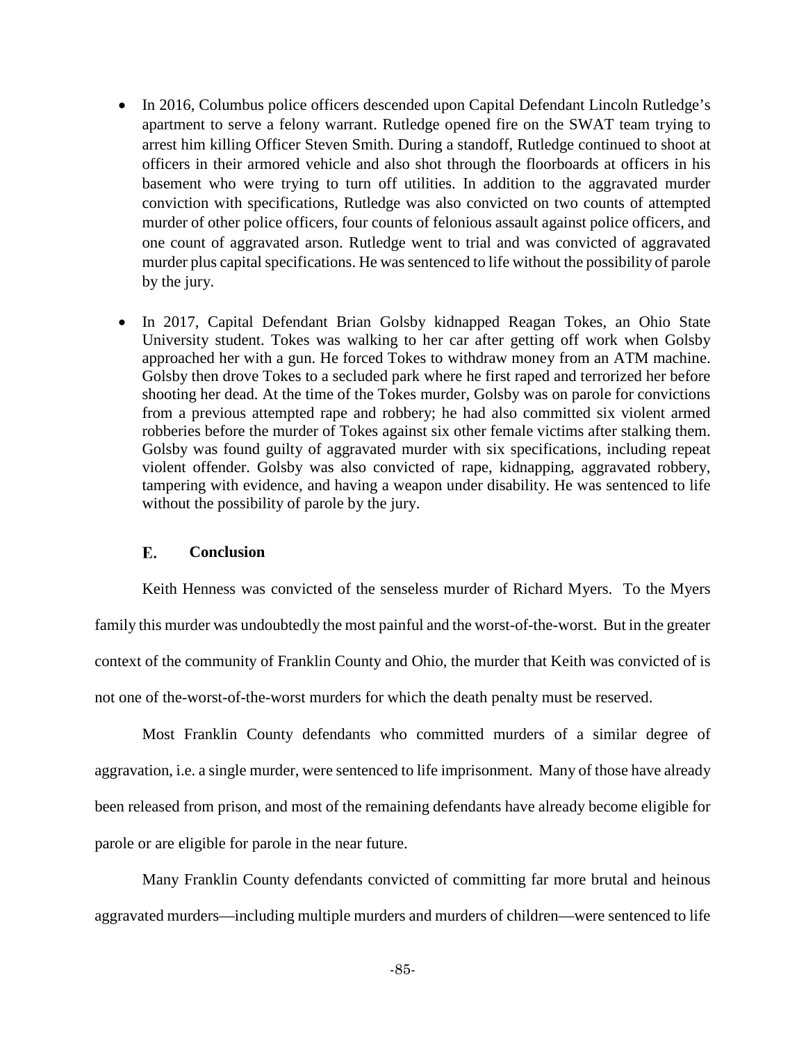- In 2016, Columbus police officers descended upon Capital Defendant Lincoln Rutledge's apartment to serve a felony warrant. Rutledge opened fire on the SWAT team trying to arrest him killing Officer Steven Smith. During a standoff, Rutledge continued to shoot at officers in their armored vehicle and also shot through the floorboards at officers in his basement who were trying to turn off utilities. In addition to the aggravated murder conviction with specifications, Rutledge was also convicted on two counts of attempted murder of other police officers, four counts of felonious assault against police officers, and one count of aggravated arson. Rutledge went to trial and was convicted of aggravated murder plus capital specifications. He was sentenced to life without the possibility of parole by the jury.

- In 2017, Capital Defendant Brian Golsby kidnapped Reagan Tokes, an Ohio State University student. Tokes was walking to her car after getting off work when Golsby approached her with a gun. He forced Tokes to withdraw money from an ATM machine. Golsby then drove Tokes to a secluded park where he first raped and terrorized her before shooting her dead. At the time of the Tokes murder, Golsby was on parole for convictions from a previous attempted rape and robbery; he had also committed six violent armed robberies before the murder of Tokes against six other female victims after stalking them. Golsby was found guilty of aggravated murder with six specifications, including repeat violent offender. Golsby was also convicted of rape, kidnapping, aggravated robbery, tampering with evidence, and having a weapon under disability. He was sentenced to life without the possibility of parole by the jury.

### E. Conclusion

Keith Henness was convicted of the senseless murder of Richard Myers. To the Myers family this murder was undoubtedly the most painful and the worst-of-the-worst. But in the greater context of the community of Franklin County and Ohio, the murder that Keith was convicted of is not one of the-worst-of-the-worst murders for which the death penalty must be reserved.

Most Franklin County defendants who committed murders of a similar degree of aggravation, i.e. a single murder, were sentenced to life imprisonment. Many of those have already been released from prison, and most of the remaining defendants have already become eligible for parole or are eligible for parole in the near future.

Many Franklin County defendants convicted of committing far more brutal and heinous aggravated murders—including multiple murders and murders of children—were sentenced to life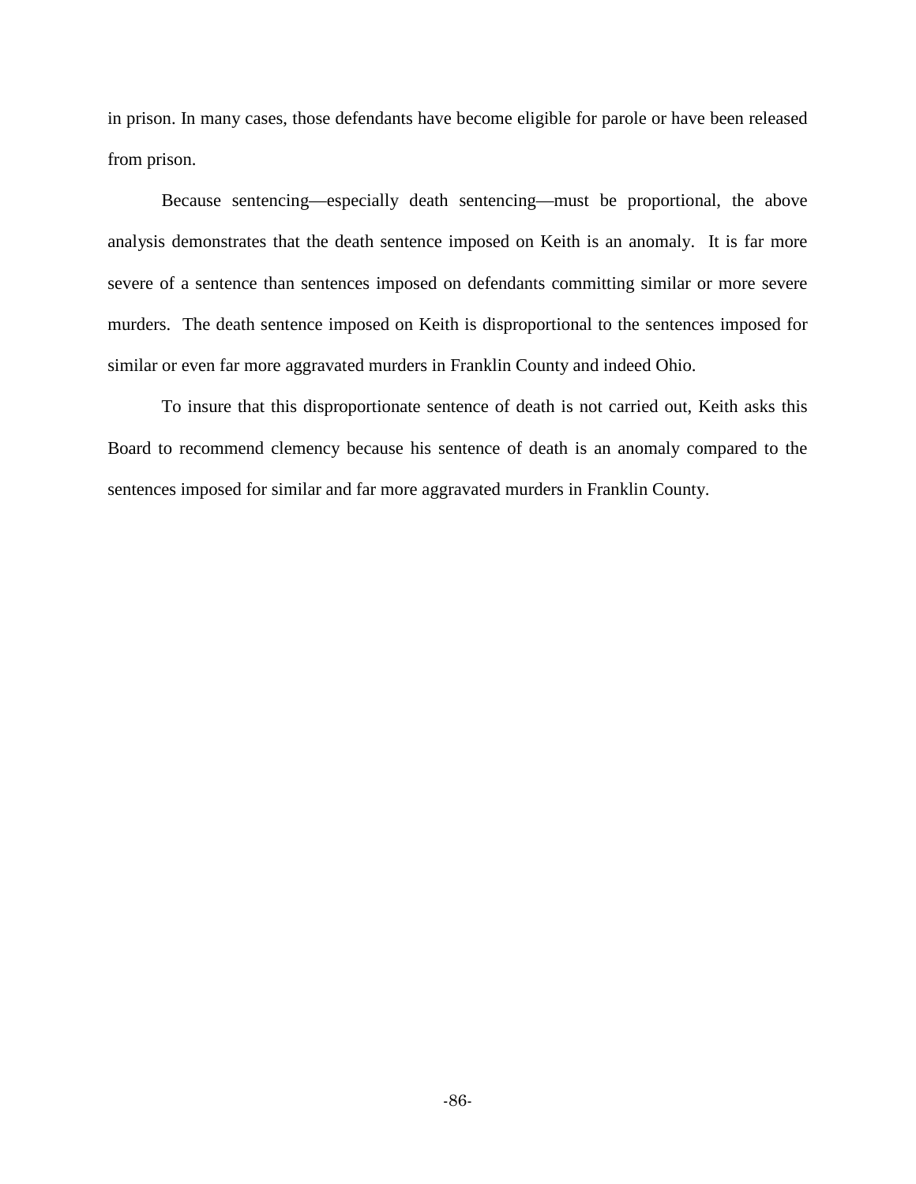in prison. In many cases, those defendants have become eligible for parole or have been released from prison.

Because sentencing—especially death sentencing—must be proportional, the above analysis demonstrates that the death sentence imposed on Keith is an anomaly. It is far more severe of a sentence than sentences imposed on defendants committing similar or more severe murders. The death sentence imposed on Keith is disproportional to the sentences imposed for similar or even far more aggravated murders in Franklin County and indeed Ohio.

To insure that this disproportionate sentence of death is not carried out, Keith asks this Board to recommend clemency because his sentence of death is an anomaly compared to the sentences imposed for similar and far more aggravated murders in Franklin County.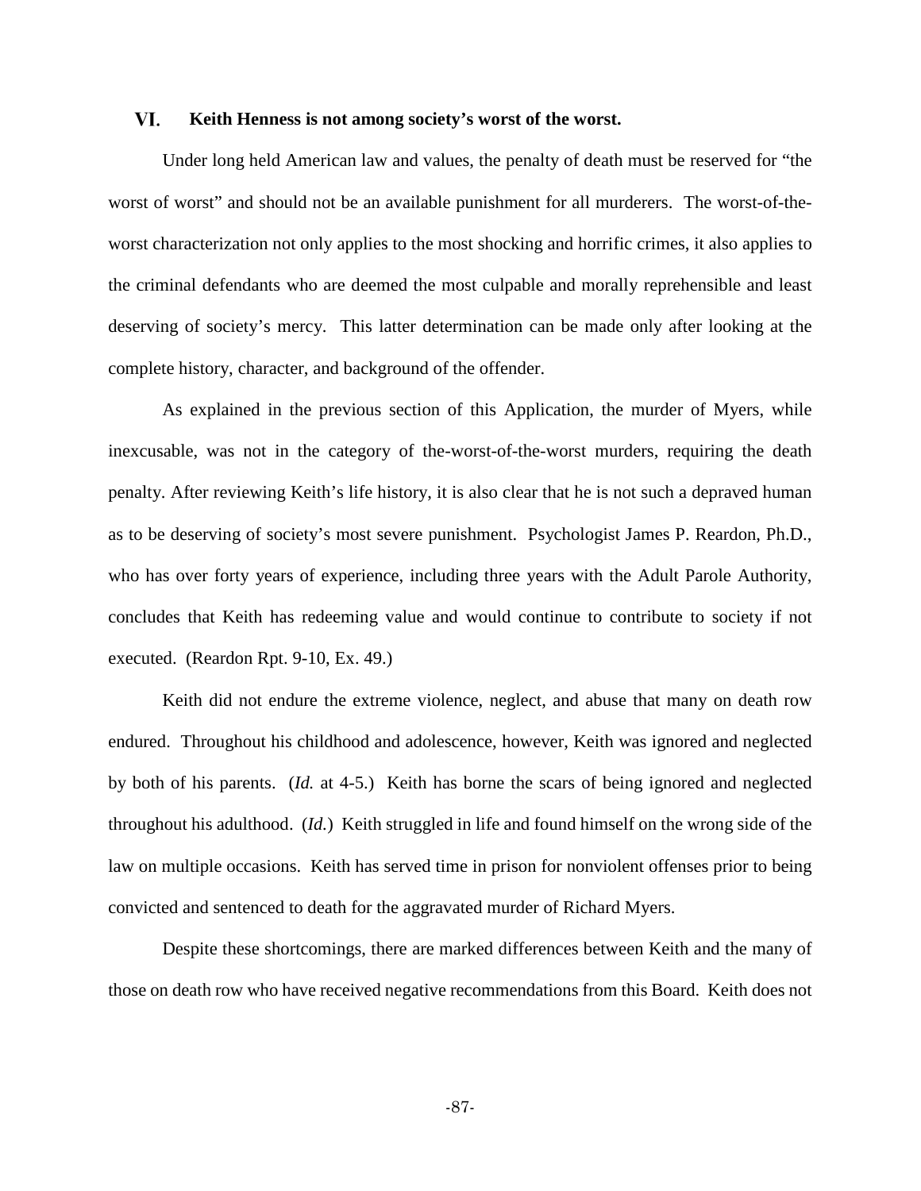## VI. Keith Henness is not among society's worst of the worst.

Under long held American law and values, the penalty of death must be reserved for "the worst of worst" and should not be an available punishment for all murderers. The worst-of-the-worst characterization not only applies to the most shocking and horrific crimes, it also applies to the criminal defendants who are deemed the most culpable and morally reprehensible and least deserving of society's mercy. This latter determination can be made only after looking at the complete history, character, and background of the offender.

As explained in the previous section of this Application, the murder of Myers, while inexcusable, was not in the category of the-worst-of-the-worst murders, requiring the death penalty. After reviewing Keith's life history, it is also clear that he is not such a depraved human as to be deserving of society's most severe punishment. Psychologist James P. Reardon, Ph.D., who has over forty years of experience, including three years with the Adult Parole Authority, concludes that Keith has redeeming value and would continue to contribute to society if not executed. (Reardon Rpt. 9-10, Ex. 49.)

Keith did not endure the extreme violence, neglect, and abuse that many on death row endured. Throughout his childhood and adolescence, however, Keith was ignored and neglected by both of his parents. (*Id.* at 4-5.) Keith has borne the scars of being ignored and neglected throughout his adulthood. (*Id.*) Keith struggled in life and found himself on the wrong side of the law on multiple occasions. Keith has served time in prison for nonviolent offenses prior to being convicted and sentenced to death for the aggravated murder of Richard Myers.

Despite these shortcomings, there are marked differences between Keith and the many of those on death row who have received negative recommendations from this Board. Keith does not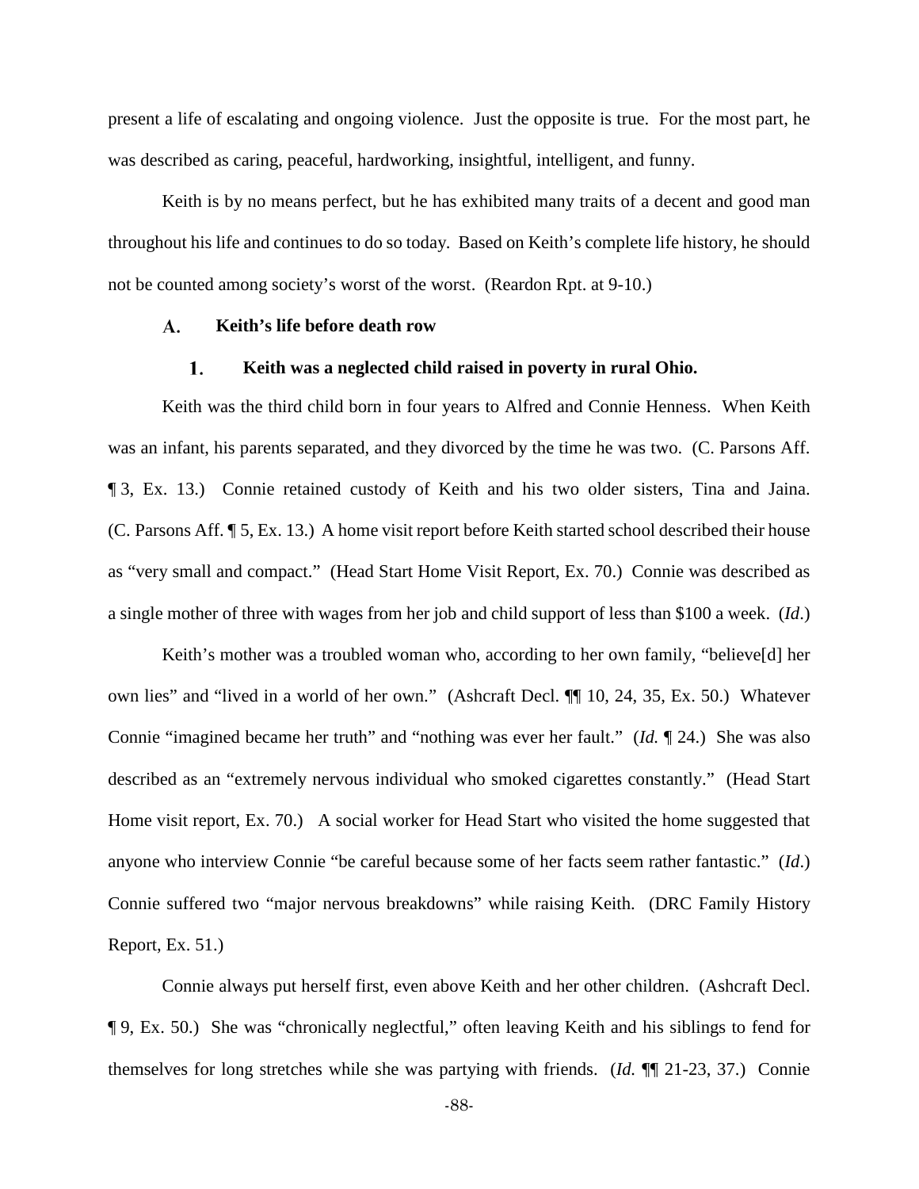present a life of escalating and ongoing violence. Just the opposite is true. For the most part, he was described as caring, peaceful, hardworking, insightful, intelligent, and funny.

Keith is by no means perfect, but he has exhibited many traits of a decent and good man throughout his life and continues to do so today. Based on Keith's complete life history, he should not be counted among society's worst of the worst. (Reardon Rpt. at 9-10.)

### A. Keith's life before death row

#### 1. Keith was a neglected child raised in poverty in rural Ohio.

Keith was the third child born in four years to Alfred and Connie Henness. When Keith was an infant, his parents separated, and they divorced by the time he was two. (C. Parsons Aff. ¶ 3, Ex. 13.) Connie retained custody of Keith and his two older sisters, Tina and Jaina. (C. Parsons Aff. ¶ 5, Ex. 13.) A home visit report before Keith started school described their house as "very small and compact." (Head Start Home Visit Report, Ex. 70.) Connie was described as a single mother of three with wages from her job and child support of less than $100 a week. (*Id*.)

Keith's mother was a troubled woman who, according to her own family, "believe[d] her own lies" and "lived in a world of her own." (Ashcraft Decl. ¶¶ 10, 24, 35, Ex. 50.) Whatever Connie "imagined became her truth" and "nothing was ever her fault." (*Id.* ¶ 24.) She was also described as an "extremely nervous individual who smoked cigarettes constantly." (Head Start Home visit report, Ex. 70.) A social worker for Head Start who visited the home suggested that anyone who interview Connie "be careful because some of her facts seem rather fantastic." (*Id*.) Connie suffered two "major nervous breakdowns" while raising Keith. (DRC Family History Report, Ex. 51.)

Connie always put herself first, even above Keith and her other children. (Ashcraft Decl. ¶ 9, Ex. 50.) She was "chronically neglectful," often leaving Keith and his siblings to fend for themselves for long stretches while she was partying with friends. (*Id.* ¶¶ 21-23, 37.) Connie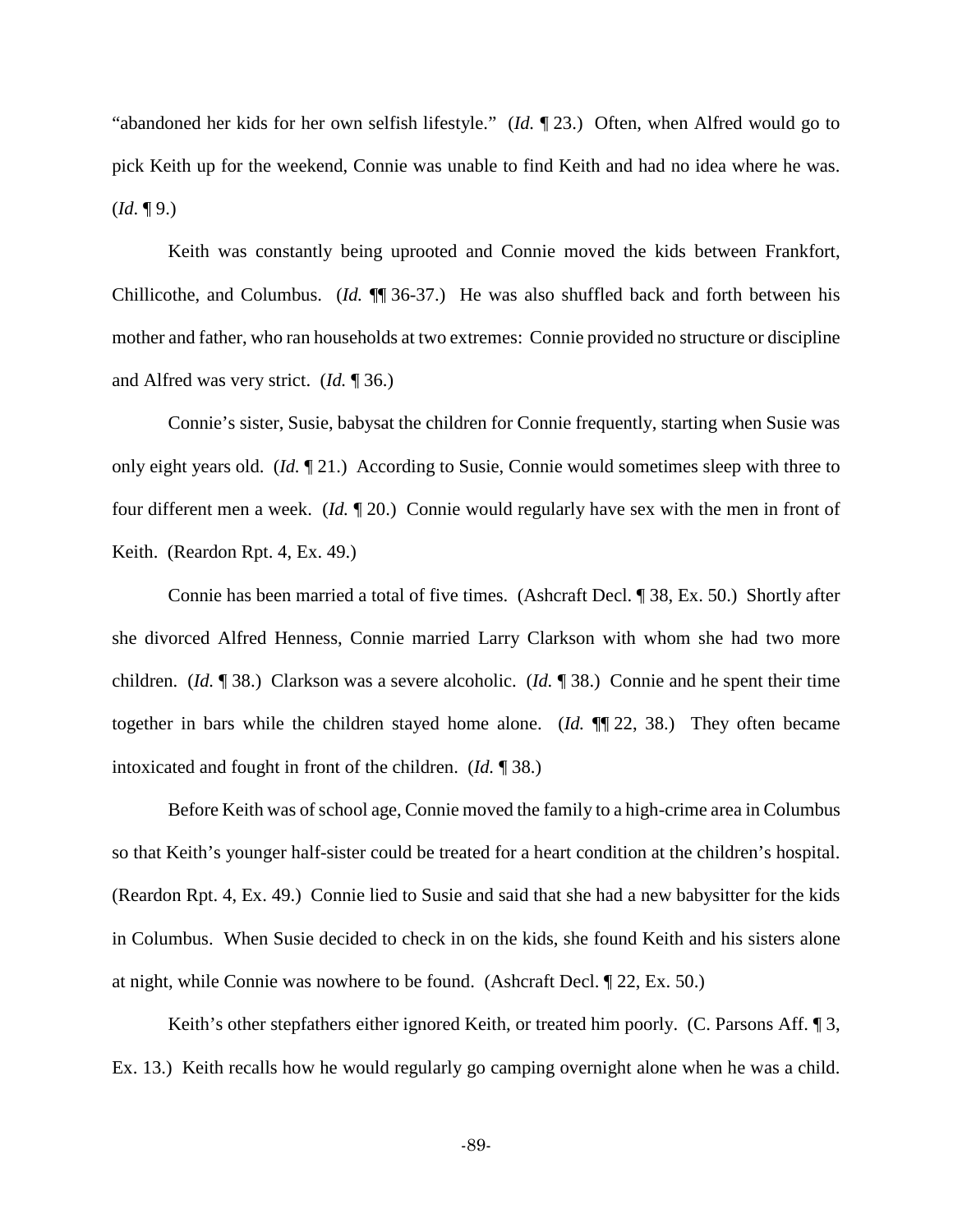"abandoned her kids for her own selfish lifestyle." (*Id.* ¶ 23.) Often, when Alfred would go to pick Keith up for the weekend, Connie was unable to find Keith and had no idea where he was. (*Id.* ¶ 9.)

Keith was constantly being uprooted and Connie moved the kids between Frankfort, Chillicothe, and Columbus. (*Id.* ¶¶ 36-37.) He was also shuffled back and forth between his mother and father, who ran households at two extremes: Connie provided no structure or discipline and Alfred was very strict. (*Id.* ¶ 36.)

Connie's sister, Susie, babysat the children for Connie frequently, starting when Susie was only eight years old. (*Id.* ¶ 21.) According to Susie, Connie would sometimes sleep with three to four different men a week. (*Id.* ¶ 20.) Connie would regularly have sex with the men in front of Keith. (Reardon Rpt. 4, Ex. 49.)

Connie has been married a total of five times. (Ashcraft Decl. ¶ 38, Ex. 50.) Shortly after she divorced Alfred Henness, Connie married Larry Clarkson with whom she had two more children. (*Id.* ¶ 38.) Clarkson was a severe alcoholic. (*Id.* ¶ 38.) Connie and he spent their time together in bars while the children stayed home alone. (*Id.* ¶¶ 22, 38.) They often became intoxicated and fought in front of the children. (*Id.* ¶ 38.)

Before Keith was of school age, Connie moved the family to a high-crime area in Columbus so that Keith's younger half-sister could be treated for a heart condition at the children's hospital. (Reardon Rpt. 4, Ex. 49.) Connie lied to Susie and said that she had a new babysitter for the kids in Columbus. When Susie decided to check in on the kids, she found Keith and his sisters alone at night, while Connie was nowhere to be found. (Ashcraft Decl. ¶ 22, Ex. 50.)

Keith's other stepfathers either ignored Keith, or treated him poorly. (C. Parsons Aff. ¶ 3, Ex. 13.) Keith recalls how he would regularly go camping overnight alone when he was a child.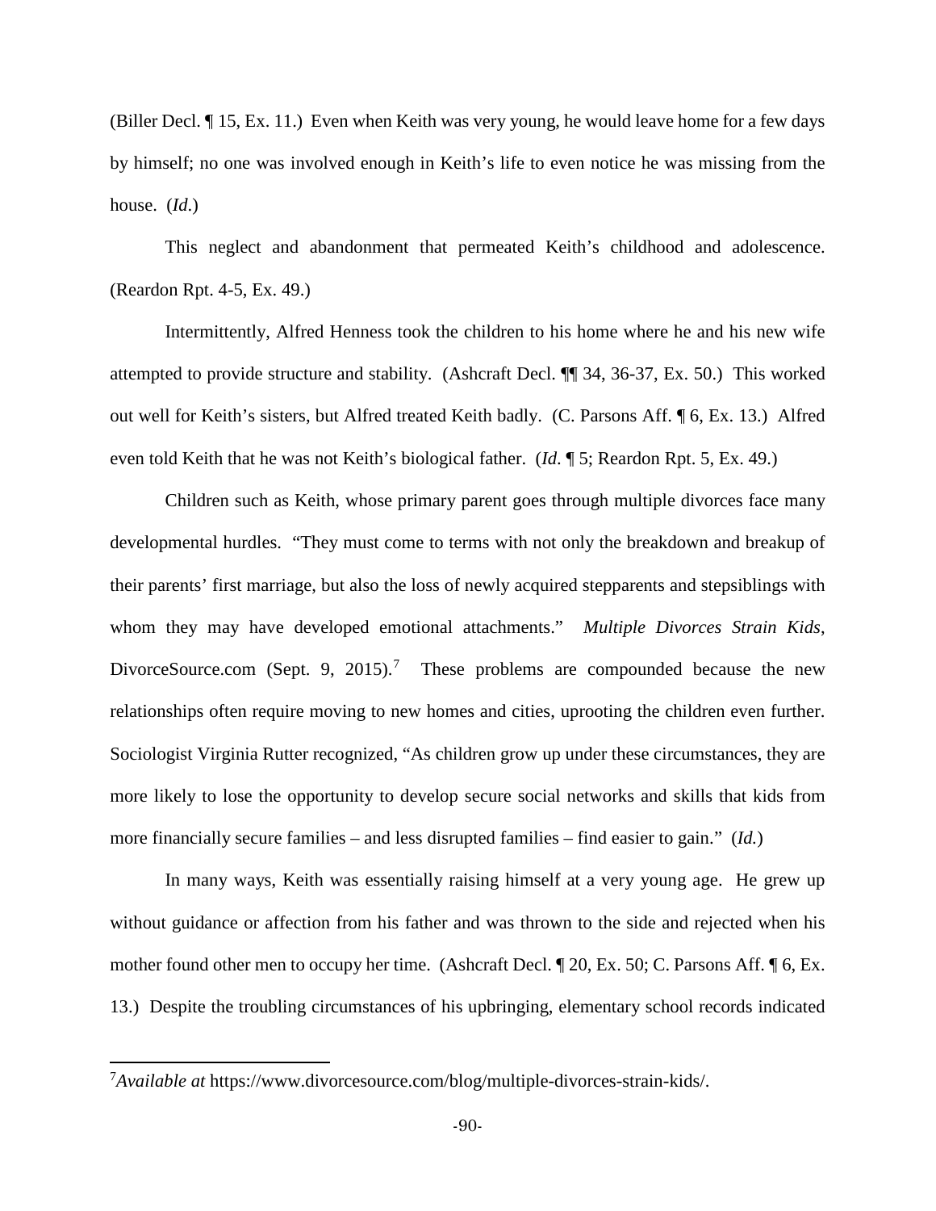(Biller Decl. ¶ 15, Ex. 11.) Even when Keith was very young, he would leave home for a few days by himself; no one was involved enough in Keith's life to even notice he was missing from the house. (*Id.*)

This neglect and abandonment that permeated Keith's childhood and adolescence. (Reardon Rpt. 4-5, Ex. 49.)

Intermittently, Alfred Henness took the children to his home where he and his new wife attempted to provide structure and stability. (Ashcraft Decl. ¶¶ 34, 36-37, Ex. 50.) This worked out well for Keith's sisters, but Alfred treated Keith badly. (C. Parsons Aff. ¶ 6, Ex. 13.) Alfred even told Keith that he was not Keith's biological father. (*Id.* ¶ 5; Reardon Rpt. 5, Ex. 49.)

Children such as Keith, whose primary parent goes through multiple divorces face many developmental hurdles. "They must come to terms with not only the breakdown and breakup of their parents' first marriage, but also the loss of newly acquired stepparents and stepsiblings with whom they may have developed emotional attachments." *Multiple Divorces Strain Kids*, DivorceSource.com (Sept. 9, 2015).[7] These problems are compounded because the new relationships often require moving to new homes and cities, uprooting the children even further. Sociologist Virginia Rutter recognized, "As children grow up under these circumstances, they are more likely to lose the opportunity to develop secure social networks and skills that kids from more financially secure families – and less disrupted families – find easier to gain." (*Id.*)

In many ways, Keith was essentially raising himself at a very young age. He grew up without guidance or affection from his father and was thrown to the side and rejected when his mother found other men to occupy her time. (Ashcraft Decl. ¶ 20, Ex. 50; C. Parsons Aff. ¶ 6, Ex. 13.) Despite the troubling circumstances of his upbringing, elementary school records indicated

[7]*Available at* https://www.divorcesource.com/blog/multiple-divorces-strain-kids/.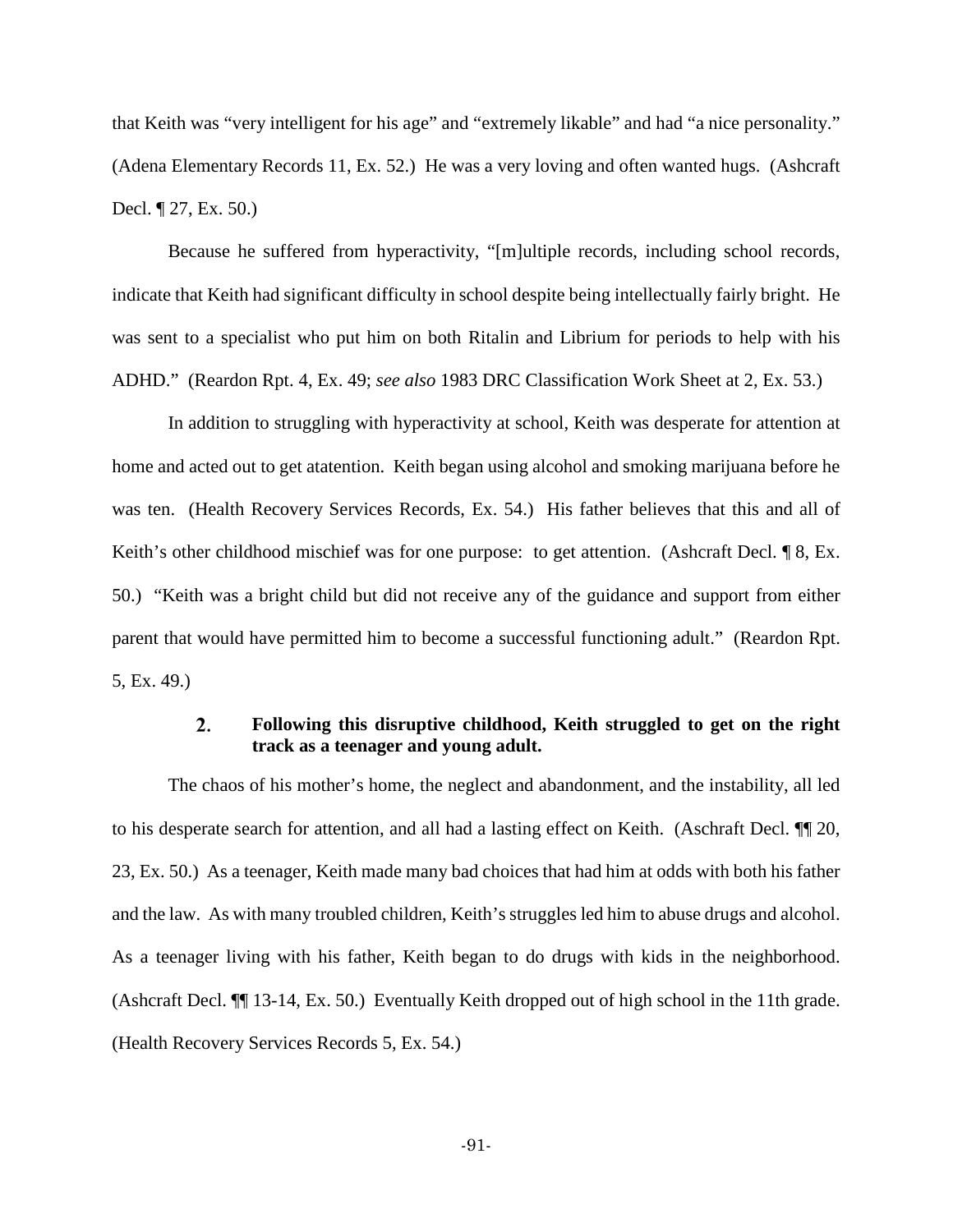that Keith was "very intelligent for his age" and "extremely likable" and had "a nice personality." (Adena Elementary Records 11, Ex. 52.) He was a very loving and often wanted hugs. (Ashcraft Decl. ¶ 27, Ex. 50.)

Because he suffered from hyperactivity, "[m]ultiple records, including school records, indicate that Keith had significant difficulty in school despite being intellectually fairly bright. He was sent to a specialist who put him on both Ritalin and Librium for periods to help with his ADHD." (Reardon Rpt. 4, Ex. 49; *see also* 1983 DRC Classification Work Sheet at 2, Ex. 53.)

In addition to struggling with hyperactivity at school, Keith was desperate for attention at home and acted out to get atatention. Keith began using alcohol and smoking marijuana before he was ten. (Health Recovery Services Records, Ex. 54.) His father believes that this and all of Keith's other childhood mischief was for one purpose: to get attention. (Ashcraft Decl. ¶ 8, Ex. 50.) "Keith was a bright child but did not receive any of the guidance and support from either parent that would have permitted him to become a successful functioning adult." (Reardon Rpt. 5, Ex. 49.)

#### 2. Following this disruptive childhood, Keith struggled to get on the right track as a teenager and young adult.

The chaos of his mother's home, the neglect and abandonment, and the instability, all led to his desperate search for attention, and all had a lasting effect on Keith. (Aschraft Decl. ¶¶ 20, 23, Ex. 50.) As a teenager, Keith made many bad choices that had him at odds with both his father and the law. As with many troubled children, Keith's struggles led him to abuse drugs and alcohol. As a teenager living with his father, Keith began to do drugs with kids in the neighborhood. (Ashcraft Decl. ¶¶ 13-14, Ex. 50.) Eventually Keith dropped out of high school in the 11th grade. (Health Recovery Services Records 5, Ex. 54.)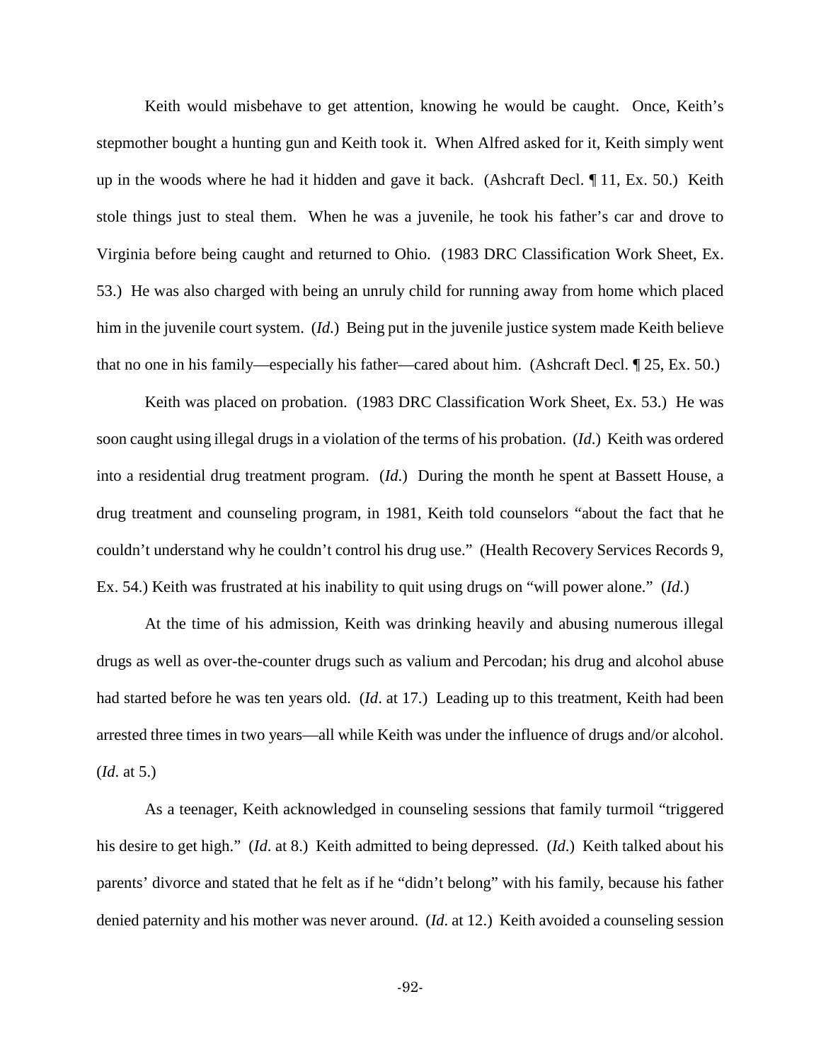Keith would misbehave to get attention, knowing he would be caught. Once, Keith's stepmother bought a hunting gun and Keith took it. When Alfred asked for it, Keith simply went up in the woods where he had it hidden and gave it back. (Ashcraft Decl. ¶ 11, Ex. 50.) Keith stole things just to steal them. When he was a juvenile, he took his father's car and drove to Virginia before being caught and returned to Ohio. (1983 DRC Classification Work Sheet, Ex. 53.) He was also charged with being an unruly child for running away from home which placed him in the juvenile court system. (*Id*.) Being put in the juvenile justice system made Keith believe that no one in his family—especially his father—cared about him. (Ashcraft Decl. ¶ 25, Ex. 50.)

Keith was placed on probation. (1983 DRC Classification Work Sheet, Ex. 53.) He was soon caught using illegal drugs in a violation of the terms of his probation. (*Id*.) Keith was ordered into a residential drug treatment program. (*Id*.) During the month he spent at Bassett House, a drug treatment and counseling program, in 1981, Keith told counselors "about the fact that he couldn't understand why he couldn't control his drug use." (Health Recovery Services Records 9, Ex. 54.) Keith was frustrated at his inability to quit using drugs on "will power alone." (*Id*.)

At the time of his admission, Keith was drinking heavily and abusing numerous illegal drugs as well as over-the-counter drugs such as valium and Percodan; his drug and alcohol abuse had started before he was ten years old. (*Id*. at 17.) Leading up to this treatment, Keith had been arrested three times in two years—all while Keith was under the influence of drugs and/or alcohol. (*Id*. at 5.)

As a teenager, Keith acknowledged in counseling sessions that family turmoil "triggered his desire to get high." (*Id*. at 8.) Keith admitted to being depressed. (*Id*.) Keith talked about his parents' divorce and stated that he felt as if he "didn't belong" with his family, because his father denied paternity and his mother was never around. (*Id*. at 12.) Keith avoided a counseling session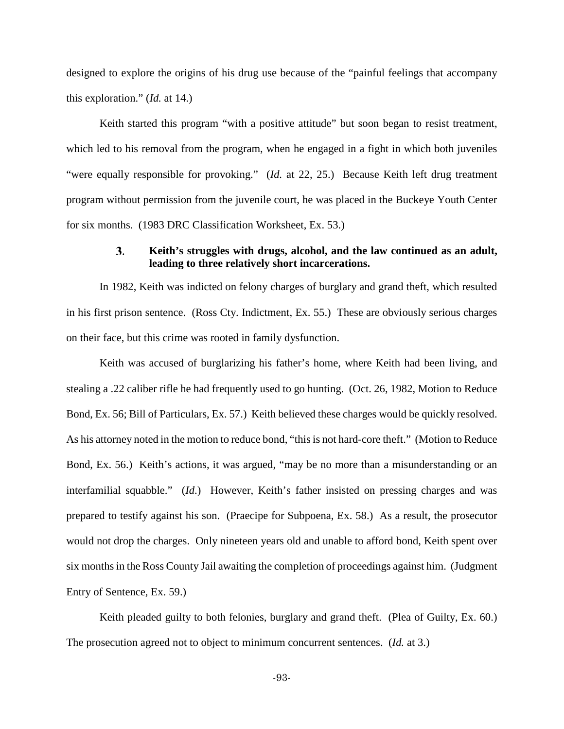designed to explore the origins of his drug use because of the "painful feelings that accompany this exploration." (*Id.* at 14.)

Keith started this program "with a positive attitude" but soon began to resist treatment, which led to his removal from the program, when he engaged in a fight in which both juveniles "were equally responsible for provoking." (*Id.* at 22, 25.) Because Keith left drug treatment program without permission from the juvenile court, he was placed in the Buckeye Youth Center for six months. (1983 DRC Classification Worksheet, Ex. 53.)

### 3. Keith's struggles with drugs, alcohol, and the law continued as an adult, leading to three relatively short incarcerations.

In 1982, Keith was indicted on felony charges of burglary and grand theft, which resulted in his first prison sentence. (Ross Cty. Indictment, Ex. 55.) These are obviously serious charges on their face, but this crime was rooted in family dysfunction.

Keith was accused of burglarizing his father's home, where Keith had been living, and stealing a .22 caliber rifle he had frequently used to go hunting. (Oct. 26, 1982, Motion to Reduce Bond, Ex. 56; Bill of Particulars, Ex. 57.) Keith believed these charges would be quickly resolved. As his attorney noted in the motion to reduce bond, "this is not hard-core theft." (Motion to Reduce Bond, Ex. 56.) Keith's actions, it was argued, "may be no more than a misunderstanding or an interfamilial squabble." (*Id.*) However, Keith's father insisted on pressing charges and was prepared to testify against his son. (Praecipe for Subpoena, Ex. 58.) As a result, the prosecutor would not drop the charges. Only nineteen years old and unable to afford bond, Keith spent over six months in the Ross County Jail awaiting the completion of proceedings against him. (Judgment Entry of Sentence, Ex. 59.)

Keith pleaded guilty to both felonies, burglary and grand theft. (Plea of Guilty, Ex. 60.) The prosecution agreed not to object to minimum concurrent sentences. (*Id.* at 3.)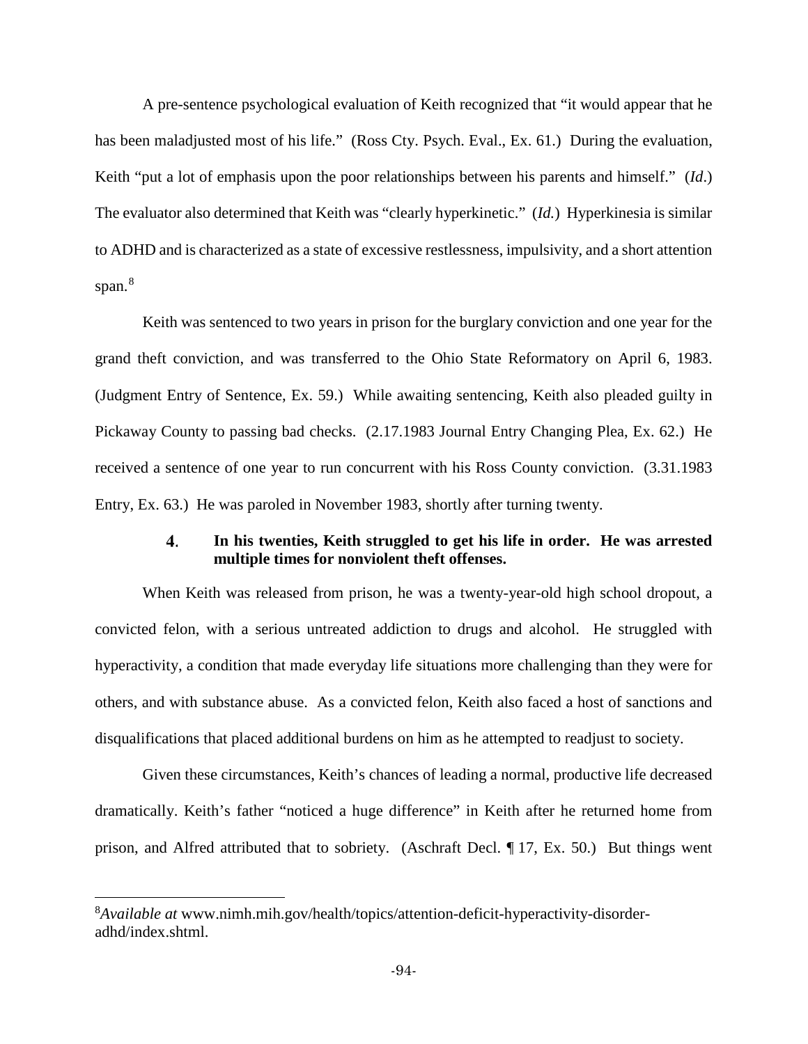A pre-sentence psychological evaluation of Keith recognized that "it would appear that he has been maladjusted most of his life." (Ross Cty. Psych. Eval., Ex. 61.) During the evaluation, Keith "put a lot of emphasis upon the poor relationships between his parents and himself." (*Id*.) The evaluator also determined that Keith was "clearly hyperkinetic." (*Id.*) Hyperkinesia is similar to ADHD and is characterized as a state of excessive restlessness, impulsivity, and a short attention span.[8]

Keith was sentenced to two years in prison for the burglary conviction and one year for the grand theft conviction, and was transferred to the Ohio State Reformatory on April 6, 1983. (Judgment Entry of Sentence, Ex. 59.) While awaiting sentencing, Keith also pleaded guilty in Pickaway County to passing bad checks. (2.17.1983 Journal Entry Changing Plea, Ex. 62.) He received a sentence of one year to run concurrent with his Ross County conviction. (3.31.1983 Entry, Ex. 63.) He was paroled in November 1983, shortly after turning twenty.

#### 4. In his twenties, Keith struggled to get his life in order. He was arrested multiple times for nonviolent theft offenses.

When Keith was released from prison, he was a twenty-year-old high school dropout, a convicted felon, with a serious untreated addiction to drugs and alcohol. He struggled with hyperactivity, a condition that made everyday life situations more challenging than they were for others, and with substance abuse. As a convicted felon, Keith also faced a host of sanctions and disqualifications that placed additional burdens on him as he attempted to readjust to society.

Given these circumstances, Keith's chances of leading a normal, productive life decreased dramatically. Keith's father "noticed a huge difference" in Keith after he returned home from prison, and Alfred attributed that to sobriety. (Aschraft Decl. ¶ 17, Ex. 50.) But things went

---

[8] *Available at* www.nimh.mih.gov/health/topics/attention-deficit-hyperactivity-disorder-adhd/index.shtml.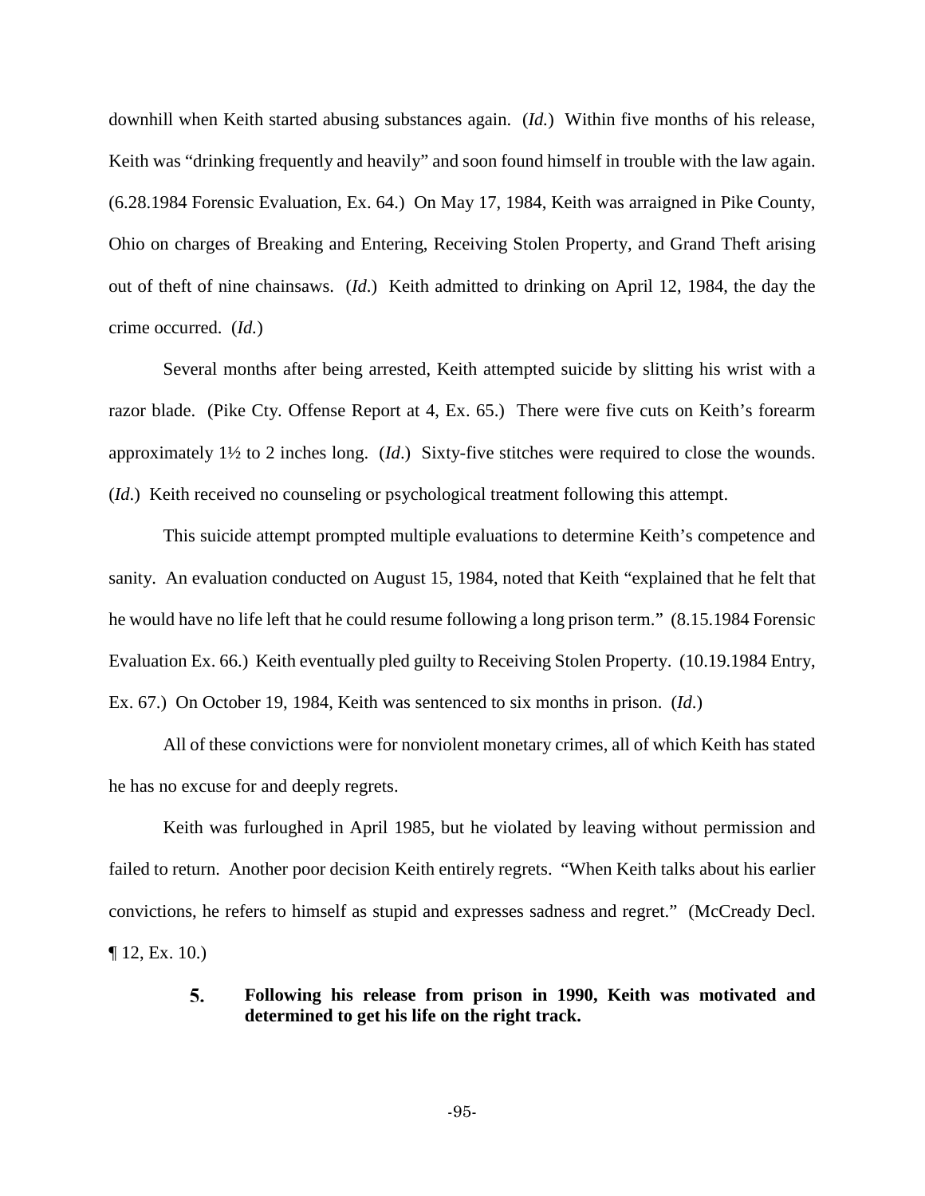downhill when Keith started abusing substances again. (*Id.*) Within five months of his release, Keith was "drinking frequently and heavily" and soon found himself in trouble with the law again. (6.28.1984 Forensic Evaluation, Ex. 64.) On May 17, 1984, Keith was arraigned in Pike County, Ohio on charges of Breaking and Entering, Receiving Stolen Property, and Grand Theft arising out of theft of nine chainsaws. (*Id.*) Keith admitted to drinking on April 12, 1984, the day the crime occurred. (*Id.*)

Several months after being arrested, Keith attempted suicide by slitting his wrist with a razor blade. (Pike Cty. Offense Report at 4, Ex. 65.) There were five cuts on Keith's forearm approximately 1½ to 2 inches long. (*Id.*) Sixty-five stitches were required to close the wounds. (*Id.*) Keith received no counseling or psychological treatment following this attempt.

This suicide attempt prompted multiple evaluations to determine Keith's competence and sanity. An evaluation conducted on August 15, 1984, noted that Keith "explained that he felt that he would have no life left that he could resume following a long prison term." (8.15.1984 Forensic Evaluation Ex. 66.) Keith eventually pled guilty to Receiving Stolen Property. (10.19.1984 Entry, Ex. 67.) On October 19, 1984, Keith was sentenced to six months in prison. (*Id.*)

All of these convictions were for nonviolent monetary crimes, all of which Keith has stated he has no excuse for and deeply regrets.

Keith was furloughed in April 1985, but he violated by leaving without permission and failed to return. Another poor decision Keith entirely regrets. "When Keith talks about his earlier convictions, he refers to himself as stupid and expresses sadness and regret." (McCready Decl. ¶ 12, Ex. 10.)

#### 5. Following his release from prison in 1990, Keith was motivated and determined to get his life on the right track.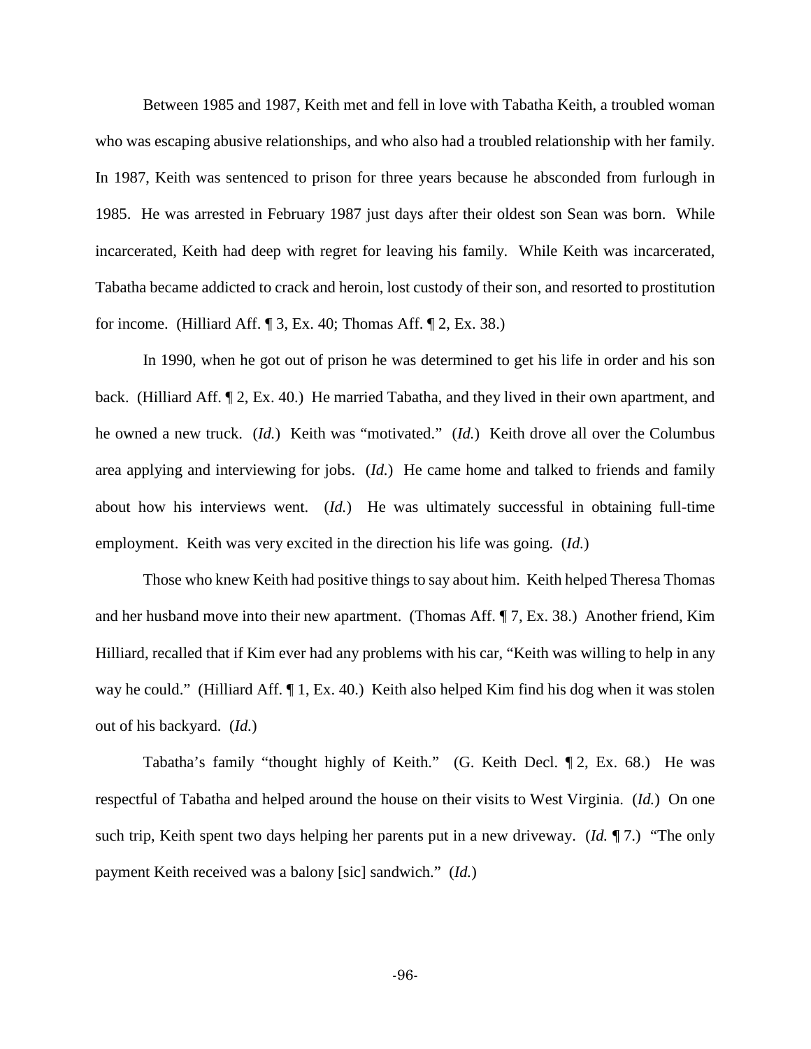Between 1985 and 1987, Keith met and fell in love with Tabatha Keith, a troubled woman who was escaping abusive relationships, and who also had a troubled relationship with her family. In 1987, Keith was sentenced to prison for three years because he absconded from furlough in 1985. He was arrested in February 1987 just days after their oldest son Sean was born. While incarcerated, Keith had deep with regret for leaving his family. While Keith was incarcerated, Tabatha became addicted to crack and heroin, lost custody of their son, and resorted to prostitution for income. (Hilliard Aff. ¶ 3, Ex. 40; Thomas Aff. ¶ 2, Ex. 38.)

In 1990, when he got out of prison he was determined to get his life in order and his son back. (Hilliard Aff. ¶ 2, Ex. 40.) He married Tabatha, and they lived in their own apartment, and he owned a new truck. (*Id.*) Keith was "motivated." (*Id.*) Keith drove all over the Columbus area applying and interviewing for jobs. (*Id.*) He came home and talked to friends and family about how his interviews went. (*Id.*) He was ultimately successful in obtaining full-time employment. Keith was very excited in the direction his life was going. (*Id.*)

Those who knew Keith had positive things to say about him. Keith helped Theresa Thomas and her husband move into their new apartment. (Thomas Aff. ¶ 7, Ex. 38.) Another friend, Kim Hilliard, recalled that if Kim ever had any problems with his car, "Keith was willing to help in any way he could." (Hilliard Aff. ¶ 1, Ex. 40.) Keith also helped Kim find his dog when it was stolen out of his backyard. (*Id.*)

Tabatha's family "thought highly of Keith." (G. Keith Decl. ¶ 2, Ex. 68.) He was respectful of Tabatha and helped around the house on their visits to West Virginia. (*Id.*) On one such trip, Keith spent two days helping her parents put in a new driveway. (*Id.* ¶ 7.) "The only payment Keith received was a balony [sic] sandwich." (*Id.*)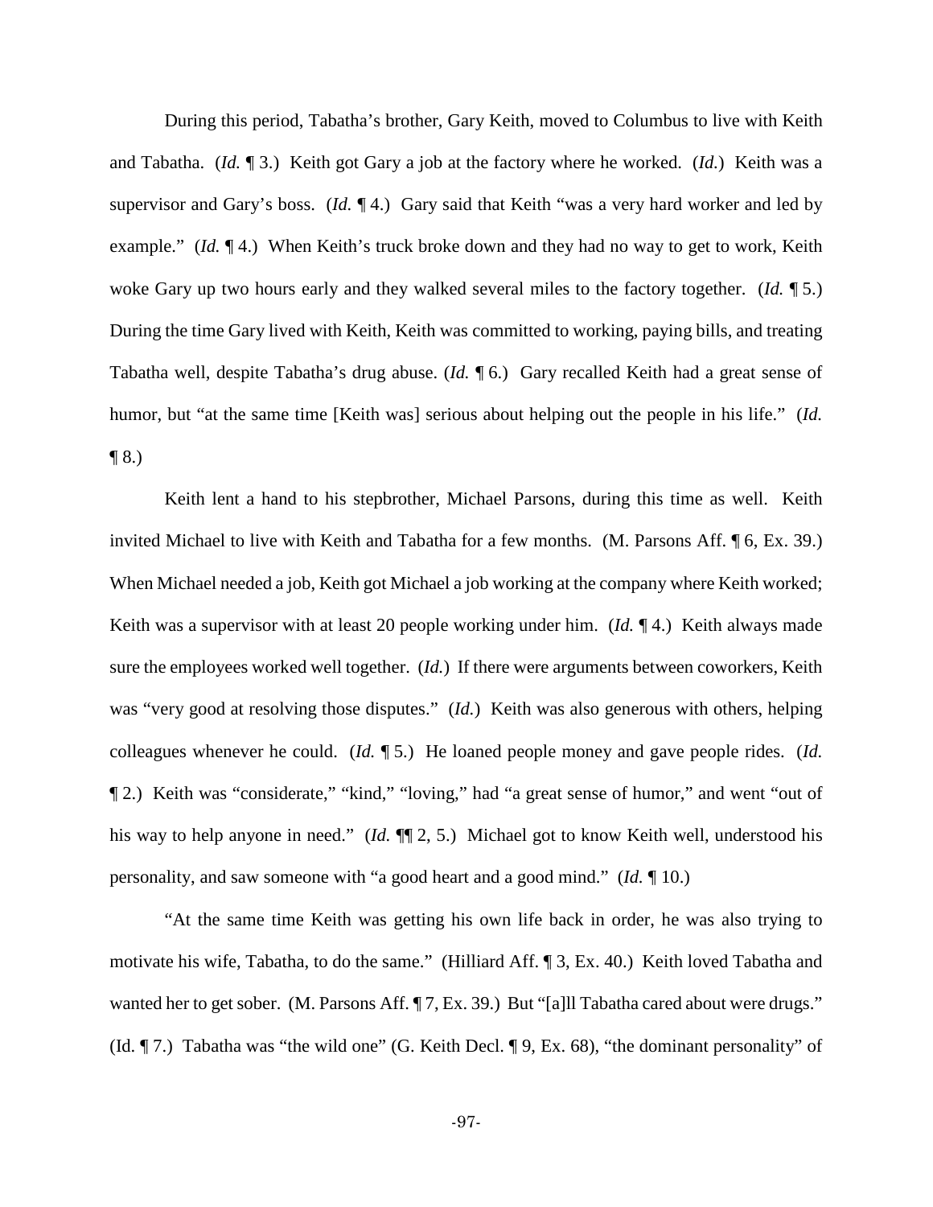During this period, Tabatha's brother, Gary Keith, moved to Columbus to live with Keith and Tabatha. (*Id.* ¶ 3.) Keith got Gary a job at the factory where he worked. (*Id.*) Keith was a supervisor and Gary's boss. (*Id.* ¶ 4.) Gary said that Keith "was a very hard worker and led by example." (*Id.* ¶ 4.) When Keith's truck broke down and they had no way to get to work, Keith woke Gary up two hours early and they walked several miles to the factory together. (*Id.* ¶ 5.) During the time Gary lived with Keith, Keith was committed to working, paying bills, and treating Tabatha well, despite Tabatha's drug abuse. (*Id.* ¶ 6.) Gary recalled Keith had a great sense of humor, but "at the same time [Keith was] serious about helping out the people in his life." (*Id.* ¶ 8.)

Keith lent a hand to his stepbrother, Michael Parsons, during this time as well. Keith invited Michael to live with Keith and Tabatha for a few months. (M. Parsons Aff. ¶ 6, Ex. 39.) When Michael needed a job, Keith got Michael a job working at the company where Keith worked; Keith was a supervisor with at least 20 people working under him. (*Id.* ¶ 4.) Keith always made sure the employees worked well together. (*Id.*) If there were arguments between coworkers, Keith was "very good at resolving those disputes." (*Id.*) Keith was also generous with others, helping colleagues whenever he could. (*Id.* ¶ 5.) He loaned people money and gave people rides. (*Id.* ¶ 2.) Keith was "considerate," "kind," "loving," had "a great sense of humor," and went "out of his way to help anyone in need." (*Id.* ¶¶ 2, 5.) Michael got to know Keith well, understood his personality, and saw someone with "a good heart and a good mind." (*Id.* ¶ 10.)

"At the same time Keith was getting his own life back in order, he was also trying to motivate his wife, Tabatha, to do the same." (Hilliard Aff. ¶ 3, Ex. 40.) Keith loved Tabatha and wanted her to get sober. (M. Parsons Aff. ¶ 7, Ex. 39.) But "[a]ll Tabatha cared about were drugs." (Id. ¶ 7.) Tabatha was "the wild one" (G. Keith Decl. ¶ 9, Ex. 68), "the dominant personality" of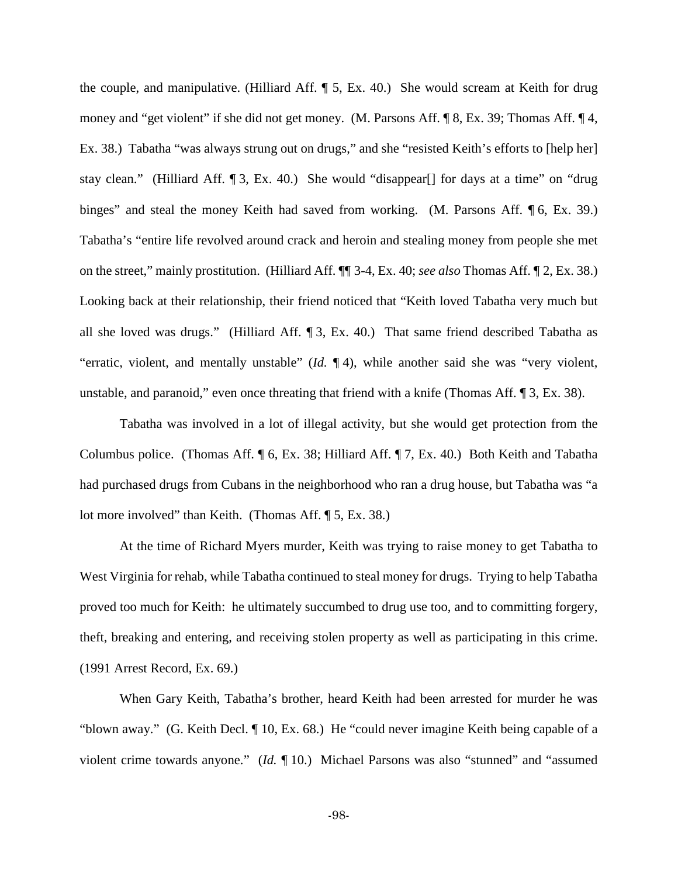the couple, and manipulative. (Hilliard Aff. ¶ 5, Ex. 40.) She would scream at Keith for drug money and "get violent" if she did not get money. (M. Parsons Aff. ¶ 8, Ex. 39; Thomas Aff. ¶ 4, Ex. 38.) Tabatha "was always strung out on drugs," and she "resisted Keith's efforts to [help her] stay clean." (Hilliard Aff. ¶ 3, Ex. 40.) She would "disappear[] for days at a time" on "drug binges" and steal the money Keith had saved from working. (M. Parsons Aff. ¶ 6, Ex. 39.) Tabatha's "entire life revolved around crack and heroin and stealing money from people she met on the street," mainly prostitution. (Hilliard Aff. ¶¶ 3-4, Ex. 40; *see also* Thomas Aff. ¶ 2, Ex. 38.) Looking back at their relationship, their friend noticed that "Keith loved Tabatha very much but all she loved was drugs." (Hilliard Aff. ¶ 3, Ex. 40.) That same friend described Tabatha as "erratic, violent, and mentally unstable" (*Id.* ¶ 4), while another said she was "very violent, unstable, and paranoid," even once threating that friend with a knife (Thomas Aff. ¶ 3, Ex. 38).

Tabatha was involved in a lot of illegal activity, but she would get protection from the Columbus police. (Thomas Aff. ¶ 6, Ex. 38; Hilliard Aff. ¶ 7, Ex. 40.) Both Keith and Tabatha had purchased drugs from Cubans in the neighborhood who ran a drug house, but Tabatha was "a lot more involved" than Keith. (Thomas Aff. ¶ 5, Ex. 38.)

At the time of Richard Myers murder, Keith was trying to raise money to get Tabatha to West Virginia for rehab, while Tabatha continued to steal money for drugs. Trying to help Tabatha proved too much for Keith: he ultimately succumbed to drug use too, and to committing forgery, theft, breaking and entering, and receiving stolen property as well as participating in this crime. (1991 Arrest Record, Ex. 69.)

When Gary Keith, Tabatha's brother, heard Keith had been arrested for murder he was "blown away." (G. Keith Decl. ¶ 10, Ex. 68.) He "could never imagine Keith being capable of a violent crime towards anyone." (*Id.* ¶ 10.) Michael Parsons was also "stunned" and "assumed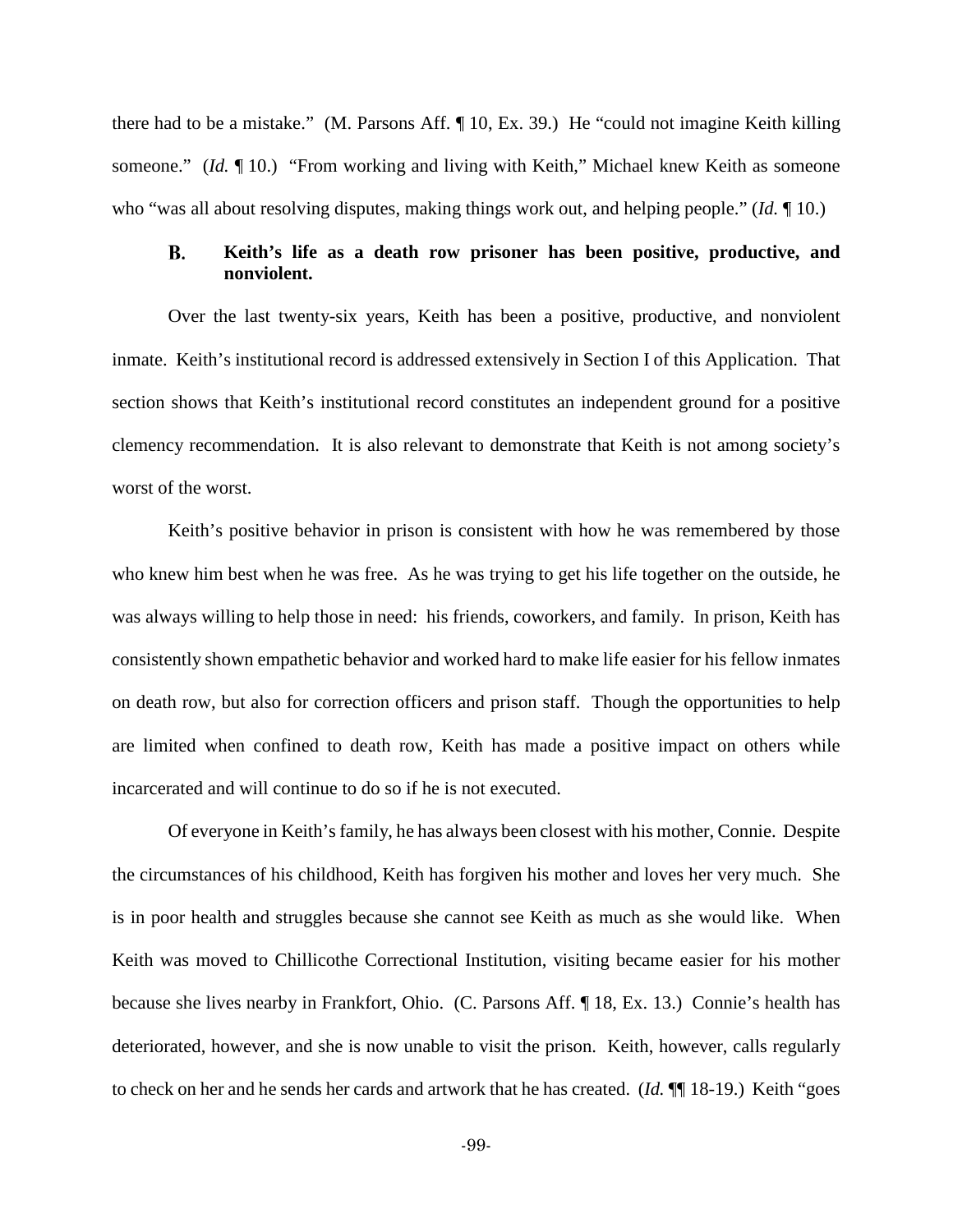there had to be a mistake." (M. Parsons Aff. ¶ 10, Ex. 39.) He "could not imagine Keith killing someone." (*Id.* ¶ 10.) "From working and living with Keith," Michael knew Keith as someone who "was all about resolving disputes, making things work out, and helping people." (*Id.* ¶ 10.)

### B. Keith's life as a death row prisoner has been positive, productive, and nonviolent.

Over the last twenty-six years, Keith has been a positive, productive, and nonviolent inmate. Keith's institutional record is addressed extensively in Section I of this Application. That section shows that Keith's institutional record constitutes an independent ground for a positive clemency recommendation. It is also relevant to demonstrate that Keith is not among society's worst of the worst.

Keith's positive behavior in prison is consistent with how he was remembered by those who knew him best when he was free. As he was trying to get his life together on the outside, he was always willing to help those in need: his friends, coworkers, and family. In prison, Keith has consistently shown empathetic behavior and worked hard to make life easier for his fellow inmates on death row, but also for correction officers and prison staff. Though the opportunities to help are limited when confined to death row, Keith has made a positive impact on others while incarcerated and will continue to do so if he is not executed.

Of everyone in Keith's family, he has always been closest with his mother, Connie. Despite the circumstances of his childhood, Keith has forgiven his mother and loves her very much. She is in poor health and struggles because she cannot see Keith as much as she would like. When Keith was moved to Chillicothe Correctional Institution, visiting became easier for his mother because she lives nearby in Frankfort, Ohio. (C. Parsons Aff. ¶ 18, Ex. 13.) Connie's health has deteriorated, however, and she is now unable to visit the prison. Keith, however, calls regularly to check on her and he sends her cards and artwork that he has created. (*Id.* ¶¶ 18-19.) Keith "goes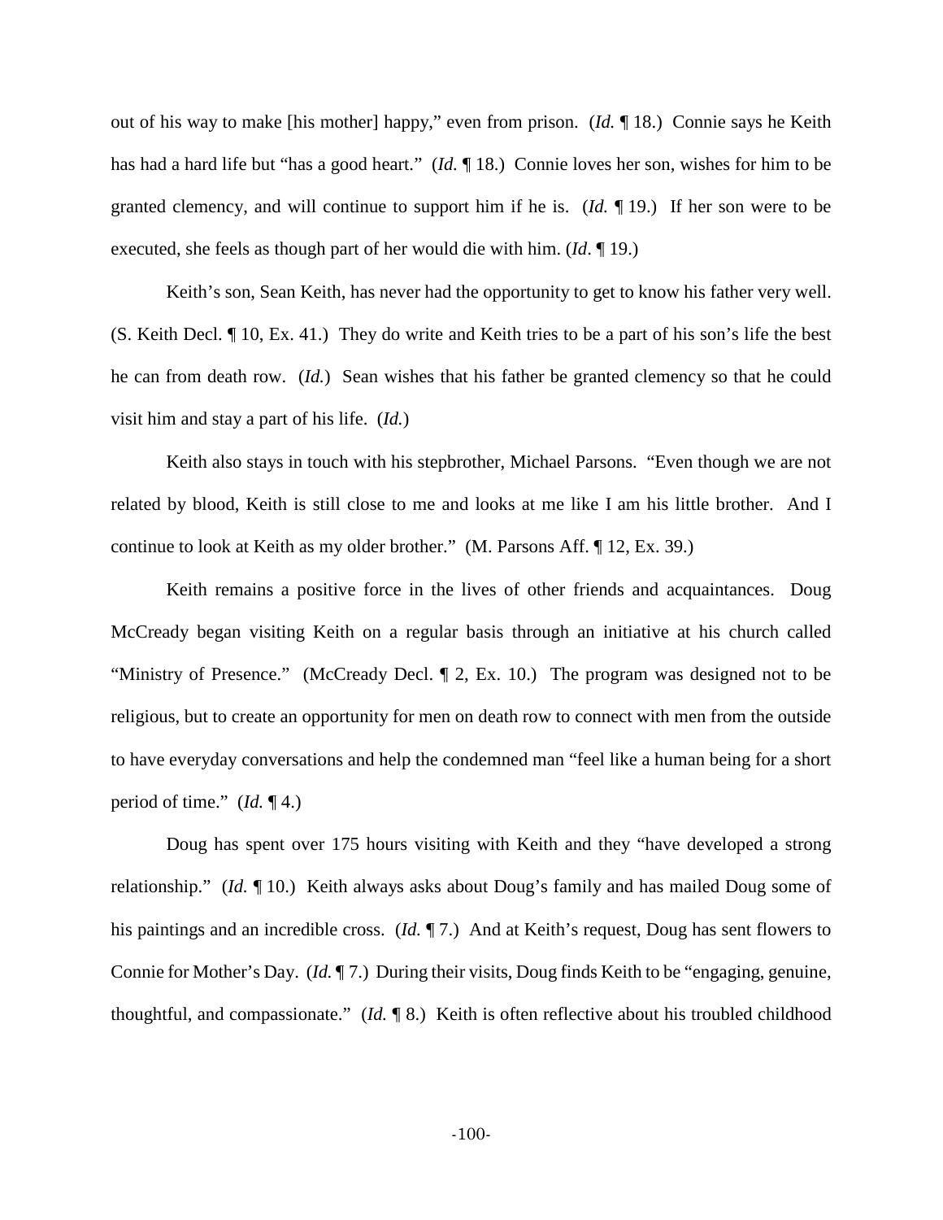out of his way to make [his mother] happy," even from prison. (*Id.* ¶ 18.) Connie says he Keith has had a hard life but "has a good heart." (*Id.* ¶ 18.) Connie loves her son, wishes for him to be granted clemency, and will continue to support him if he is. (*Id.* ¶ 19.) If her son were to be executed, she feels as though part of her would die with him. (*Id*. ¶ 19.)

Keith's son, Sean Keith, has never had the opportunity to get to know his father very well. (S. Keith Decl. ¶ 10, Ex. 41.) They do write and Keith tries to be a part of his son's life the best he can from death row. (*Id.*) Sean wishes that his father be granted clemency so that he could visit him and stay a part of his life. (*Id.*)

Keith also stays in touch with his stepbrother, Michael Parsons. "Even though we are not related by blood, Keith is still close to me and looks at me like I am his little brother. And I continue to look at Keith as my older brother." (M. Parsons Aff. ¶ 12, Ex. 39.)

Keith remains a positive force in the lives of other friends and acquaintances. Doug McCready began visiting Keith on a regular basis through an initiative at his church called "Ministry of Presence." (McCready Decl. ¶ 2, Ex. 10.) The program was designed not to be religious, but to create an opportunity for men on death row to connect with men from the outside to have everyday conversations and help the condemned man "feel like a human being for a short period of time." (*Id.* ¶ 4.)

Doug has spent over 175 hours visiting with Keith and they "have developed a strong relationship." (*Id.* ¶ 10.) Keith always asks about Doug's family and has mailed Doug some of his paintings and an incredible cross. (*Id.* ¶ 7.) And at Keith's request, Doug has sent flowers to Connie for Mother's Day. (*Id.* ¶ 7.) During their visits, Doug finds Keith to be "engaging, genuine, thoughtful, and compassionate." (*Id.* ¶ 8.) Keith is often reflective about his troubled childhood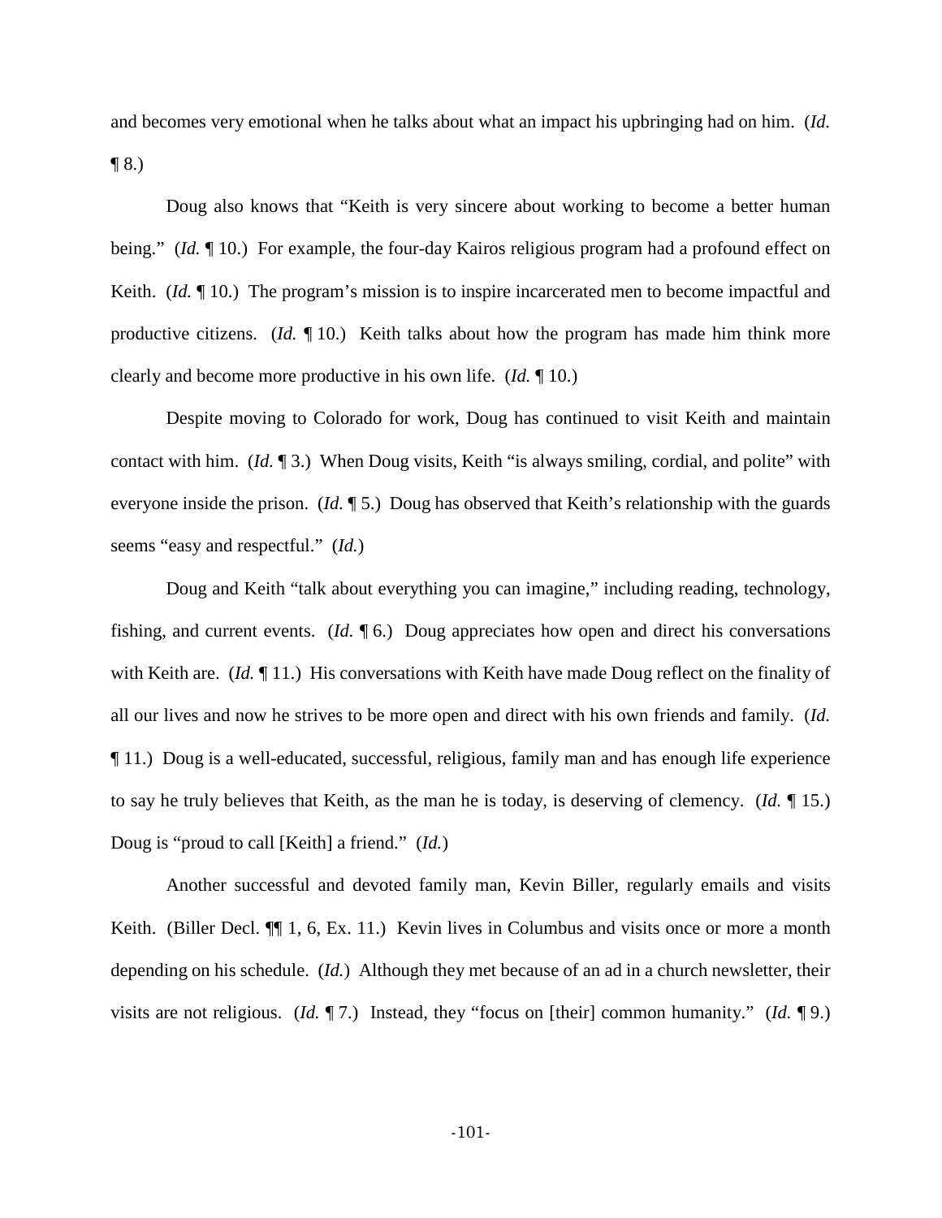and becomes very emotional when he talks about what an impact his upbringing had on him. (*Id.* ¶ 8.)

Doug also knows that "Keith is very sincere about working to become a better human being." (*Id.* ¶ 10.) For example, the four-day Kairos religious program had a profound effect on Keith. (*Id.* ¶ 10.) The program's mission is to inspire incarcerated men to become impactful and productive citizens. (*Id.* ¶ 10.) Keith talks about how the program has made him think more clearly and become more productive in his own life. (*Id.* ¶ 10.)

Despite moving to Colorado for work, Doug has continued to visit Keith and maintain contact with him. (*Id.* ¶ 3.) When Doug visits, Keith "is always smiling, cordial, and polite" with everyone inside the prison. (*Id.* ¶ 5.) Doug has observed that Keith's relationship with the guards seems "easy and respectful." (*Id.*)

Doug and Keith "talk about everything you can imagine," including reading, technology, fishing, and current events. (*Id.* ¶ 6.) Doug appreciates how open and direct his conversations with Keith are. (*Id.* ¶ 11.) His conversations with Keith have made Doug reflect on the finality of all our lives and now he strives to be more open and direct with his own friends and family. (*Id.* ¶ 11.) Doug is a well-educated, successful, religious, family man and has enough life experience to say he truly believes that Keith, as the man he is today, is deserving of clemency. (*Id.* ¶ 15.) Doug is "proud to call [Keith] a friend." (*Id.*)

Another successful and devoted family man, Kevin Biller, regularly emails and visits Keith. (Biller Decl. ¶¶ 1, 6, Ex. 11.) Kevin lives in Columbus and visits once or more a month depending on his schedule. (*Id.*) Although they met because of an ad in a church newsletter, their visits are not religious. (*Id.* ¶ 7.) Instead, they "focus on [their] common humanity." (*Id.* ¶ 9.)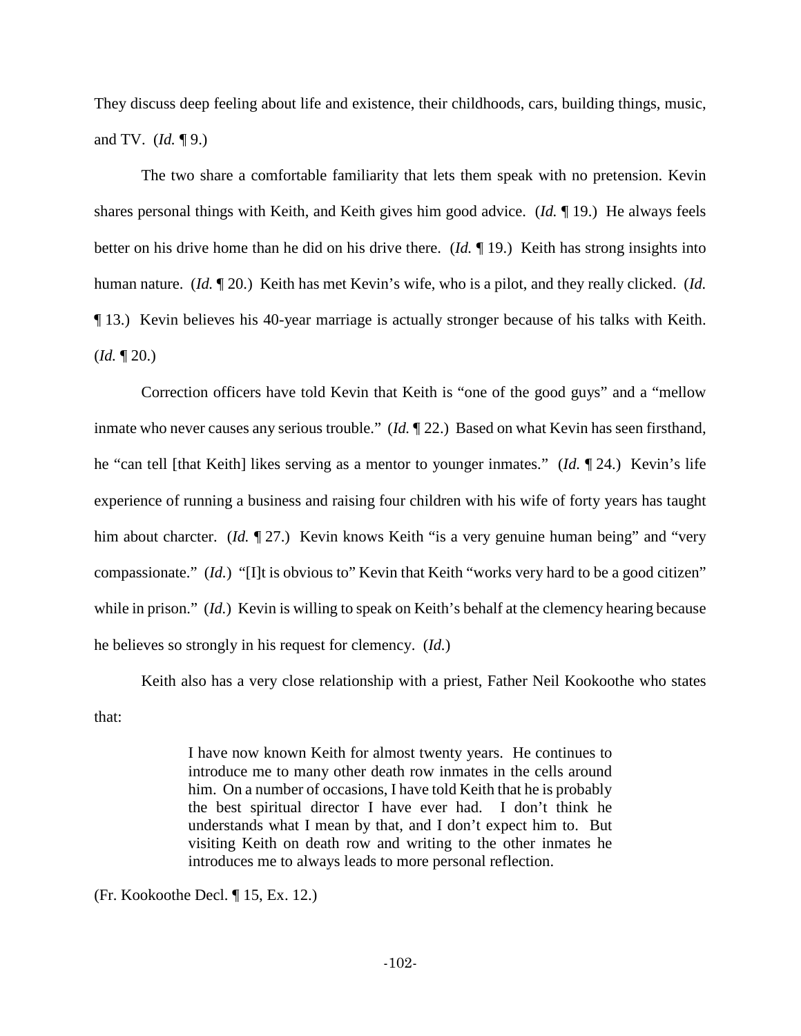They discuss deep feeling about life and existence, their childhoods, cars, building things, music, and TV. (*Id.* ¶ 9.)

The two share a comfortable familiarity that lets them speak with no pretension. Kevin shares personal things with Keith, and Keith gives him good advice. (*Id.* ¶ 19.) He always feels better on his drive home than he did on his drive there. (*Id.* ¶ 19.) Keith has strong insights into human nature. (*Id.* ¶ 20.) Keith has met Kevin's wife, who is a pilot, and they really clicked. (*Id.* ¶ 13.) Kevin believes his 40-year marriage is actually stronger because of his talks with Keith. (*Id.* ¶ 20.)

Correction officers have told Kevin that Keith is "one of the good guys" and a "mellow inmate who never causes any serious trouble." (*Id.* ¶ 22.) Based on what Kevin has seen firsthand, he "can tell [that Keith] likes serving as a mentor to younger inmates." (*Id.* ¶ 24.) Kevin's life experience of running a business and raising four children with his wife of forty years has taught him about charcter. (*Id.* ¶ 27.) Kevin knows Keith "is a very genuine human being" and "very compassionate." (*Id.*) "[I]t is obvious to" Kevin that Keith "works very hard to be a good citizen" while in prison." (*Id.*) Kevin is willing to speak on Keith's behalf at the clemency hearing because he believes so strongly in his request for clemency. (*Id.*)

Keith also has a very close relationship with a priest, Father Neil Kookoothe who states that:

> I have now known Keith for almost twenty years. He continues to introduce me to many other death row inmates in the cells around him. On a number of occasions, I have told Keith that he is probably the best spiritual director I have ever had. I don't think he understands what I mean by that, and I don't expect him to. But visiting Keith on death row and writing to the other inmates he introduces me to always leads to more personal reflection.

(Fr. Kookoothe Decl. ¶ 15, Ex. 12.)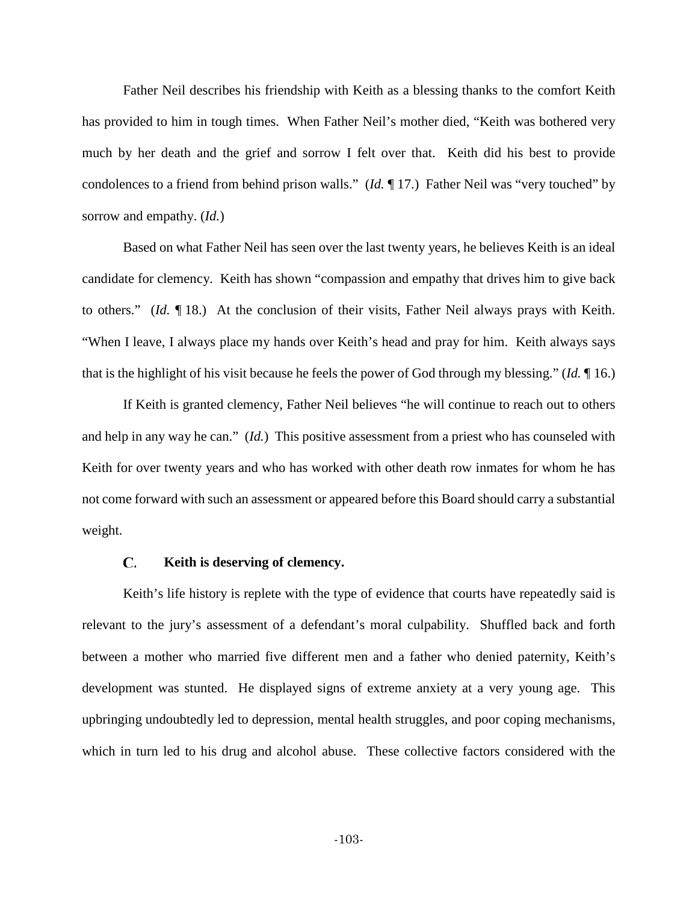Father Neil describes his friendship with Keith as a blessing thanks to the comfort Keith has provided to him in tough times. When Father Neil's mother died, "Keith was bothered very much by her death and the grief and sorrow I felt over that. Keith did his best to provide condolences to a friend from behind prison walls." (*Id.* ¶ 17.) Father Neil was "very touched" by sorrow and empathy. (*Id.*)

Based on what Father Neil has seen over the last twenty years, he believes Keith is an ideal candidate for clemency. Keith has shown "compassion and empathy that drives him to give back to others." (*Id.* ¶ 18.) At the conclusion of their visits, Father Neil always prays with Keith. "When I leave, I always place my hands over Keith's head and pray for him. Keith always says that is the highlight of his visit because he feels the power of God through my blessing." (*Id.* ¶ 16.)

If Keith is granted clemency, Father Neil believes "he will continue to reach out to others and help in any way he can." (*Id.*) This positive assessment from a priest who has counseled with Keith for over twenty years and who has worked with other death row inmates for whom he has not come forward with such an assessment or appeared before this Board should carry a substantial weight.

### C. Keith is deserving of clemency.

Keith's life history is replete with the type of evidence that courts have repeatedly said is relevant to the jury's assessment of a defendant's moral culpability. Shuffled back and forth between a mother who married five different men and a father who denied paternity, Keith's development was stunted. He displayed signs of extreme anxiety at a very young age. This upbringing undoubtedly led to depression, mental health struggles, and poor coping mechanisms, which in turn led to his drug and alcohol abuse. These collective factors considered with the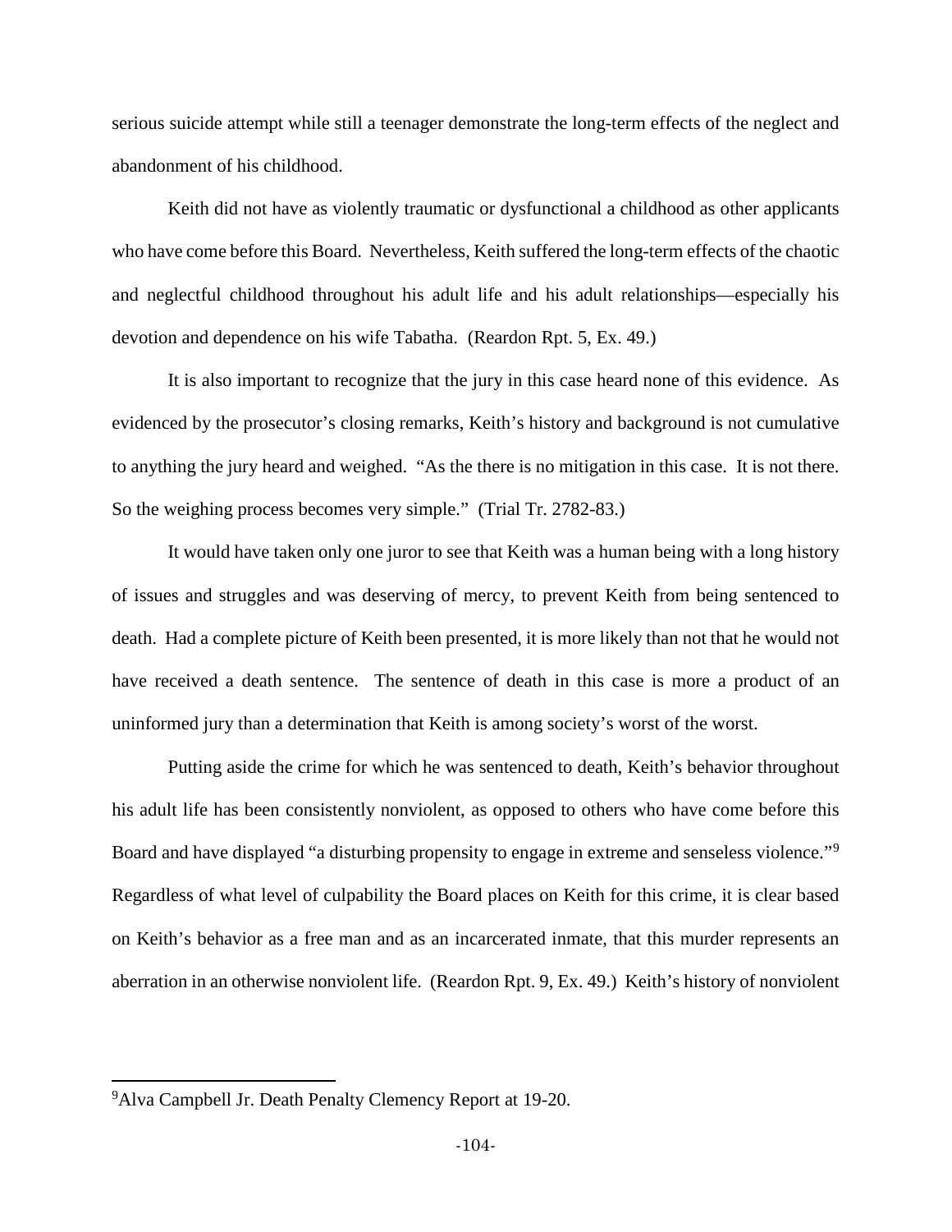serious suicide attempt while still a teenager demonstrate the long-term effects of the neglect and abandonment of his childhood.

Keith did not have as violently traumatic or dysfunctional a childhood as other applicants who have come before this Board. Nevertheless, Keith suffered the long-term effects of the chaotic and neglectful childhood throughout his adult life and his adult relationships—especially his devotion and dependence on his wife Tabatha. (Reardon Rpt. 5, Ex. 49.)

It is also important to recognize that the jury in this case heard none of this evidence. As evidenced by the prosecutor's closing remarks, Keith's history and background is not cumulative to anything the jury heard and weighed. "As the there is no mitigation in this case. It is not there. So the weighing process becomes very simple." (Trial Tr. 2782-83.)

It would have taken only one juror to see that Keith was a human being with a long history of issues and struggles and was deserving of mercy, to prevent Keith from being sentenced to death. Had a complete picture of Keith been presented, it is more likely than not that he would not have received a death sentence. The sentence of death in this case is more a product of an uninformed jury than a determination that Keith is among society's worst of the worst.

Putting aside the crime for which he was sentenced to death, Keith's behavior throughout his adult life has been consistently nonviolent, as opposed to others who have come before this Board and have displayed "a disturbing propensity to engage in extreme and senseless violence."[9] Regardless of what level of culpability the Board places on Keith for this crime, it is clear based on Keith's behavior as a free man and as an incarcerated inmate, that this murder represents an aberration in an otherwise nonviolent life. (Reardon Rpt. 9, Ex. 49.) Keith's history of nonviolent

[9] Alva Campbell Jr. Death Penalty Clemency Report at 19-20.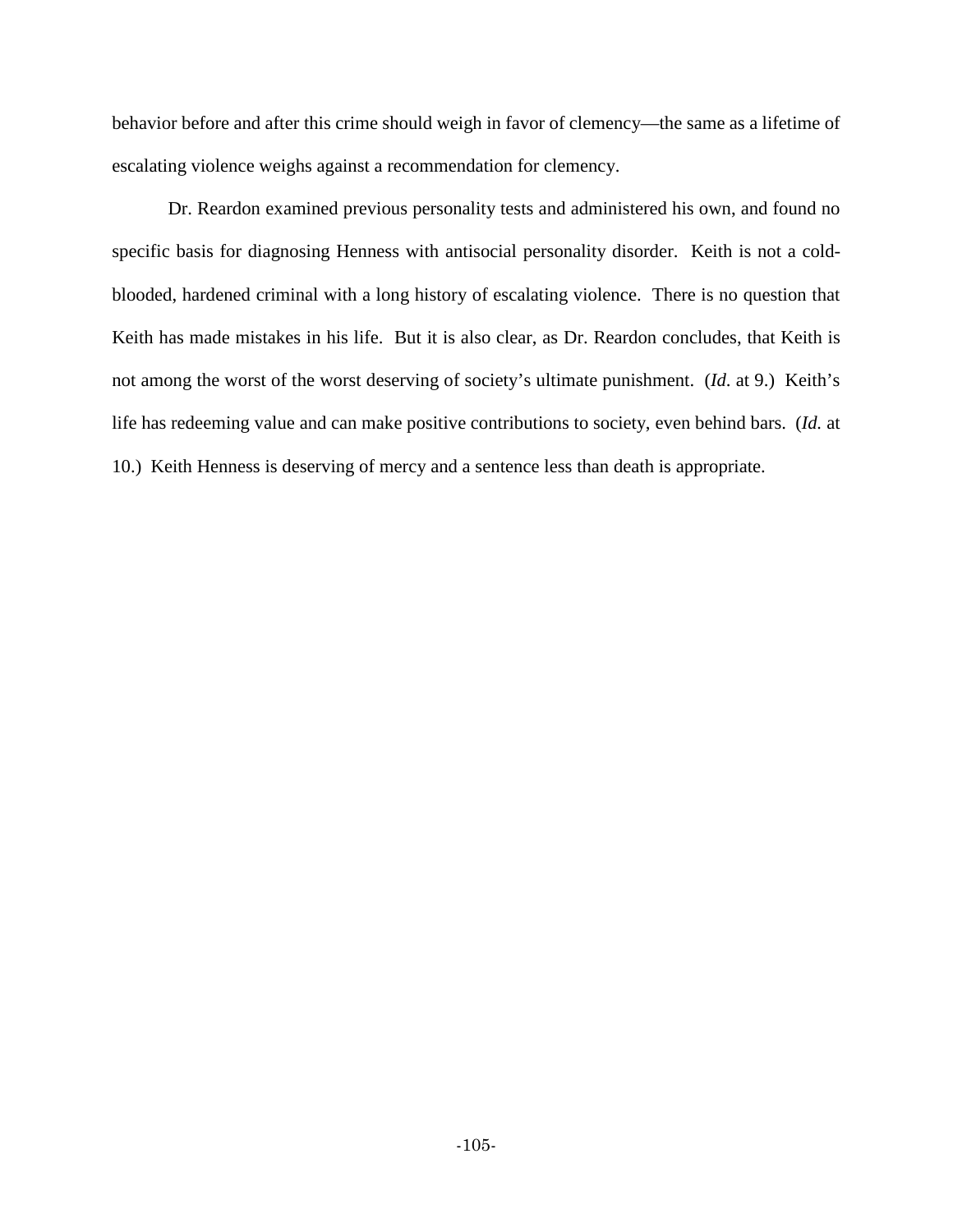behavior before and after this crime should weigh in favor of clemency—the same as a lifetime of escalating violence weighs against a recommendation for clemency.

Dr. Reardon examined previous personality tests and administered his own, and found no specific basis for diagnosing Henness with antisocial personality disorder. Keith is not a cold-blooded, hardened criminal with a long history of escalating violence. There is no question that Keith has made mistakes in his life. But it is also clear, as Dr. Reardon concludes, that Keith is not among the worst of the worst deserving of society's ultimate punishment. (*Id.* at 9.) Keith's life has redeeming value and can make positive contributions to society, even behind bars. (*Id.* at 10.) Keith Henness is deserving of mercy and a sentence less than death is appropriate.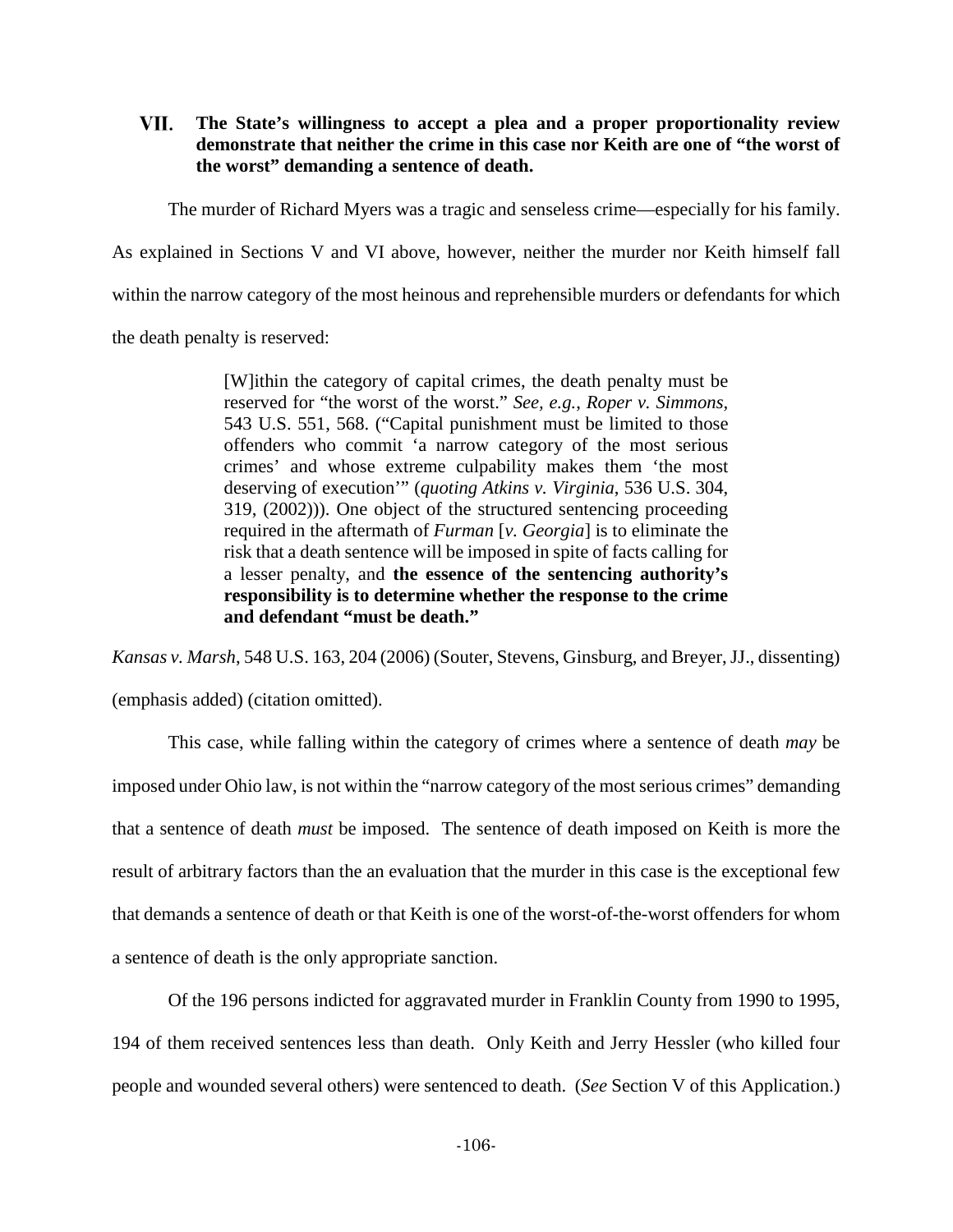## VII. The State's willingness to accept a plea and a proper proportionality review demonstrate that neither the crime in this case nor Keith are one of "the worst of the worst" demanding a sentence of death.

The murder of Richard Myers was a tragic and senseless crime—especially for his family. As explained in Sections V and VI above, however, neither the murder nor Keith himself fall within the narrow category of the most heinous and reprehensible murders or defendants for which the death penalty is reserved:

> [W]ithin the category of capital crimes, the death penalty must be reserved for "the worst of the worst." *See, e.g.*, *Roper v. Simmons*, 543 U.S. 551, 568. ("Capital punishment must be limited to those offenders who commit 'a narrow category of the most serious crimes' and whose extreme culpability makes them 'the most deserving of execution'" (*quoting Atkins v. Virginia*, 536 U.S. 304, 319, (2002))). One object of the structured sentencing proceeding required in the aftermath of *Furman* [*v. Georgia*] is to eliminate the risk that a death sentence will be imposed in spite of facts calling for a lesser penalty, and **the essence of the sentencing authority's responsibility is to determine whether the response to the crime and defendant "must be death."**

*Kansas v. Marsh*, 548 U.S. 163, 204 (2006) (Souter, Stevens, Ginsburg, and Breyer, JJ., dissenting) (emphasis added) (citation omitted).

This case, while falling within the category of crimes where a sentence of death *may* be imposed under Ohio law, is not within the "narrow category of the most serious crimes" demanding that a sentence of death *must* be imposed. The sentence of death imposed on Keith is more the result of arbitrary factors than the an evaluation that the murder in this case is the exceptional few that demands a sentence of death or that Keith is one of the worst-of-the-worst offenders for whom a sentence of death is the only appropriate sanction.

Of the 196 persons indicted for aggravated murder in Franklin County from 1990 to 1995, 194 of them received sentences less than death. Only Keith and Jerry Hessler (who killed four people and wounded several others) were sentenced to death. (*See* Section V of this Application.)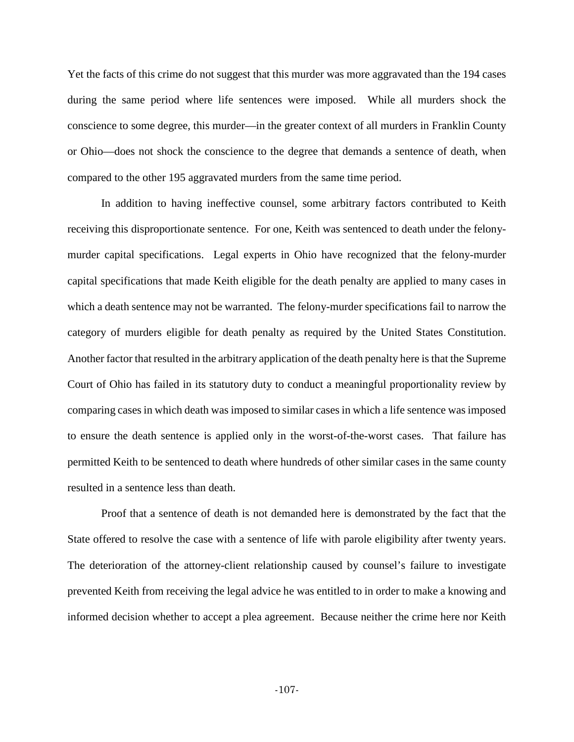Yet the facts of this crime do not suggest that this murder was more aggravated than the 194 cases during the same period where life sentences were imposed. While all murders shock the conscience to some degree, this murder—in the greater context of all murders in Franklin County or Ohio—does not shock the conscience to the degree that demands a sentence of death, when compared to the other 195 aggravated murders from the same time period.

In addition to having ineffective counsel, some arbitrary factors contributed to Keith receiving this disproportionate sentence. For one, Keith was sentenced to death under the felony-murder capital specifications. Legal experts in Ohio have recognized that the felony-murder capital specifications that made Keith eligible for the death penalty are applied to many cases in which a death sentence may not be warranted. The felony-murder specifications fail to narrow the category of murders eligible for death penalty as required by the United States Constitution. Another factor that resulted in the arbitrary application of the death penalty here is that the Supreme Court of Ohio has failed in its statutory duty to conduct a meaningful proportionality review by comparing cases in which death was imposed to similar cases in which a life sentence was imposed to ensure the death sentence is applied only in the worst-of-the-worst cases. That failure has permitted Keith to be sentenced to death where hundreds of other similar cases in the same county resulted in a sentence less than death.

Proof that a sentence of death is not demanded here is demonstrated by the fact that the State offered to resolve the case with a sentence of life with parole eligibility after twenty years. The deterioration of the attorney-client relationship caused by counsel's failure to investigate prevented Keith from receiving the legal advice he was entitled to in order to make a knowing and informed decision whether to accept a plea agreement. Because neither the crime here nor Keith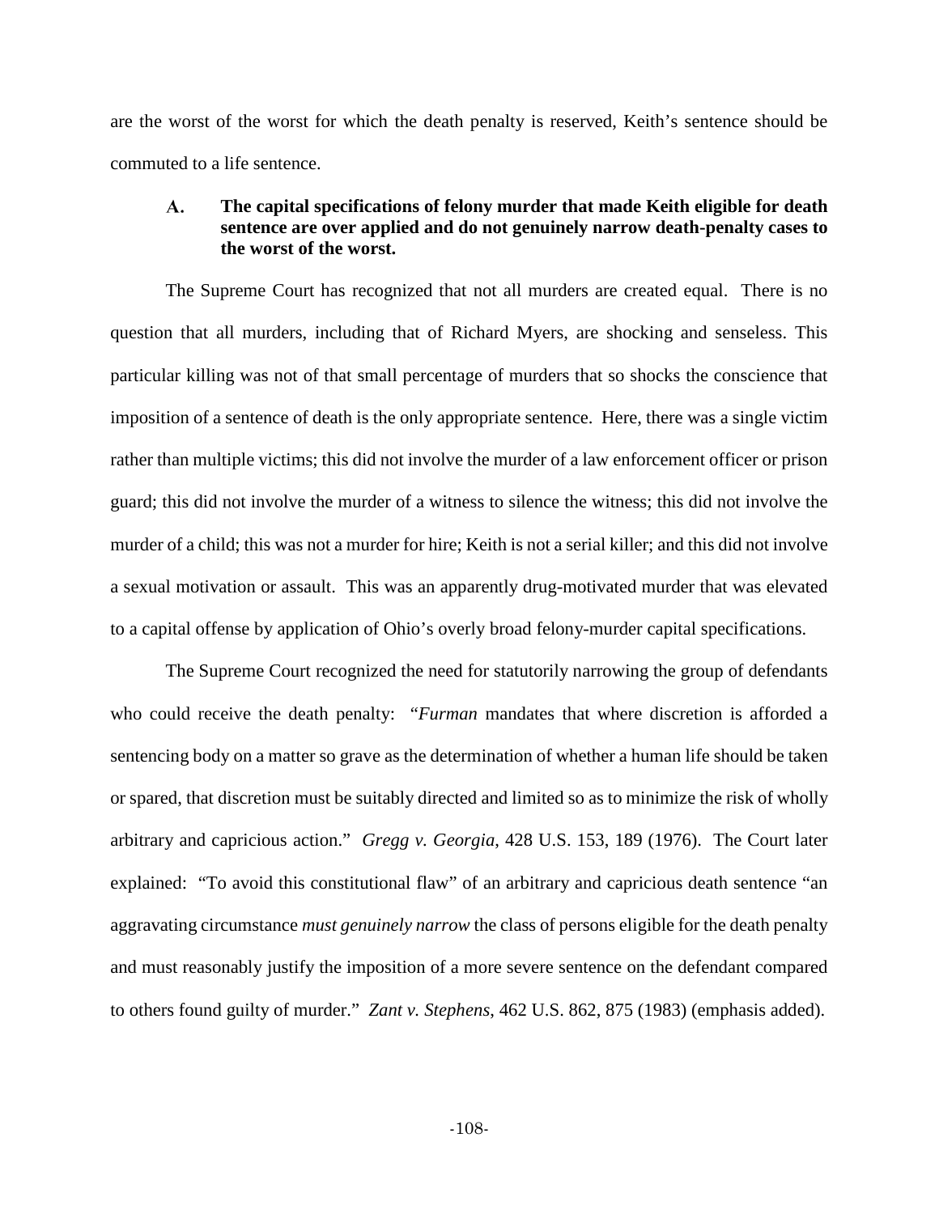are the worst of the worst for which the death penalty is reserved, Keith's sentence should be commuted to a life sentence.

### A. The capital specifications of felony murder that made Keith eligible for death sentence are over applied and do not genuinely narrow death-penalty cases to the worst of the worst.

The Supreme Court has recognized that not all murders are created equal. There is no question that all murders, including that of Richard Myers, are shocking and senseless. This particular killing was not of that small percentage of murders that so shocks the conscience that imposition of a sentence of death is the only appropriate sentence. Here, there was a single victim rather than multiple victims; this did not involve the murder of a law enforcement officer or prison guard; this did not involve the murder of a witness to silence the witness; this did not involve the murder of a child; this was not a murder for hire; Keith is not a serial killer; and this did not involve a sexual motivation or assault. This was an apparently drug-motivated murder that was elevated to a capital offense by application of Ohio's overly broad felony-murder capital specifications.

The Supreme Court recognized the need for statutorily narrowing the group of defendants who could receive the death penalty: "*Furman* mandates that where discretion is afforded a sentencing body on a matter so grave as the determination of whether a human life should be taken or spared, that discretion must be suitably directed and limited so as to minimize the risk of wholly arbitrary and capricious action." *Gregg v. Georgia*, 428 U.S. 153, 189 (1976). The Court later explained: "To avoid this constitutional flaw" of an arbitrary and capricious death sentence "an aggravating circumstance *must genuinely narrow* the class of persons eligible for the death penalty and must reasonably justify the imposition of a more severe sentence on the defendant compared to others found guilty of murder." *Zant v. Stephens*, 462 U.S. 862, 875 (1983) (emphasis added).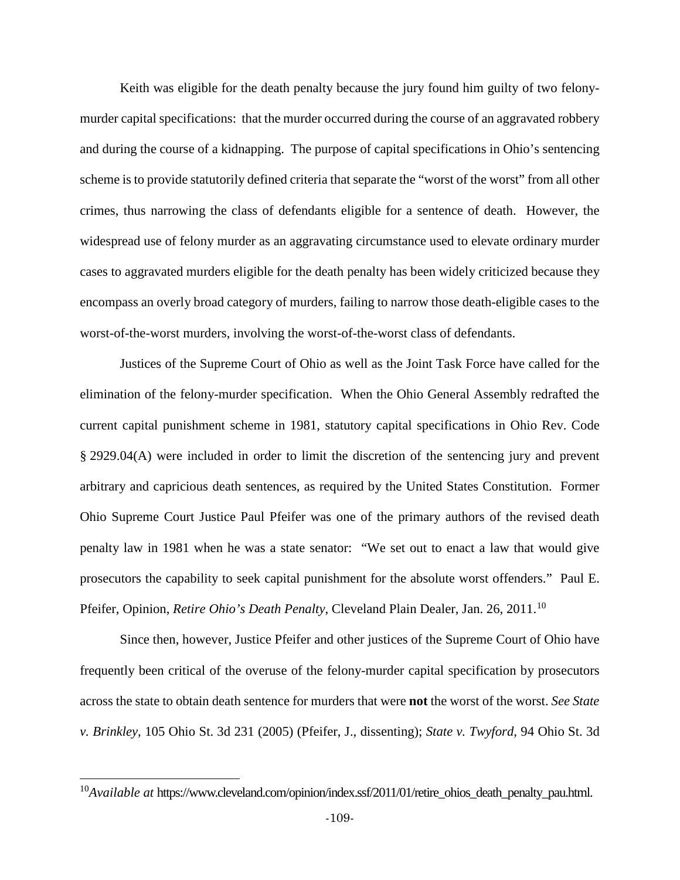Keith was eligible for the death penalty because the jury found him guilty of two felony-murder capital specifications: that the murder occurred during the course of an aggravated robbery and during the course of a kidnapping. The purpose of capital specifications in Ohio's sentencing scheme is to provide statutorily defined criteria that separate the "worst of the worst" from all other crimes, thus narrowing the class of defendants eligible for a sentence of death. However, the widespread use of felony murder as an aggravating circumstance used to elevate ordinary murder cases to aggravated murders eligible for the death penalty has been widely criticized because they encompass an overly broad category of murders, failing to narrow those death-eligible cases to the worst-of-the-worst murders, involving the worst-of-the-worst class of defendants.

Justices of the Supreme Court of Ohio as well as the Joint Task Force have called for the elimination of the felony-murder specification. When the Ohio General Assembly redrafted the current capital punishment scheme in 1981, statutory capital specifications in Ohio Rev. Code § 2929.04(A) were included in order to limit the discretion of the sentencing jury and prevent arbitrary and capricious death sentences, as required by the United States Constitution. Former Ohio Supreme Court Justice Paul Pfeifer was one of the primary authors of the revised death penalty law in 1981 when he was a state senator: "We set out to enact a law that would give prosecutors the capability to seek capital punishment for the absolute worst offenders." Paul E. Pfeifer, Opinion, *Retire Ohio's Death Penalty*, Cleveland Plain Dealer, Jan. 26, 2011.[10]

Since then, however, Justice Pfeifer and other justices of the Supreme Court of Ohio have frequently been critical of the overuse of the felony-murder capital specification by prosecutors across the state to obtain death sentence for murders that were **not** the worst of the worst. *See State v. Brinkley*, 105 Ohio St. 3d 231 (2005) (Pfeifer, J., dissenting); *State v. Twyford*, 94 Ohio St. 3d

[10] *Available at* https://www.cleveland.com/opinion/index.ssf/2011/01/retire_ohios_death_penalty_pau.html.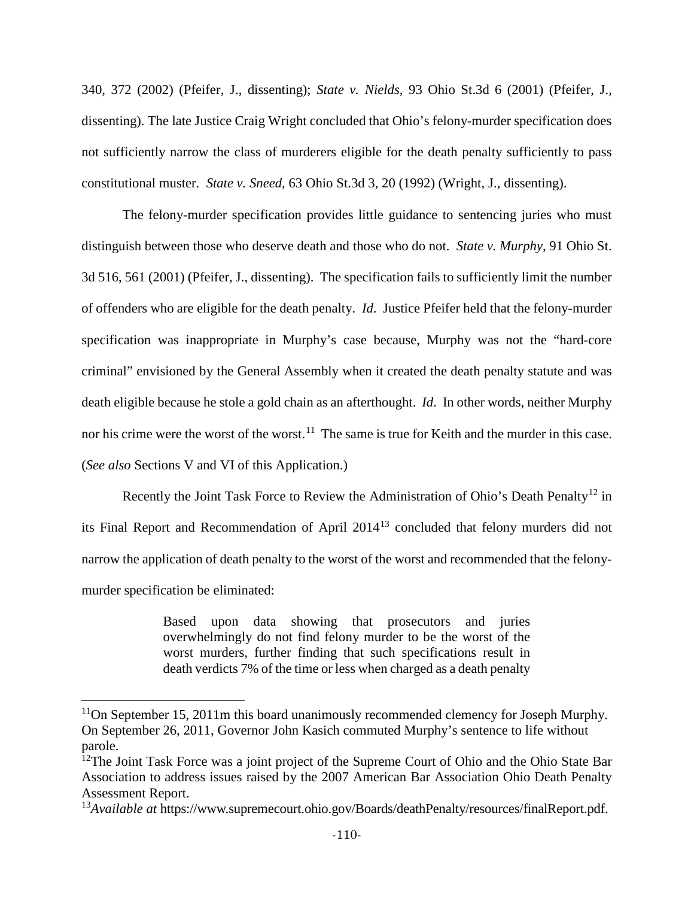340, 372 (2002) (Pfeifer, J., dissenting); *State v. Nields*, 93 Ohio St.3d 6 (2001) (Pfeifer, J., dissenting). The late Justice Craig Wright concluded that Ohio's felony-murder specification does not sufficiently narrow the class of murderers eligible for the death penalty sufficiently to pass constitutional muster. *State v. Sneed*, 63 Ohio St.3d 3, 20 (1992) (Wright, J., dissenting).

The felony-murder specification provides little guidance to sentencing juries who must distinguish between those who deserve death and those who do not. *State v. Murphy*, 91 Ohio St. 3d 516, 561 (2001) (Pfeifer, J., dissenting). The specification fails to sufficiently limit the number of offenders who are eligible for the death penalty. *Id*. Justice Pfeifer held that the felony-murder specification was inappropriate in Murphy's case because, Murphy was not the "hard-core criminal" envisioned by the General Assembly when it created the death penalty statute and was death eligible because he stole a gold chain as an afterthought. *Id*. In other words, neither Murphy nor his crime were the worst of the worst.[11] The same is true for Keith and the murder in this case. (*See also* Sections V and VI of this Application.)

Recently the Joint Task Force to Review the Administration of Ohio's Death Penalty[12] in its Final Report and Recommendation of April 2014[13] concluded that felony murders did not narrow the application of death penalty to the worst of the worst and recommended that the felony-murder specification be eliminated:

> Based upon data showing that prosecutors and juries overwhelmingly do not find felony murder to be the worst of the worst murders, further finding that such specifications result in death verdicts 7% of the time or less when charged as a death penalty

---

[11]On September 15, 2011m this board unanimously recommended clemency for Joseph Murphy. On September 26, 2011, Governor John Kasich commuted Murphy's sentence to life without parole.

[12]The Joint Task Force was a joint project of the Supreme Court of Ohio and the Ohio State Bar Association to address issues raised by the 2007 American Bar Association Ohio Death Penalty Assessment Report.

[13]*Available at* https://www.supremecourt.ohio.gov/Boards/deathPenalty/resources/finalReport.pdf.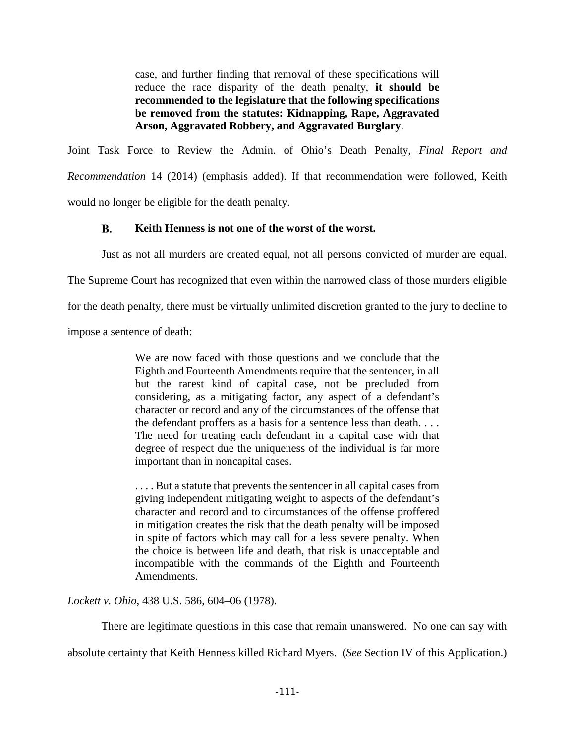> case, and further finding that removal of these specifications will reduce the race disparity of the death penalty, **it should be recommended to the legislature that the following specifications be removed from the statutes: Kidnapping, Rape, Aggravated Arson, Aggravated Robbery, and Aggravated Burglary**.

Joint Task Force to Review the Admin. of Ohio's Death Penalty, *Final Report and Recommendation* 14 (2014) (emphasis added). If that recommendation were followed, Keith would no longer be eligible for the death penalty.

### B. Keith Henness is not one of the worst of the worst.

Just as not all murders are created equal, not all persons convicted of murder are equal. The Supreme Court has recognized that even within the narrowed class of those murders eligible for the death penalty, there must be virtually unlimited discretion granted to the jury to decline to impose a sentence of death:

> We are now faced with those questions and we conclude that the Eighth and Fourteenth Amendments require that the sentencer, in all but the rarest kind of capital case, not be precluded from considering, as a mitigating factor, any aspect of a defendant's character or record and any of the circumstances of the offense that the defendant proffers as a basis for a sentence less than death. . . . The need for treating each defendant in a capital case with that degree of respect due the uniqueness of the individual is far more important than in noncapital cases.
>
> . . . . But a statute that prevents the sentencer in all capital cases from giving independent mitigating weight to aspects of the defendant's character and record and to circumstances of the offense proffered in mitigation creates the risk that the death penalty will be imposed in spite of factors which may call for a less severe penalty. When the choice is between life and death, that risk is unacceptable and incompatible with the commands of the Eighth and Fourteenth Amendments.

*Lockett v. Ohio*, 438 U.S. 586, 604–06 (1978).

There are legitimate questions in this case that remain unanswered. No one can say with absolute certainty that Keith Henness killed Richard Myers. (*See* Section IV of this Application.)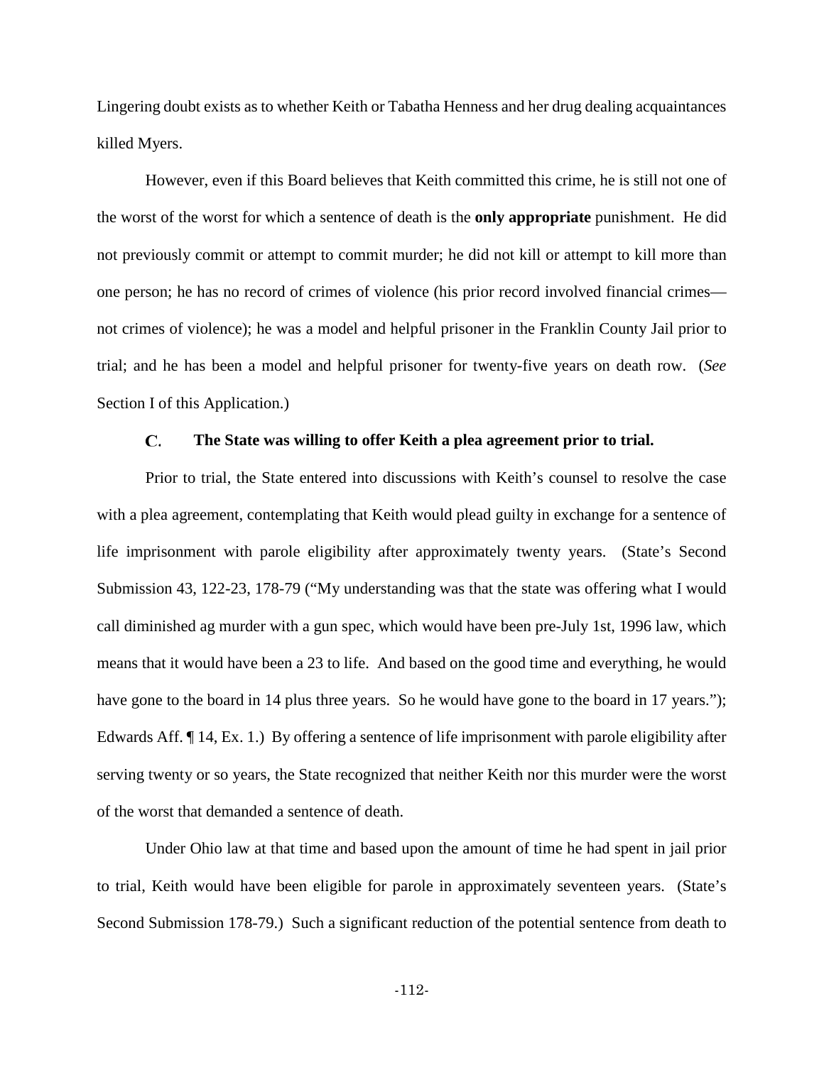Lingering doubt exists as to whether Keith or Tabatha Henness and her drug dealing acquaintances killed Myers.

However, even if this Board believes that Keith committed this crime, he is still not one of the worst of the worst for which a sentence of death is the **only appropriate** punishment. He did not previously commit or attempt to commit murder; he did not kill or attempt to kill more than one person; he has no record of crimes of violence (his prior record involved financial crimes—not crimes of violence); he was a model and helpful prisoner in the Franklin County Jail prior to trial; and he has been a model and helpful prisoner for twenty-five years on death row. (*See* Section I of this Application.)

### C. The State was willing to offer Keith a plea agreement prior to trial.

Prior to trial, the State entered into discussions with Keith's counsel to resolve the case with a plea agreement, contemplating that Keith would plead guilty in exchange for a sentence of life imprisonment with parole eligibility after approximately twenty years. (State's Second Submission 43, 122-23, 178-79 ("My understanding was that the state was offering what I would call diminished ag murder with a gun spec, which would have been pre-July 1st, 1996 law, which means that it would have been a 23 to life. And based on the good time and everything, he would have gone to the board in 14 plus three years. So he would have gone to the board in 17 years."); Edwards Aff. ¶ 14, Ex. 1.) By offering a sentence of life imprisonment with parole eligibility after serving twenty or so years, the State recognized that neither Keith nor this murder were the worst of the worst that demanded a sentence of death.

Under Ohio law at that time and based upon the amount of time he had spent in jail prior to trial, Keith would have been eligible for parole in approximately seventeen years. (State's Second Submission 178-79.) Such a significant reduction of the potential sentence from death to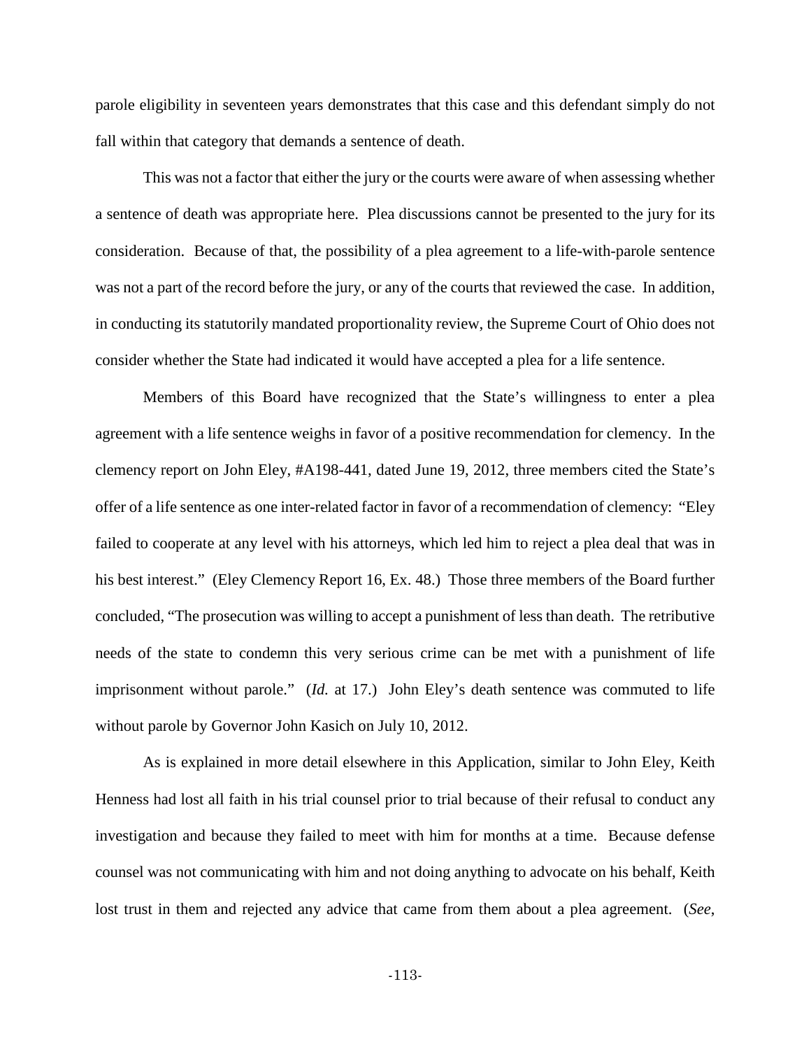parole eligibility in seventeen years demonstrates that this case and this defendant simply do not fall within that category that demands a sentence of death.

This was not a factor that either the jury or the courts were aware of when assessing whether a sentence of death was appropriate here. Plea discussions cannot be presented to the jury for its consideration. Because of that, the possibility of a plea agreement to a life-with-parole sentence was not a part of the record before the jury, or any of the courts that reviewed the case. In addition, in conducting its statutorily mandated proportionality review, the Supreme Court of Ohio does not consider whether the State had indicated it would have accepted a plea for a life sentence.

Members of this Board have recognized that the State's willingness to enter a plea agreement with a life sentence weighs in favor of a positive recommendation for clemency. In the clemency report on John Eley, #A198-441, dated June 19, 2012, three members cited the State's offer of a life sentence as one inter-related factor in favor of a recommendation of clemency: "Eley failed to cooperate at any level with his attorneys, which led him to reject a plea deal that was in his best interest." (Eley Clemency Report 16, Ex. 48.) Those three members of the Board further concluded, "The prosecution was willing to accept a punishment of less than death. The retributive needs of the state to condemn this very serious crime can be met with a punishment of life imprisonment without parole." (*Id.* at 17.) John Eley's death sentence was commuted to life without parole by Governor John Kasich on July 10, 2012.

As is explained in more detail elsewhere in this Application, similar to John Eley, Keith Henness had lost all faith in his trial counsel prior to trial because of their refusal to conduct any investigation and because they failed to meet with him for months at a time. Because defense counsel was not communicating with him and not doing anything to advocate on his behalf, Keith lost trust in them and rejected any advice that came from them about a plea agreement. (*See*,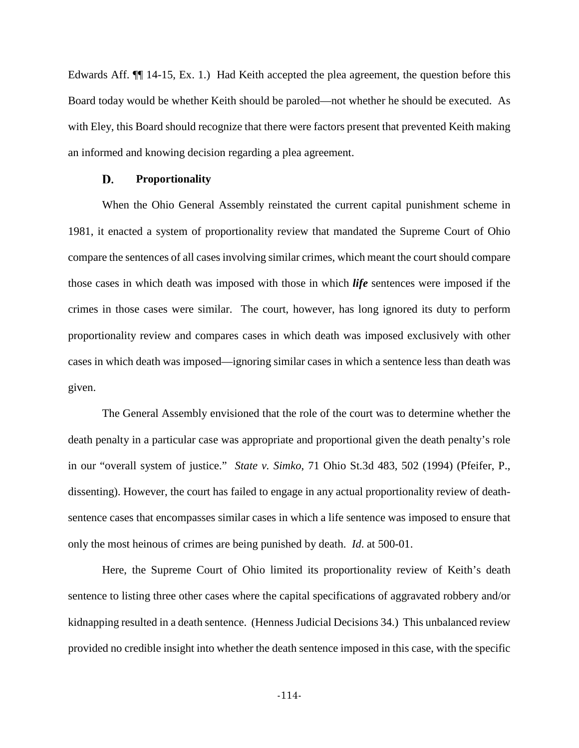Edwards Aff. ¶¶ 14-15, Ex. 1.) Had Keith accepted the plea agreement, the question before this Board today would be whether Keith should be paroled—not whether he should be executed. As with Eley, this Board should recognize that there were factors present that prevented Keith making an informed and knowing decision regarding a plea agreement.

### D. Proportionality

When the Ohio General Assembly reinstated the current capital punishment scheme in 1981, it enacted a system of proportionality review that mandated the Supreme Court of Ohio compare the sentences of all cases involving similar crimes, which meant the court should compare those cases in which death was imposed with those in which ***life*** sentences were imposed if the crimes in those cases were similar. The court, however, has long ignored its duty to perform proportionality review and compares cases in which death was imposed exclusively with other cases in which death was imposed—ignoring similar cases in which a sentence less than death was given.

The General Assembly envisioned that the role of the court was to determine whether the death penalty in a particular case was appropriate and proportional given the death penalty's role in our "overall system of justice." *State v. Simko*, 71 Ohio St.3d 483, 502 (1994) (Pfeifer, P., dissenting). However, the court has failed to engage in any actual proportionality review of death-sentence cases that encompasses similar cases in which a life sentence was imposed to ensure that only the most heinous of crimes are being punished by death. *Id*. at 500-01.

Here, the Supreme Court of Ohio limited its proportionality review of Keith's death sentence to listing three other cases where the capital specifications of aggravated robbery and/or kidnapping resulted in a death sentence. (Henness Judicial Decisions 34.) This unbalanced review provided no credible insight into whether the death sentence imposed in this case, with the specific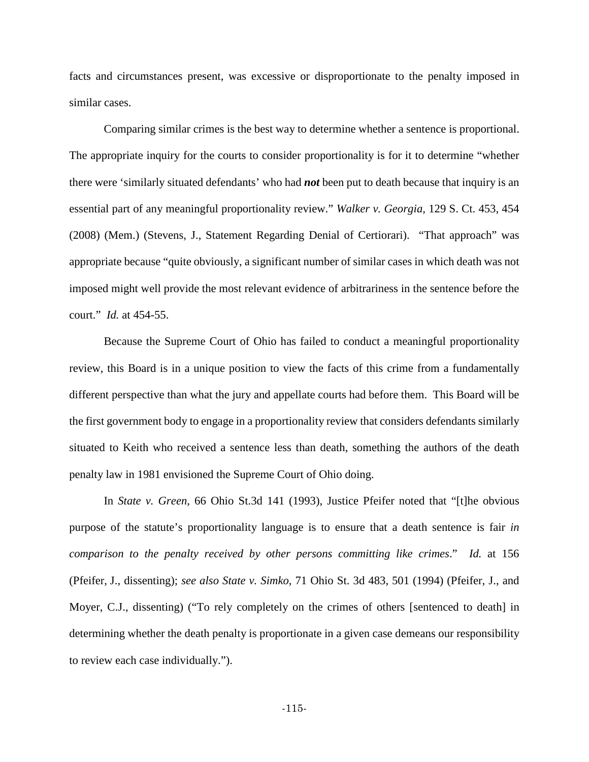facts and circumstances present, was excessive or disproportionate to the penalty imposed in similar cases.

Comparing similar crimes is the best way to determine whether a sentence is proportional. The appropriate inquiry for the courts to consider proportionality is for it to determine "whether there were 'similarly situated defendants' who had ***not*** been put to death because that inquiry is an essential part of any meaningful proportionality review." *Walker v. Georgia,* 129 S. Ct. 453, 454 (2008) (Mem.) (Stevens, J., Statement Regarding Denial of Certiorari). "That approach" was appropriate because "quite obviously, a significant number of similar cases in which death was not imposed might well provide the most relevant evidence of arbitrariness in the sentence before the court." *Id.* at 454-55.

Because the Supreme Court of Ohio has failed to conduct a meaningful proportionality review, this Board is in a unique position to view the facts of this crime from a fundamentally different perspective than what the jury and appellate courts had before them. This Board will be the first government body to engage in a proportionality review that considers defendants similarly situated to Keith who received a sentence less than death, something the authors of the death penalty law in 1981 envisioned the Supreme Court of Ohio doing.

In *State v. Green*, 66 Ohio St.3d 141 (1993), Justice Pfeifer noted that "[t]he obvious purpose of the statute's proportionality language is to ensure that a death sentence is fair *in comparison to the penalty received by other persons committing like crimes*." *Id.* at 156 (Pfeifer, J., dissenting); *see also State v. Simko*, 71 Ohio St. 3d 483, 501 (1994) (Pfeifer, J., and Moyer, C.J., dissenting) ("To rely completely on the crimes of others [sentenced to death] in determining whether the death penalty is proportionate in a given case demeans our responsibility to review each case individually.").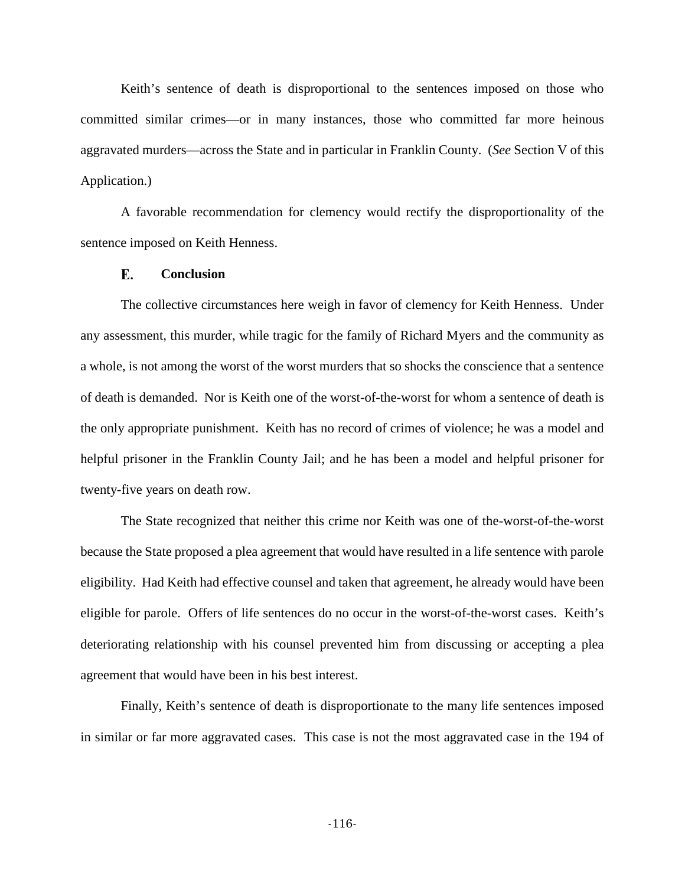Keith's sentence of death is disproportional to the sentences imposed on those who committed similar crimes—or in many instances, those who committed far more heinous aggravated murders—across the State and in particular in Franklin County. (*See* Section V of this Application.)

A favorable recommendation for clemency would rectify the disproportionality of the sentence imposed on Keith Henness.

### E. Conclusion

The collective circumstances here weigh in favor of clemency for Keith Henness. Under any assessment, this murder, while tragic for the family of Richard Myers and the community as a whole, is not among the worst of the worst murders that so shocks the conscience that a sentence of death is demanded. Nor is Keith one of the worst-of-the-worst for whom a sentence of death is the only appropriate punishment. Keith has no record of crimes of violence; he was a model and helpful prisoner in the Franklin County Jail; and he has been a model and helpful prisoner for twenty-five years on death row.

The State recognized that neither this crime nor Keith was one of the-worst-of-the-worst because the State proposed a plea agreement that would have resulted in a life sentence with parole eligibility. Had Keith had effective counsel and taken that agreement, he already would have been eligible for parole. Offers of life sentences do no occur in the worst-of-the-worst cases. Keith's deteriorating relationship with his counsel prevented him from discussing or accepting a plea agreement that would have been in his best interest.

Finally, Keith's sentence of death is disproportionate to the many life sentences imposed in similar or far more aggravated cases. This case is not the most aggravated case in the 194 of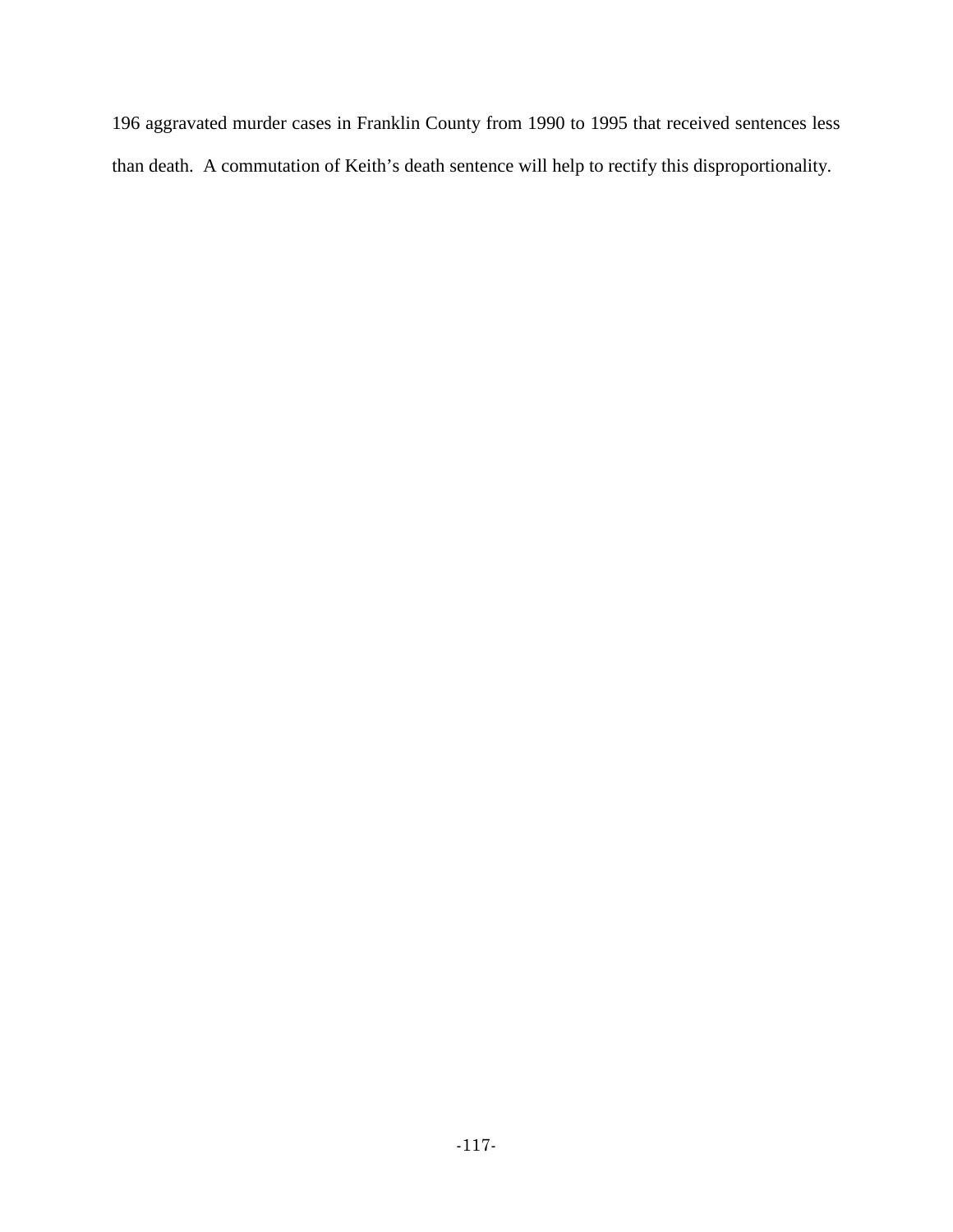196 aggravated murder cases in Franklin County from 1990 to 1995 that received sentences less than death. A commutation of Keith's death sentence will help to rectify this disproportionality.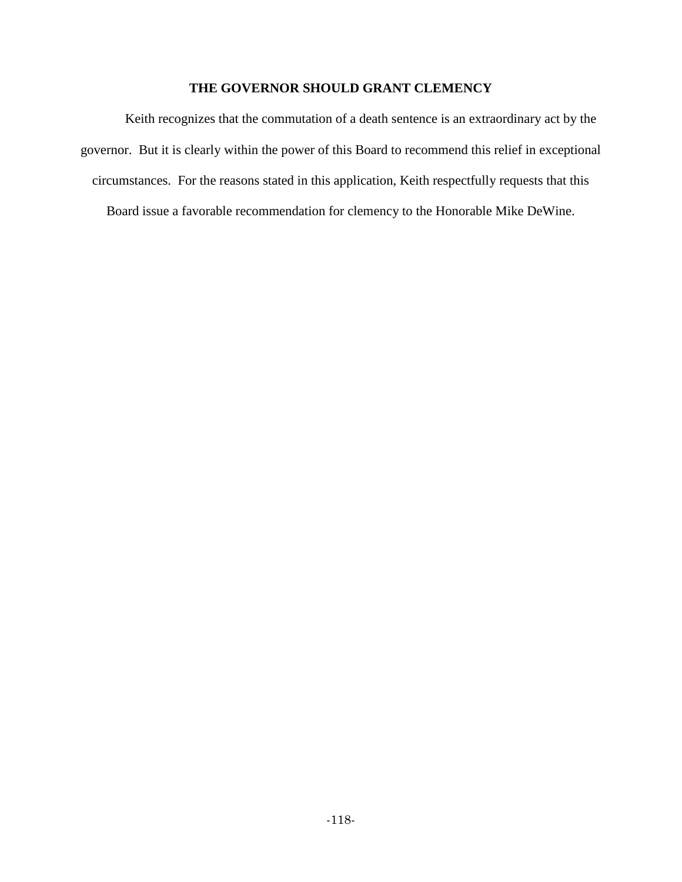## THE GOVERNOR SHOULD GRANT CLEMENCY

Keith recognizes that the commutation of a death sentence is an extraordinary act by the governor. But it is clearly within the power of this Board to recommend this relief in exceptional circumstances. For the reasons stated in this application, Keith respectfully requests that this Board issue a favorable recommendation for clemency to the Honorable Mike DeWine.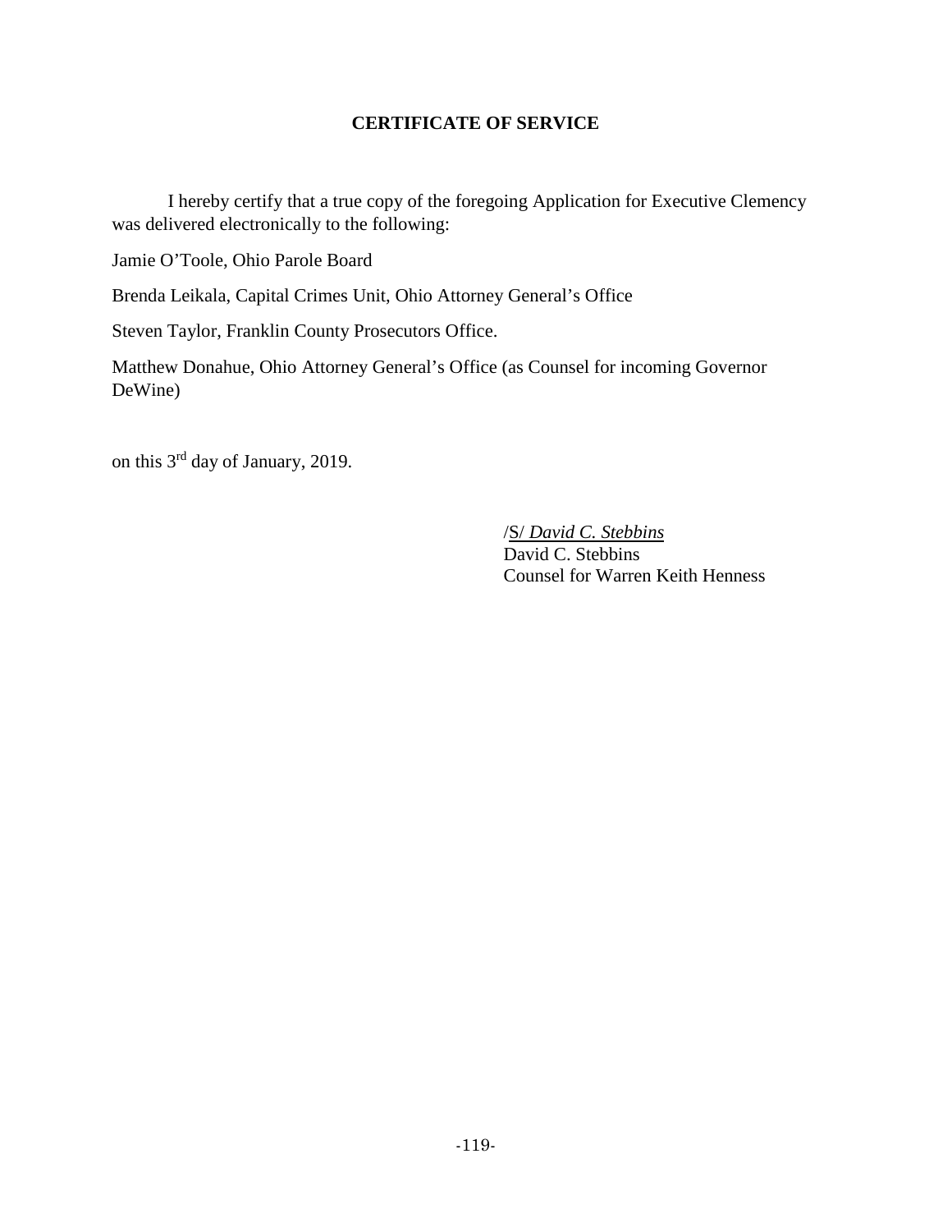**CERTIFICATE OF SERVICE**

I hereby certify that a true copy of the foregoing Application for Executive Clemency was delivered electronically to the following:

Jamie O'Toole, Ohio Parole Board

Brenda Leikala, Capital Crimes Unit, Ohio Attorney General's Office

Steven Taylor, Franklin County Prosecutors Office.

Matthew Donahue, Ohio Attorney General's Office (as Counsel for incoming Governor DeWine)

on this 3rd day of January, 2019.

/S/ *David C. Stebbins*
David C. Stebbins
Counsel for Warren Keith Henness